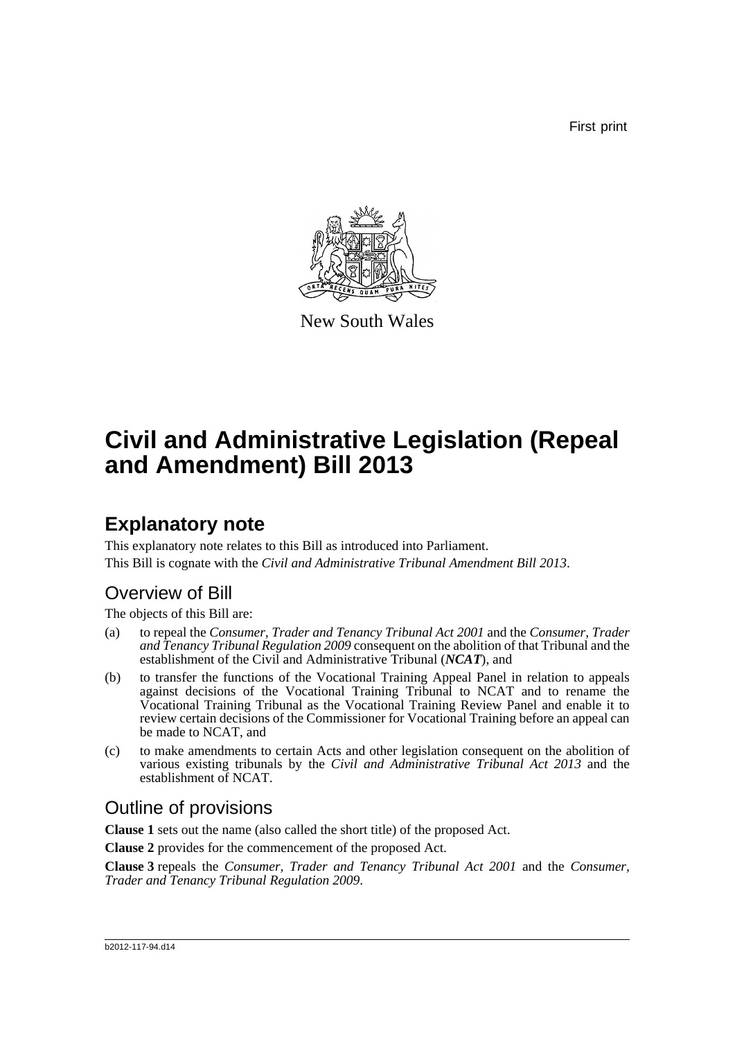First print

New South Wales

# Civil and Administrative Legislation (Repeal and Amendment) Bill 2013

## Explanatory note

This explanatory note relates to this Bill as introduced into Parliament.

This Bill is cognate with the *Civil and Administrative Tribunal Amendment Bill 2013*.

### Overview of Bill

The objects of this Bill are:

(a) to repeal the *Consumer, Trader and Tenancy Tribunal Act 2001* and the *Consumer, Trader and Tenancy Tribunal Regulation 2009* consequent on the abolition of that Tribunal and the establishment of the Civil and Administrative Tribunal (***NCAT***), and

(b) to transfer the functions of the Vocational Training Appeal Panel in relation to appeals against decisions of the Vocational Training Tribunal to NCAT and to rename the Vocational Training Tribunal as the Vocational Training Review Panel and enable it to review certain decisions of the Commissioner for Vocational Training before an appeal can be made to NCAT, and

(c) to make amendments to certain Acts and other legislation consequent on the abolition of various existing tribunals by the *Civil and Administrative Tribunal Act 2013* and the establishment of NCAT.

### Outline of provisions

**Clause 1** sets out the name (also called the short title) of the proposed Act.

**Clause 2** provides for the commencement of the proposed Act.

**Clause 3** repeals the *Consumer, Trader and Tenancy Tribunal Act 2001* and the *Consumer, Trader and Tenancy Tribunal Regulation 2009*.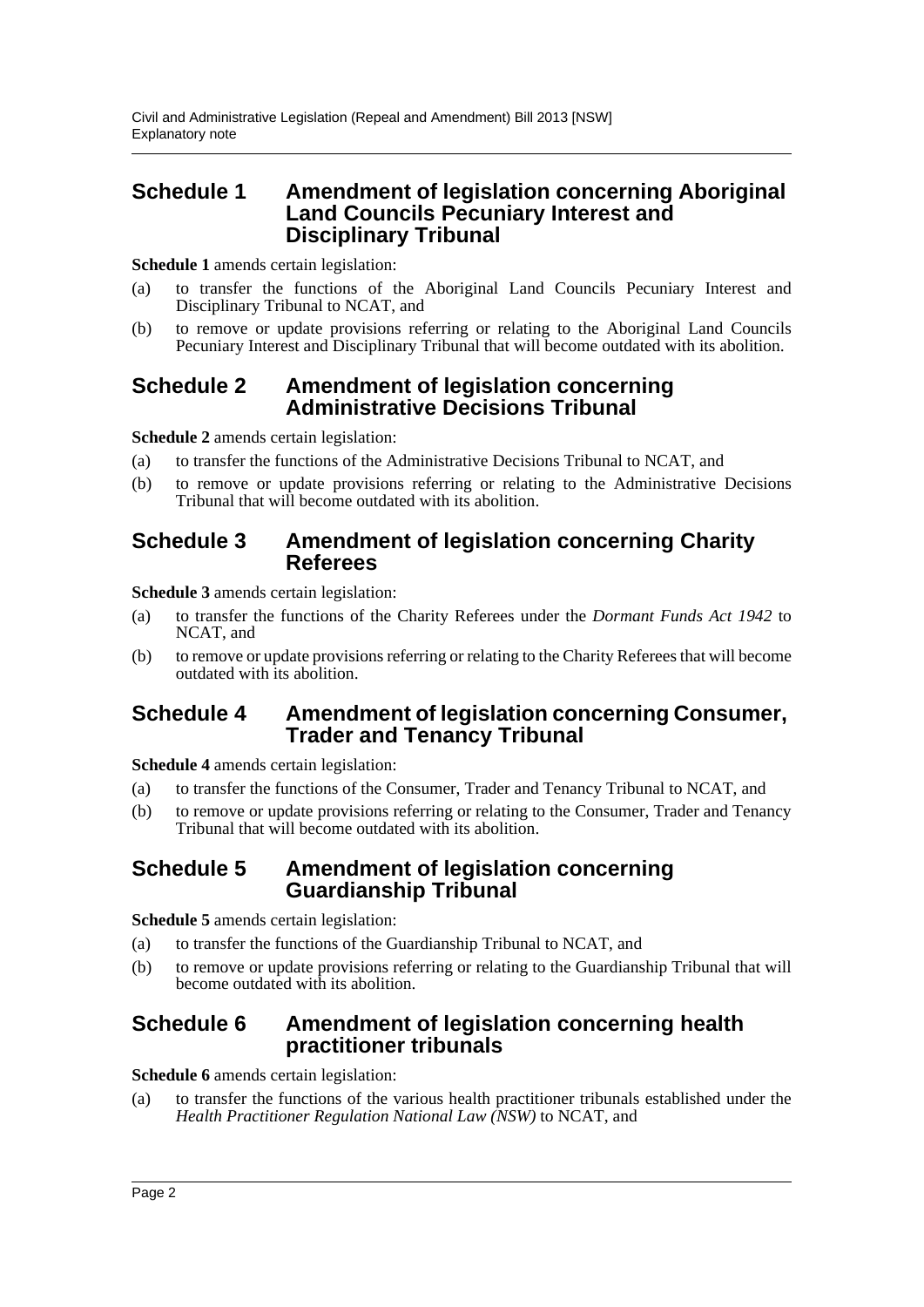## Schedule 1 Amendment of legislation concerning Aboriginal Land Councils Pecuniary Interest and Disciplinary Tribunal

**Schedule 1** amends certain legislation:

(a) to transfer the functions of the Aboriginal Land Councils Pecuniary Interest and Disciplinary Tribunal to NCAT, and

(b) to remove or update provisions referring or relating to the Aboriginal Land Councils Pecuniary Interest and Disciplinary Tribunal that will become outdated with its abolition.

## Schedule 2 Amendment of legislation concerning Administrative Decisions Tribunal

**Schedule 2** amends certain legislation:

(a) to transfer the functions of the Administrative Decisions Tribunal to NCAT, and

(b) to remove or update provisions referring or relating to the Administrative Decisions Tribunal that will become outdated with its abolition.

## Schedule 3 Amendment of legislation concerning Charity Referees

**Schedule 3** amends certain legislation:

(a) to transfer the functions of the Charity Referees under the *Dormant Funds Act 1942* to NCAT, and

(b) to remove or update provisions referring or relating to the Charity Referees that will become outdated with its abolition.

## Schedule 4 Amendment of legislation concerning Consumer, Trader and Tenancy Tribunal

**Schedule 4** amends certain legislation:

(a) to transfer the functions of the Consumer, Trader and Tenancy Tribunal to NCAT, and

(b) to remove or update provisions referring or relating to the Consumer, Trader and Tenancy Tribunal that will become outdated with its abolition.

## Schedule 5 Amendment of legislation concerning Guardianship Tribunal

**Schedule 5** amends certain legislation:

(a) to transfer the functions of the Guardianship Tribunal to NCAT, and

(b) to remove or update provisions referring or relating to the Guardianship Tribunal that will become outdated with its abolition.

## Schedule 6 Amendment of legislation concerning health practitioner tribunals

**Schedule 6** amends certain legislation:

(a) to transfer the functions of the various health practitioner tribunals established under the *Health Practitioner Regulation National Law (NSW)* to NCAT, and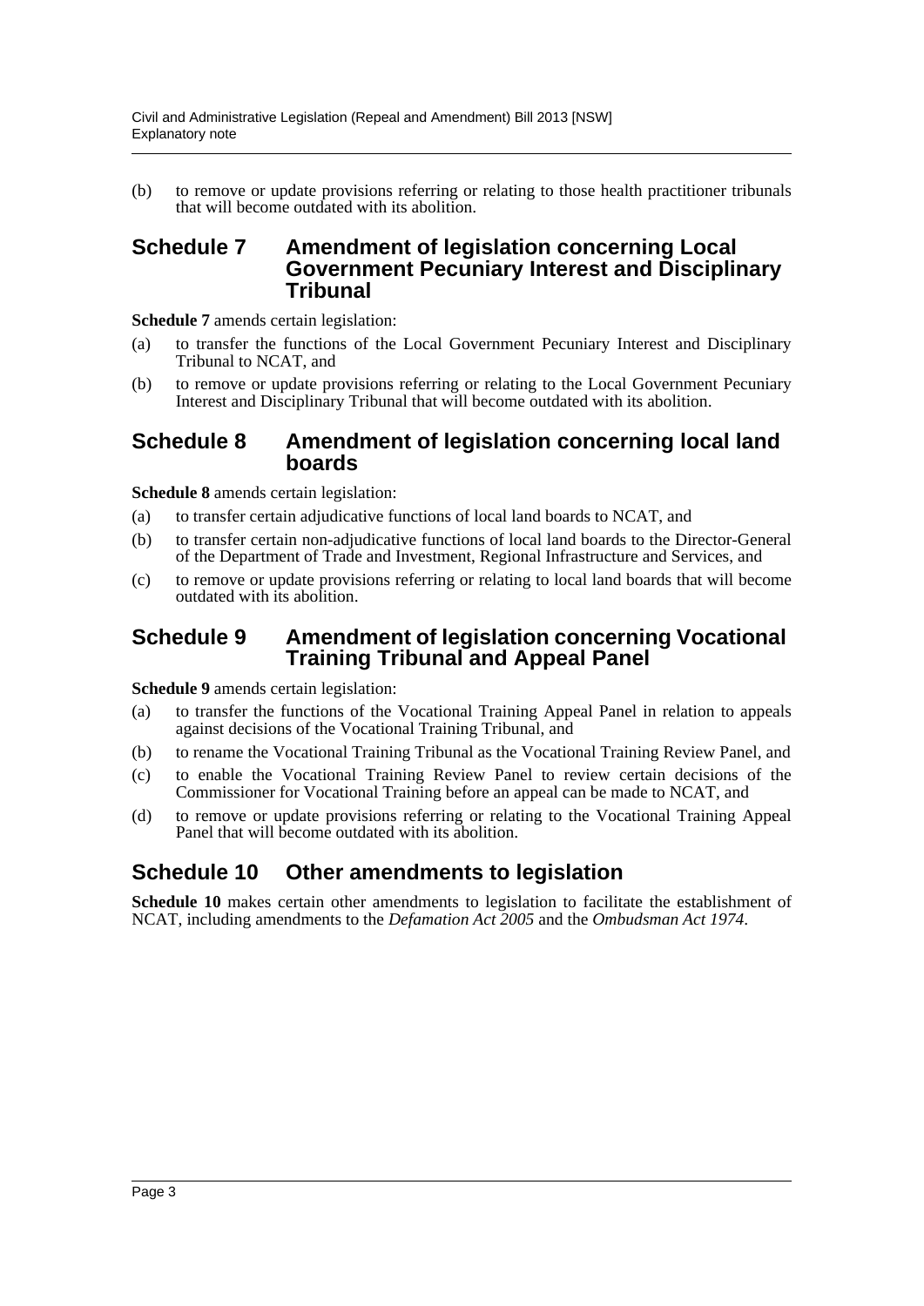(b) to remove or update provisions referring or relating to those health practitioner tribunals that will become outdated with its abolition.

## Schedule 7 Amendment of legislation concerning Local Government Pecuniary Interest and Disciplinary Tribunal

**Schedule 7** amends certain legislation:

(a) to transfer the functions of the Local Government Pecuniary Interest and Disciplinary Tribunal to NCAT, and

(b) to remove or update provisions referring or relating to the Local Government Pecuniary Interest and Disciplinary Tribunal that will become outdated with its abolition.

## Schedule 8 Amendment of legislation concerning local land boards

**Schedule 8** amends certain legislation:

(a) to transfer certain adjudicative functions of local land boards to NCAT, and

(b) to transfer certain non-adjudicative functions of local land boards to the Director-General of the Department of Trade and Investment, Regional Infrastructure and Services, and

(c) to remove or update provisions referring or relating to local land boards that will become outdated with its abolition.

## Schedule 9 Amendment of legislation concerning Vocational Training Tribunal and Appeal Panel

**Schedule 9** amends certain legislation:

(a) to transfer the functions of the Vocational Training Appeal Panel in relation to appeals against decisions of the Vocational Training Tribunal, and

(b) to rename the Vocational Training Tribunal as the Vocational Training Review Panel, and

(c) to enable the Vocational Training Review Panel to review certain decisions of the Commissioner for Vocational Training before an appeal can be made to NCAT, and

(d) to remove or update provisions referring or relating to the Vocational Training Appeal Panel that will become outdated with its abolition.

## Schedule 10 Other amendments to legislation

**Schedule 10** makes certain other amendments to legislation to facilitate the establishment of NCAT, including amendments to the *Defamation Act 2005* and the *Ombudsman Act 1974*.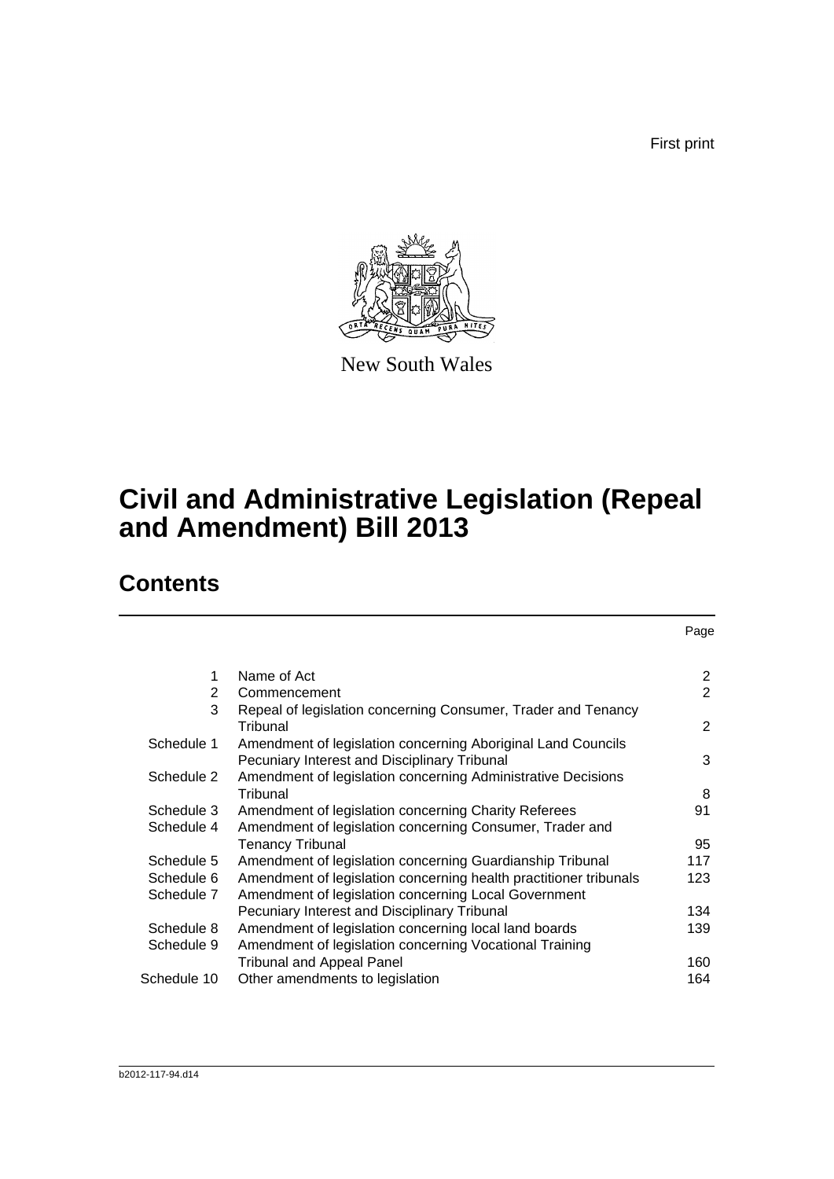First print

New South Wales

# Civil and Administrative Legislation (Repeal and Amendment) Bill 2013

## Contents

| | | Page |
|---|---|---|
| 1 | Name of Act | 2 |
| 2 | Commencement | 2 |
| 3 | Repeal of legislation concerning Consumer, Trader and Tenancy Tribunal | 2 |
| Schedule 1 | Amendment of legislation concerning Aboriginal Land Councils Pecuniary Interest and Disciplinary Tribunal | 3 |
| Schedule 2 | Amendment of legislation concerning Administrative Decisions Tribunal | 8 |
| Schedule 3 | Amendment of legislation concerning Charity Referees | 91 |
| Schedule 4 | Amendment of legislation concerning Consumer, Trader and Tenancy Tribunal | 95 |
| Schedule 5 | Amendment of legislation concerning Guardianship Tribunal | 117 |
| Schedule 6 | Amendment of legislation concerning health practitioner tribunals | 123 |
| Schedule 7 | Amendment of legislation concerning Local Government Pecuniary Interest and Disciplinary Tribunal | 134 |
| Schedule 8 | Amendment of legislation concerning local land boards | 139 |
| Schedule 9 | Amendment of legislation concerning Vocational Training Tribunal and Appeal Panel | 160 |
| Schedule 10 | Other amendments to legislation | 164 |

b2012-117-94.d14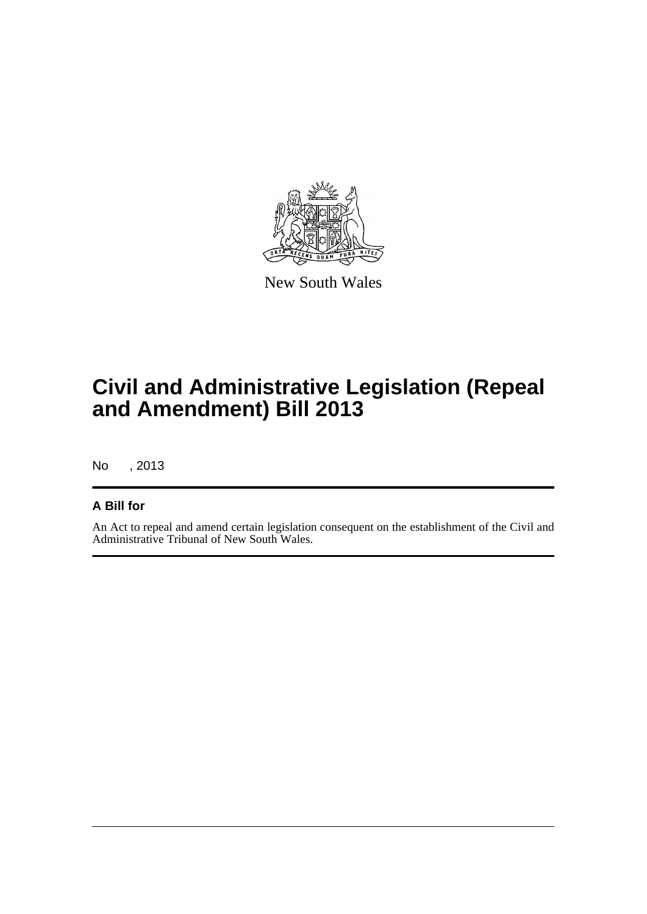New South Wales

# Civil and Administrative Legislation (Repeal and Amendment) Bill 2013

No , 2013

## A Bill for

An Act to repeal and amend certain legislation consequent on the establishment of the Civil and Administrative Tribunal of New South Wales.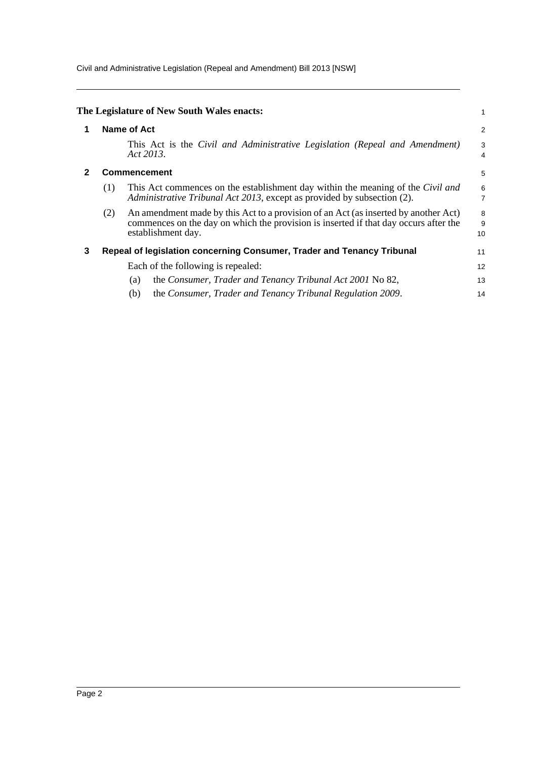**The Legislature of New South Wales enacts:**

## 1 Name of Act

This Act is the *Civil and Administrative Legislation (Repeal and Amendment) Act 2013*.

## 2 Commencement

(1) This Act commences on the establishment day within the meaning of the *Civil and Administrative Tribunal Act 2013*, except as provided by subsection (2).

(2) An amendment made by this Act to a provision of an Act (as inserted by another Act) commences on the day on which the provision is inserted if that day occurs after the establishment day.

## 3 Repeal of legislation concerning Consumer, Trader and Tenancy Tribunal

Each of the following is repealed:

(a) the *Consumer, Trader and Tenancy Tribunal Act 2001* No 82,

(b) the *Consumer, Trader and Tenancy Tribunal Regulation 2009*.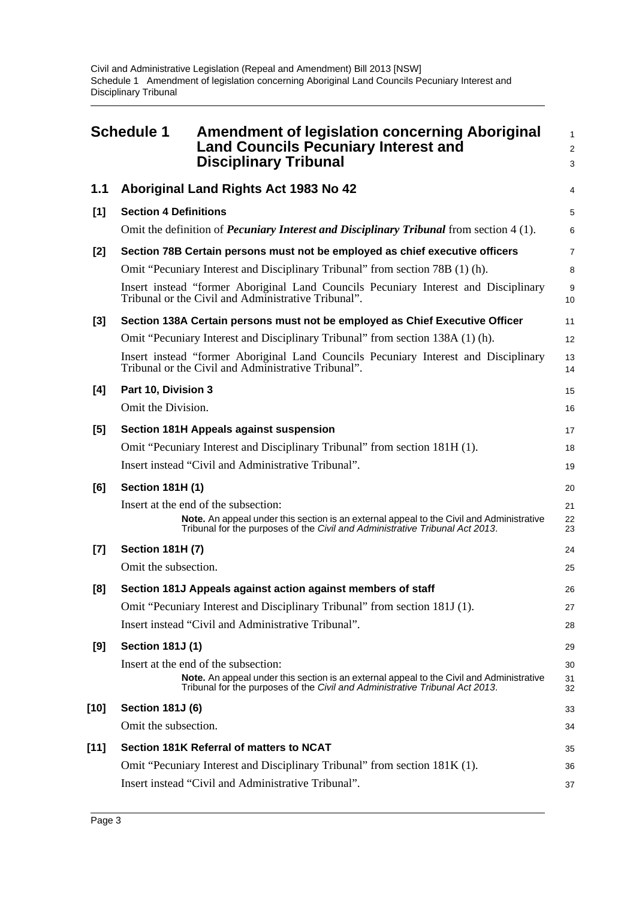# Schedule 1 Amendment of legislation concerning Aboriginal Land Councils Pecuniary Interest and Disciplinary Tribunal

## 1.1 Aboriginal Land Rights Act 1983 No 42

**[1] Section 4 Definitions**

Omit the definition of ***Pecuniary Interest and Disciplinary Tribunal*** from section 4 (1).

**[2] Section 78B Certain persons must not be employed as chief executive officers**

Omit "Pecuniary Interest and Disciplinary Tribunal" from section 78B (1) (h).

Insert instead "former Aboriginal Land Councils Pecuniary Interest and Disciplinary Tribunal or the Civil and Administrative Tribunal".

**[3] Section 138A Certain persons must not be employed as Chief Executive Officer**

Omit "Pecuniary Interest and Disciplinary Tribunal" from section 138A (1) (h).

Insert instead "former Aboriginal Land Councils Pecuniary Interest and Disciplinary Tribunal or the Civil and Administrative Tribunal".

**[4] Part 10, Division 3**

Omit the Division.

**[5] Section 181H Appeals against suspension**

Omit "Pecuniary Interest and Disciplinary Tribunal" from section 181H (1).

Insert instead "Civil and Administrative Tribunal".

**[6] Section 181H (1)**

Insert at the end of the subsection:

> **Note.** An appeal under this section is an external appeal to the Civil and Administrative Tribunal for the purposes of the *Civil and Administrative Tribunal Act 2013*.

**[7] Section 181H (7)**

Omit the subsection.

**[8] Section 181J Appeals against action against members of staff**

Omit "Pecuniary Interest and Disciplinary Tribunal" from section 181J (1).

Insert instead "Civil and Administrative Tribunal".

**[9] Section 181J (1)**

Insert at the end of the subsection:

> **Note.** An appeal under this section is an external appeal to the Civil and Administrative Tribunal for the purposes of the *Civil and Administrative Tribunal Act 2013*.

**[10] Section 181J (6)**

Omit the subsection.

**[11] Section 181K Referral of matters to NCAT**

Omit "Pecuniary Interest and Disciplinary Tribunal" from section 181K (1).

Insert instead "Civil and Administrative Tribunal".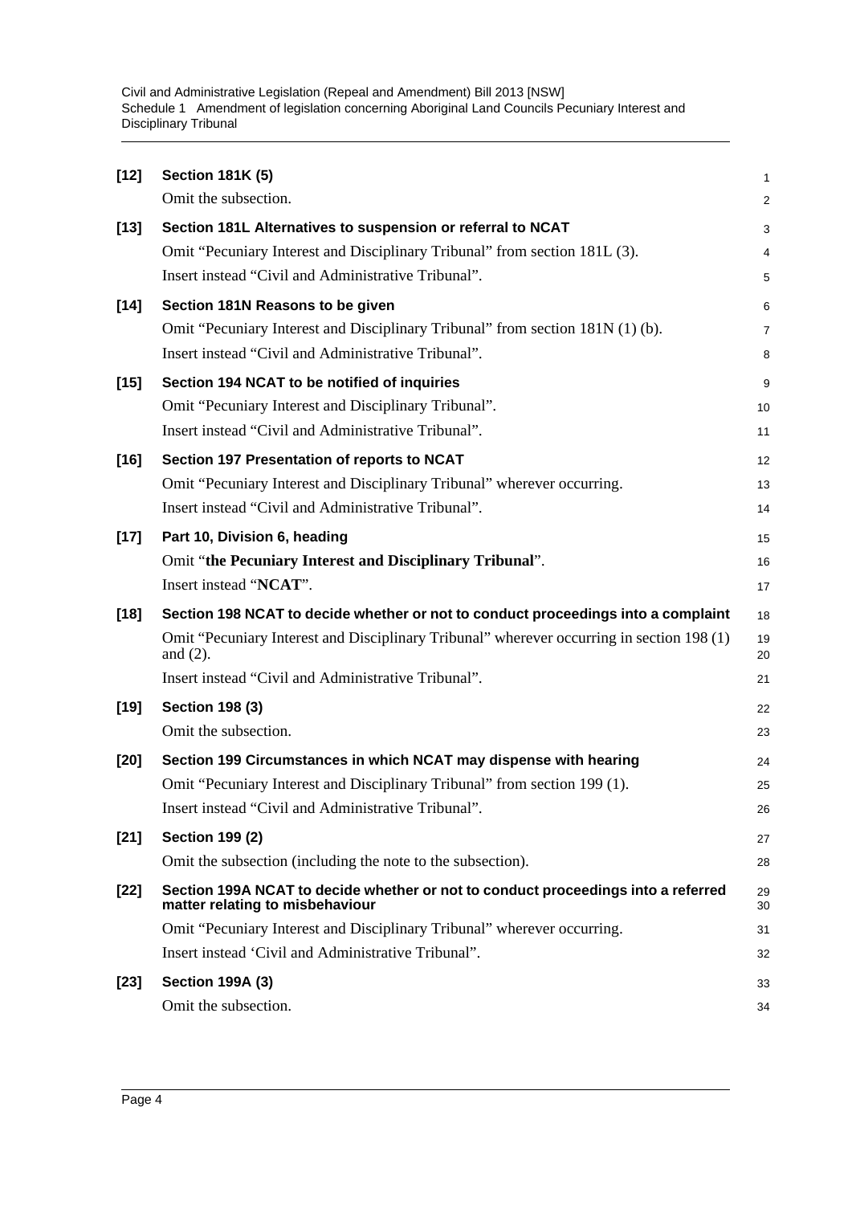**[12] Section 181K (5)**

Omit the subsection.

**[13] Section 181L Alternatives to suspension or referral to NCAT**

Omit "Pecuniary Interest and Disciplinary Tribunal" from section 181L (3).

Insert instead "Civil and Administrative Tribunal".

**[14] Section 181N Reasons to be given**

Omit "Pecuniary Interest and Disciplinary Tribunal" from section 181N (1) (b).

Insert instead "Civil and Administrative Tribunal".

**[15] Section 194 NCAT to be notified of inquiries**

Omit "Pecuniary Interest and Disciplinary Tribunal".

Insert instead "Civil and Administrative Tribunal".

**[16] Section 197 Presentation of reports to NCAT**

Omit "Pecuniary Interest and Disciplinary Tribunal" wherever occurring.

Insert instead "Civil and Administrative Tribunal".

**[17] Part 10, Division 6, heading**

Omit "**the Pecuniary Interest and Disciplinary Tribunal**".

Insert instead "**NCAT**".

**[18] Section 198 NCAT to decide whether or not to conduct proceedings into a complaint**

Omit "Pecuniary Interest and Disciplinary Tribunal" wherever occurring in section 198 (1) and (2).

Insert instead "Civil and Administrative Tribunal".

**[19] Section 198 (3)**

Omit the subsection.

**[20] Section 199 Circumstances in which NCAT may dispense with hearing**

Omit "Pecuniary Interest and Disciplinary Tribunal" from section 199 (1).

Insert instead "Civil and Administrative Tribunal".

**[21] Section 199 (2)**

Omit the subsection (including the note to the subsection).

**[22] Section 199A NCAT to decide whether or not to conduct proceedings into a referred matter relating to misbehaviour**

Omit "Pecuniary Interest and Disciplinary Tribunal" wherever occurring.

Insert instead 'Civil and Administrative Tribunal".

**[23] Section 199A (3)**

Omit the subsection.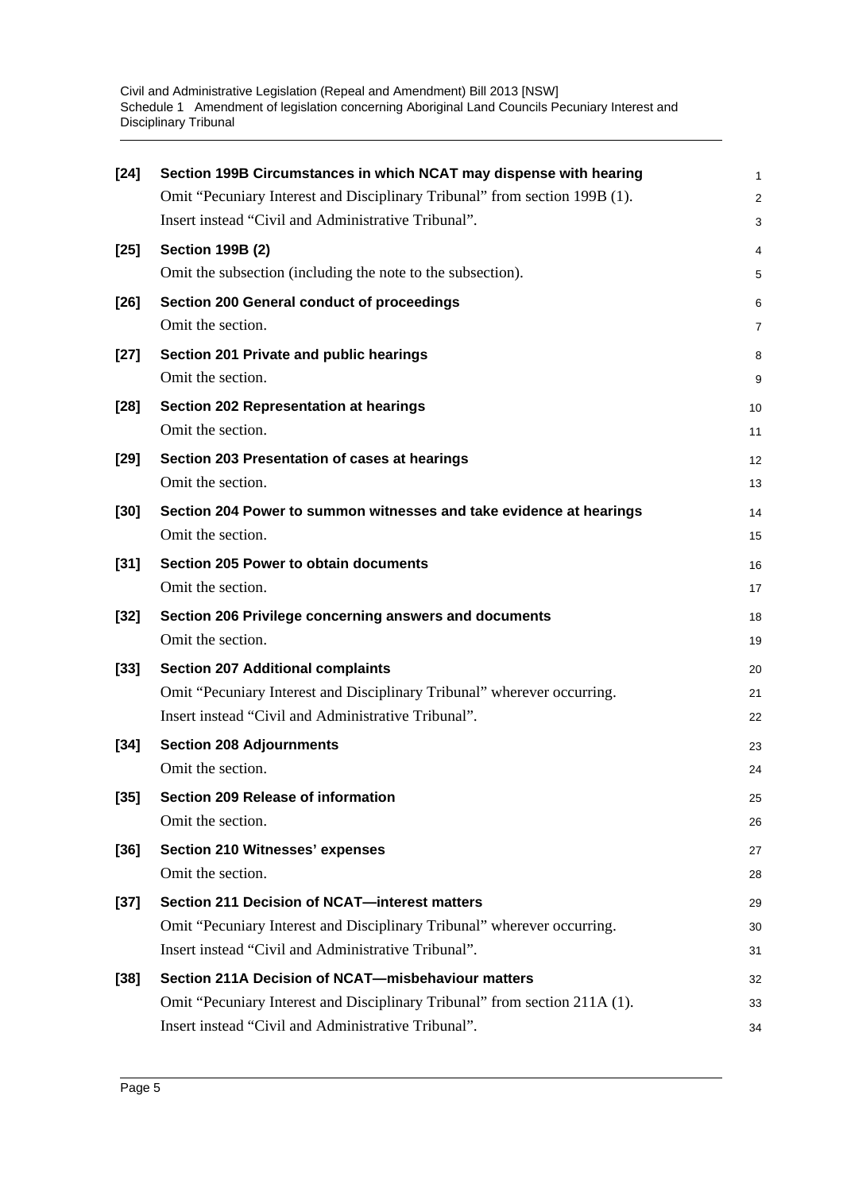**[24] Section 199B Circumstances in which NCAT may dispense with hearing**

Omit "Pecuniary Interest and Disciplinary Tribunal" from section 199B (1).

Insert instead "Civil and Administrative Tribunal".

**[25] Section 199B (2)**

Omit the subsection (including the note to the subsection).

**[26] Section 200 General conduct of proceedings**

Omit the section.

**[27] Section 201 Private and public hearings**

Omit the section.

**[28] Section 202 Representation at hearings**

Omit the section.

**[29] Section 203 Presentation of cases at hearings**

Omit the section.

**[30] Section 204 Power to summon witnesses and take evidence at hearings**

Omit the section.

**[31] Section 205 Power to obtain documents**

Omit the section.

**[32] Section 206 Privilege concerning answers and documents**

Omit the section.

**[33] Section 207 Additional complaints**

Omit "Pecuniary Interest and Disciplinary Tribunal" wherever occurring.

Insert instead "Civil and Administrative Tribunal".

**[34] Section 208 Adjournments**

Omit the section.

**[35] Section 209 Release of information**

Omit the section.

**[36] Section 210 Witnesses' expenses**

Omit the section.

**[37] Section 211 Decision of NCAT—interest matters**

Omit "Pecuniary Interest and Disciplinary Tribunal" wherever occurring.

Insert instead "Civil and Administrative Tribunal".

**[38] Section 211A Decision of NCAT—misbehaviour matters**

Omit "Pecuniary Interest and Disciplinary Tribunal" from section 211A (1).

Insert instead "Civil and Administrative Tribunal".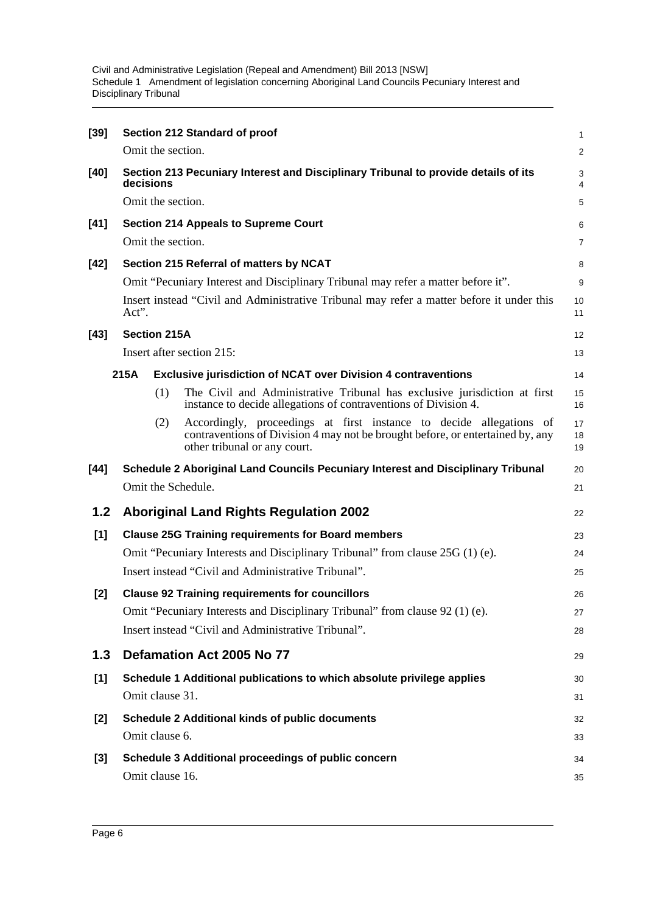**[39] Section 212 Standard of proof**

Omit the section.

**[40] Section 213 Pecuniary Interest and Disciplinary Tribunal to provide details of its decisions**

Omit the section.

**[41] Section 214 Appeals to Supreme Court**

Omit the section.

**[42] Section 215 Referral of matters by NCAT**

Omit "Pecuniary Interest and Disciplinary Tribunal may refer a matter before it".

Insert instead "Civil and Administrative Tribunal may refer a matter before it under this Act".

**[43] Section 215A**

Insert after section 215:

**215A Exclusive jurisdiction of NCAT over Division 4 contraventions**

(1) The Civil and Administrative Tribunal has exclusive jurisdiction at first instance to decide allegations of contraventions of Division 4.

(2) Accordingly, proceedings at first instance to decide allegations of contraventions of Division 4 may not be brought before, or entertained by, any other tribunal or any court.

**[44] Schedule 2 Aboriginal Land Councils Pecuniary Interest and Disciplinary Tribunal**

Omit the Schedule.

## 1.2 Aboriginal Land Rights Regulation 2002

**[1] Clause 25G Training requirements for Board members**

Omit "Pecuniary Interests and Disciplinary Tribunal" from clause 25G (1) (e).

Insert instead "Civil and Administrative Tribunal".

**[2] Clause 92 Training requirements for councillors**

Omit "Pecuniary Interests and Disciplinary Tribunal" from clause 92 (1) (e).

Insert instead "Civil and Administrative Tribunal".

## 1.3 Defamation Act 2005 No 77

**[1] Schedule 1 Additional publications to which absolute privilege applies**

Omit clause 31.

**[2] Schedule 2 Additional kinds of public documents**

Omit clause 6.

**[3] Schedule 3 Additional proceedings of public concern**

Omit clause 16.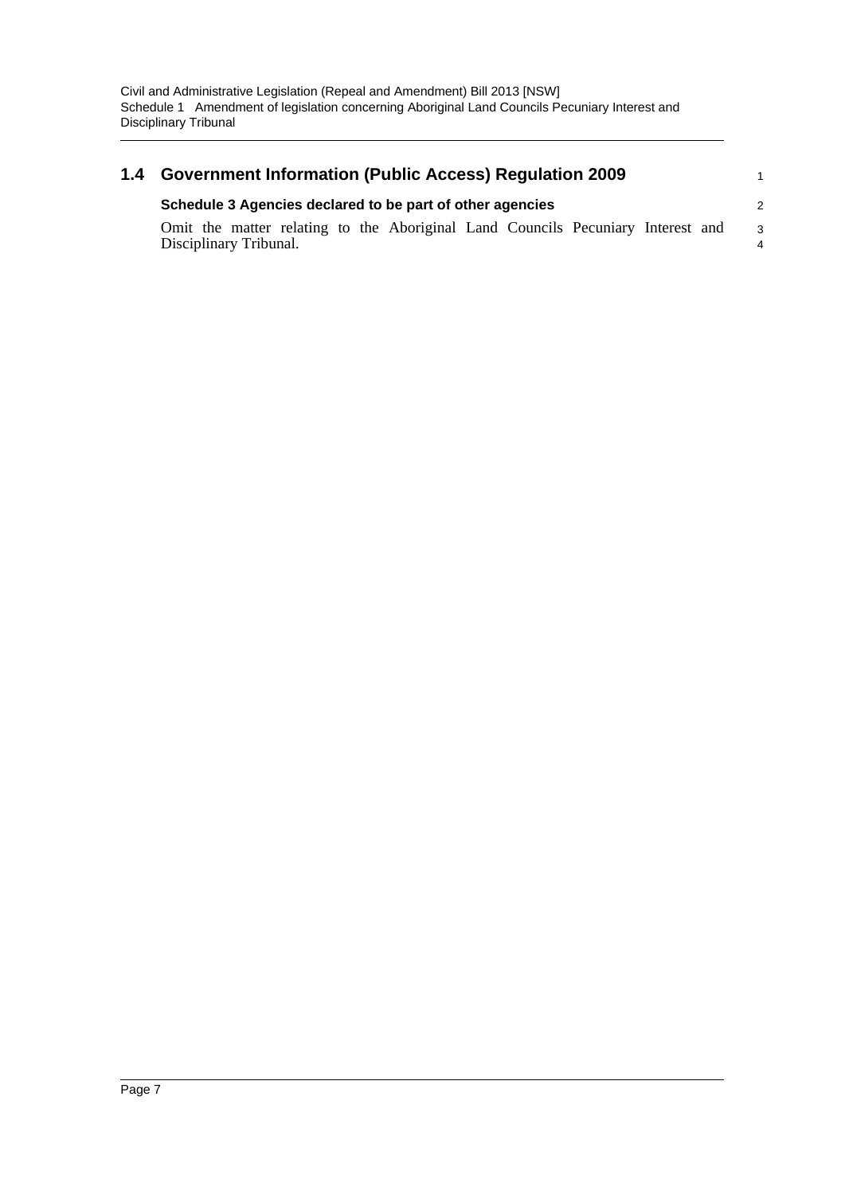## 1.4 Government Information (Public Access) Regulation 2009

### Schedule 3 Agencies declared to be part of other agencies

Omit the matter relating to the Aboriginal Land Councils Pecuniary Interest and Disciplinary Tribunal.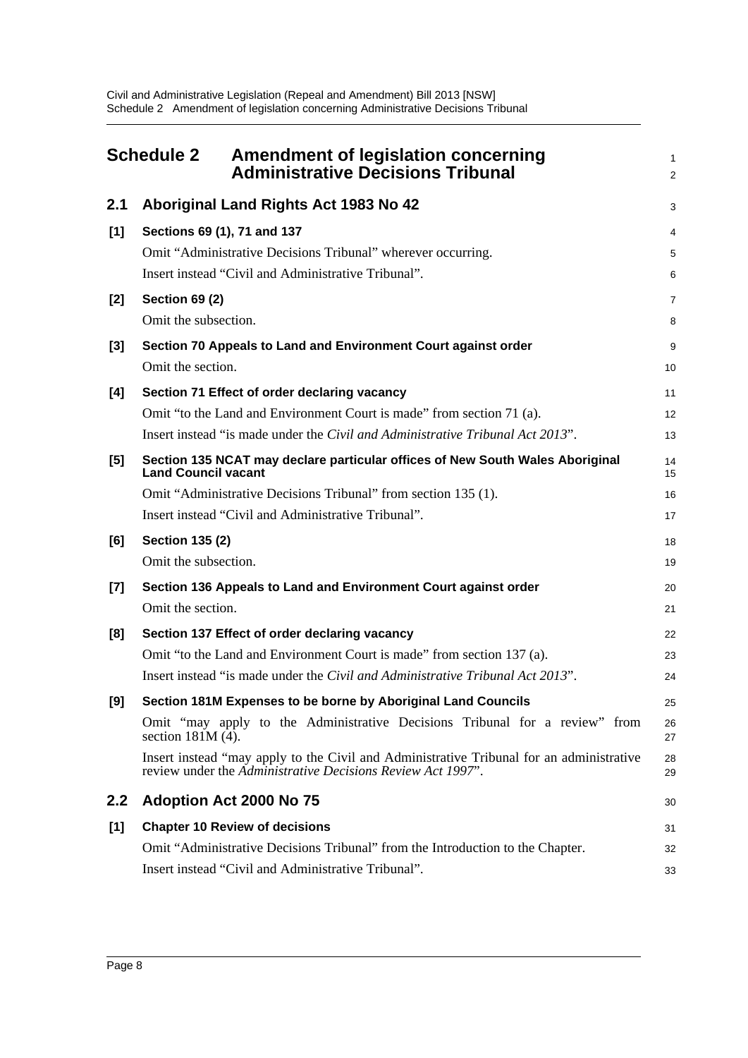# Schedule 2 Amendment of legislation concerning Administrative Decisions Tribunal

## 2.1 Aboriginal Land Rights Act 1983 No 42

**[1] Sections 69 (1), 71 and 137**

Omit "Administrative Decisions Tribunal" wherever occurring.

Insert instead "Civil and Administrative Tribunal".

**[2] Section 69 (2)**

Omit the subsection.

**[3] Section 70 Appeals to Land and Environment Court against order**

Omit the section.

**[4] Section 71 Effect of order declaring vacancy**

Omit "to the Land and Environment Court is made" from section 71 (a).

Insert instead "is made under the *Civil and Administrative Tribunal Act 2013*".

**[5] Section 135 NCAT may declare particular offices of New South Wales Aboriginal Land Council vacant**

Omit "Administrative Decisions Tribunal" from section 135 (1).

Insert instead "Civil and Administrative Tribunal".

**[6] Section 135 (2)**

Omit the subsection.

**[7] Section 136 Appeals to Land and Environment Court against order**

Omit the section.

**[8] Section 137 Effect of order declaring vacancy**

Omit "to the Land and Environment Court is made" from section 137 (a).

Insert instead "is made under the *Civil and Administrative Tribunal Act 2013*".

**[9] Section 181M Expenses to be borne by Aboriginal Land Councils**

Omit "may apply to the Administrative Decisions Tribunal for a review" from section 181M (4).

Insert instead "may apply to the Civil and Administrative Tribunal for an administrative review under the *Administrative Decisions Review Act 1997*".

## 2.2 Adoption Act 2000 No 75

**[1] Chapter 10 Review of decisions**

Omit "Administrative Decisions Tribunal" from the Introduction to the Chapter.

Insert instead "Civil and Administrative Tribunal".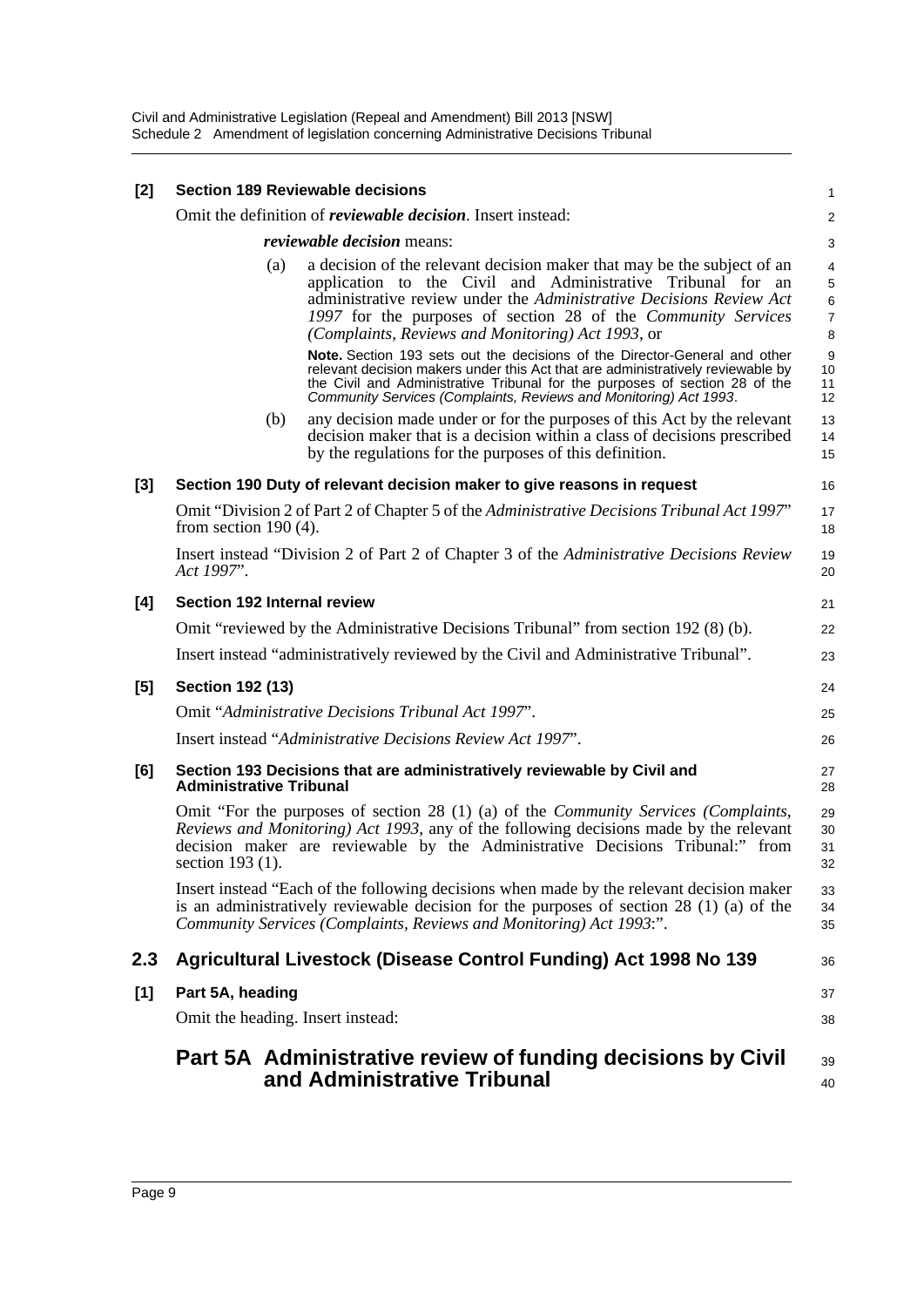**[2] Section 189 Reviewable decisions**

Omit the definition of ***reviewable decision***. Insert instead:

***reviewable decision*** means:

(a) a decision of the relevant decision maker that may be the subject of an application to the Civil and Administrative Tribunal for an administrative review under the *Administrative Decisions Review Act 1997* for the purposes of section 28 of the *Community Services (Complaints, Reviews and Monitoring) Act 1993*, or

**Note.** Section 193 sets out the decisions of the Director-General and other relevant decision makers under this Act that are administratively reviewable by the Civil and Administrative Tribunal for the purposes of section 28 of the *Community Services (Complaints, Reviews and Monitoring) Act 1993*.

(b) any decision made under or for the purposes of this Act by the relevant decision maker that is a decision within a class of decisions prescribed by the regulations for the purposes of this definition.

**[3] Section 190 Duty of relevant decision maker to give reasons in request**

Omit "Division 2 of Part 2 of Chapter 5 of the *Administrative Decisions Tribunal Act 1997*" from section 190 (4).

Insert instead "Division 2 of Part 2 of Chapter 3 of the *Administrative Decisions Review Act 1997*".

**[4] Section 192 Internal review**

Omit "reviewed by the Administrative Decisions Tribunal" from section 192 (8) (b).

Insert instead "administratively reviewed by the Civil and Administrative Tribunal".

**[5] Section 192 (13)**

Omit "*Administrative Decisions Tribunal Act 1997*".

Insert instead "*Administrative Decisions Review Act 1997*".

**[6] Section 193 Decisions that are administratively reviewable by Civil and Administrative Tribunal**

Omit "For the purposes of section 28 (1) (a) of the *Community Services (Complaints, Reviews and Monitoring) Act 1993*, any of the following decisions made by the relevant decision maker are reviewable by the Administrative Decisions Tribunal:" from section 193 (1).

Insert instead "Each of the following decisions when made by the relevant decision maker is an administratively reviewable decision for the purposes of section 28 (1) (a) of the *Community Services (Complaints, Reviews and Monitoring) Act 1993*:".

## 2.3 Agricultural Livestock (Disease Control Funding) Act 1998 No 139

**[1] Part 5A, heading**

Omit the heading. Insert instead:

## Part 5A Administrative review of funding decisions by Civil and Administrative Tribunal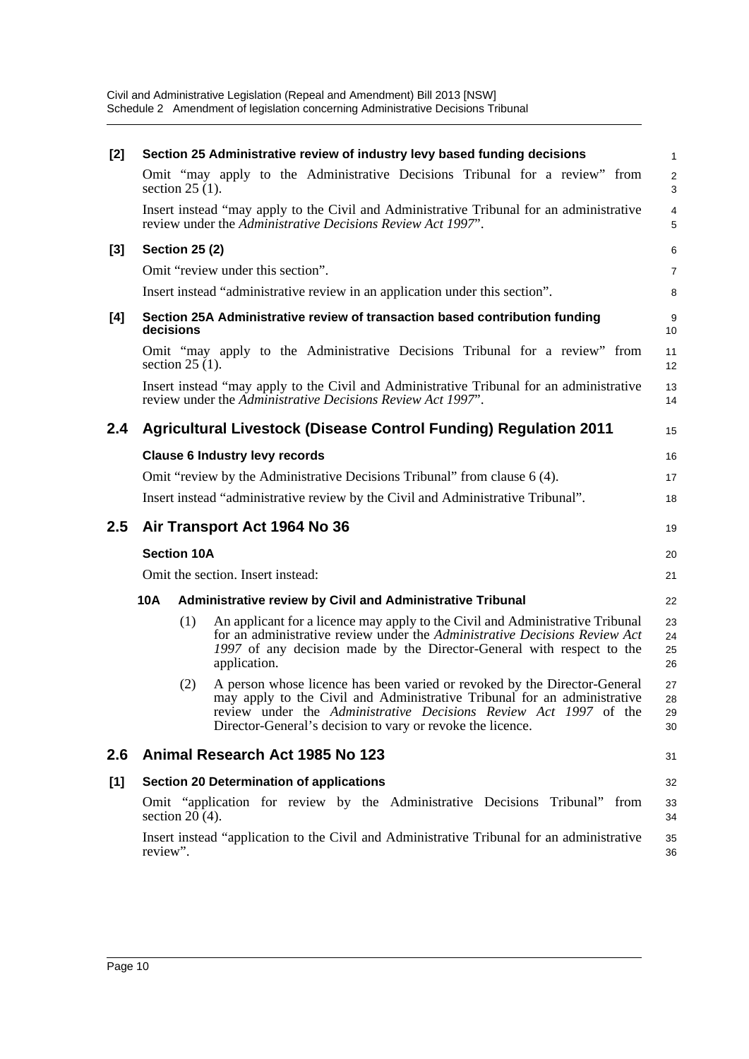**[2] Section 25 Administrative review of industry levy based funding decisions**

Omit "may apply to the Administrative Decisions Tribunal for a review" from section 25 (1).

Insert instead "may apply to the Civil and Administrative Tribunal for an administrative review under the *Administrative Decisions Review Act 1997*".

**[3] Section 25 (2)**

Omit "review under this section".

Insert instead "administrative review in an application under this section".

**[4] Section 25A Administrative review of transaction based contribution funding decisions**

Omit "may apply to the Administrative Decisions Tribunal for a review" from section 25 (1).

Insert instead "may apply to the Civil and Administrative Tribunal for an administrative review under the *Administrative Decisions Review Act 1997*".

## 2.4 Agricultural Livestock (Disease Control Funding) Regulation 2011

**Clause 6 Industry levy records**

Omit "review by the Administrative Decisions Tribunal" from clause 6 (4).

Insert instead "administrative review by the Civil and Administrative Tribunal".

## 2.5 Air Transport Act 1964 No 36

**Section 10A**

Omit the section. Insert instead:

**10A Administrative review by Civil and Administrative Tribunal**

(1) An applicant for a licence may apply to the Civil and Administrative Tribunal for an administrative review under the *Administrative Decisions Review Act 1997* of any decision made by the Director-General with respect to the application.

(2) A person whose licence has been varied or revoked by the Director-General may apply to the Civil and Administrative Tribunal for an administrative review under the *Administrative Decisions Review Act 1997* of the Director-General's decision to vary or revoke the licence.

## 2.6 Animal Research Act 1985 No 123

**[1] Section 20 Determination of applications**

Omit "application for review by the Administrative Decisions Tribunal" from section 20 (4).

Insert instead "application to the Civil and Administrative Tribunal for an administrative review".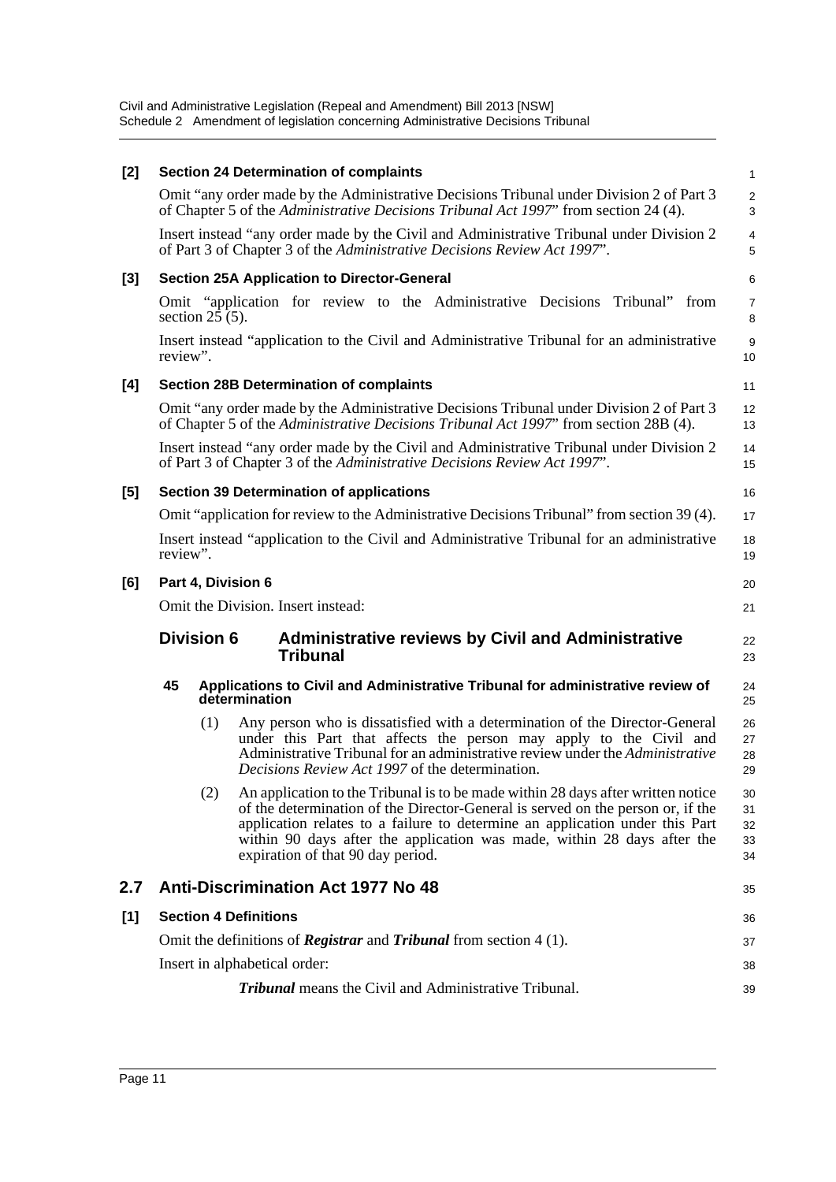**[2] Section 24 Determination of complaints**

Omit "any order made by the Administrative Decisions Tribunal under Division 2 of Part 3 of Chapter 5 of the *Administrative Decisions Tribunal Act 1997*" from section 24 (4).

Insert instead "any order made by the Civil and Administrative Tribunal under Division 2 of Part 3 of Chapter 3 of the *Administrative Decisions Review Act 1997*".

**[3] Section 25A Application to Director-General**

Omit "application for review to the Administrative Decisions Tribunal" from section 25 (5).

Insert instead "application to the Civil and Administrative Tribunal for an administrative review".

**[4] Section 28B Determination of complaints**

Omit "any order made by the Administrative Decisions Tribunal under Division 2 of Part 3 of Chapter 5 of the *Administrative Decisions Tribunal Act 1997*" from section 28B (4).

Insert instead "any order made by the Civil and Administrative Tribunal under Division 2 of Part 3 of Chapter 3 of the *Administrative Decisions Review Act 1997*".

**[5] Section 39 Determination of applications**

Omit "application for review to the Administrative Decisions Tribunal" from section 39 (4).

Insert instead "application to the Civil and Administrative Tribunal for an administrative review".

**[6] Part 4, Division 6**

Omit the Division. Insert instead:

### Division 6 Administrative reviews by Civil and Administrative Tribunal

**45 Applications to Civil and Administrative Tribunal for administrative review of determination**

(1) Any person who is dissatisfied with a determination of the Director-General under this Part that affects the person may apply to the Civil and Administrative Tribunal for an administrative review under the *Administrative Decisions Review Act 1997* of the determination.

(2) An application to the Tribunal is to be made within 28 days after written notice of the determination of the Director-General is served on the person or, if the application relates to a failure to determine an application under this Part within 90 days after the application was made, within 28 days after the expiration of that 90 day period.

## 2.7 Anti-Discrimination Act 1977 No 48

**[1] Section 4 Definitions**

Omit the definitions of ***Registrar*** and ***Tribunal*** from section 4 (1).

Insert in alphabetical order:

***Tribunal*** means the Civil and Administrative Tribunal.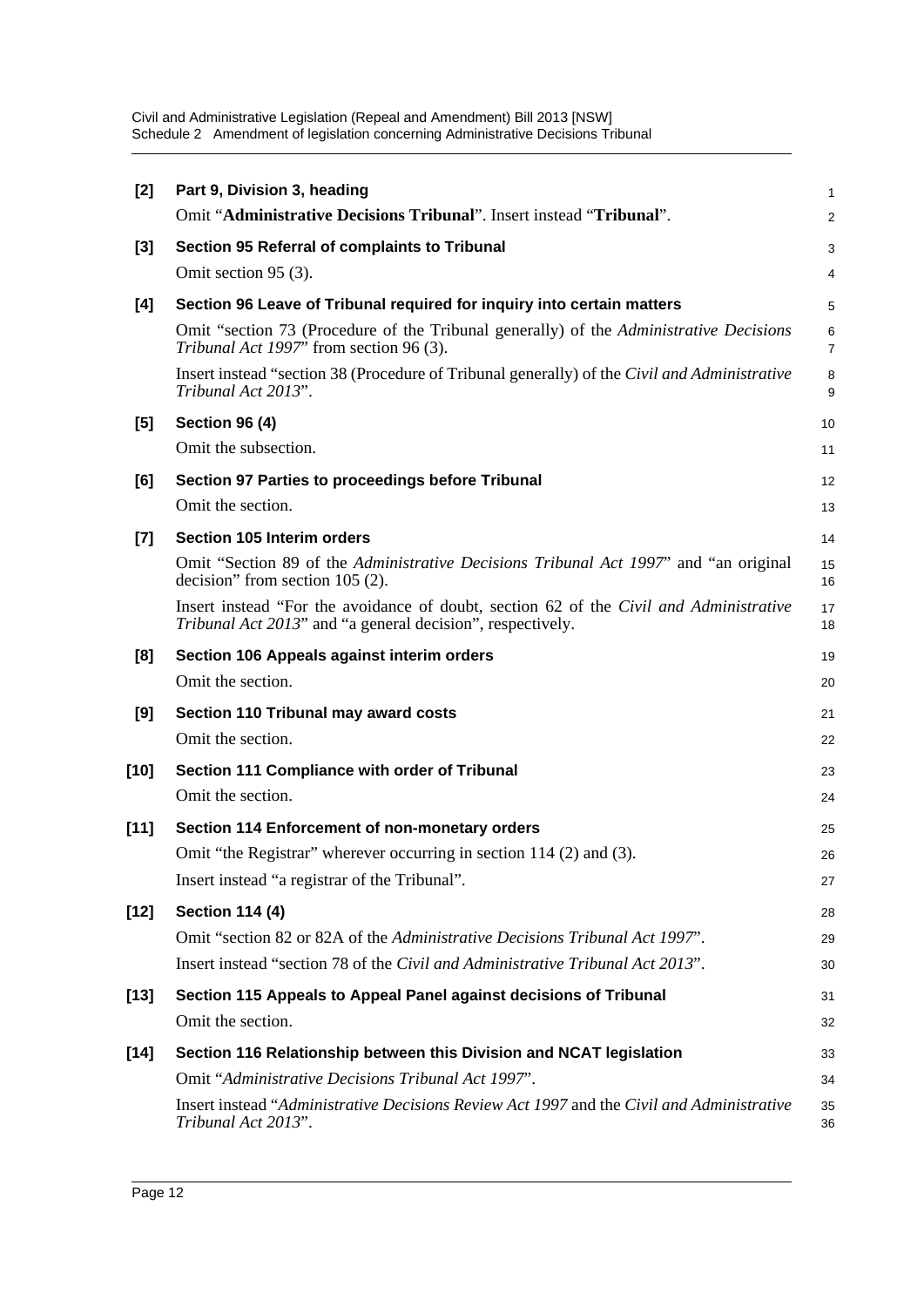**[2] Part 9, Division 3, heading**

Omit "**Administrative Decisions Tribunal**". Insert instead "**Tribunal**".

**[3] Section 95 Referral of complaints to Tribunal**

Omit section 95 (3).

**[4] Section 96 Leave of Tribunal required for inquiry into certain matters**

Omit "section 73 (Procedure of the Tribunal generally) of the *Administrative Decisions Tribunal Act 1997*" from section 96 (3).

Insert instead "section 38 (Procedure of Tribunal generally) of the *Civil and Administrative Tribunal Act 2013*".

**[5] Section 96 (4)**

Omit the subsection.

**[6] Section 97 Parties to proceedings before Tribunal**

Omit the section.

**[7] Section 105 Interim orders**

Omit "Section 89 of the *Administrative Decisions Tribunal Act 1997*" and "an original decision" from section 105 (2).

Insert instead "For the avoidance of doubt, section 62 of the *Civil and Administrative Tribunal Act 2013*" and "a general decision", respectively.

**[8] Section 106 Appeals against interim orders**

Omit the section.

**[9] Section 110 Tribunal may award costs**

Omit the section.

**[10] Section 111 Compliance with order of Tribunal**

Omit the section.

**[11] Section 114 Enforcement of non-monetary orders**

Omit "the Registrar" wherever occurring in section 114 (2) and (3).

Insert instead "a registrar of the Tribunal".

**[12] Section 114 (4)**

Omit "section 82 or 82A of the *Administrative Decisions Tribunal Act 1997*".

Insert instead "section 78 of the *Civil and Administrative Tribunal Act 2013*".

**[13] Section 115 Appeals to Appeal Panel against decisions of Tribunal**

Omit the section.

**[14] Section 116 Relationship between this Division and NCAT legislation**

Omit "*Administrative Decisions Tribunal Act 1997*".

Insert instead "*Administrative Decisions Review Act 1997* and the *Civil and Administrative Tribunal Act 2013*".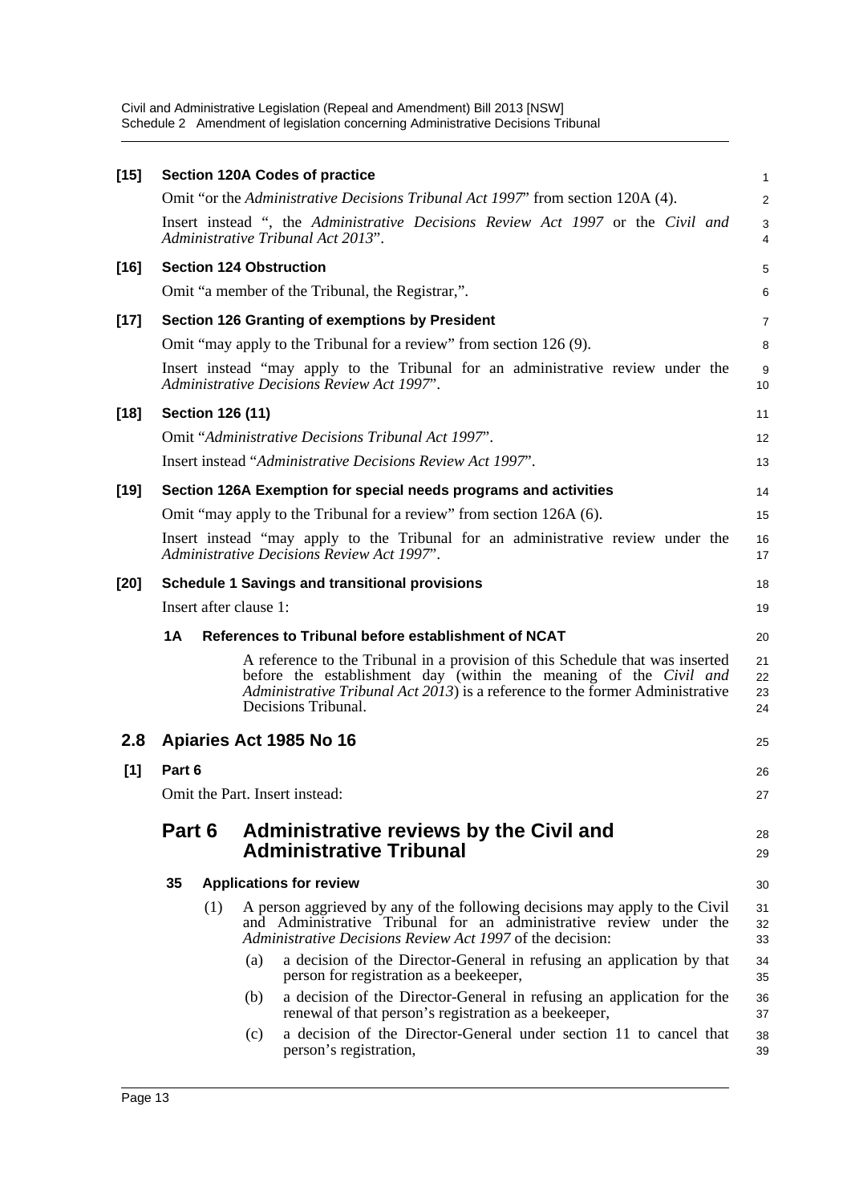**[15] Section 120A Codes of practice**

Omit "or the *Administrative Decisions Tribunal Act 1997*" from section 120A (4).

Insert instead ", the *Administrative Decisions Review Act 1997* or the *Civil and Administrative Tribunal Act 2013*".

**[16] Section 124 Obstruction**

Omit "a member of the Tribunal, the Registrar,".

**[17] Section 126 Granting of exemptions by President**

Omit "may apply to the Tribunal for a review" from section 126 (9).

Insert instead "may apply to the Tribunal for an administrative review under the *Administrative Decisions Review Act 1997*".

**[18] Section 126 (11)**

Omit "*Administrative Decisions Tribunal Act 1997*".

Insert instead "*Administrative Decisions Review Act 1997*".

**[19] Section 126A Exemption for special needs programs and activities**

Omit "may apply to the Tribunal for a review" from section 126A (6).

Insert instead "may apply to the Tribunal for an administrative review under the *Administrative Decisions Review Act 1997*".

**[20] Schedule 1 Savings and transitional provisions**

Insert after clause 1:

**1A References to Tribunal before establishment of NCAT**

A reference to the Tribunal in a provision of this Schedule that was inserted before the establishment day (within the meaning of the *Civil and Administrative Tribunal Act 2013*) is a reference to the former Administrative Decisions Tribunal.

## 2.8 Apiaries Act 1985 No 16

**[1] Part 6**

Omit the Part. Insert instead:

## Part 6 Administrative reviews by the Civil and Administrative Tribunal

**35 Applications for review**

(1) A person aggrieved by any of the following decisions may apply to the Civil and Administrative Tribunal for an administrative review under the *Administrative Decisions Review Act 1997* of the decision:

(a) a decision of the Director-General in refusing an application by that person for registration as a beekeeper,

(b) a decision of the Director-General in refusing an application for the renewal of that person's registration as a beekeeper,

(c) a decision of the Director-General under section 11 to cancel that person's registration,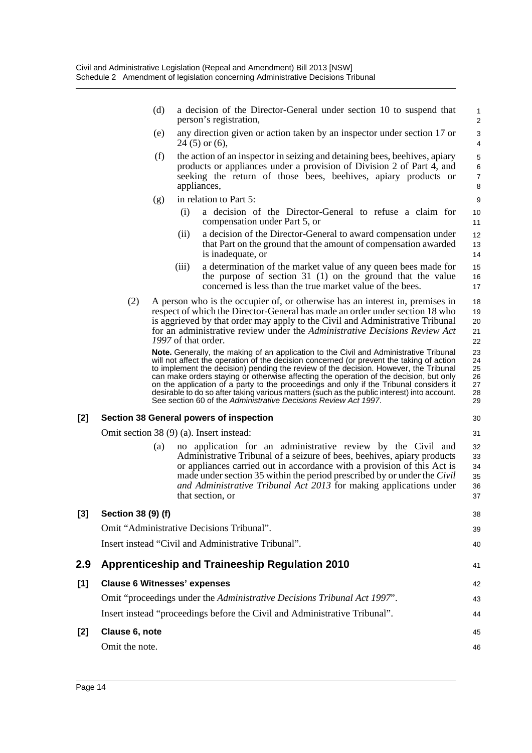(d) a decision of the Director-General under section 10 to suspend that person's registration,

(e) any direction given or action taken by an inspector under section 17 or 24 (5) or (6),

(f) the action of an inspector in seizing and detaining bees, beehives, apiary products or appliances under a provision of Division 2 of Part 4, and seeking the return of those bees, beehives, apiary products or appliances,

(g) in relation to Part 5:

(i) a decision of the Director-General to refuse a claim for compensation under Part 5, or

(ii) a decision of the Director-General to award compensation under that Part on the ground that the amount of compensation awarded is inadequate, or

(iii) a determination of the market value of any queen bees made for the purpose of section 31 (1) on the ground that the value concerned is less than the true market value of the bees.

(2) A person who is the occupier of, or otherwise has an interest in, premises in respect of which the Director-General has made an order under section 18 who is aggrieved by that order may apply to the Civil and Administrative Tribunal for an administrative review under the *Administrative Decisions Review Act 1997* of that order.

**Note.** Generally, the making of an application to the Civil and Administrative Tribunal will not affect the operation of the decision concerned (or prevent the taking of action to implement the decision) pending the review of the decision. However, the Tribunal can make orders staying or otherwise affecting the operation of the decision, but only on the application of a party to the proceedings and only if the Tribunal considers it desirable to do so after taking various matters (such as the public interest) into account. See section 60 of the *Administrative Decisions Review Act 1997*.

**[2] Section 38 General powers of inspection**

Omit section 38 (9) (a). Insert instead:

(a) no application for an administrative review by the Civil and Administrative Tribunal of a seizure of bees, beehives, apiary products or appliances carried out in accordance with a provision of this Act is made under section 35 within the period prescribed by or under the *Civil and Administrative Tribunal Act 2013* for making applications under that section, or

**[3] Section 38 (9) (f)**

Omit "Administrative Decisions Tribunal".

Insert instead "Civil and Administrative Tribunal".

## 2.9 Apprenticeship and Traineeship Regulation 2010

**[1] Clause 6 Witnesses' expenses**

Omit "proceedings under the *Administrative Decisions Tribunal Act 1997*".

Insert instead "proceedings before the Civil and Administrative Tribunal".

**[2] Clause 6, note**

Omit the note.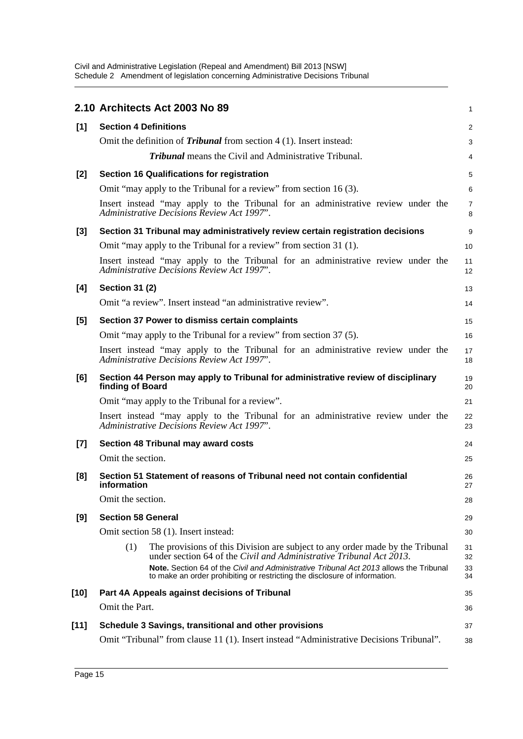## 2.10 Architects Act 2003 No 89

**[1] Section 4 Definitions**

Omit the definition of ***Tribunal*** from section 4 (1). Insert instead:

> ***Tribunal*** means the Civil and Administrative Tribunal.

**[2] Section 16 Qualifications for registration**

Omit "may apply to the Tribunal for a review" from section 16 (3).

Insert instead "may apply to the Tribunal for an administrative review under the *Administrative Decisions Review Act 1997*".

**[3] Section 31 Tribunal may administratively review certain registration decisions**

Omit "may apply to the Tribunal for a review" from section 31 (1).

Insert instead "may apply to the Tribunal for an administrative review under the *Administrative Decisions Review Act 1997*".

**[4] Section 31 (2)**

Omit "a review". Insert instead "an administrative review".

**[5] Section 37 Power to dismiss certain complaints**

Omit "may apply to the Tribunal for a review" from section 37 (5).

Insert instead "may apply to the Tribunal for an administrative review under the *Administrative Decisions Review Act 1997*".

**[6] Section 44 Person may apply to Tribunal for administrative review of disciplinary finding of Board**

Omit "may apply to the Tribunal for a review".

Insert instead "may apply to the Tribunal for an administrative review under the *Administrative Decisions Review Act 1997*".

**[7] Section 48 Tribunal may award costs**

Omit the section.

**[8] Section 51 Statement of reasons of Tribunal need not contain confidential information**

Omit the section.

**[9] Section 58 General**

Omit section 58 (1). Insert instead:

> (1) The provisions of this Division are subject to any order made by the Tribunal under section 64 of the *Civil and Administrative Tribunal Act 2013*.
>
> **Note.** Section 64 of the *Civil and Administrative Tribunal Act 2013* allows the Tribunal to make an order prohibiting or restricting the disclosure of information.

**[10] Part 4A Appeals against decisions of Tribunal**

Omit the Part.

**[11] Schedule 3 Savings, transitional and other provisions**

Omit "Tribunal" from clause 11 (1). Insert instead "Administrative Decisions Tribunal".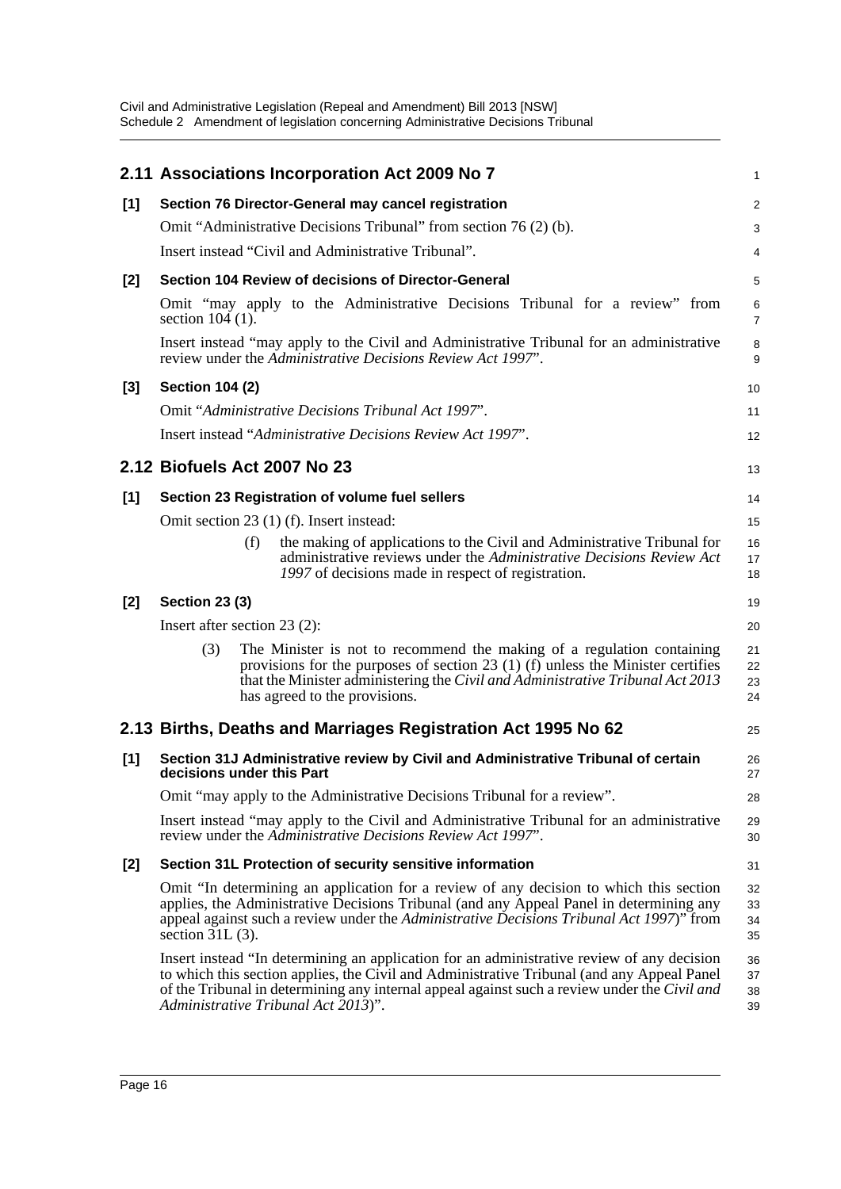## 2.11 Associations Incorporation Act 2009 No 7

**[1] Section 76 Director-General may cancel registration**

Omit "Administrative Decisions Tribunal" from section 76 (2) (b).

Insert instead "Civil and Administrative Tribunal".

**[2] Section 104 Review of decisions of Director-General**

Omit "may apply to the Administrative Decisions Tribunal for a review" from section 104 (1).

Insert instead "may apply to the Civil and Administrative Tribunal for an administrative review under the *Administrative Decisions Review Act 1997*".

**[3] Section 104 (2)**

Omit "*Administrative Decisions Tribunal Act 1997*".

Insert instead "*Administrative Decisions Review Act 1997*".

## 2.12 Biofuels Act 2007 No 23

**[1] Section 23 Registration of volume fuel sellers**

Omit section 23 (1) (f). Insert instead:

(f) the making of applications to the Civil and Administrative Tribunal for administrative reviews under the *Administrative Decisions Review Act 1997* of decisions made in respect of registration.

**[2] Section 23 (3)**

Insert after section 23 (2):

(3) The Minister is not to recommend the making of a regulation containing provisions for the purposes of section 23 (1) (f) unless the Minister certifies that the Minister administering the *Civil and Administrative Tribunal Act 2013* has agreed to the provisions.

## 2.13 Births, Deaths and Marriages Registration Act 1995 No 62

**[1] Section 31J Administrative review by Civil and Administrative Tribunal of certain decisions under this Part**

Omit "may apply to the Administrative Decisions Tribunal for a review".

Insert instead "may apply to the Civil and Administrative Tribunal for an administrative review under the *Administrative Decisions Review Act 1997*".

**[2] Section 31L Protection of security sensitive information**

Omit "In determining an application for a review of any decision to which this section applies, the Administrative Decisions Tribunal (and any Appeal Panel in determining any appeal against such a review under the *Administrative Decisions Tribunal Act 1997*)" from section 31L (3).

Insert instead "In determining an application for an administrative review of any decision to which this section applies, the Civil and Administrative Tribunal (and any Appeal Panel of the Tribunal in determining any internal appeal against such a review under the *Civil and Administrative Tribunal Act 2013*)".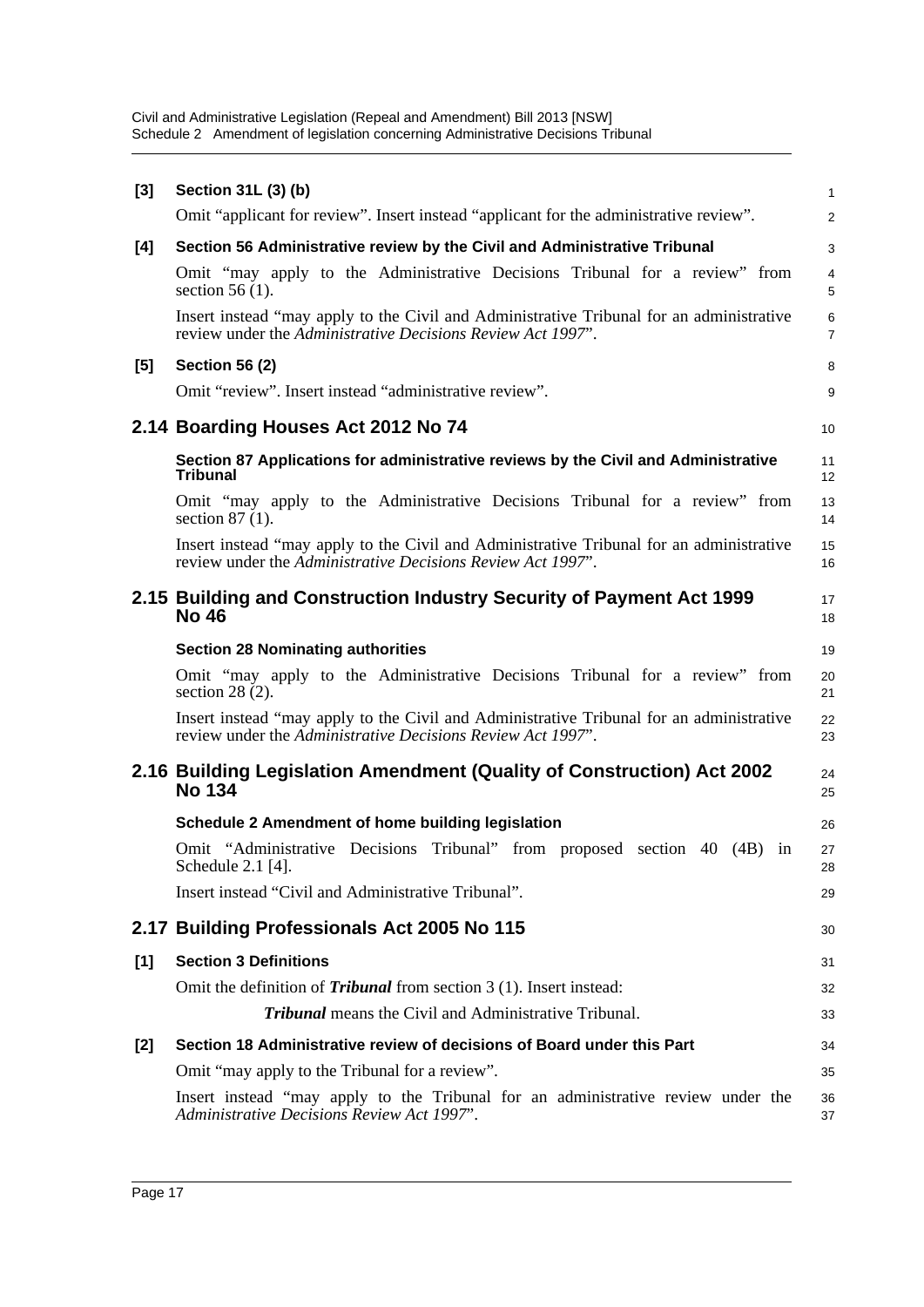**[3] Section 31L (3) (b)**

Omit "applicant for review". Insert instead "applicant for the administrative review".

**[4] Section 56 Administrative review by the Civil and Administrative Tribunal**

Omit "may apply to the Administrative Decisions Tribunal for a review" from section 56 (1).

Insert instead "may apply to the Civil and Administrative Tribunal for an administrative review under the *Administrative Decisions Review Act 1997*".

**[5] Section 56 (2)**

Omit "review". Insert instead "administrative review".

## 2.14 Boarding Houses Act 2012 No 74

**Section 87 Applications for administrative reviews by the Civil and Administrative Tribunal**

Omit "may apply to the Administrative Decisions Tribunal for a review" from section 87 (1).

Insert instead "may apply to the Civil and Administrative Tribunal for an administrative review under the *Administrative Decisions Review Act 1997*".

## 2.15 Building and Construction Industry Security of Payment Act 1999 No 46

**Section 28 Nominating authorities**

Omit "may apply to the Administrative Decisions Tribunal for a review" from section 28 (2).

Insert instead "may apply to the Civil and Administrative Tribunal for an administrative review under the *Administrative Decisions Review Act 1997*".

## 2.16 Building Legislation Amendment (Quality of Construction) Act 2002 No 134

**Schedule 2 Amendment of home building legislation**

Omit "Administrative Decisions Tribunal" from proposed section 40 (4B) in Schedule 2.1 [4].

Insert instead "Civil and Administrative Tribunal".

## 2.17 Building Professionals Act 2005 No 115

**[1] Section 3 Definitions**

Omit the definition of ***Tribunal*** from section 3 (1). Insert instead:

> ***Tribunal*** means the Civil and Administrative Tribunal.

**[2] Section 18 Administrative review of decisions of Board under this Part**

Omit "may apply to the Tribunal for a review".

Insert instead "may apply to the Tribunal for an administrative review under the *Administrative Decisions Review Act 1997*".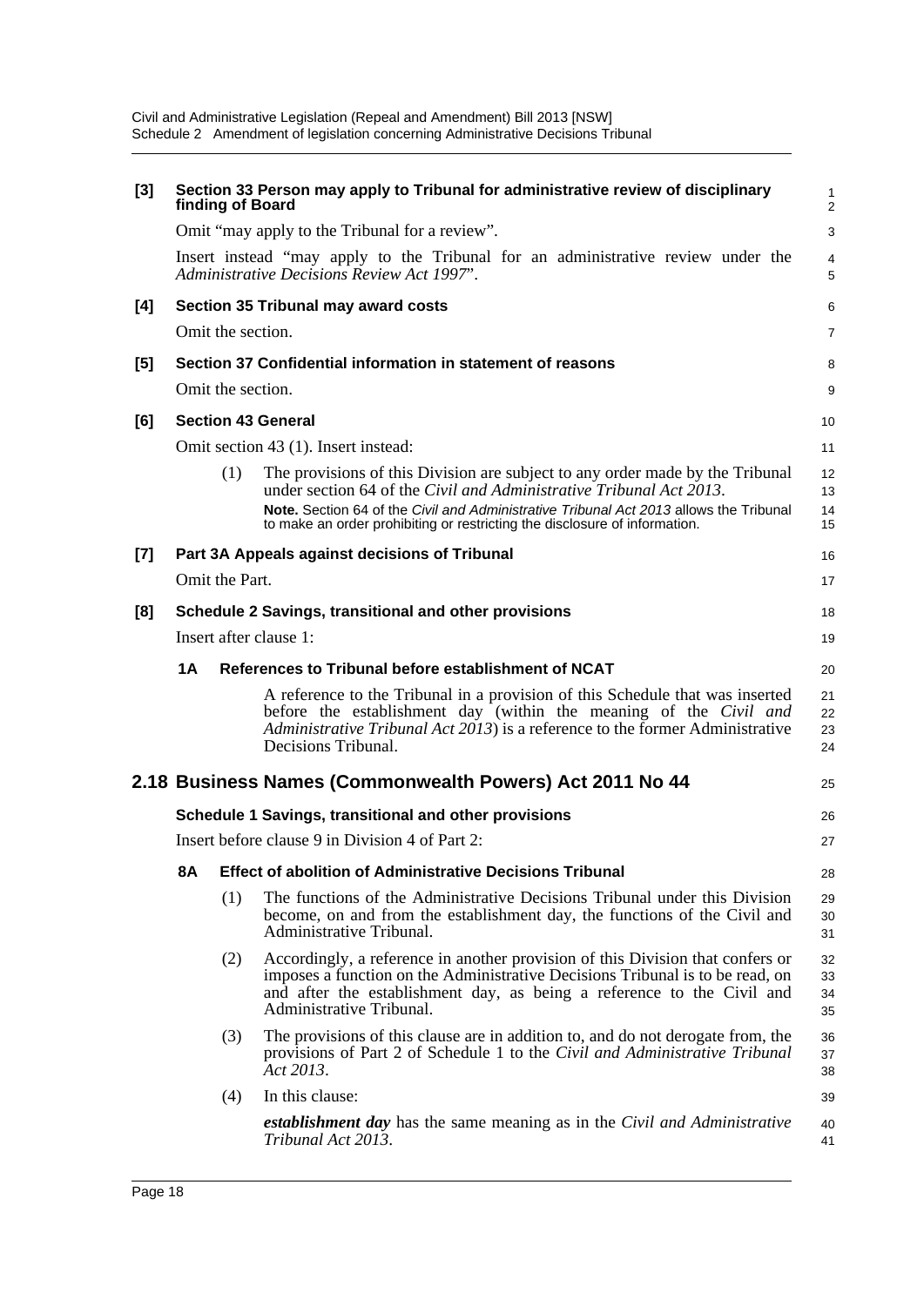**[3] Section 33 Person may apply to Tribunal for administrative review of disciplinary finding of Board**

Omit "may apply to the Tribunal for a review".

Insert instead "may apply to the Tribunal for an administrative review under the *Administrative Decisions Review Act 1997*".

**[4] Section 35 Tribunal may award costs**

Omit the section.

**[5] Section 37 Confidential information in statement of reasons**

Omit the section.

**[6] Section 43 General**

Omit section 43 (1). Insert instead:

(1) The provisions of this Division are subject to any order made by the Tribunal under section 64 of the *Civil and Administrative Tribunal Act 2013*.

**Note.** Section 64 of the *Civil and Administrative Tribunal Act 2013* allows the Tribunal to make an order prohibiting or restricting the disclosure of information.

**[7] Part 3A Appeals against decisions of Tribunal**

Omit the Part.

**[8] Schedule 2 Savings, transitional and other provisions**

Insert after clause 1:

**1A References to Tribunal before establishment of NCAT**

A reference to the Tribunal in a provision of this Schedule that was inserted before the establishment day (within the meaning of the *Civil and Administrative Tribunal Act 2013*) is a reference to the former Administrative Decisions Tribunal.

## 2.18 Business Names (Commonwealth Powers) Act 2011 No 44

**Schedule 1 Savings, transitional and other provisions**

Insert before clause 9 in Division 4 of Part 2:

**8A Effect of abolition of Administrative Decisions Tribunal**

(1) The functions of the Administrative Decisions Tribunal under this Division become, on and from the establishment day, the functions of the Civil and Administrative Tribunal.

(2) Accordingly, a reference in another provision of this Division that confers or imposes a function on the Administrative Decisions Tribunal is to be read, on and after the establishment day, as being a reference to the Civil and Administrative Tribunal.

(3) The provisions of this clause are in addition to, and do not derogate from, the provisions of Part 2 of Schedule 1 to the *Civil and Administrative Tribunal Act 2013*.

(4) In this clause:

***establishment day*** has the same meaning as in the *Civil and Administrative Tribunal Act 2013*.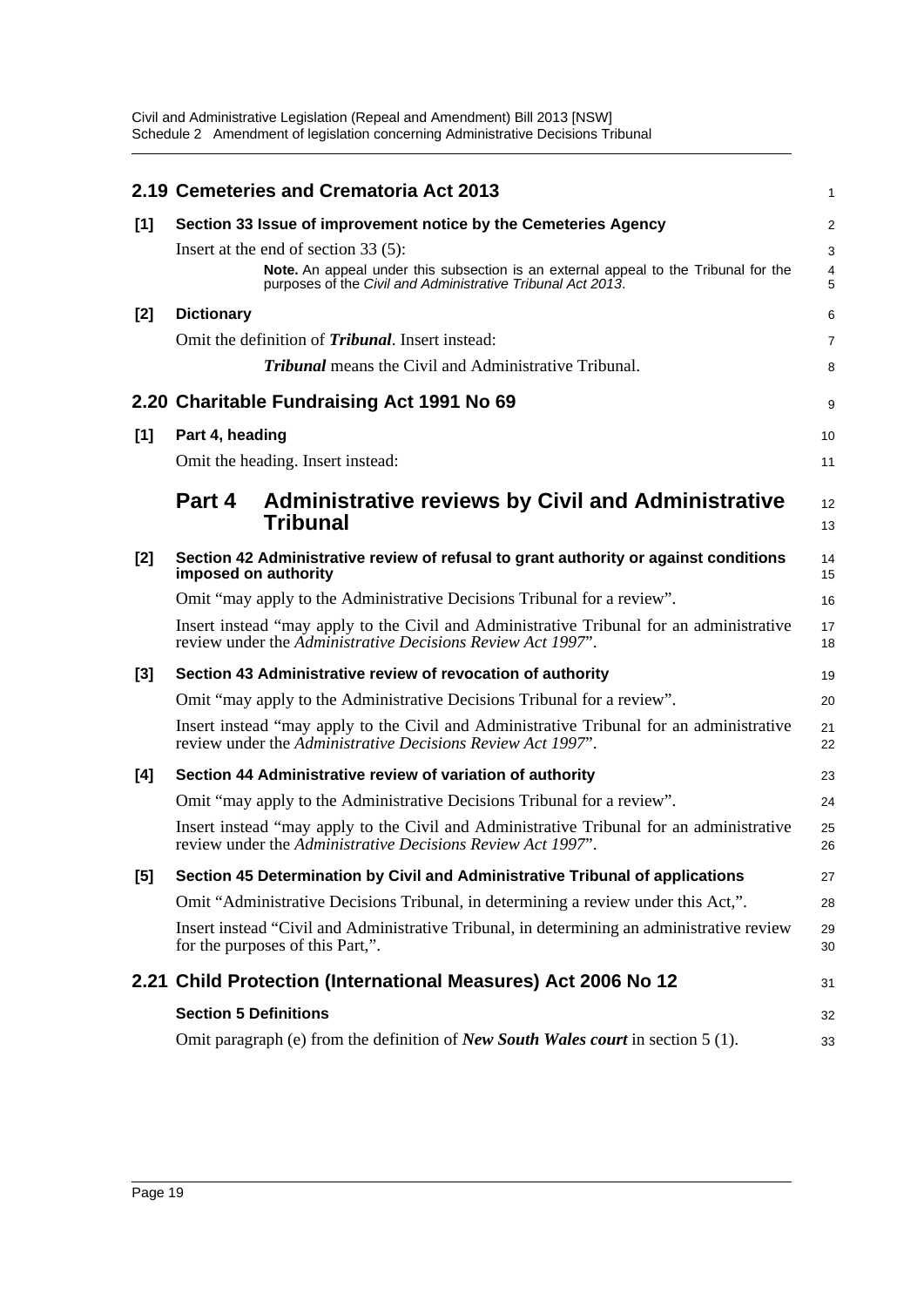## 2.19 Cemeteries and Crematoria Act 2013

**[1] Section 33 Issue of improvement notice by the Cemeteries Agency**

Insert at the end of section 33 (5):

> **Note.** An appeal under this subsection is an external appeal to the Tribunal for the purposes of the *Civil and Administrative Tribunal Act 2013*.

**[2] Dictionary**

Omit the definition of ***Tribunal***. Insert instead:

> ***Tribunal*** means the Civil and Administrative Tribunal.

## 2.20 Charitable Fundraising Act 1991 No 69

**[1] Part 4, heading**

Omit the heading. Insert instead:

> ### Part 4 Administrative reviews by Civil and Administrative Tribunal

**[2] Section 42 Administrative review of refusal to grant authority or against conditions imposed on authority**

Omit "may apply to the Administrative Decisions Tribunal for a review".

Insert instead "may apply to the Civil and Administrative Tribunal for an administrative review under the *Administrative Decisions Review Act 1997*".

**[3] Section 43 Administrative review of revocation of authority**

Omit "may apply to the Administrative Decisions Tribunal for a review".

Insert instead "may apply to the Civil and Administrative Tribunal for an administrative review under the *Administrative Decisions Review Act 1997*".

**[4] Section 44 Administrative review of variation of authority**

Omit "may apply to the Administrative Decisions Tribunal for a review".

Insert instead "may apply to the Civil and Administrative Tribunal for an administrative review under the *Administrative Decisions Review Act 1997*".

**[5] Section 45 Determination by Civil and Administrative Tribunal of applications**

Omit "Administrative Decisions Tribunal, in determining a review under this Act,".

Insert instead "Civil and Administrative Tribunal, in determining an administrative review for the purposes of this Part,".

## 2.21 Child Protection (International Measures) Act 2006 No 12

**Section 5 Definitions**

Omit paragraph (e) from the definition of ***New South Wales court*** in section 5 (1).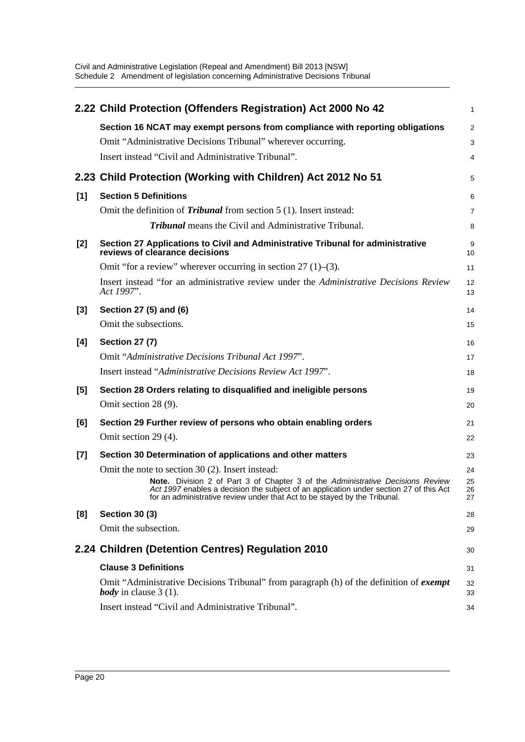## 2.22 Child Protection (Offenders Registration) Act 2000 No 42

**Section 16 NCAT may exempt persons from compliance with reporting obligations**

Omit "Administrative Decisions Tribunal" wherever occurring.

Insert instead "Civil and Administrative Tribunal".

## 2.23 Child Protection (Working with Children) Act 2012 No 51

**[1] Section 5 Definitions**

Omit the definition of ***Tribunal*** from section 5 (1). Insert instead:

> ***Tribunal*** means the Civil and Administrative Tribunal.

**[2] Section 27 Applications to Civil and Administrative Tribunal for administrative reviews of clearance decisions**

Omit "for a review" wherever occurring in section 27 (1)–(3).

Insert instead "for an administrative review under the *Administrative Decisions Review Act 1997*".

**[3] Section 27 (5) and (6)**

Omit the subsections.

**[4] Section 27 (7)**

Omit "*Administrative Decisions Tribunal Act 1997*".

Insert instead "*Administrative Decisions Review Act 1997*".

**[5] Section 28 Orders relating to disqualified and ineligible persons**

Omit section 28 (9).

**[6] Section 29 Further review of persons who obtain enabling orders**

Omit section 29 (4).

**[7] Section 30 Determination of applications and other matters**

Omit the note to section 30 (2). Insert instead:

> **Note.** Division 2 of Part 3 of Chapter 3 of the *Administrative Decisions Review Act 1997* enables a decision the subject of an application under section 27 of this Act for an administrative review under that Act to be stayed by the Tribunal.

**[8] Section 30 (3)**

Omit the subsection.

## 2.24 Children (Detention Centres) Regulation 2010

**Clause 3 Definitions**

Omit "Administrative Decisions Tribunal" from paragraph (h) of the definition of ***exempt body*** in clause 3 (1).

Insert instead "Civil and Administrative Tribunal".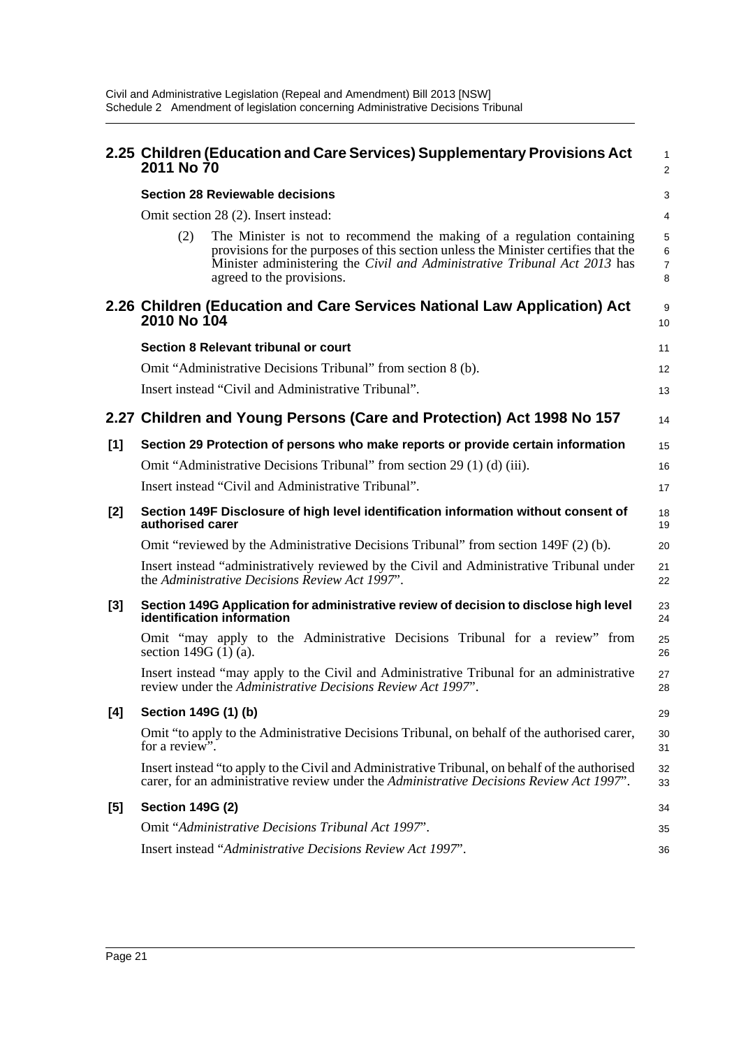## 2.25 Children (Education and Care Services) Supplementary Provisions Act 2011 No 70

**Section 28 Reviewable decisions**

Omit section 28 (2). Insert instead:

(2) The Minister is not to recommend the making of a regulation containing provisions for the purposes of this section unless the Minister certifies that the Minister administering the *Civil and Administrative Tribunal Act 2013* has agreed to the provisions.

## 2.26 Children (Education and Care Services National Law Application) Act 2010 No 104

**Section 8 Relevant tribunal or court**

Omit "Administrative Decisions Tribunal" from section 8 (b).

Insert instead "Civil and Administrative Tribunal".

## 2.27 Children and Young Persons (Care and Protection) Act 1998 No 157

**[1] Section 29 Protection of persons who make reports or provide certain information**

Omit "Administrative Decisions Tribunal" from section 29 (1) (d) (iii).

Insert instead "Civil and Administrative Tribunal".

**[2] Section 149F Disclosure of high level identification information without consent of authorised carer**

Omit "reviewed by the Administrative Decisions Tribunal" from section 149F (2) (b).

Insert instead "administratively reviewed by the Civil and Administrative Tribunal under the *Administrative Decisions Review Act 1997*".

**[3] Section 149G Application for administrative review of decision to disclose high level identification information**

Omit "may apply to the Administrative Decisions Tribunal for a review" from section 149G (1) (a).

Insert instead "may apply to the Civil and Administrative Tribunal for an administrative review under the *Administrative Decisions Review Act 1997*".

**[4] Section 149G (1) (b)**

Omit "to apply to the Administrative Decisions Tribunal, on behalf of the authorised carer, for a review".

Insert instead "to apply to the Civil and Administrative Tribunal, on behalf of the authorised carer, for an administrative review under the *Administrative Decisions Review Act 1997*".

**[5] Section 149G (2)**

Omit "*Administrative Decisions Tribunal Act 1997*".

Insert instead "*Administrative Decisions Review Act 1997*".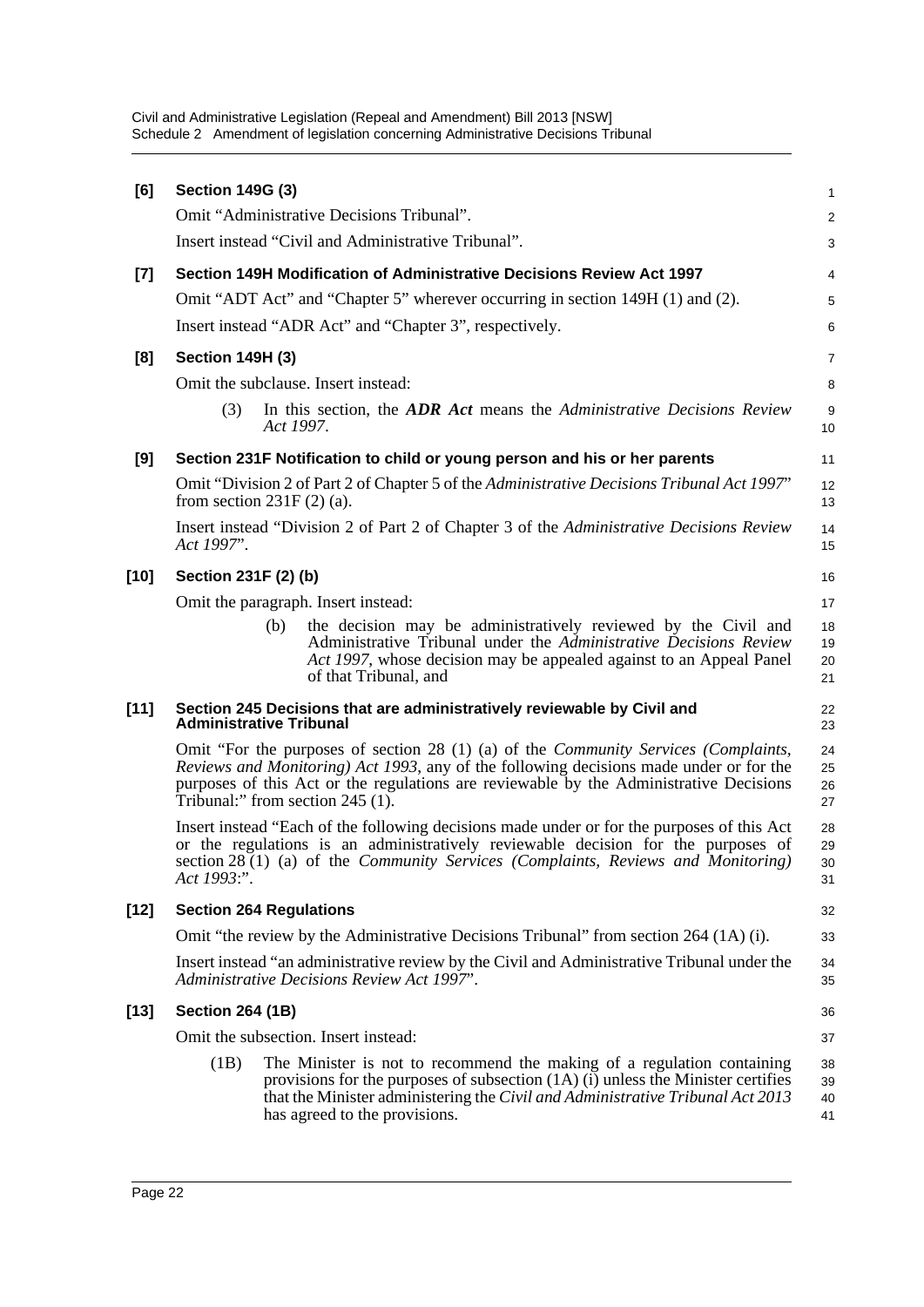**[6] Section 149G (3)**

Omit "Administrative Decisions Tribunal".

Insert instead "Civil and Administrative Tribunal".

**[7] Section 149H Modification of Administrative Decisions Review Act 1997**

Omit "ADT Act" and "Chapter 5" wherever occurring in section 149H (1) and (2).

Insert instead "ADR Act" and "Chapter 3", respectively.

**[8] Section 149H (3)**

Omit the subclause. Insert instead:

> (3) In this section, the ***ADR Act*** means the *Administrative Decisions Review Act 1997*.

**[9] Section 231F Notification to child or young person and his or her parents**

Omit "Division 2 of Part 2 of Chapter 5 of the *Administrative Decisions Tribunal Act 1997*" from section 231F (2) (a).

Insert instead "Division 2 of Part 2 of Chapter 3 of the *Administrative Decisions Review Act 1997*".

**[10] Section 231F (2) (b)**

Omit the paragraph. Insert instead:

> (b) the decision may be administratively reviewed by the Civil and Administrative Tribunal under the *Administrative Decisions Review Act 1997*, whose decision may be appealed against to an Appeal Panel of that Tribunal, and

**[11] Section 245 Decisions that are administratively reviewable by Civil and Administrative Tribunal**

Omit "For the purposes of section 28 (1) (a) of the *Community Services (Complaints, Reviews and Monitoring) Act 1993*, any of the following decisions made under or for the purposes of this Act or the regulations are reviewable by the Administrative Decisions Tribunal:" from section 245 (1).

Insert instead "Each of the following decisions made under or for the purposes of this Act or the regulations is an administratively reviewable decision for the purposes of section 28 (1) (a) of the *Community Services (Complaints, Reviews and Monitoring) Act 1993*:".

**[12] Section 264 Regulations**

Omit "the review by the Administrative Decisions Tribunal" from section 264 (1A) (i).

Insert instead "an administrative review by the Civil and Administrative Tribunal under the *Administrative Decisions Review Act 1997*".

**[13] Section 264 (1B)**

Omit the subsection. Insert instead:

> (1B) The Minister is not to recommend the making of a regulation containing provisions for the purposes of subsection (1A) (i) unless the Minister certifies that the Minister administering the *Civil and Administrative Tribunal Act 2013* has agreed to the provisions.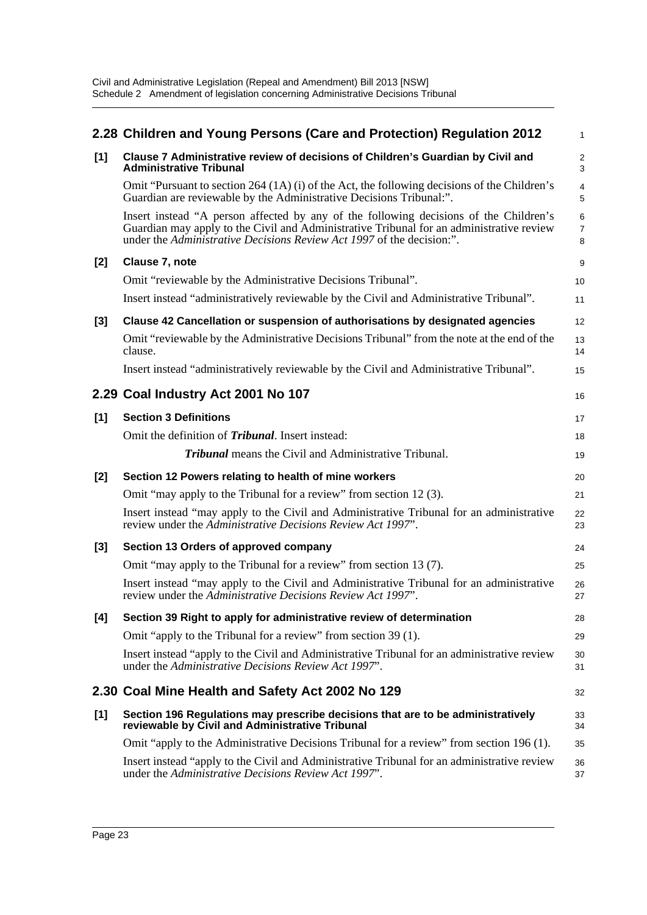## 2.28 Children and Young Persons (Care and Protection) Regulation 2012

**[1] Clause 7 Administrative review of decisions of Children's Guardian by Civil and Administrative Tribunal**

Omit "Pursuant to section 264 (1A) (i) of the Act, the following decisions of the Children's Guardian are reviewable by the Administrative Decisions Tribunal:".

Insert instead "A person affected by any of the following decisions of the Children's Guardian may apply to the Civil and Administrative Tribunal for an administrative review under the *Administrative Decisions Review Act 1997* of the decision:".

**[2] Clause 7, note**

Omit "reviewable by the Administrative Decisions Tribunal".

Insert instead "administratively reviewable by the Civil and Administrative Tribunal".

**[3] Clause 42 Cancellation or suspension of authorisations by designated agencies**

Omit "reviewable by the Administrative Decisions Tribunal" from the note at the end of the clause.

Insert instead "administratively reviewable by the Civil and Administrative Tribunal".

## 2.29 Coal Industry Act 2001 No 107

**[1] Section 3 Definitions**

Omit the definition of ***Tribunal***. Insert instead:

> ***Tribunal*** means the Civil and Administrative Tribunal.

**[2] Section 12 Powers relating to health of mine workers**

Omit "may apply to the Tribunal for a review" from section 12 (3).

Insert instead "may apply to the Civil and Administrative Tribunal for an administrative review under the *Administrative Decisions Review Act 1997*".

**[3] Section 13 Orders of approved company**

Omit "may apply to the Tribunal for a review" from section 13 (7).

Insert instead "may apply to the Civil and Administrative Tribunal for an administrative review under the *Administrative Decisions Review Act 1997*".

**[4] Section 39 Right to apply for administrative review of determination**

Omit "apply to the Tribunal for a review" from section 39 (1).

Insert instead "apply to the Civil and Administrative Tribunal for an administrative review under the *Administrative Decisions Review Act 1997*".

## 2.30 Coal Mine Health and Safety Act 2002 No 129

**[1] Section 196 Regulations may prescribe decisions that are to be administratively reviewable by Civil and Administrative Tribunal**

Omit "apply to the Administrative Decisions Tribunal for a review" from section 196 (1).

Insert instead "apply to the Civil and Administrative Tribunal for an administrative review under the *Administrative Decisions Review Act 1997*".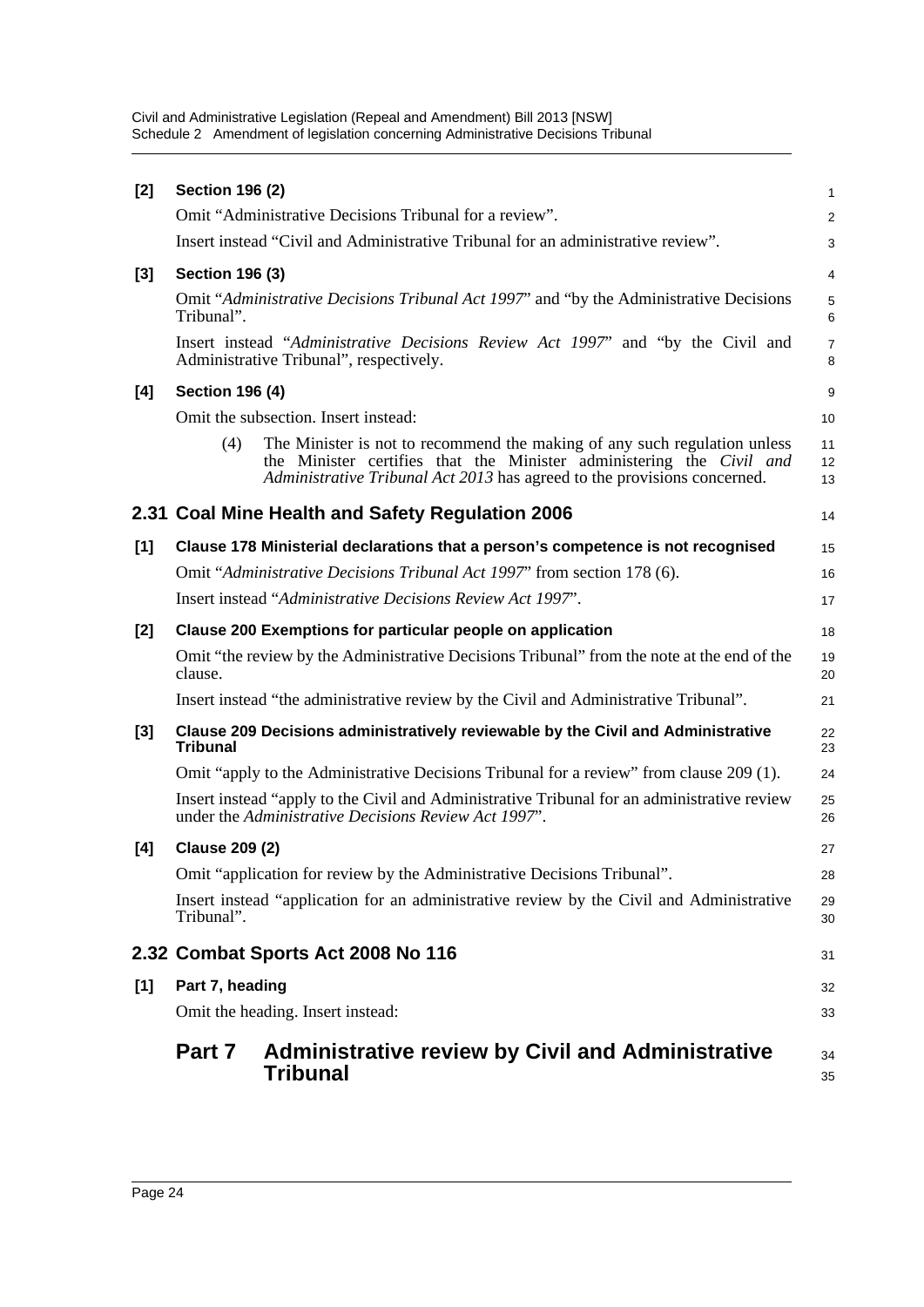**[2] Section 196 (2)**

Omit "Administrative Decisions Tribunal for a review".

Insert instead "Civil and Administrative Tribunal for an administrative review".

**[3] Section 196 (3)**

Omit "*Administrative Decisions Tribunal Act 1997*" and "by the Administrative Decisions Tribunal".

Insert instead "*Administrative Decisions Review Act 1997*" and "by the Civil and Administrative Tribunal", respectively.

**[4] Section 196 (4)**

Omit the subsection. Insert instead:

> (4) The Minister is not to recommend the making of any such regulation unless the Minister certifies that the Minister administering the *Civil and Administrative Tribunal Act 2013* has agreed to the provisions concerned.

## 2.31 Coal Mine Health and Safety Regulation 2006

**[1] Clause 178 Ministerial declarations that a person's competence is not recognised**

Omit "*Administrative Decisions Tribunal Act 1997*" from section 178 (6).

Insert instead "*Administrative Decisions Review Act 1997*".

**[2] Clause 200 Exemptions for particular people on application**

Omit "the review by the Administrative Decisions Tribunal" from the note at the end of the clause.

Insert instead "the administrative review by the Civil and Administrative Tribunal".

**[3] Clause 209 Decisions administratively reviewable by the Civil and Administrative Tribunal**

Omit "apply to the Administrative Decisions Tribunal for a review" from clause 209 (1).

Insert instead "apply to the Civil and Administrative Tribunal for an administrative review under the *Administrative Decisions Review Act 1997*".

**[4] Clause 209 (2)**

Omit "application for review by the Administrative Decisions Tribunal".

Insert instead "application for an administrative review by the Civil and Administrative Tribunal".

## 2.32 Combat Sports Act 2008 No 116

**[1] Part 7, heading**

Omit the heading. Insert instead:

# Part 7 Administrative review by Civil and Administrative Tribunal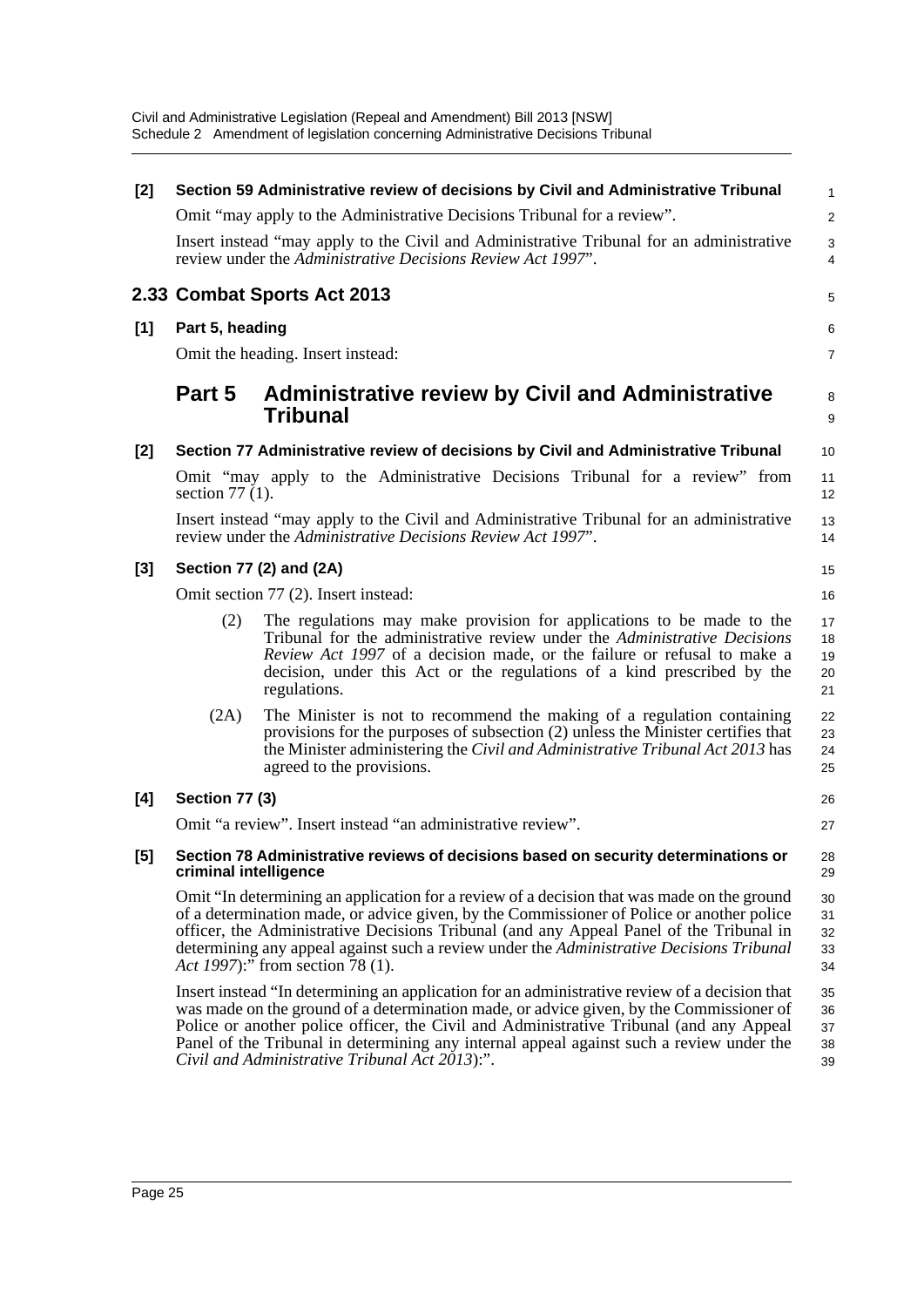**[2] Section 59 Administrative review of decisions by Civil and Administrative Tribunal**

Omit "may apply to the Administrative Decisions Tribunal for a review".

Insert instead "may apply to the Civil and Administrative Tribunal for an administrative review under the *Administrative Decisions Review Act 1997*".

## 2.33 Combat Sports Act 2013

**[1] Part 5, heading**

Omit the heading. Insert instead:

### Part 5 Administrative review by Civil and Administrative Tribunal

**[2] Section 77 Administrative review of decisions by Civil and Administrative Tribunal**

Omit "may apply to the Administrative Decisions Tribunal for a review" from section 77 (1).

Insert instead "may apply to the Civil and Administrative Tribunal for an administrative review under the *Administrative Decisions Review Act 1997*".

**[3] Section 77 (2) and (2A)**

Omit section 77 (2). Insert instead:

(2) The regulations may make provision for applications to be made to the Tribunal for the administrative review under the *Administrative Decisions Review Act 1997* of a decision made, or the failure or refusal to make a decision, under this Act or the regulations of a kind prescribed by the regulations.

(2A) The Minister is not to recommend the making of a regulation containing provisions for the purposes of subsection (2) unless the Minister certifies that the Minister administering the *Civil and Administrative Tribunal Act 2013* has agreed to the provisions.

**[4] Section 77 (3)**

Omit "a review". Insert instead "an administrative review".

**[5] Section 78 Administrative reviews of decisions based on security determinations or criminal intelligence**

Omit "In determining an application for a review of a decision that was made on the ground of a determination made, or advice given, by the Commissioner of Police or another police officer, the Administrative Decisions Tribunal (and any Appeal Panel of the Tribunal in determining any appeal against such a review under the *Administrative Decisions Tribunal Act 1997*):" from section 78 (1).

Insert instead "In determining an application for an administrative review of a decision that was made on the ground of a determination made, or advice given, by the Commissioner of Police or another police officer, the Civil and Administrative Tribunal (and any Appeal Panel of the Tribunal in determining any internal appeal against such a review under the *Civil and Administrative Tribunal Act 2013*):".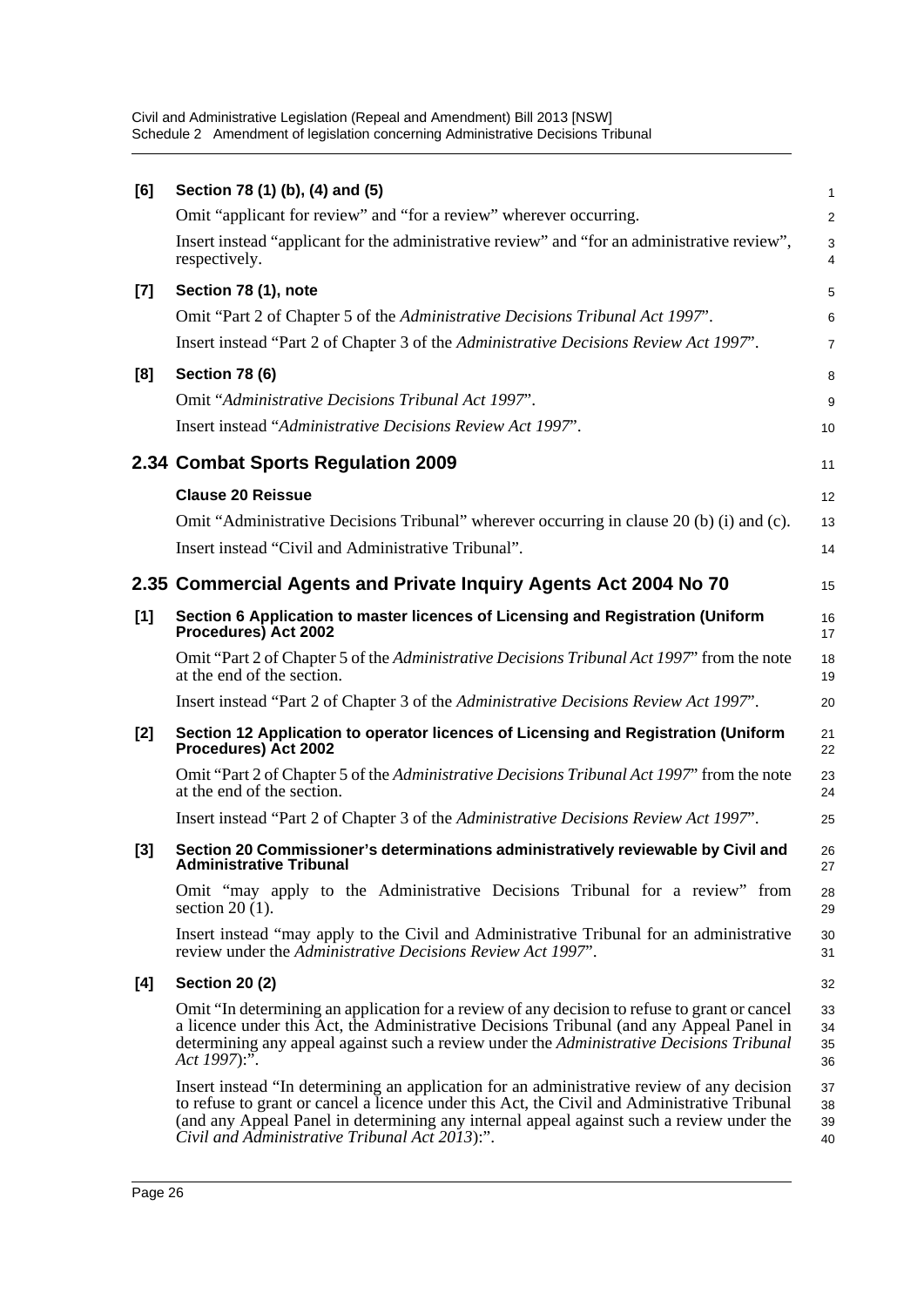**[6] Section 78 (1) (b), (4) and (5)**

Omit "applicant for review" and "for a review" wherever occurring.

Insert instead "applicant for the administrative review" and "for an administrative review", respectively.

**[7] Section 78 (1), note**

Omit "Part 2 of Chapter 5 of the *Administrative Decisions Tribunal Act 1997*".

Insert instead "Part 2 of Chapter 3 of the *Administrative Decisions Review Act 1997*".

**[8] Section 78 (6)**

Omit "*Administrative Decisions Tribunal Act 1997*".

Insert instead "*Administrative Decisions Review Act 1997*".

## 2.34 Combat Sports Regulation 2009

**Clause 20 Reissue**

Omit "Administrative Decisions Tribunal" wherever occurring in clause 20 (b) (i) and (c).

Insert instead "Civil and Administrative Tribunal".

## 2.35 Commercial Agents and Private Inquiry Agents Act 2004 No 70

**[1] Section 6 Application to master licences of Licensing and Registration (Uniform Procedures) Act 2002**

Omit "Part 2 of Chapter 5 of the *Administrative Decisions Tribunal Act 1997*" from the note at the end of the section.

Insert instead "Part 2 of Chapter 3 of the *Administrative Decisions Review Act 1997*".

**[2] Section 12 Application to operator licences of Licensing and Registration (Uniform Procedures) Act 2002**

Omit "Part 2 of Chapter 5 of the *Administrative Decisions Tribunal Act 1997*" from the note at the end of the section.

Insert instead "Part 2 of Chapter 3 of the *Administrative Decisions Review Act 1997*".

**[3] Section 20 Commissioner's determinations administratively reviewable by Civil and Administrative Tribunal**

Omit "may apply to the Administrative Decisions Tribunal for a review" from section 20 (1).

Insert instead "may apply to the Civil and Administrative Tribunal for an administrative review under the *Administrative Decisions Review Act 1997*".

**[4] Section 20 (2)**

Omit "In determining an application for a review of any decision to refuse to grant or cancel a licence under this Act, the Administrative Decisions Tribunal (and any Appeal Panel in determining any appeal against such a review under the *Administrative Decisions Tribunal Act 1997*):".

Insert instead "In determining an application for an administrative review of any decision to refuse to grant or cancel a licence under this Act, the Civil and Administrative Tribunal (and any Appeal Panel in determining any internal appeal against such a review under the *Civil and Administrative Tribunal Act 2013*):".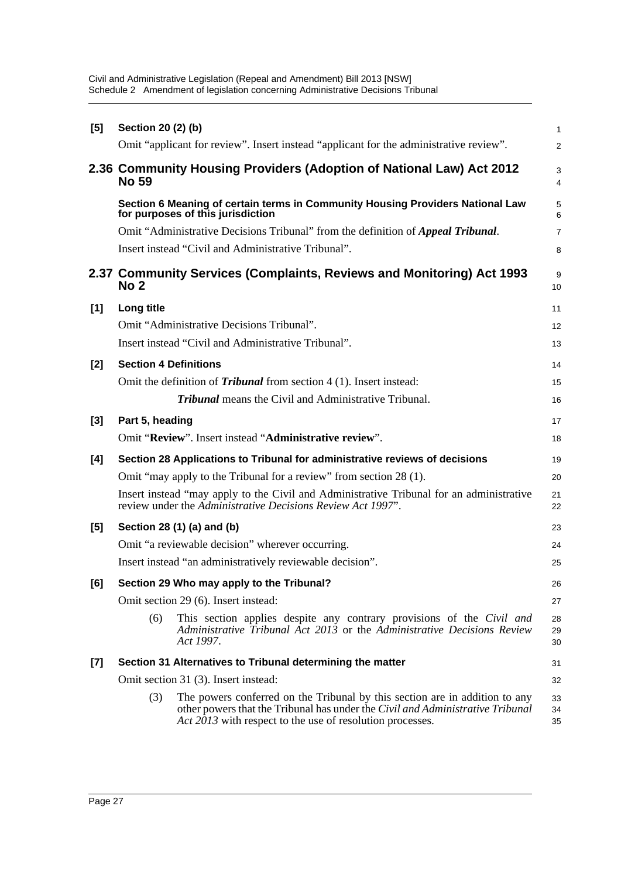**[5] Section 20 (2) (b)**

Omit "applicant for review". Insert instead "applicant for the administrative review".

## 2.36 Community Housing Providers (Adoption of National Law) Act 2012 No 59

**Section 6 Meaning of certain terms in Community Housing Providers National Law for purposes of this jurisdiction**

Omit "Administrative Decisions Tribunal" from the definition of ***Appeal Tribunal***.

Insert instead "Civil and Administrative Tribunal".

## 2.37 Community Services (Complaints, Reviews and Monitoring) Act 1993 No 2

**[1] Long title**

Omit "Administrative Decisions Tribunal".

Insert instead "Civil and Administrative Tribunal".

**[2] Section 4 Definitions**

Omit the definition of ***Tribunal*** from section 4 (1). Insert instead:

> ***Tribunal*** means the Civil and Administrative Tribunal.

**[3] Part 5, heading**

Omit "**Review**". Insert instead "**Administrative review**".

**[4] Section 28 Applications to Tribunal for administrative reviews of decisions**

Omit "may apply to the Tribunal for a review" from section 28 (1).

Insert instead "may apply to the Civil and Administrative Tribunal for an administrative review under the *Administrative Decisions Review Act 1997*".

**[5] Section 28 (1) (a) and (b)**

Omit "a reviewable decision" wherever occurring.

Insert instead "an administratively reviewable decision".

**[6] Section 29 Who may apply to the Tribunal?**

Omit section 29 (6). Insert instead:

> (6) This section applies despite any contrary provisions of the *Civil and Administrative Tribunal Act 2013* or the *Administrative Decisions Review Act 1997*.

**[7] Section 31 Alternatives to Tribunal determining the matter**

Omit section 31 (3). Insert instead:

> (3) The powers conferred on the Tribunal by this section are in addition to any other powers that the Tribunal has under the *Civil and Administrative Tribunal Act 2013* with respect to the use of resolution processes.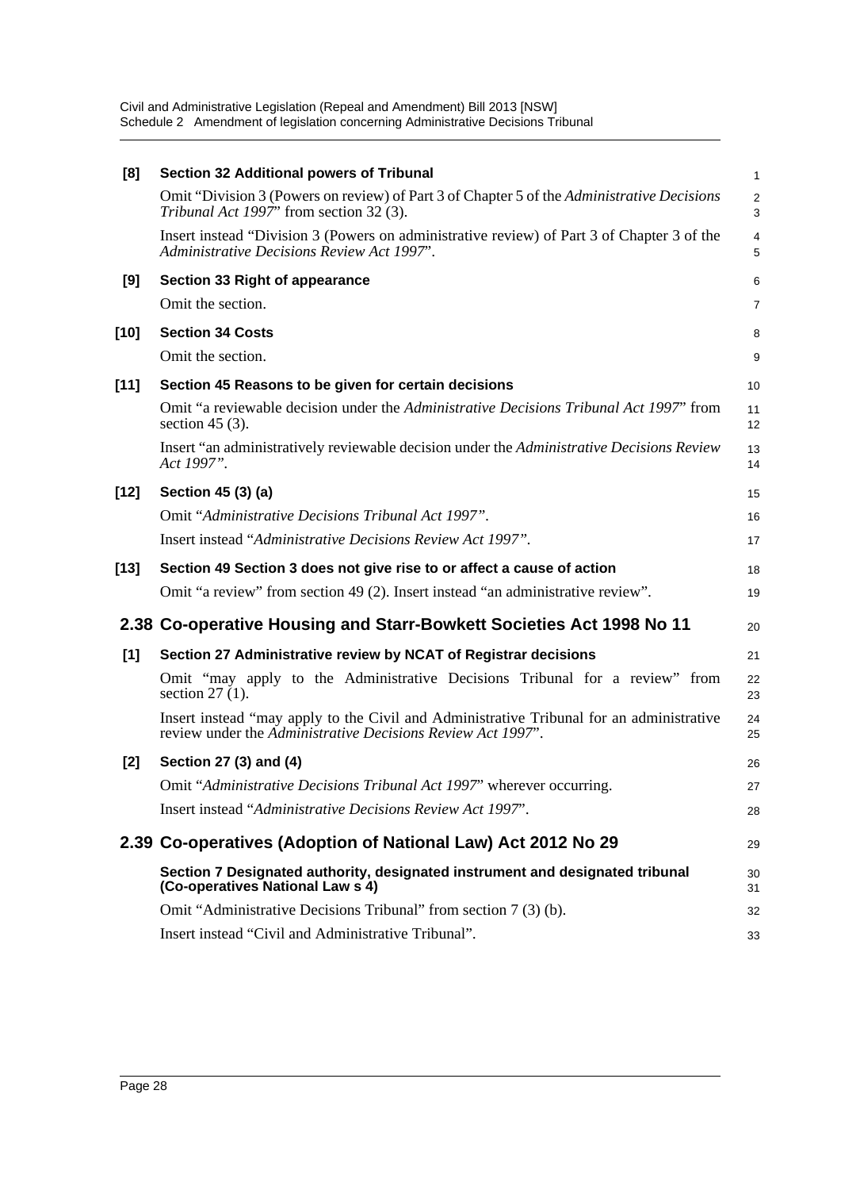**[8] Section 32 Additional powers of Tribunal**

Omit "Division 3 (Powers on review) of Part 3 of Chapter 5 of the *Administrative Decisions Tribunal Act 1997*" from section 32 (3).

Insert instead "Division 3 (Powers on administrative review) of Part 3 of Chapter 3 of the *Administrative Decisions Review Act 1997*".

**[9] Section 33 Right of appearance**

Omit the section.

**[10] Section 34 Costs**

Omit the section.

**[11] Section 45 Reasons to be given for certain decisions**

Omit "a reviewable decision under the *Administrative Decisions Tribunal Act 1997*" from section 45 (3).

Insert "an administratively reviewable decision under the *Administrative Decisions Review Act 1997*".

**[12] Section 45 (3) (a)**

Omit "*Administrative Decisions Tribunal Act 1997*".

Insert instead "*Administrative Decisions Review Act 1997*".

**[13] Section 49 Section 3 does not give rise to or affect a cause of action**

Omit "a review" from section 49 (2). Insert instead "an administrative review".

## 2.38 Co-operative Housing and Starr-Bowkett Societies Act 1998 No 11

**[1] Section 27 Administrative review by NCAT of Registrar decisions**

Omit "may apply to the Administrative Decisions Tribunal for a review" from section 27 (1).

Insert instead "may apply to the Civil and Administrative Tribunal for an administrative review under the *Administrative Decisions Review Act 1997*".

**[2] Section 27 (3) and (4)**

Omit "*Administrative Decisions Tribunal Act 1997*" wherever occurring.

Insert instead "*Administrative Decisions Review Act 1997*".

## 2.39 Co-operatives (Adoption of National Law) Act 2012 No 29

**Section 7 Designated authority, designated instrument and designated tribunal (Co-operatives National Law s 4)**

Omit "Administrative Decisions Tribunal" from section 7 (3) (b).

Insert instead "Civil and Administrative Tribunal".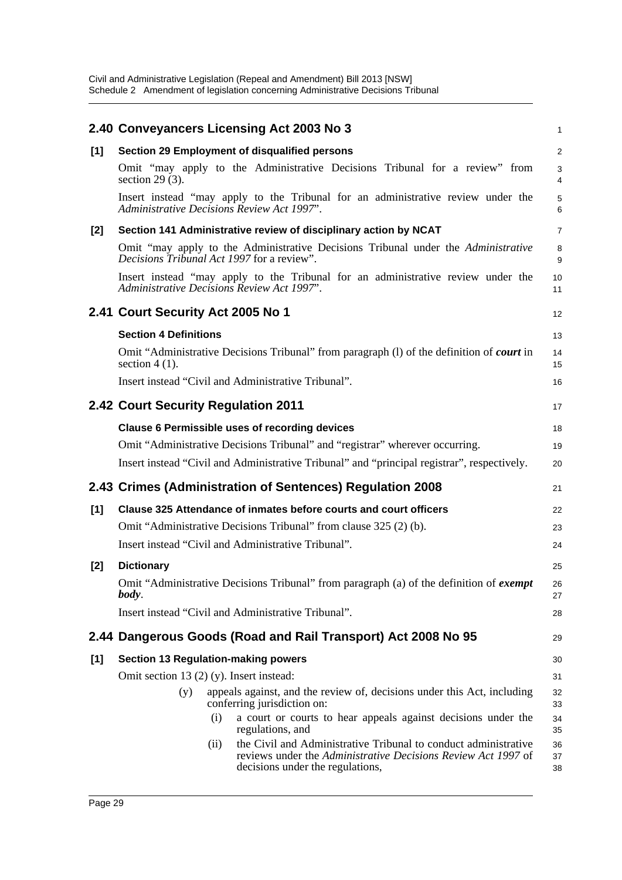## 2.40 Conveyancers Licensing Act 2003 No 3

**[1] Section 29 Employment of disqualified persons**

Omit "may apply to the Administrative Decisions Tribunal for a review" from section 29 (3).

Insert instead "may apply to the Tribunal for an administrative review under the *Administrative Decisions Review Act 1997*".

**[2] Section 141 Administrative review of disciplinary action by NCAT**

Omit "may apply to the Administrative Decisions Tribunal under the *Administrative Decisions Tribunal Act 1997* for a review".

Insert instead "may apply to the Tribunal for an administrative review under the *Administrative Decisions Review Act 1997*".

## 2.41 Court Security Act 2005 No 1

**Section 4 Definitions**

Omit "Administrative Decisions Tribunal" from paragraph (l) of the definition of ***court*** in section 4 (1).

Insert instead "Civil and Administrative Tribunal".

## 2.42 Court Security Regulation 2011

**Clause 6 Permissible uses of recording devices**

Omit "Administrative Decisions Tribunal" and "registrar" wherever occurring.

Insert instead "Civil and Administrative Tribunal" and "principal registrar", respectively.

## 2.43 Crimes (Administration of Sentences) Regulation 2008

**[1] Clause 325 Attendance of inmates before courts and court officers**

Omit "Administrative Decisions Tribunal" from clause 325 (2) (b).

Insert instead "Civil and Administrative Tribunal".

**[2] Dictionary**

Omit "Administrative Decisions Tribunal" from paragraph (a) of the definition of ***exempt body***.

Insert instead "Civil and Administrative Tribunal".

## 2.44 Dangerous Goods (Road and Rail Transport) Act 2008 No 95

**[1] Section 13 Regulation-making powers**

Omit section 13 (2) (y). Insert instead:

(y) appeals against, and the review of, decisions under this Act, including conferring jurisdiction on:

(i) a court or courts to hear appeals against decisions under the regulations, and

(ii) the Civil and Administrative Tribunal to conduct administrative reviews under the *Administrative Decisions Review Act 1997* of decisions under the regulations,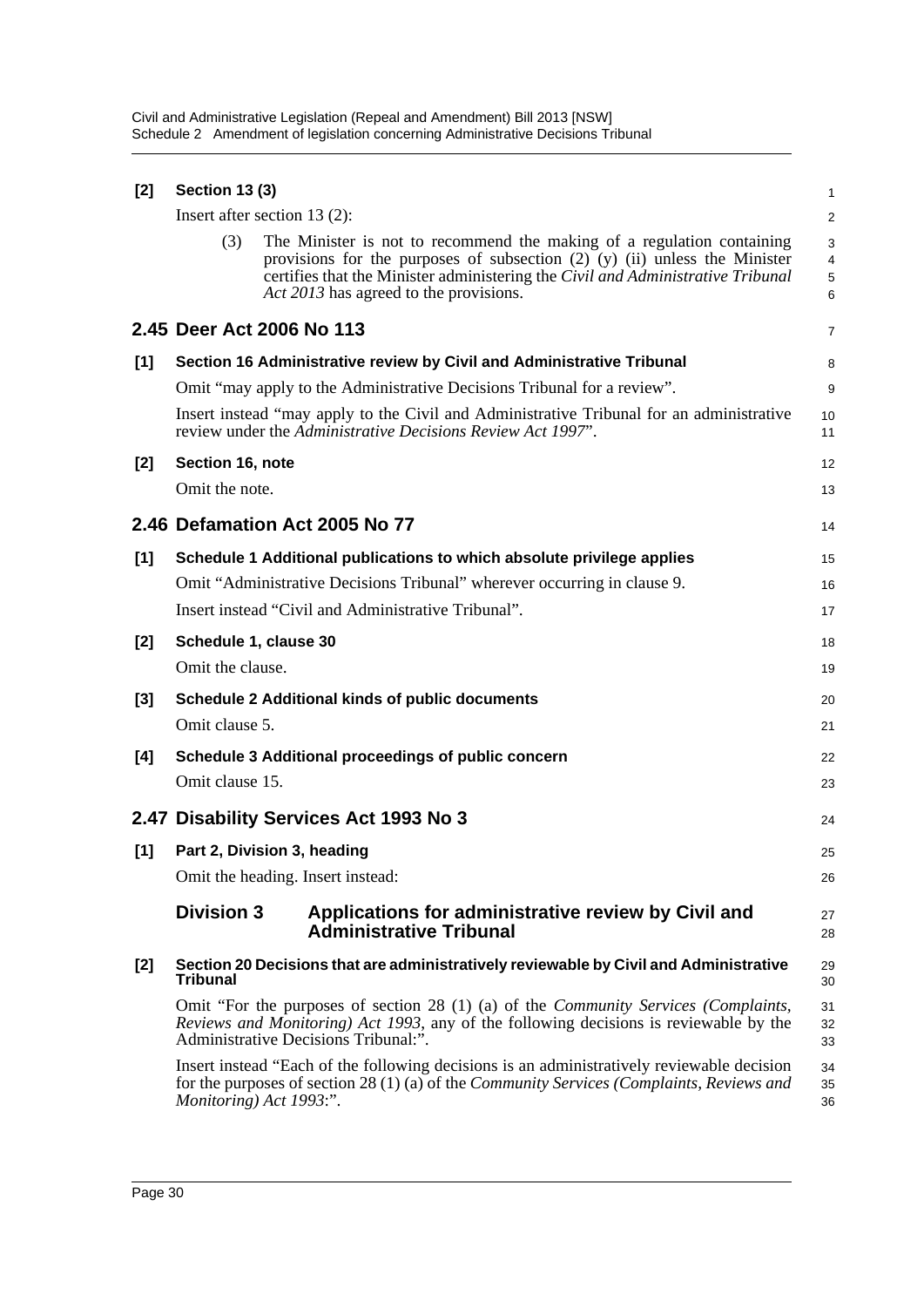**[2] Section 13 (3)**

Insert after section 13 (2):

(3) The Minister is not to recommend the making of a regulation containing provisions for the purposes of subsection (2) (y) (ii) unless the Minister certifies that the Minister administering the *Civil and Administrative Tribunal Act 2013* has agreed to the provisions.

## 2.45 Deer Act 2006 No 113

**[1] Section 16 Administrative review by Civil and Administrative Tribunal**

Omit "may apply to the Administrative Decisions Tribunal for a review".

Insert instead "may apply to the Civil and Administrative Tribunal for an administrative review under the *Administrative Decisions Review Act 1997*".

**[2] Section 16, note**

Omit the note.

## 2.46 Defamation Act 2005 No 77

**[1] Schedule 1 Additional publications to which absolute privilege applies**

Omit "Administrative Decisions Tribunal" wherever occurring in clause 9.

Insert instead "Civil and Administrative Tribunal".

**[2] Schedule 1, clause 30**

Omit the clause.

**[3] Schedule 2 Additional kinds of public documents**

Omit clause 5.

**[4] Schedule 3 Additional proceedings of public concern**

Omit clause 15.

## 2.47 Disability Services Act 1993 No 3

**[1] Part 2, Division 3, heading**

Omit the heading. Insert instead:

### Division 3 Applications for administrative review by Civil and Administrative Tribunal

**[2] Section 20 Decisions that are administratively reviewable by Civil and Administrative Tribunal**

Omit "For the purposes of section 28 (1) (a) of the *Community Services (Complaints, Reviews and Monitoring) Act 1993*, any of the following decisions is reviewable by the Administrative Decisions Tribunal:".

Insert instead "Each of the following decisions is an administratively reviewable decision for the purposes of section 28 (1) (a) of the *Community Services (Complaints, Reviews and Monitoring) Act 1993*:".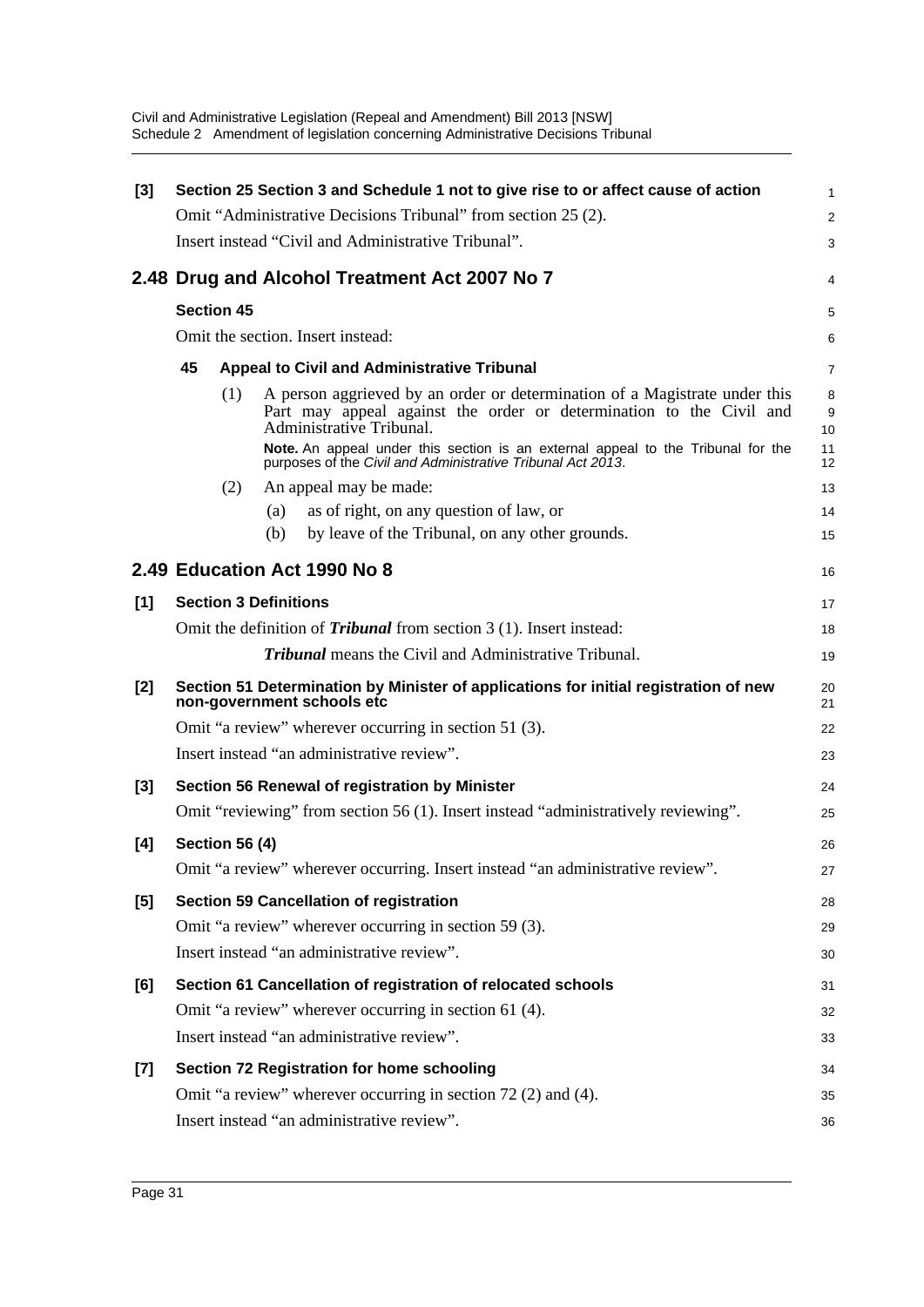**[3] Section 25 Section 3 and Schedule 1 not to give rise to or affect cause of action**

Omit "Administrative Decisions Tribunal" from section 25 (2).

Insert instead "Civil and Administrative Tribunal".

## 2.48 Drug and Alcohol Treatment Act 2007 No 7

**Section 45**

Omit the section. Insert instead:

**45 Appeal to Civil and Administrative Tribunal**

(1) A person aggrieved by an order or determination of a Magistrate under this Part may appeal against the order or determination to the Civil and Administrative Tribunal.

**Note.** An appeal under this section is an external appeal to the Tribunal for the purposes of the *Civil and Administrative Tribunal Act 2013*.

(2) An appeal may be made:

(a) as of right, on any question of law, or

(b) by leave of the Tribunal, on any other grounds.

## 2.49 Education Act 1990 No 8

**[1] Section 3 Definitions**

Omit the definition of ***Tribunal*** from section 3 (1). Insert instead:

***Tribunal*** means the Civil and Administrative Tribunal.

**[2] Section 51 Determination by Minister of applications for initial registration of new non-government schools etc**

Omit "a review" wherever occurring in section 51 (3).

Insert instead "an administrative review".

**[3] Section 56 Renewal of registration by Minister**

Omit "reviewing" from section 56 (1). Insert instead "administratively reviewing".

**[4] Section 56 (4)**

Omit "a review" wherever occurring. Insert instead "an administrative review".

**[5] Section 59 Cancellation of registration**

Omit "a review" wherever occurring in section 59 (3).

Insert instead "an administrative review".

**[6] Section 61 Cancellation of registration of relocated schools**

Omit "a review" wherever occurring in section 61 (4).

Insert instead "an administrative review".

**[7] Section 72 Registration for home schooling**

Omit "a review" wherever occurring in section 72 (2) and (4).

Insert instead "an administrative review".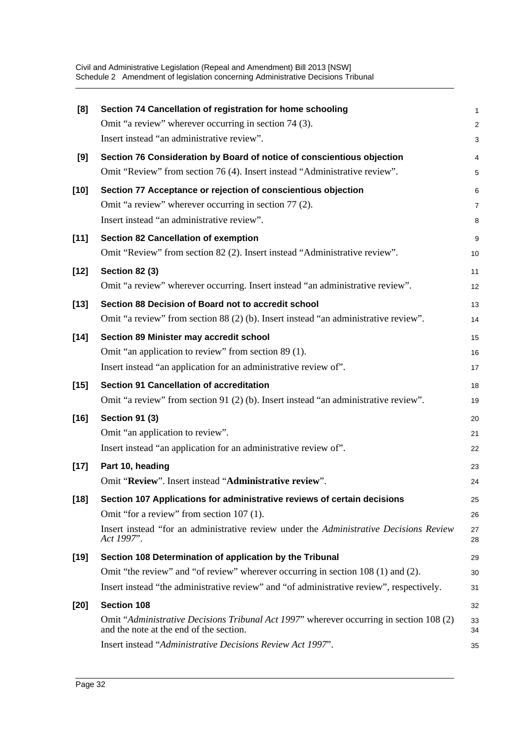**[8] Section 74 Cancellation of registration for home schooling**

Omit "a review" wherever occurring in section 74 (3).

Insert instead "an administrative review".

**[9] Section 76 Consideration by Board of notice of conscientious objection**

Omit "Review" from section 76 (4). Insert instead "Administrative review".

**[10] Section 77 Acceptance or rejection of conscientious objection**

Omit "a review" wherever occurring in section 77 (2).

Insert instead "an administrative review".

**[11] Section 82 Cancellation of exemption**

Omit "Review" from section 82 (2). Insert instead "Administrative review".

**[12] Section 82 (3)**

Omit "a review" wherever occurring. Insert instead "an administrative review".

**[13] Section 88 Decision of Board not to accredit school**

Omit "a review" from section 88 (2) (b). Insert instead "an administrative review".

**[14] Section 89 Minister may accredit school**

Omit "an application to review" from section 89 (1).

Insert instead "an application for an administrative review of".

**[15] Section 91 Cancellation of accreditation**

Omit "a review" from section 91 (2) (b). Insert instead "an administrative review".

**[16] Section 91 (3)**

Omit "an application to review".

Insert instead "an application for an administrative review of".

**[17] Part 10, heading**

Omit "**Review**". Insert instead "**Administrative review**".

**[18] Section 107 Applications for administrative reviews of certain decisions**

Omit "for a review" from section 107 (1).

Insert instead "for an administrative review under the *Administrative Decisions Review Act 1997*".

**[19] Section 108 Determination of application by the Tribunal**

Omit "the review" and "of review" wherever occurring in section 108 (1) and (2).

Insert instead "the administrative review" and "of administrative review", respectively.

**[20] Section 108**

Omit "*Administrative Decisions Tribunal Act 1997*" wherever occurring in section 108 (2) and the note at the end of the section.

Insert instead "*Administrative Decisions Review Act 1997*".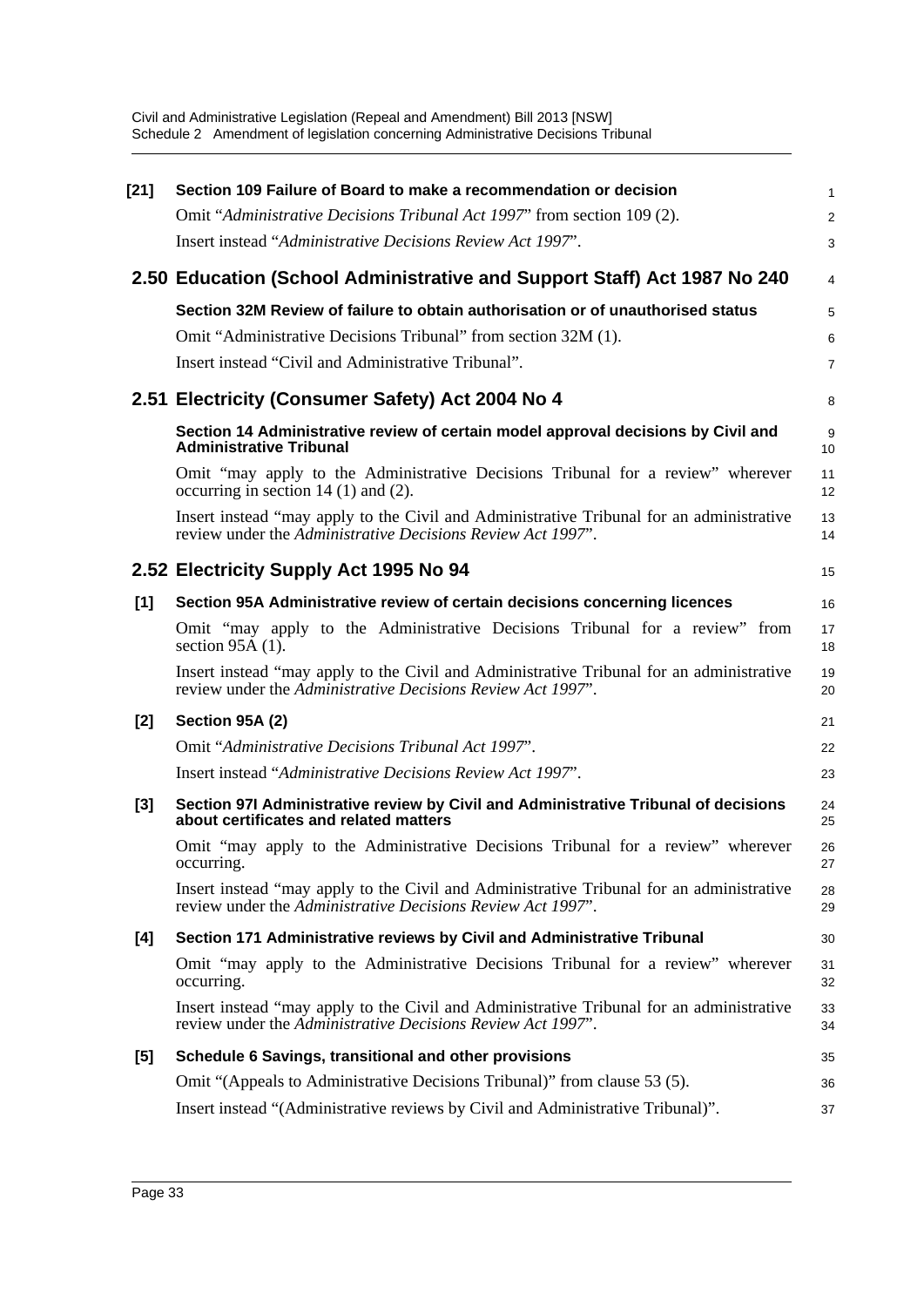**[21] Section 109 Failure of Board to make a recommendation or decision**

Omit "*Administrative Decisions Tribunal Act 1997*" from section 109 (2).

Insert instead "*Administrative Decisions Review Act 1997*".

## 2.50 Education (School Administrative and Support Staff) Act 1987 No 240

**Section 32M Review of failure to obtain authorisation or of unauthorised status**

Omit "Administrative Decisions Tribunal" from section 32M (1).

Insert instead "Civil and Administrative Tribunal".

## 2.51 Electricity (Consumer Safety) Act 2004 No 4

**Section 14 Administrative review of certain model approval decisions by Civil and Administrative Tribunal**

Omit "may apply to the Administrative Decisions Tribunal for a review" wherever occurring in section 14 (1) and (2).

Insert instead "may apply to the Civil and Administrative Tribunal for an administrative review under the *Administrative Decisions Review Act 1997*".

## 2.52 Electricity Supply Act 1995 No 94

**[1] Section 95A Administrative review of certain decisions concerning licences**

Omit "may apply to the Administrative Decisions Tribunal for a review" from section 95A (1).

Insert instead "may apply to the Civil and Administrative Tribunal for an administrative review under the *Administrative Decisions Review Act 1997*".

**[2] Section 95A (2)**

Omit "*Administrative Decisions Tribunal Act 1997*".

Insert instead "*Administrative Decisions Review Act 1997*".

**[3] Section 97I Administrative review by Civil and Administrative Tribunal of decisions about certificates and related matters**

Omit "may apply to the Administrative Decisions Tribunal for a review" wherever occurring.

Insert instead "may apply to the Civil and Administrative Tribunal for an administrative review under the *Administrative Decisions Review Act 1997*".

**[4] Section 171 Administrative reviews by Civil and Administrative Tribunal**

Omit "may apply to the Administrative Decisions Tribunal for a review" wherever occurring.

Insert instead "may apply to the Civil and Administrative Tribunal for an administrative review under the *Administrative Decisions Review Act 1997*".

**[5] Schedule 6 Savings, transitional and other provisions**

Omit "(Appeals to Administrative Decisions Tribunal)" from clause 53 (5).

Insert instead "(Administrative reviews by Civil and Administrative Tribunal)".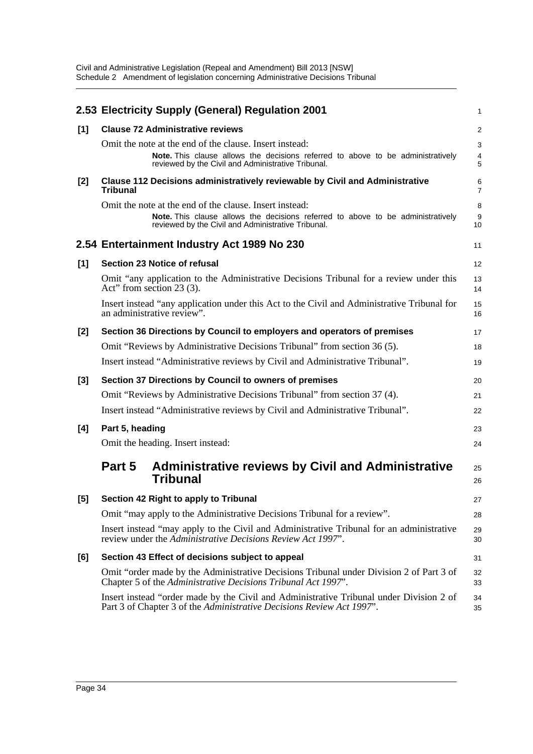## 2.53 Electricity Supply (General) Regulation 2001

**[1] Clause 72 Administrative reviews**

Omit the note at the end of the clause. Insert instead:

> **Note.** This clause allows the decisions referred to above to be administratively reviewed by the Civil and Administrative Tribunal.

**[2] Clause 112 Decisions administratively reviewable by Civil and Administrative Tribunal**

Omit the note at the end of the clause. Insert instead:

> **Note.** This clause allows the decisions referred to above to be administratively reviewed by the Civil and Administrative Tribunal.

## 2.54 Entertainment Industry Act 1989 No 230

**[1] Section 23 Notice of refusal**

Omit "any application to the Administrative Decisions Tribunal for a review under this Act" from section 23 (3).

Insert instead "any application under this Act to the Civil and Administrative Tribunal for an administrative review".

**[2] Section 36 Directions by Council to employers and operators of premises**

Omit "Reviews by Administrative Decisions Tribunal" from section 36 (5).

Insert instead "Administrative reviews by Civil and Administrative Tribunal".

**[3] Section 37 Directions by Council to owners of premises**

Omit "Reviews by Administrative Decisions Tribunal" from section 37 (4).

Insert instead "Administrative reviews by Civil and Administrative Tribunal".

**[4] Part 5, heading**

Omit the heading. Insert instead:

### Part 5 Administrative reviews by Civil and Administrative Tribunal

**[5] Section 42 Right to apply to Tribunal**

Omit "may apply to the Administrative Decisions Tribunal for a review".

Insert instead "may apply to the Civil and Administrative Tribunal for an administrative review under the *Administrative Decisions Review Act 1997*".

**[6] Section 43 Effect of decisions subject to appeal**

Omit "order made by the Administrative Decisions Tribunal under Division 2 of Part 3 of Chapter 5 of the *Administrative Decisions Tribunal Act 1997*".

Insert instead "order made by the Civil and Administrative Tribunal under Division 2 of Part 3 of Chapter 3 of the *Administrative Decisions Review Act 1997*".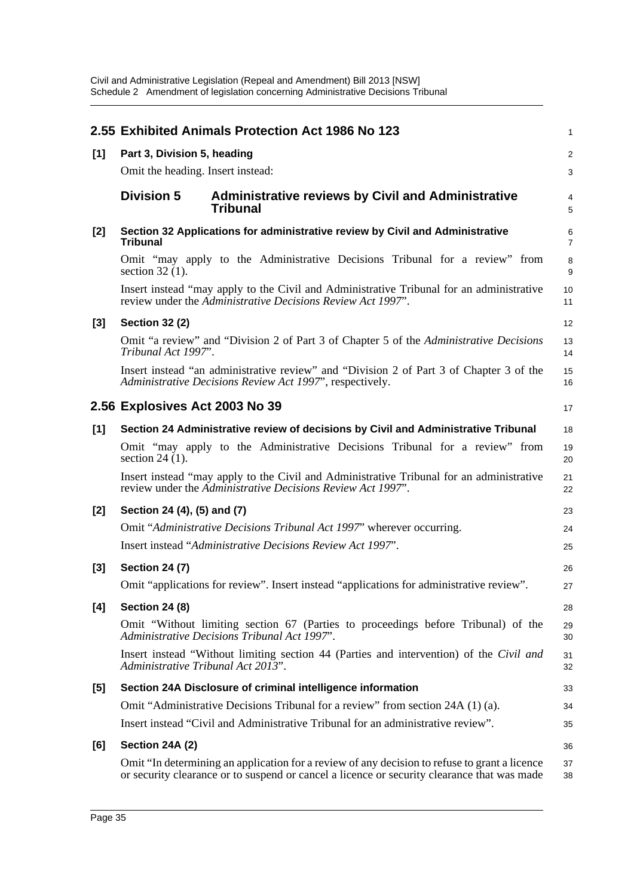## 2.55 Exhibited Animals Protection Act 1986 No 123

**[1] Part 3, Division 5, heading**

Omit the heading. Insert instead:

### Division 5 Administrative reviews by Civil and Administrative Tribunal

**[2] Section 32 Applications for administrative review by Civil and Administrative Tribunal**

Omit "may apply to the Administrative Decisions Tribunal for a review" from section 32 (1).

Insert instead "may apply to the Civil and Administrative Tribunal for an administrative review under the *Administrative Decisions Review Act 1997*".

**[3] Section 32 (2)**

Omit "a review" and "Division 2 of Part 3 of Chapter 5 of the *Administrative Decisions Tribunal Act 1997*".

Insert instead "an administrative review" and "Division 2 of Part 3 of Chapter 3 of the *Administrative Decisions Review Act 1997*", respectively.

## 2.56 Explosives Act 2003 No 39

**[1] Section 24 Administrative review of decisions by Civil and Administrative Tribunal**

Omit "may apply to the Administrative Decisions Tribunal for a review" from section 24 (1).

Insert instead "may apply to the Civil and Administrative Tribunal for an administrative review under the *Administrative Decisions Review Act 1997*".

**[2] Section 24 (4), (5) and (7)**

Omit "*Administrative Decisions Tribunal Act 1997*" wherever occurring.

Insert instead "*Administrative Decisions Review Act 1997*".

**[3] Section 24 (7)**

Omit "applications for review". Insert instead "applications for administrative review".

**[4] Section 24 (8)**

Omit "Without limiting section 67 (Parties to proceedings before Tribunal) of the *Administrative Decisions Tribunal Act 1997*".

Insert instead "Without limiting section 44 (Parties and intervention) of the *Civil and Administrative Tribunal Act 2013*".

**[5] Section 24A Disclosure of criminal intelligence information**

Omit "Administrative Decisions Tribunal for a review" from section 24A (1) (a).

Insert instead "Civil and Administrative Tribunal for an administrative review".

**[6] Section 24A (2)**

Omit "In determining an application for a review of any decision to refuse to grant a licence or security clearance or to suspend or cancel a licence or security clearance that was made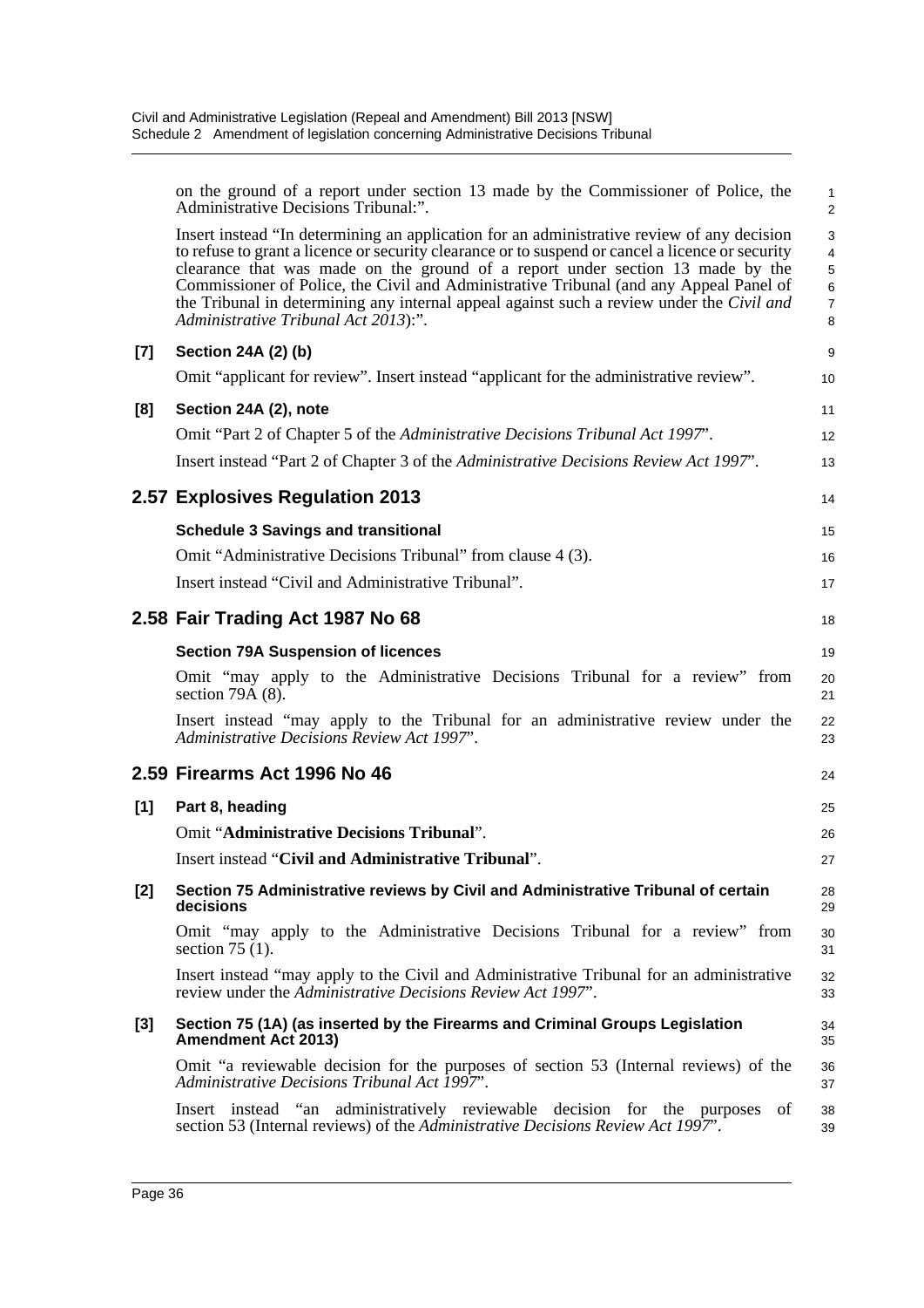on the ground of a report under section 13 made by the Commissioner of Police, the Administrative Decisions Tribunal:".

Insert instead "In determining an application for an administrative review of any decision to refuse to grant a licence or security clearance or to suspend or cancel a licence or security clearance that was made on the ground of a report under section 13 made by the Commissioner of Police, the Civil and Administrative Tribunal (and any Appeal Panel of the Tribunal in determining any internal appeal against such a review under the *Civil and Administrative Tribunal Act 2013*):".

**[7] Section 24A (2) (b)**

Omit "applicant for review". Insert instead "applicant for the administrative review".

**[8] Section 24A (2), note**

Omit "Part 2 of Chapter 5 of the *Administrative Decisions Tribunal Act 1997*".

Insert instead "Part 2 of Chapter 3 of the *Administrative Decisions Review Act 1997*".

## 2.57 Explosives Regulation 2013

**Schedule 3 Savings and transitional**

Omit "Administrative Decisions Tribunal" from clause 4 (3).

Insert instead "Civil and Administrative Tribunal".

## 2.58 Fair Trading Act 1987 No 68

**Section 79A Suspension of licences**

Omit "may apply to the Administrative Decisions Tribunal for a review" from section 79A (8).

Insert instead "may apply to the Tribunal for an administrative review under the *Administrative Decisions Review Act 1997*".

## 2.59 Firearms Act 1996 No 46

**[1] Part 8, heading**

Omit "**Administrative Decisions Tribunal**".

Insert instead "**Civil and Administrative Tribunal**".

**[2] Section 75 Administrative reviews by Civil and Administrative Tribunal of certain decisions**

Omit "may apply to the Administrative Decisions Tribunal for a review" from section 75 (1).

Insert instead "may apply to the Civil and Administrative Tribunal for an administrative review under the *Administrative Decisions Review Act 1997*".

**[3] Section 75 (1A) (as inserted by the Firearms and Criminal Groups Legislation Amendment Act 2013)**

Omit "a reviewable decision for the purposes of section 53 (Internal reviews) of the *Administrative Decisions Tribunal Act 1997*".

Insert instead "an administratively reviewable decision for the purposes of section 53 (Internal reviews) of the *Administrative Decisions Review Act 1997*".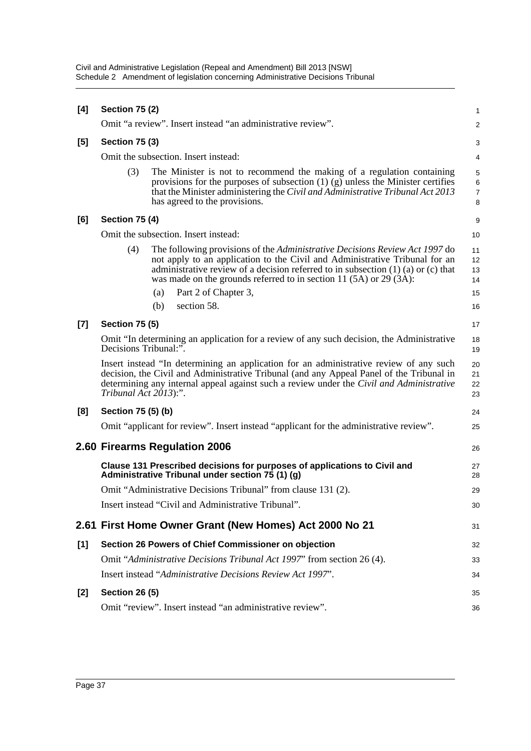**[4] Section 75 (2)**

Omit "a review". Insert instead "an administrative review".

**[5] Section 75 (3)**

Omit the subsection. Insert instead:

(3) The Minister is not to recommend the making of a regulation containing provisions for the purposes of subsection (1) (g) unless the Minister certifies that the Minister administering the *Civil and Administrative Tribunal Act 2013* has agreed to the provisions.

**[6] Section 75 (4)**

Omit the subsection. Insert instead:

(4) The following provisions of the *Administrative Decisions Review Act 1997* do not apply to an application to the Civil and Administrative Tribunal for an administrative review of a decision referred to in subsection (1) (a) or (c) that was made on the grounds referred to in section 11 (5A) or 29 (3A):

- (a) Part 2 of Chapter 3,
- (b) section 58.

**[7] Section 75 (5)**

Omit "In determining an application for a review of any such decision, the Administrative Decisions Tribunal:".

Insert instead "In determining an application for an administrative review of any such decision, the Civil and Administrative Tribunal (and any Appeal Panel of the Tribunal in determining any internal appeal against such a review under the *Civil and Administrative Tribunal Act 2013*):".

**[8] Section 75 (5) (b)**

Omit "applicant for review". Insert instead "applicant for the administrative review".

## 2.60 Firearms Regulation 2006

**Clause 131 Prescribed decisions for purposes of applications to Civil and Administrative Tribunal under section 75 (1) (g)**

Omit "Administrative Decisions Tribunal" from clause 131 (2).

Insert instead "Civil and Administrative Tribunal".

## 2.61 First Home Owner Grant (New Homes) Act 2000 No 21

**[1] Section 26 Powers of Chief Commissioner on objection**

Omit "*Administrative Decisions Tribunal Act 1997*" from section 26 (4).

Insert instead "*Administrative Decisions Review Act 1997*".

**[2] Section 26 (5)**

Omit "review". Insert instead "an administrative review".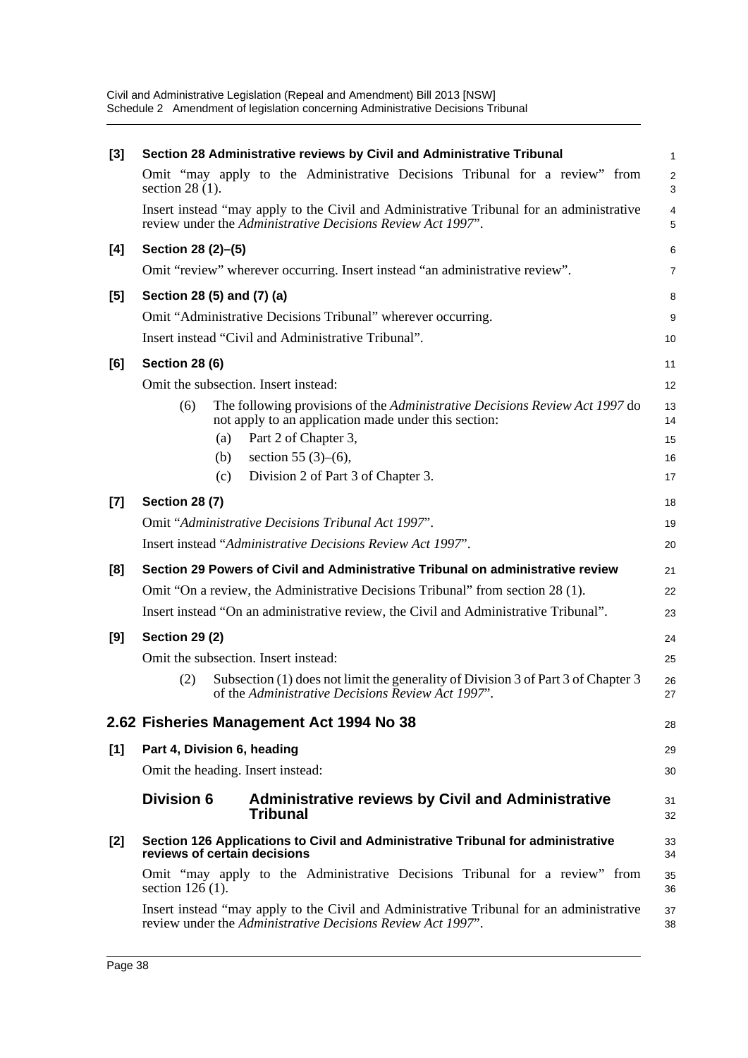**[3] Section 28 Administrative reviews by Civil and Administrative Tribunal**

Omit "may apply to the Administrative Decisions Tribunal for a review" from section 28 (1).

Insert instead "may apply to the Civil and Administrative Tribunal for an administrative review under the *Administrative Decisions Review Act 1997*".

**[4] Section 28 (2)–(5)**

Omit "review" wherever occurring. Insert instead "an administrative review".

**[5] Section 28 (5) and (7) (a)**

Omit "Administrative Decisions Tribunal" wherever occurring.

Insert instead "Civil and Administrative Tribunal".

**[6] Section 28 (6)**

Omit the subsection. Insert instead:

(6) The following provisions of the *Administrative Decisions Review Act 1997* do not apply to an application made under this section:

(a) Part 2 of Chapter 3,

(b) section 55 (3)–(6),

(c) Division 2 of Part 3 of Chapter 3.

**[7] Section 28 (7)**

Omit "*Administrative Decisions Tribunal Act 1997*".

Insert instead "*Administrative Decisions Review Act 1997*".

**[8] Section 29 Powers of Civil and Administrative Tribunal on administrative review**

Omit "On a review, the Administrative Decisions Tribunal" from section 28 (1).

Insert instead "On an administrative review, the Civil and Administrative Tribunal".

**[9] Section 29 (2)**

Omit the subsection. Insert instead:

(2) Subsection (1) does not limit the generality of Division 3 of Part 3 of Chapter 3 of the *Administrative Decisions Review Act 1997*".

## 2.62 Fisheries Management Act 1994 No 38

**[1] Part 4, Division 6, heading**

Omit the heading. Insert instead:

### Division 6 Administrative reviews by Civil and Administrative Tribunal

**[2] Section 126 Applications to Civil and Administrative Tribunal for administrative reviews of certain decisions**

Omit "may apply to the Administrative Decisions Tribunal for a review" from section 126 (1).

Insert instead "may apply to the Civil and Administrative Tribunal for an administrative review under the *Administrative Decisions Review Act 1997*".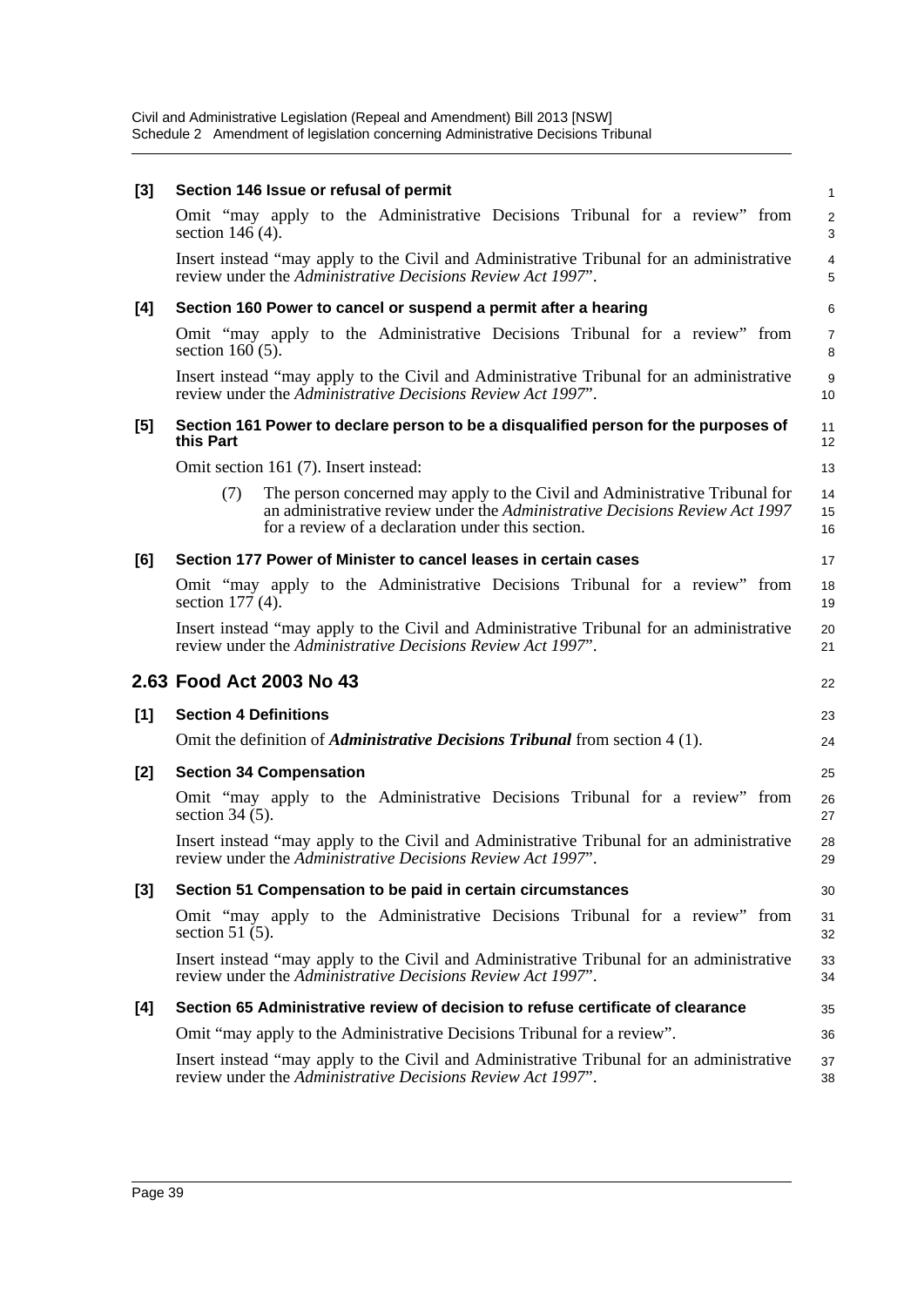**[3] Section 146 Issue or refusal of permit**

Omit "may apply to the Administrative Decisions Tribunal for a review" from section 146 (4).

Insert instead "may apply to the Civil and Administrative Tribunal for an administrative review under the *Administrative Decisions Review Act 1997*".

**[4] Section 160 Power to cancel or suspend a permit after a hearing**

Omit "may apply to the Administrative Decisions Tribunal for a review" from section 160 (5).

Insert instead "may apply to the Civil and Administrative Tribunal for an administrative review under the *Administrative Decisions Review Act 1997*".

**[5] Section 161 Power to declare person to be a disqualified person for the purposes of this Part**

Omit section 161 (7). Insert instead:

> (7) The person concerned may apply to the Civil and Administrative Tribunal for an administrative review under the *Administrative Decisions Review Act 1997* for a review of a declaration under this section.

**[6] Section 177 Power of Minister to cancel leases in certain cases**

Omit "may apply to the Administrative Decisions Tribunal for a review" from section 177 (4).

Insert instead "may apply to the Civil and Administrative Tribunal for an administrative review under the *Administrative Decisions Review Act 1997*".

## 2.63 Food Act 2003 No 43

**[1] Section 4 Definitions**

Omit the definition of ***Administrative Decisions Tribunal*** from section 4 (1).

**[2] Section 34 Compensation**

Omit "may apply to the Administrative Decisions Tribunal for a review" from section 34 (5).

Insert instead "may apply to the Civil and Administrative Tribunal for an administrative review under the *Administrative Decisions Review Act 1997*".

**[3] Section 51 Compensation to be paid in certain circumstances**

Omit "may apply to the Administrative Decisions Tribunal for a review" from section 51 (5).

Insert instead "may apply to the Civil and Administrative Tribunal for an administrative review under the *Administrative Decisions Review Act 1997*".

**[4] Section 65 Administrative review of decision to refuse certificate of clearance**

Omit "may apply to the Administrative Decisions Tribunal for a review".

Insert instead "may apply to the Civil and Administrative Tribunal for an administrative review under the *Administrative Decisions Review Act 1997*".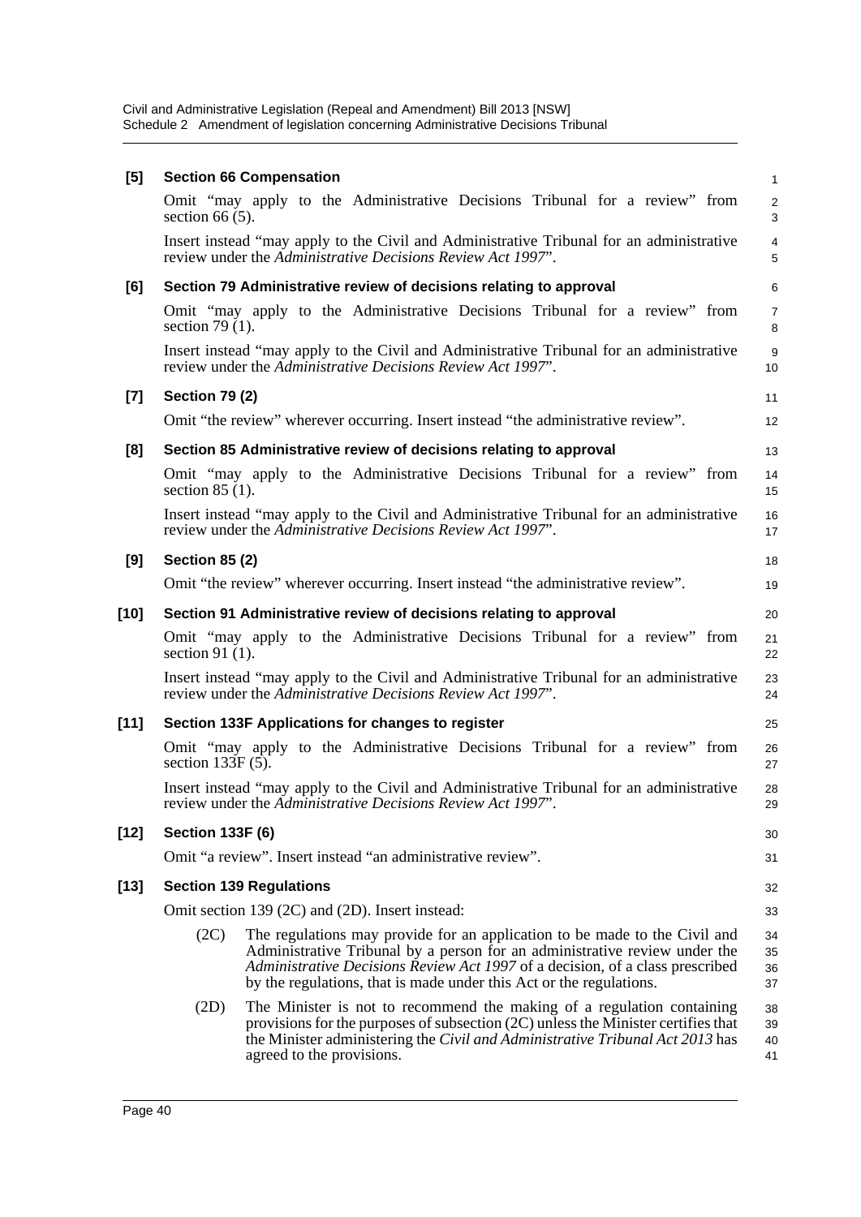**[5] Section 66 Compensation**

Omit "may apply to the Administrative Decisions Tribunal for a review" from section 66 (5).

Insert instead "may apply to the Civil and Administrative Tribunal for an administrative review under the *Administrative Decisions Review Act 1997*".

**[6] Section 79 Administrative review of decisions relating to approval**

Omit "may apply to the Administrative Decisions Tribunal for a review" from section 79 (1).

Insert instead "may apply to the Civil and Administrative Tribunal for an administrative review under the *Administrative Decisions Review Act 1997*".

**[7] Section 79 (2)**

Omit "the review" wherever occurring. Insert instead "the administrative review".

**[8] Section 85 Administrative review of decisions relating to approval**

Omit "may apply to the Administrative Decisions Tribunal for a review" from section 85 (1).

Insert instead "may apply to the Civil and Administrative Tribunal for an administrative review under the *Administrative Decisions Review Act 1997*".

**[9] Section 85 (2)**

Omit "the review" wherever occurring. Insert instead "the administrative review".

**[10] Section 91 Administrative review of decisions relating to approval**

Omit "may apply to the Administrative Decisions Tribunal for a review" from section 91 (1).

Insert instead "may apply to the Civil and Administrative Tribunal for an administrative review under the *Administrative Decisions Review Act 1997*".

**[11] Section 133F Applications for changes to register**

Omit "may apply to the Administrative Decisions Tribunal for a review" from section 133F (5).

Insert instead "may apply to the Civil and Administrative Tribunal for an administrative review under the *Administrative Decisions Review Act 1997*".

**[12] Section 133F (6)**

Omit "a review". Insert instead "an administrative review".

**[13] Section 139 Regulations**

Omit section 139 (2C) and (2D). Insert instead:

(2C) The regulations may provide for an application to be made to the Civil and Administrative Tribunal by a person for an administrative review under the *Administrative Decisions Review Act 1997* of a decision, of a class prescribed by the regulations, that is made under this Act or the regulations.

(2D) The Minister is not to recommend the making of a regulation containing provisions for the purposes of subsection (2C) unless the Minister certifies that the Minister administering the *Civil and Administrative Tribunal Act 2013* has agreed to the provisions.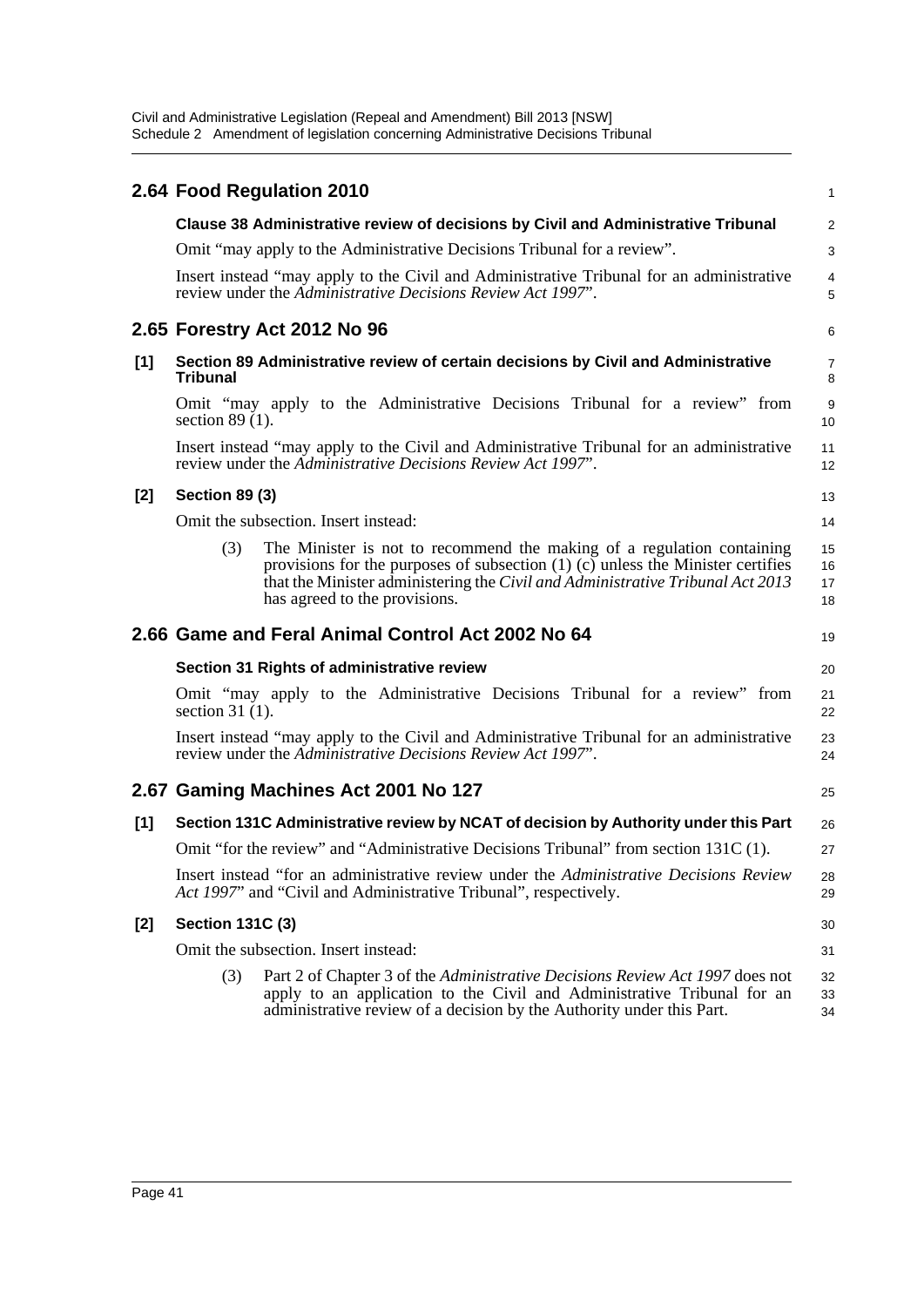## 2.64 Food Regulation 2010

**Clause 38 Administrative review of decisions by Civil and Administrative Tribunal**

Omit "may apply to the Administrative Decisions Tribunal for a review".

Insert instead "may apply to the Civil and Administrative Tribunal for an administrative review under the *Administrative Decisions Review Act 1997*".

## 2.65 Forestry Act 2012 No 96

**[1] Section 89 Administrative review of certain decisions by Civil and Administrative Tribunal**

Omit "may apply to the Administrative Decisions Tribunal for a review" from section 89 (1).

Insert instead "may apply to the Civil and Administrative Tribunal for an administrative review under the *Administrative Decisions Review Act 1997*".

**[2] Section 89 (3)**

Omit the subsection. Insert instead:

(3) The Minister is not to recommend the making of a regulation containing provisions for the purposes of subsection (1) (c) unless the Minister certifies that the Minister administering the *Civil and Administrative Tribunal Act 2013* has agreed to the provisions.

## 2.66 Game and Feral Animal Control Act 2002 No 64

**Section 31 Rights of administrative review**

Omit "may apply to the Administrative Decisions Tribunal for a review" from section 31 (1).

Insert instead "may apply to the Civil and Administrative Tribunal for an administrative review under the *Administrative Decisions Review Act 1997*".

## 2.67 Gaming Machines Act 2001 No 127

**[1] Section 131C Administrative review by NCAT of decision by Authority under this Part**

Omit "for the review" and "Administrative Decisions Tribunal" from section 131C (1).

Insert instead "for an administrative review under the *Administrative Decisions Review Act 1997*" and "Civil and Administrative Tribunal", respectively.

**[2] Section 131C (3)**

Omit the subsection. Insert instead:

(3) Part 2 of Chapter 3 of the *Administrative Decisions Review Act 1997* does not apply to an application to the Civil and Administrative Tribunal for an administrative review of a decision by the Authority under this Part.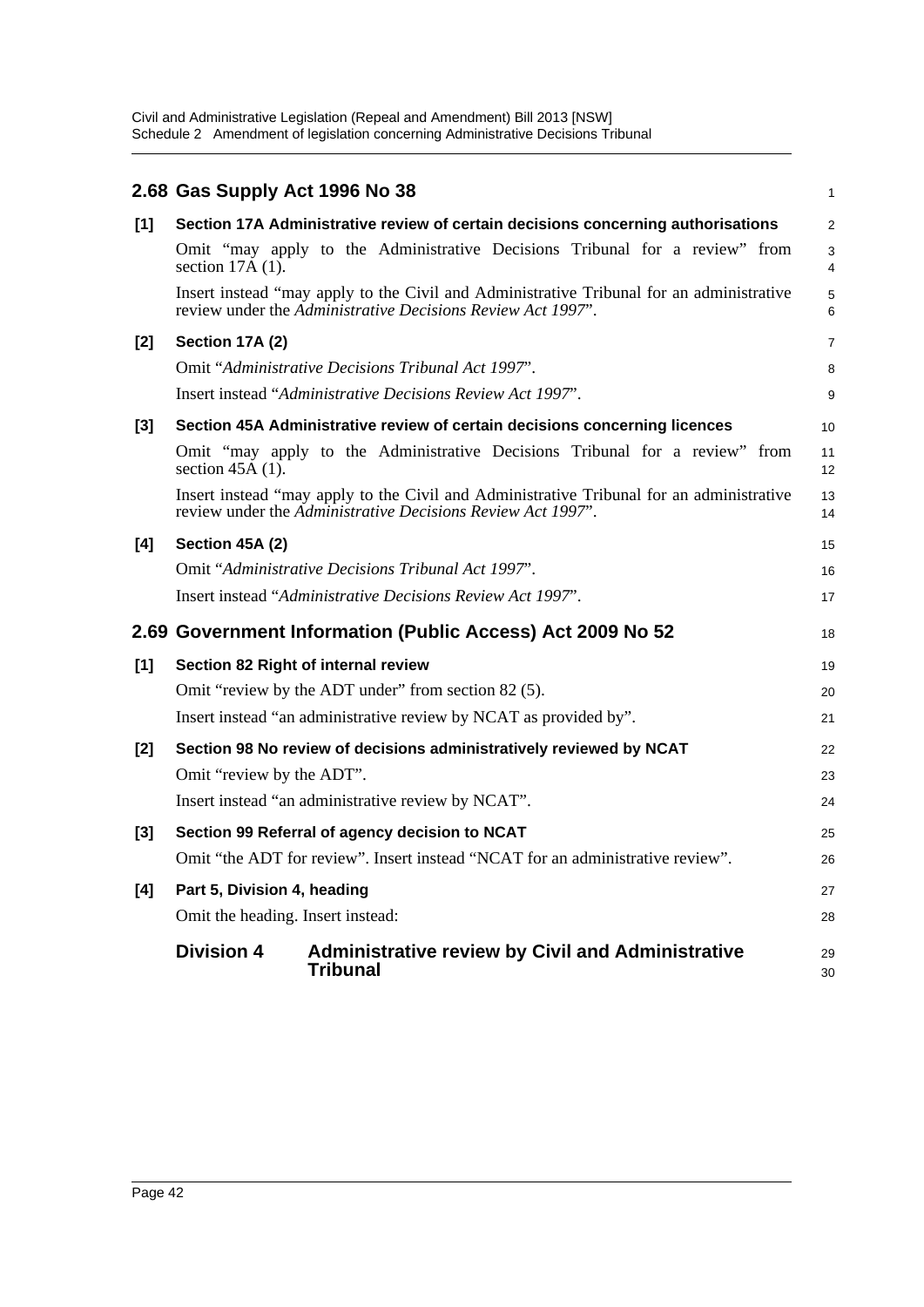## 2.68 Gas Supply Act 1996 No 38

**[1] Section 17A Administrative review of certain decisions concerning authorisations**

Omit "may apply to the Administrative Decisions Tribunal for a review" from section 17A (1).

Insert instead "may apply to the Civil and Administrative Tribunal for an administrative review under the *Administrative Decisions Review Act 1997*".

**[2] Section 17A (2)**

Omit "*Administrative Decisions Tribunal Act 1997*".

Insert instead "*Administrative Decisions Review Act 1997*".

**[3] Section 45A Administrative review of certain decisions concerning licences**

Omit "may apply to the Administrative Decisions Tribunal for a review" from section 45A (1).

Insert instead "may apply to the Civil and Administrative Tribunal for an administrative review under the *Administrative Decisions Review Act 1997*".

**[4] Section 45A (2)**

Omit "*Administrative Decisions Tribunal Act 1997*".

Insert instead "*Administrative Decisions Review Act 1997*".

## 2.69 Government Information (Public Access) Act 2009 No 52

**[1] Section 82 Right of internal review**

Omit "review by the ADT under" from section 82 (5).

Insert instead "an administrative review by NCAT as provided by".

**[2] Section 98 No review of decisions administratively reviewed by NCAT**

Omit "review by the ADT".

Insert instead "an administrative review by NCAT".

**[3] Section 99 Referral of agency decision to NCAT**

Omit "the ADT for review". Insert instead "NCAT for an administrative review".

**[4] Part 5, Division 4, heading**

Omit the heading. Insert instead:

### Division 4 Administrative review by Civil and Administrative Tribunal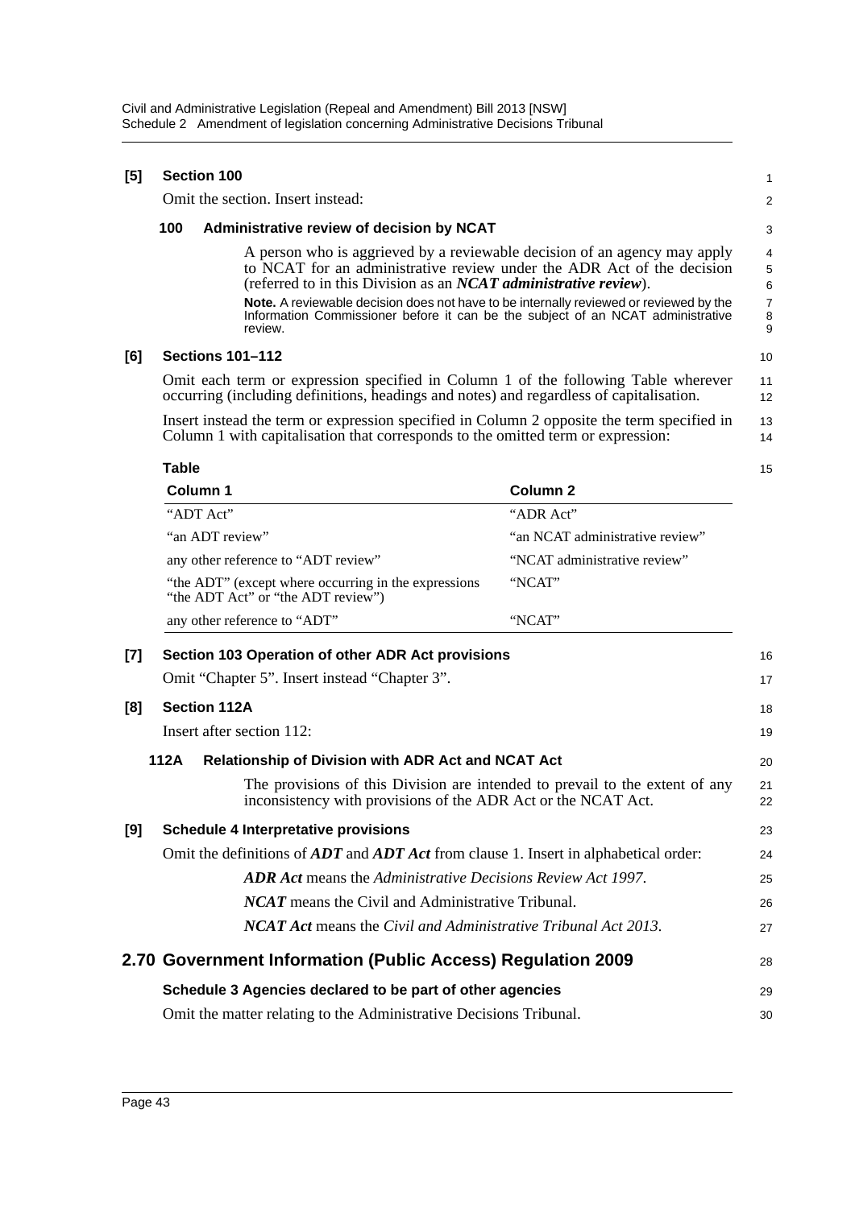**[5] Section 100**

Omit the section. Insert instead:

**100 Administrative review of decision by NCAT**

A person who is aggrieved by a reviewable decision of an agency may apply to NCAT for an administrative review under the ADR Act of the decision (referred to in this Division as an ***NCAT administrative review***).

**Note.** A reviewable decision does not have to be internally reviewed or reviewed by the Information Commissioner before it can be the subject of an NCAT administrative review.

**[6] Sections 101–112**

Omit each term or expression specified in Column 1 of the following Table wherever occurring (including definitions, headings and notes) and regardless of capitalisation.

Insert instead the term or expression specified in Column 2 opposite the term specified in Column 1 with capitalisation that corresponds to the omitted term or expression:

**Table**

| Column 1 | Column 2 |
|---|---|
| "ADT Act" | "ADR Act" |
| "an ADT review" | "an NCAT administrative review" |
| any other reference to "ADT review" | "NCAT administrative review" |
| "the ADT" (except where occurring in the expressions "the ADT Act" or "the ADT review") | "NCAT" |
| any other reference to "ADT" | "NCAT" |

**[7] Section 103 Operation of other ADR Act provisions**

Omit "Chapter 5". Insert instead "Chapter 3".

**[8] Section 112A**

Insert after section 112:

**112A Relationship of Division with ADR Act and NCAT Act**

The provisions of this Division are intended to prevail to the extent of any inconsistency with provisions of the ADR Act or the NCAT Act.

**[9] Schedule 4 Interpretative provisions**

Omit the definitions of ***ADT*** and ***ADT Act*** from clause 1. Insert in alphabetical order:

***ADR Act*** means the *Administrative Decisions Review Act 1997*.

***NCAT*** means the Civil and Administrative Tribunal.

***NCAT Act*** means the *Civil and Administrative Tribunal Act 2013*.

## 2.70 Government Information (Public Access) Regulation 2009

**Schedule 3 Agencies declared to be part of other agencies**

Omit the matter relating to the Administrative Decisions Tribunal.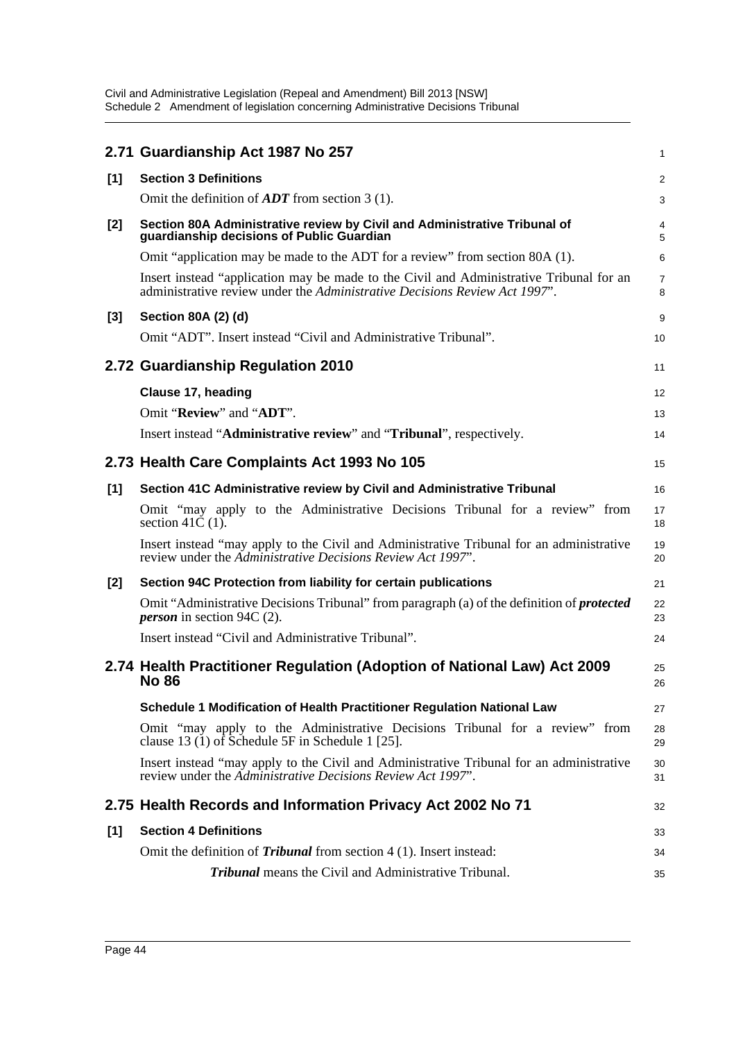## 2.71 Guardianship Act 1987 No 257

**[1] Section 3 Definitions**

Omit the definition of ***ADT*** from section 3 (1).

**[2] Section 80A Administrative review by Civil and Administrative Tribunal of guardianship decisions of Public Guardian**

Omit "application may be made to the ADT for a review" from section 80A (1).

Insert instead "application may be made to the Civil and Administrative Tribunal for an administrative review under the *Administrative Decisions Review Act 1997*".

**[3] Section 80A (2) (d)**

Omit "ADT". Insert instead "Civil and Administrative Tribunal".

## 2.72 Guardianship Regulation 2010

**Clause 17, heading**

Omit "**Review**" and "**ADT**".

Insert instead "**Administrative review**" and "**Tribunal**", respectively.

## 2.73 Health Care Complaints Act 1993 No 105

**[1] Section 41C Administrative review by Civil and Administrative Tribunal**

Omit "may apply to the Administrative Decisions Tribunal for a review" from section 41C (1).

Insert instead "may apply to the Civil and Administrative Tribunal for an administrative review under the *Administrative Decisions Review Act 1997*".

**[2] Section 94C Protection from liability for certain publications**

Omit "Administrative Decisions Tribunal" from paragraph (a) of the definition of ***protected person*** in section 94C (2).

Insert instead "Civil and Administrative Tribunal".

## 2.74 Health Practitioner Regulation (Adoption of National Law) Act 2009 No 86

**Schedule 1 Modification of Health Practitioner Regulation National Law**

Omit "may apply to the Administrative Decisions Tribunal for a review" from clause 13 (1) of Schedule 5F in Schedule 1 [25].

Insert instead "may apply to the Civil and Administrative Tribunal for an administrative review under the *Administrative Decisions Review Act 1997*".

## 2.75 Health Records and Information Privacy Act 2002 No 71

**[1] Section 4 Definitions**

Omit the definition of ***Tribunal*** from section 4 (1). Insert instead:

> ***Tribunal*** means the Civil and Administrative Tribunal.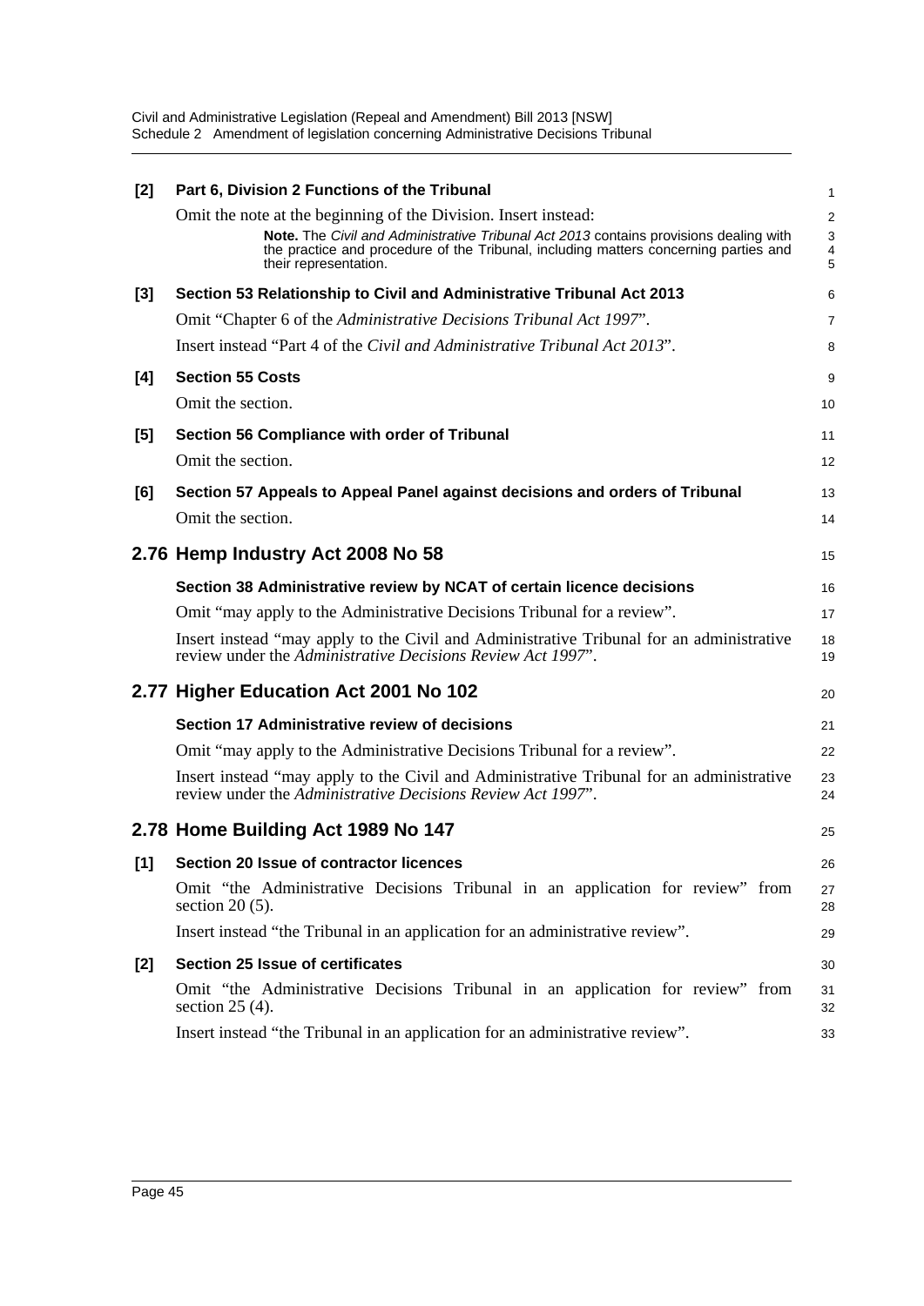**[2] Part 6, Division 2 Functions of the Tribunal**

Omit the note at the beginning of the Division. Insert instead:

> **Note.** The *Civil and Administrative Tribunal Act 2013* contains provisions dealing with the practice and procedure of the Tribunal, including matters concerning parties and their representation.

**[3] Section 53 Relationship to Civil and Administrative Tribunal Act 2013**

Omit "Chapter 6 of the *Administrative Decisions Tribunal Act 1997*".

Insert instead "Part 4 of the *Civil and Administrative Tribunal Act 2013*".

**[4] Section 55 Costs**

Omit the section.

**[5] Section 56 Compliance with order of Tribunal**

Omit the section.

**[6] Section 57 Appeals to Appeal Panel against decisions and orders of Tribunal**

Omit the section.

## 2.76 Hemp Industry Act 2008 No 58

**Section 38 Administrative review by NCAT of certain licence decisions**

Omit "may apply to the Administrative Decisions Tribunal for a review".

Insert instead "may apply to the Civil and Administrative Tribunal for an administrative review under the *Administrative Decisions Review Act 1997*".

## 2.77 Higher Education Act 2001 No 102

**Section 17 Administrative review of decisions**

Omit "may apply to the Administrative Decisions Tribunal for a review".

Insert instead "may apply to the Civil and Administrative Tribunal for an administrative review under the *Administrative Decisions Review Act 1997*".

## 2.78 Home Building Act 1989 No 147

**[1] Section 20 Issue of contractor licences**

Omit "the Administrative Decisions Tribunal in an application for review" from section 20 (5).

Insert instead "the Tribunal in an application for an administrative review".

**[2] Section 25 Issue of certificates**

Omit "the Administrative Decisions Tribunal in an application for review" from section 25 (4).

Insert instead "the Tribunal in an application for an administrative review".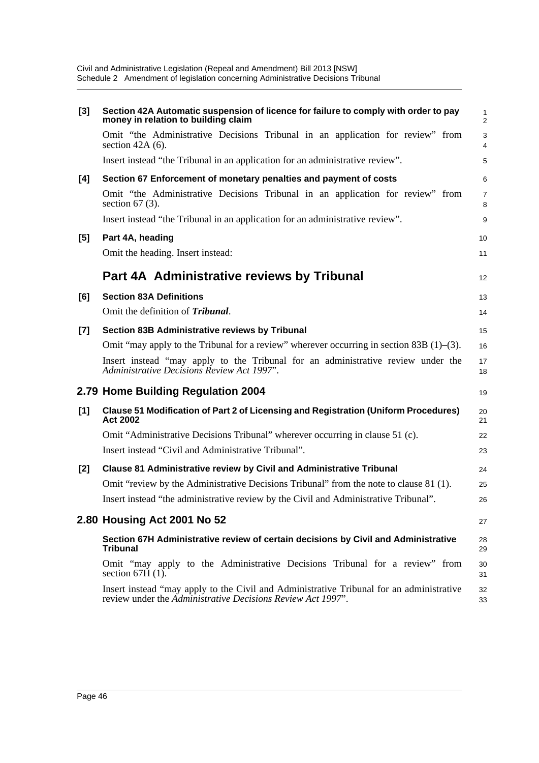**[3] Section 42A Automatic suspension of licence for failure to comply with order to pay money in relation to building claim**

Omit "the Administrative Decisions Tribunal in an application for review" from section 42A (6).

Insert instead "the Tribunal in an application for an administrative review".

**[4] Section 67 Enforcement of monetary penalties and payment of costs**

Omit "the Administrative Decisions Tribunal in an application for review" from section 67 (3).

Insert instead "the Tribunal in an application for an administrative review".

**[5] Part 4A, heading**

Omit the heading. Insert instead:

## Part 4A Administrative reviews by Tribunal

**[6] Section 83A Definitions**

Omit the definition of ***Tribunal***.

**[7] Section 83B Administrative reviews by Tribunal**

Omit "may apply to the Tribunal for a review" wherever occurring in section 83B (1)–(3).

Insert instead "may apply to the Tribunal for an administrative review under the *Administrative Decisions Review Act 1997*".

## 2.79 Home Building Regulation 2004

**[1] Clause 51 Modification of Part 2 of Licensing and Registration (Uniform Procedures) Act 2002**

Omit "Administrative Decisions Tribunal" wherever occurring in clause 51 (c).

Insert instead "Civil and Administrative Tribunal".

**[2] Clause 81 Administrative review by Civil and Administrative Tribunal**

Omit "review by the Administrative Decisions Tribunal" from the note to clause 81 (1).

Insert instead "the administrative review by the Civil and Administrative Tribunal".

## 2.80 Housing Act 2001 No 52

**Section 67H Administrative review of certain decisions by Civil and Administrative Tribunal**

Omit "may apply to the Administrative Decisions Tribunal for a review" from section 67H (1).

Insert instead "may apply to the Civil and Administrative Tribunal for an administrative review under the *Administrative Decisions Review Act 1997*".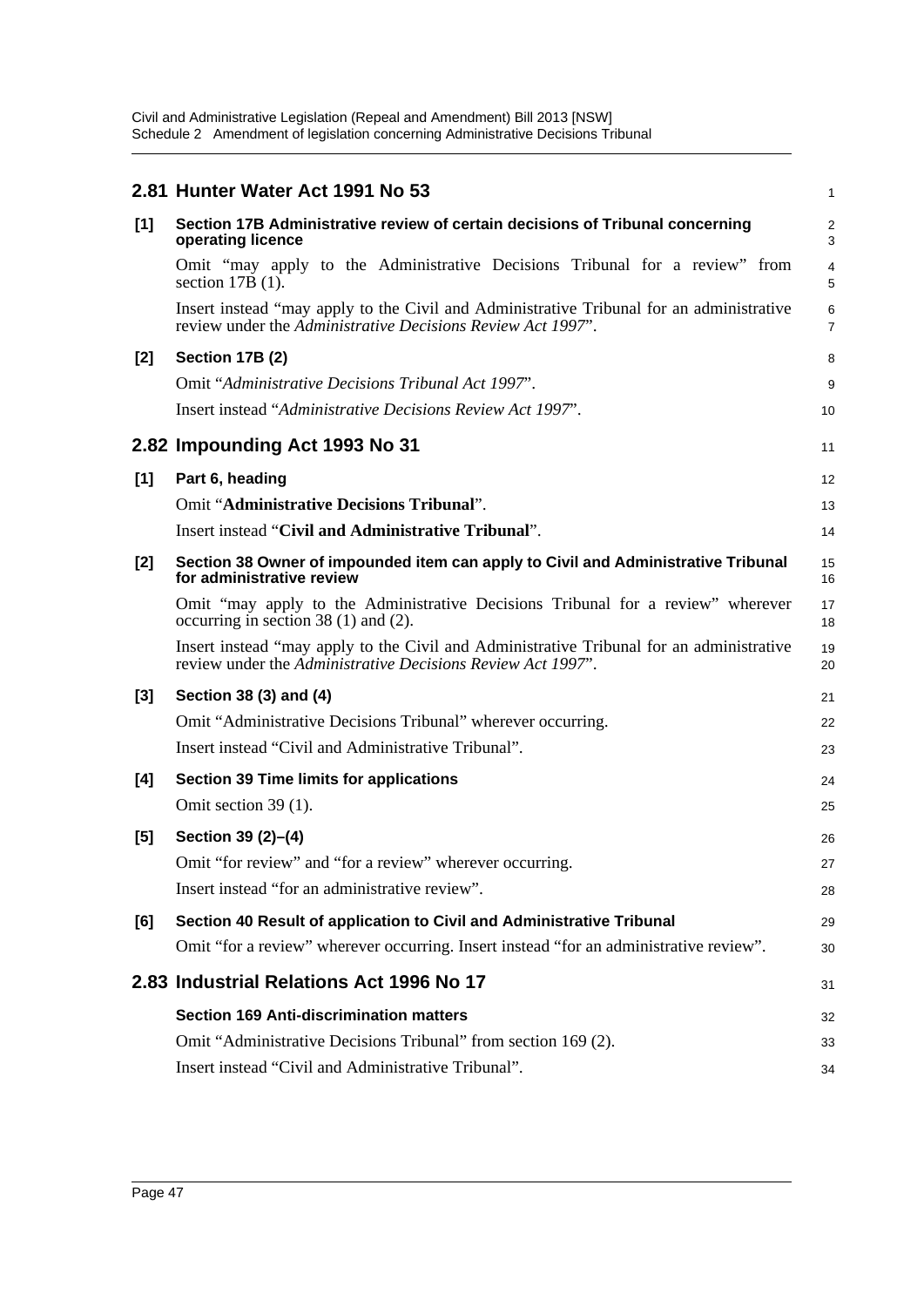## 2.81 Hunter Water Act 1991 No 53

**[1] Section 17B Administrative review of certain decisions of Tribunal concerning operating licence**

Omit "may apply to the Administrative Decisions Tribunal for a review" from section 17B (1).

Insert instead "may apply to the Civil and Administrative Tribunal for an administrative review under the *Administrative Decisions Review Act 1997*".

**[2] Section 17B (2)**

Omit "*Administrative Decisions Tribunal Act 1997*".

Insert instead "*Administrative Decisions Review Act 1997*".

## 2.82 Impounding Act 1993 No 31

**[1] Part 6, heading**

Omit "**Administrative Decisions Tribunal**".

Insert instead "**Civil and Administrative Tribunal**".

**[2] Section 38 Owner of impounded item can apply to Civil and Administrative Tribunal for administrative review**

Omit "may apply to the Administrative Decisions Tribunal for a review" wherever occurring in section 38 (1) and (2).

Insert instead "may apply to the Civil and Administrative Tribunal for an administrative review under the *Administrative Decisions Review Act 1997*".

**[3] Section 38 (3) and (4)**

Omit "Administrative Decisions Tribunal" wherever occurring.

Insert instead "Civil and Administrative Tribunal".

**[4] Section 39 Time limits for applications**

Omit section 39 (1).

**[5] Section 39 (2)–(4)**

Omit "for review" and "for a review" wherever occurring.

Insert instead "for an administrative review".

**[6] Section 40 Result of application to Civil and Administrative Tribunal**

Omit "for a review" wherever occurring. Insert instead "for an administrative review".

## 2.83 Industrial Relations Act 1996 No 17

**Section 169 Anti-discrimination matters**

Omit "Administrative Decisions Tribunal" from section 169 (2).

Insert instead "Civil and Administrative Tribunal".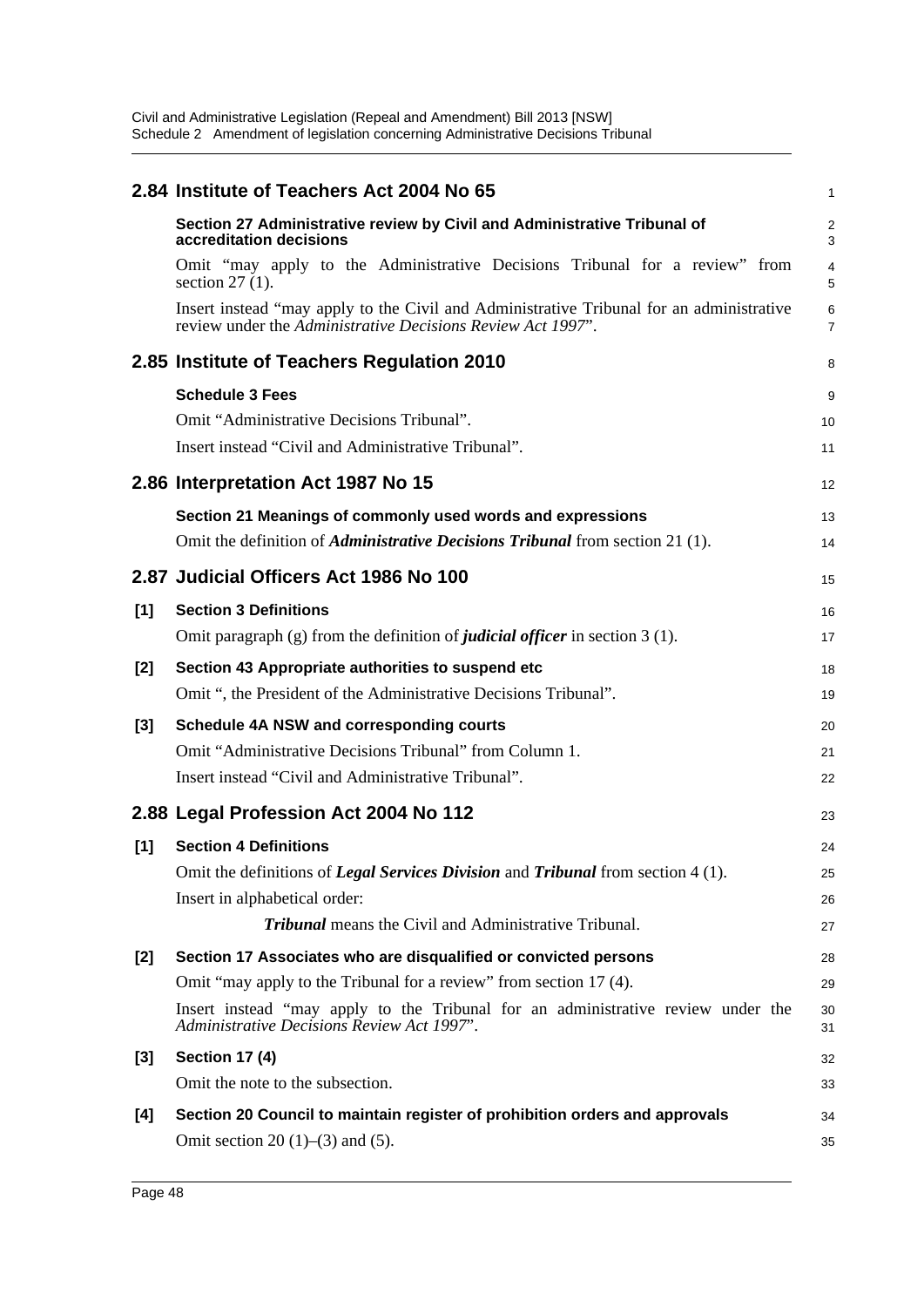## 2.84 Institute of Teachers Act 2004 No 65

**Section 27 Administrative review by Civil and Administrative Tribunal of accreditation decisions**

Omit "may apply to the Administrative Decisions Tribunal for a review" from section 27 (1).

Insert instead "may apply to the Civil and Administrative Tribunal for an administrative review under the *Administrative Decisions Review Act 1997*".

## 2.85 Institute of Teachers Regulation 2010

**Schedule 3 Fees**

Omit "Administrative Decisions Tribunal".

Insert instead "Civil and Administrative Tribunal".

## 2.86 Interpretation Act 1987 No 15

**Section 21 Meanings of commonly used words and expressions**

Omit the definition of ***Administrative Decisions Tribunal*** from section 21 (1).

## 2.87 Judicial Officers Act 1986 No 100

**[1] Section 3 Definitions**

Omit paragraph (g) from the definition of ***judicial officer*** in section 3 (1).

**[2] Section 43 Appropriate authorities to suspend etc**

Omit ", the President of the Administrative Decisions Tribunal".

**[3] Schedule 4A NSW and corresponding courts**

Omit "Administrative Decisions Tribunal" from Column 1.

Insert instead "Civil and Administrative Tribunal".

## 2.88 Legal Profession Act 2004 No 112

**[1] Section 4 Definitions**

Omit the definitions of ***Legal Services Division*** and ***Tribunal*** from section 4 (1).

Insert in alphabetical order:

***Tribunal*** means the Civil and Administrative Tribunal.

**[2] Section 17 Associates who are disqualified or convicted persons**

Omit "may apply to the Tribunal for a review" from section 17 (4).

Insert instead "may apply to the Tribunal for an administrative review under the *Administrative Decisions Review Act 1997*".

**[3] Section 17 (4)**

Omit the note to the subsection.

**[4] Section 20 Council to maintain register of prohibition orders and approvals**

Omit section 20 (1)–(3) and (5).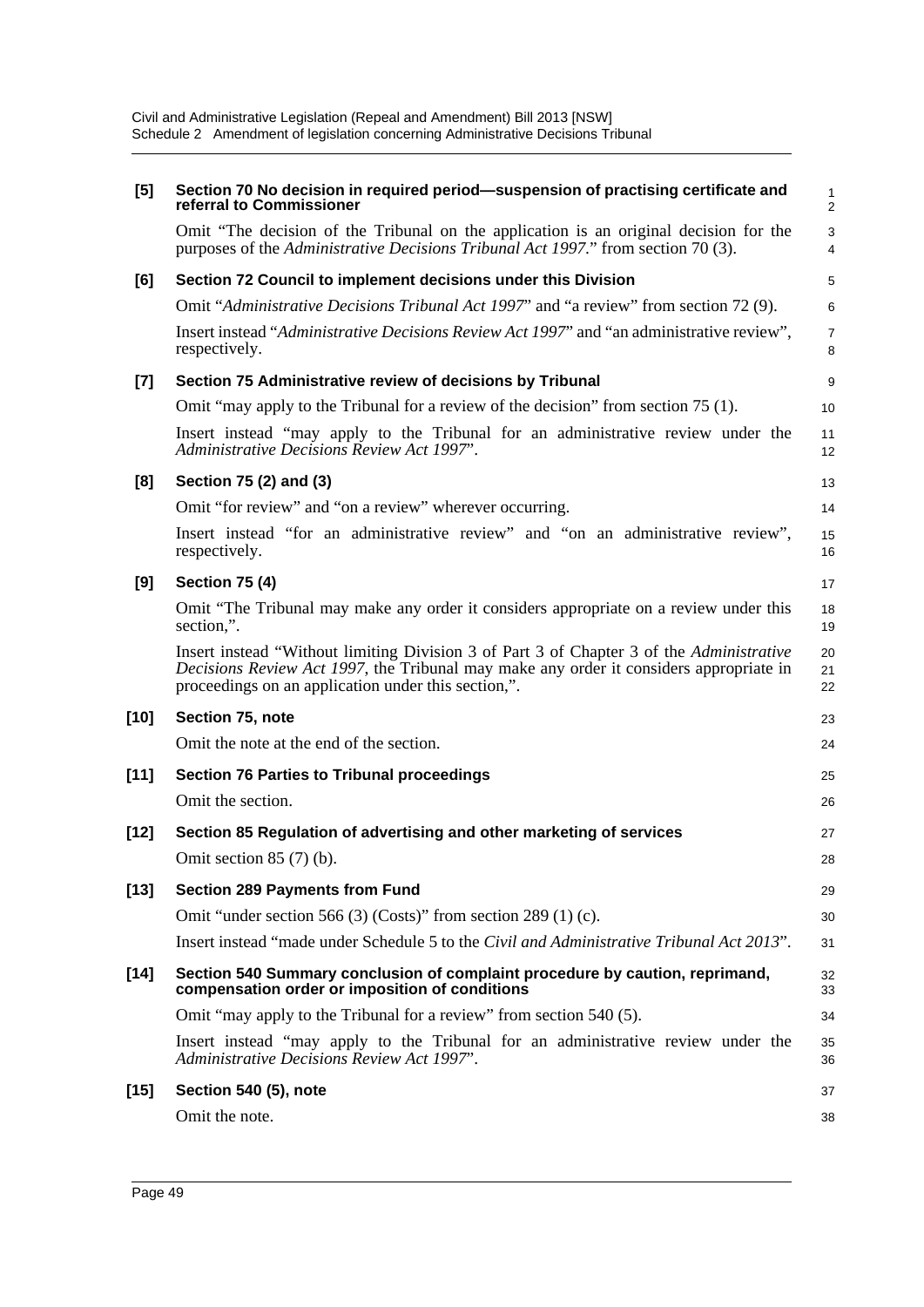**[5] Section 70 No decision in required period—suspension of practising certificate and referral to Commissioner**

Omit "The decision of the Tribunal on the application is an original decision for the purposes of the *Administrative Decisions Tribunal Act 1997*." from section 70 (3).

**[6] Section 72 Council to implement decisions under this Division**

Omit "*Administrative Decisions Tribunal Act 1997*" and "a review" from section 72 (9).

Insert instead "*Administrative Decisions Review Act 1997*" and "an administrative review", respectively.

**[7] Section 75 Administrative review of decisions by Tribunal**

Omit "may apply to the Tribunal for a review of the decision" from section 75 (1).

Insert instead "may apply to the Tribunal for an administrative review under the *Administrative Decisions Review Act 1997*".

**[8] Section 75 (2) and (3)**

Omit "for review" and "on a review" wherever occurring.

Insert instead "for an administrative review" and "on an administrative review", respectively.

**[9] Section 75 (4)**

Omit "The Tribunal may make any order it considers appropriate on a review under this section,".

Insert instead "Without limiting Division 3 of Part 3 of Chapter 3 of the *Administrative Decisions Review Act 1997*, the Tribunal may make any order it considers appropriate in proceedings on an application under this section,".

**[10] Section 75, note**

Omit the note at the end of the section.

**[11] Section 76 Parties to Tribunal proceedings**

Omit the section.

**[12] Section 85 Regulation of advertising and other marketing of services**

Omit section 85 (7) (b).

**[13] Section 289 Payments from Fund**

Omit "under section 566 (3) (Costs)" from section 289 (1) (c).

Insert instead "made under Schedule 5 to the *Civil and Administrative Tribunal Act 2013*".

**[14] Section 540 Summary conclusion of complaint procedure by caution, reprimand, compensation order or imposition of conditions**

Omit "may apply to the Tribunal for a review" from section 540 (5).

Insert instead "may apply to the Tribunal for an administrative review under the *Administrative Decisions Review Act 1997*".

**[15] Section 540 (5), note**

Omit the note.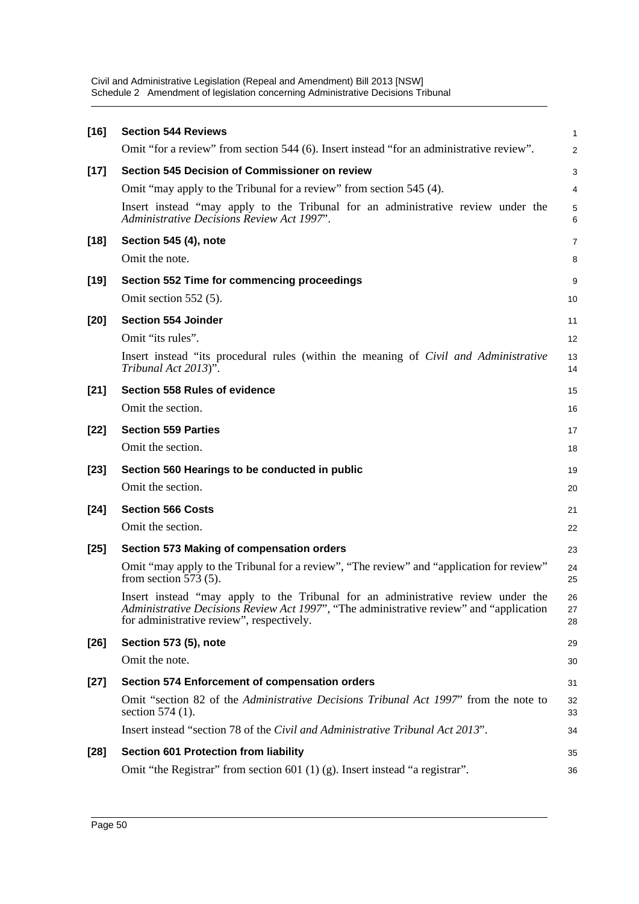**[16] Section 544 Reviews**

Omit "for a review" from section 544 (6). Insert instead "for an administrative review".

**[17] Section 545 Decision of Commissioner on review**

Omit "may apply to the Tribunal for a review" from section 545 (4).

Insert instead "may apply to the Tribunal for an administrative review under the *Administrative Decisions Review Act 1997*".

**[18] Section 545 (4), note**

Omit the note.

**[19] Section 552 Time for commencing proceedings**

Omit section 552 (5).

**[20] Section 554 Joinder**

Omit "its rules".

Insert instead "its procedural rules (within the meaning of *Civil and Administrative Tribunal Act 2013*)".

**[21] Section 558 Rules of evidence**

Omit the section.

**[22] Section 559 Parties**

Omit the section.

**[23] Section 560 Hearings to be conducted in public**

Omit the section.

**[24] Section 566 Costs**

Omit the section.

**[25] Section 573 Making of compensation orders**

Omit "may apply to the Tribunal for a review", "The review" and "application for review" from section 573 (5).

Insert instead "may apply to the Tribunal for an administrative review under the *Administrative Decisions Review Act 1997*", "The administrative review" and "application for administrative review", respectively.

**[26] Section 573 (5), note**

Omit the note.

**[27] Section 574 Enforcement of compensation orders**

Omit "section 82 of the *Administrative Decisions Tribunal Act 1997*" from the note to section 574 (1).

Insert instead "section 78 of the *Civil and Administrative Tribunal Act 2013*".

**[28] Section 601 Protection from liability**

Omit "the Registrar" from section 601 (1) (g). Insert instead "a registrar".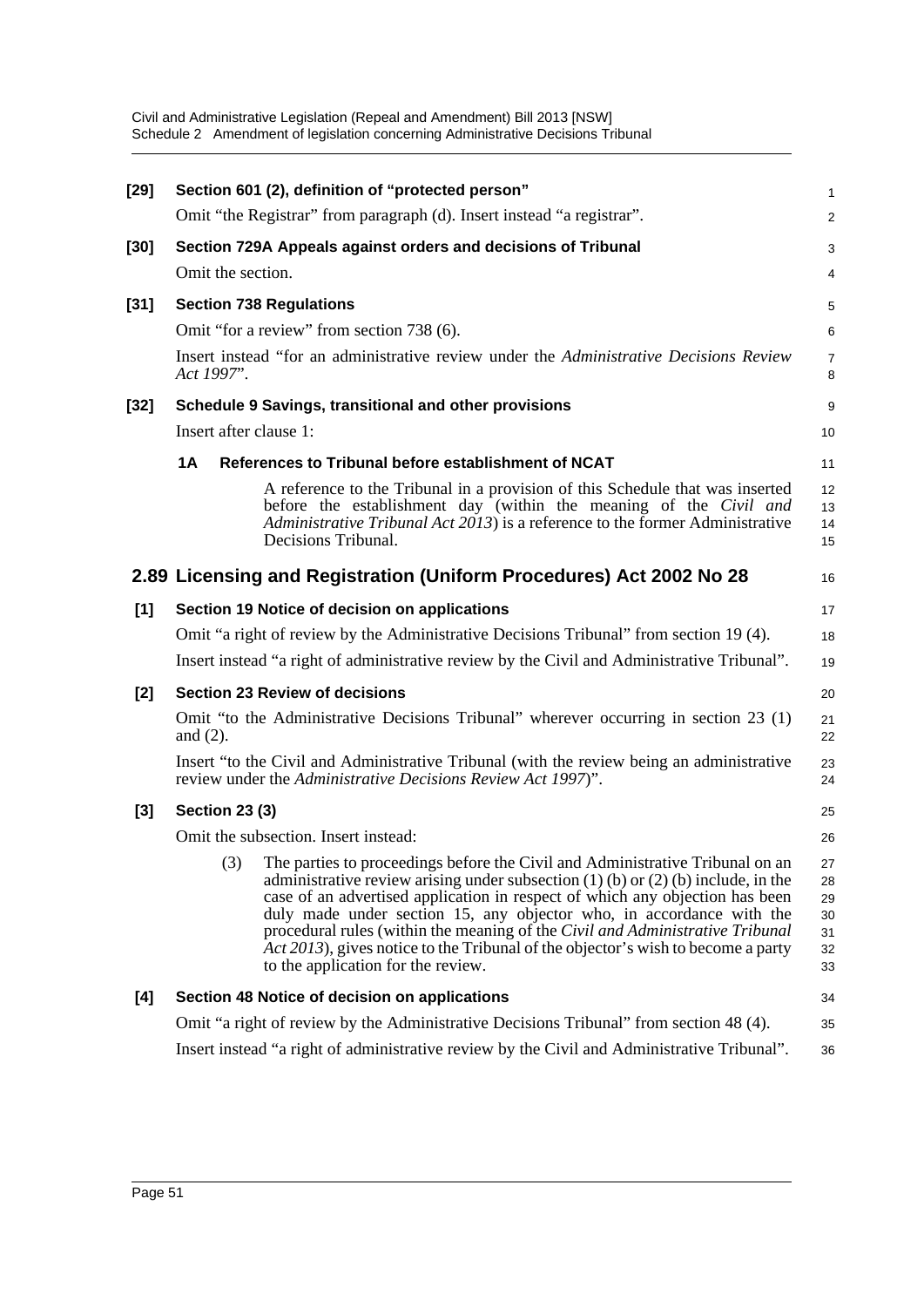**[29] Section 601 (2), definition of "protected person"**

Omit "the Registrar" from paragraph (d). Insert instead "a registrar".

**[30] Section 729A Appeals against orders and decisions of Tribunal**

Omit the section.

**[31] Section 738 Regulations**

Omit "for a review" from section 738 (6).

Insert instead "for an administrative review under the *Administrative Decisions Review Act 1997*".

**[32] Schedule 9 Savings, transitional and other provisions**

Insert after clause 1:

**1A References to Tribunal before establishment of NCAT**

A reference to the Tribunal in a provision of this Schedule that was inserted before the establishment day (within the meaning of the *Civil and Administrative Tribunal Act 2013*) is a reference to the former Administrative Decisions Tribunal.

## 2.89 Licensing and Registration (Uniform Procedures) Act 2002 No 28

**[1] Section 19 Notice of decision on applications**

Omit "a right of review by the Administrative Decisions Tribunal" from section 19 (4).

Insert instead "a right of administrative review by the Civil and Administrative Tribunal".

**[2] Section 23 Review of decisions**

Omit "to the Administrative Decisions Tribunal" wherever occurring in section 23 (1) and (2).

Insert "to the Civil and Administrative Tribunal (with the review being an administrative review under the *Administrative Decisions Review Act 1997*)".

**[3] Section 23 (3)**

Omit the subsection. Insert instead:

(3) The parties to proceedings before the Civil and Administrative Tribunal on an administrative review arising under subsection (1) (b) or (2) (b) include, in the case of an advertised application in respect of which any objection has been duly made under section 15, any objector who, in accordance with the procedural rules (within the meaning of the *Civil and Administrative Tribunal Act 2013*), gives notice to the Tribunal of the objector's wish to become a party to the application for the review.

**[4] Section 48 Notice of decision on applications**

Omit "a right of review by the Administrative Decisions Tribunal" from section 48 (4).

Insert instead "a right of administrative review by the Civil and Administrative Tribunal".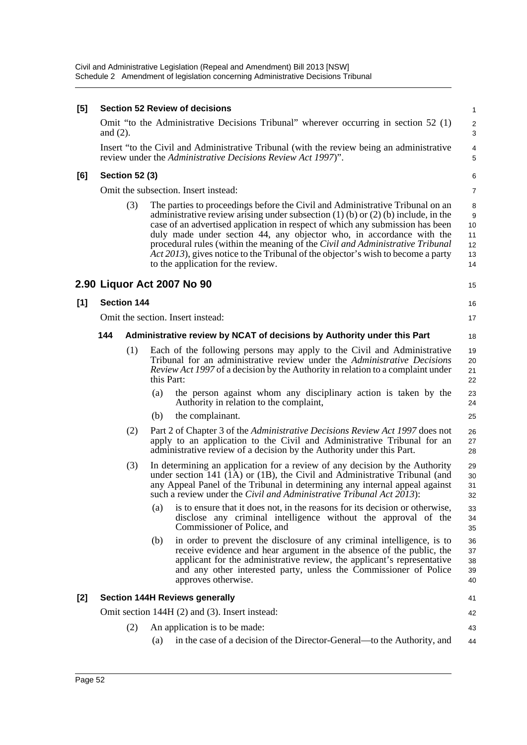**[5] Section 52 Review of decisions**

Omit "to the Administrative Decisions Tribunal" wherever occurring in section 52 (1) and (2).

Insert "to the Civil and Administrative Tribunal (with the review being an administrative review under the *Administrative Decisions Review Act 1997*)".

**[6] Section 52 (3)**

Omit the subsection. Insert instead:

(3) The parties to proceedings before the Civil and Administrative Tribunal on an administrative review arising under subsection (1) (b) or (2) (b) include, in the case of an advertised application in respect of which any submission has been duly made under section 44, any objector who, in accordance with the procedural rules (within the meaning of the *Civil and Administrative Tribunal Act 2013*), gives notice to the Tribunal of the objector's wish to become a party to the application for the review.

## 2.90 Liquor Act 2007 No 90

**[1] Section 144**

Omit the section. Insert instead:

**144 Administrative review by NCAT of decisions by Authority under this Part**

(1) Each of the following persons may apply to the Civil and Administrative Tribunal for an administrative review under the *Administrative Decisions Review Act 1997* of a decision by the Authority in relation to a complaint under this Part:

(a) the person against whom any disciplinary action is taken by the Authority in relation to the complaint,

(b) the complainant.

(2) Part 2 of Chapter 3 of the *Administrative Decisions Review Act 1997* does not apply to an application to the Civil and Administrative Tribunal for an administrative review of a decision by the Authority under this Part.

(3) In determining an application for a review of any decision by the Authority under section 141 (1A) or (1B), the Civil and Administrative Tribunal (and any Appeal Panel of the Tribunal in determining any internal appeal against such a review under the *Civil and Administrative Tribunal Act 2013*):

(a) is to ensure that it does not, in the reasons for its decision or otherwise, disclose any criminal intelligence without the approval of the Commissioner of Police, and

(b) in order to prevent the disclosure of any criminal intelligence, is to receive evidence and hear argument in the absence of the public, the applicant for the administrative review, the applicant's representative and any other interested party, unless the Commissioner of Police approves otherwise.

**[2] Section 144H Reviews generally**

Omit section 144H (2) and (3). Insert instead:

(2) An application is to be made:

(a) in the case of a decision of the Director-General—to the Authority, and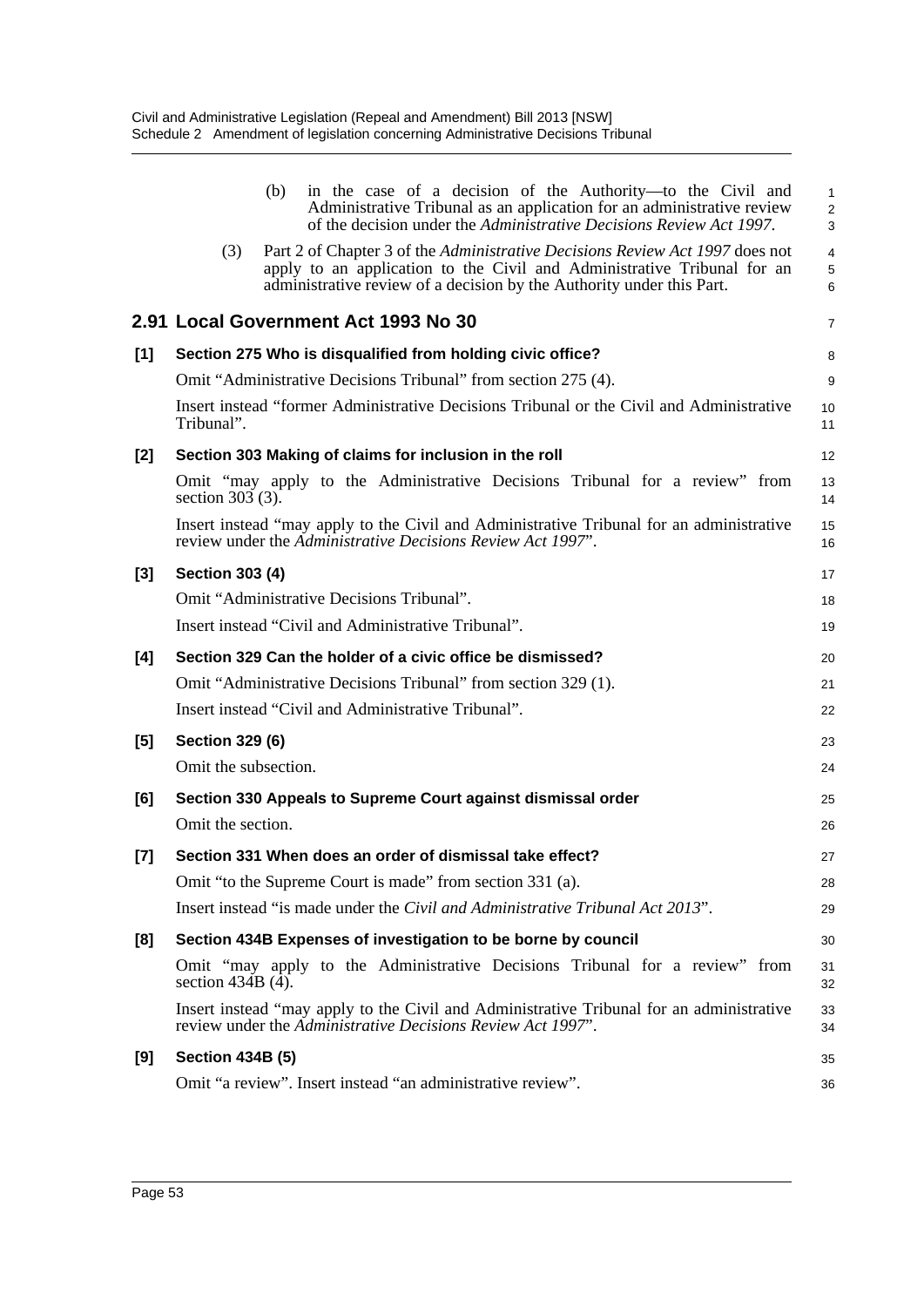(b) in the case of a decision of the Authority—to the Civil and Administrative Tribunal as an application for an administrative review of the decision under the *Administrative Decisions Review Act 1997*.

(3) Part 2 of Chapter 3 of the *Administrative Decisions Review Act 1997* does not apply to an application to the Civil and Administrative Tribunal for an administrative review of a decision by the Authority under this Part.

## 2.91 Local Government Act 1993 No 30

**[1] Section 275 Who is disqualified from holding civic office?**

Omit "Administrative Decisions Tribunal" from section 275 (4).

Insert instead "former Administrative Decisions Tribunal or the Civil and Administrative Tribunal".

**[2] Section 303 Making of claims for inclusion in the roll**

Omit "may apply to the Administrative Decisions Tribunal for a review" from section 303 (3).

Insert instead "may apply to the Civil and Administrative Tribunal for an administrative review under the *Administrative Decisions Review Act 1997*".

**[3] Section 303 (4)**

Omit "Administrative Decisions Tribunal".

Insert instead "Civil and Administrative Tribunal".

**[4] Section 329 Can the holder of a civic office be dismissed?**

Omit "Administrative Decisions Tribunal" from section 329 (1).

Insert instead "Civil and Administrative Tribunal".

**[5] Section 329 (6)**

Omit the subsection.

**[6] Section 330 Appeals to Supreme Court against dismissal order**

Omit the section.

**[7] Section 331 When does an order of dismissal take effect?**

Omit "to the Supreme Court is made" from section 331 (a).

Insert instead "is made under the *Civil and Administrative Tribunal Act 2013*".

**[8] Section 434B Expenses of investigation to be borne by council**

Omit "may apply to the Administrative Decisions Tribunal for a review" from section 434B (4).

Insert instead "may apply to the Civil and Administrative Tribunal for an administrative review under the *Administrative Decisions Review Act 1997*".

**[9] Section 434B (5)**

Omit "a review". Insert instead "an administrative review".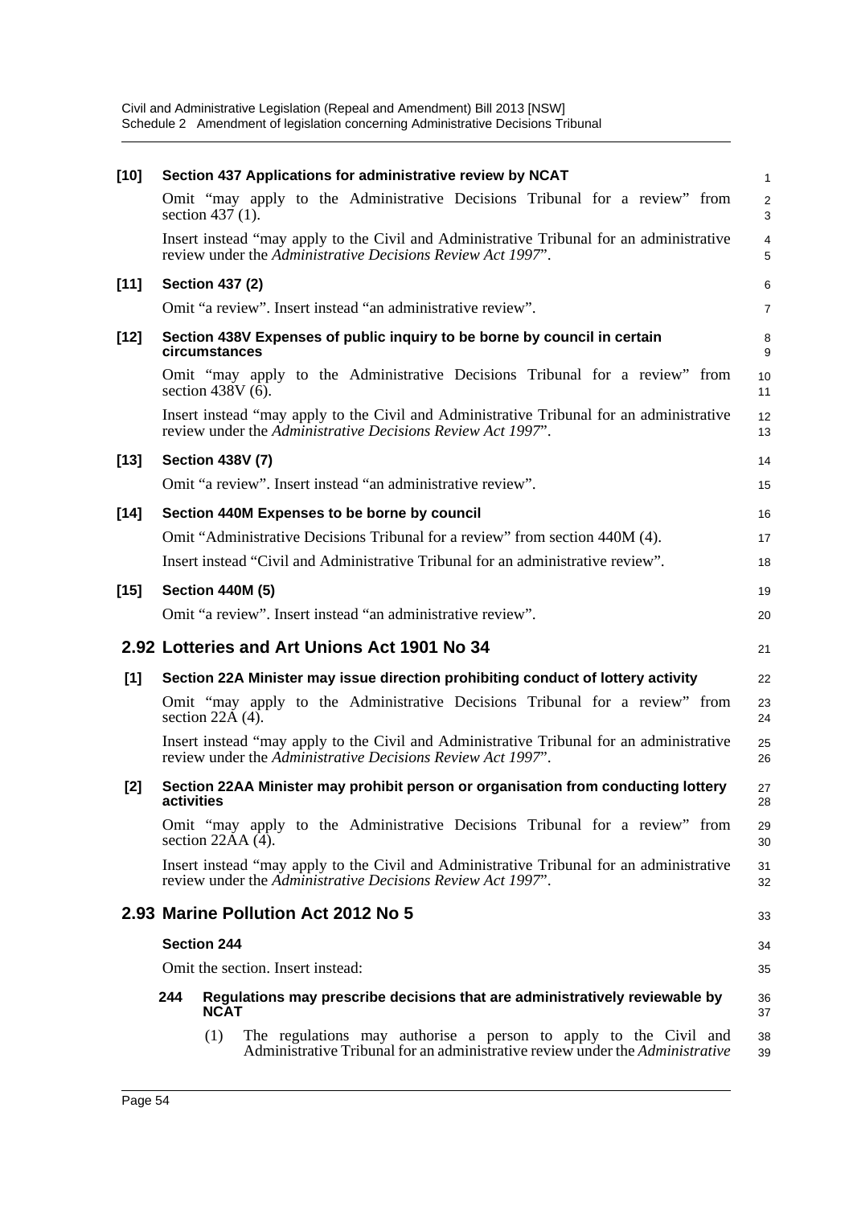**[10] Section 437 Applications for administrative review by NCAT**

Omit "may apply to the Administrative Decisions Tribunal for a review" from section 437 (1).

Insert instead "may apply to the Civil and Administrative Tribunal for an administrative review under the *Administrative Decisions Review Act 1997*".

**[11] Section 437 (2)**

Omit "a review". Insert instead "an administrative review".

**[12] Section 438V Expenses of public inquiry to be borne by council in certain circumstances**

Omit "may apply to the Administrative Decisions Tribunal for a review" from section 438V (6).

Insert instead "may apply to the Civil and Administrative Tribunal for an administrative review under the *Administrative Decisions Review Act 1997*".

**[13] Section 438V (7)**

Omit "a review". Insert instead "an administrative review".

**[14] Section 440M Expenses to be borne by council**

Omit "Administrative Decisions Tribunal for a review" from section 440M (4).

Insert instead "Civil and Administrative Tribunal for an administrative review".

**[15] Section 440M (5)**

Omit "a review". Insert instead "an administrative review".

## 2.92 Lotteries and Art Unions Act 1901 No 34

**[1] Section 22A Minister may issue direction prohibiting conduct of lottery activity**

Omit "may apply to the Administrative Decisions Tribunal for a review" from section 22A (4).

Insert instead "may apply to the Civil and Administrative Tribunal for an administrative review under the *Administrative Decisions Review Act 1997*".

**[2] Section 22AA Minister may prohibit person or organisation from conducting lottery activities**

Omit "may apply to the Administrative Decisions Tribunal for a review" from section 22AA (4).

Insert instead "may apply to the Civil and Administrative Tribunal for an administrative review under the *Administrative Decisions Review Act 1997*".

## 2.93 Marine Pollution Act 2012 No 5

**Section 244**

Omit the section. Insert instead:

**244 Regulations may prescribe decisions that are administratively reviewable by NCAT**

(1) The regulations may authorise a person to apply to the Civil and Administrative Tribunal for an administrative review under the *Administrative*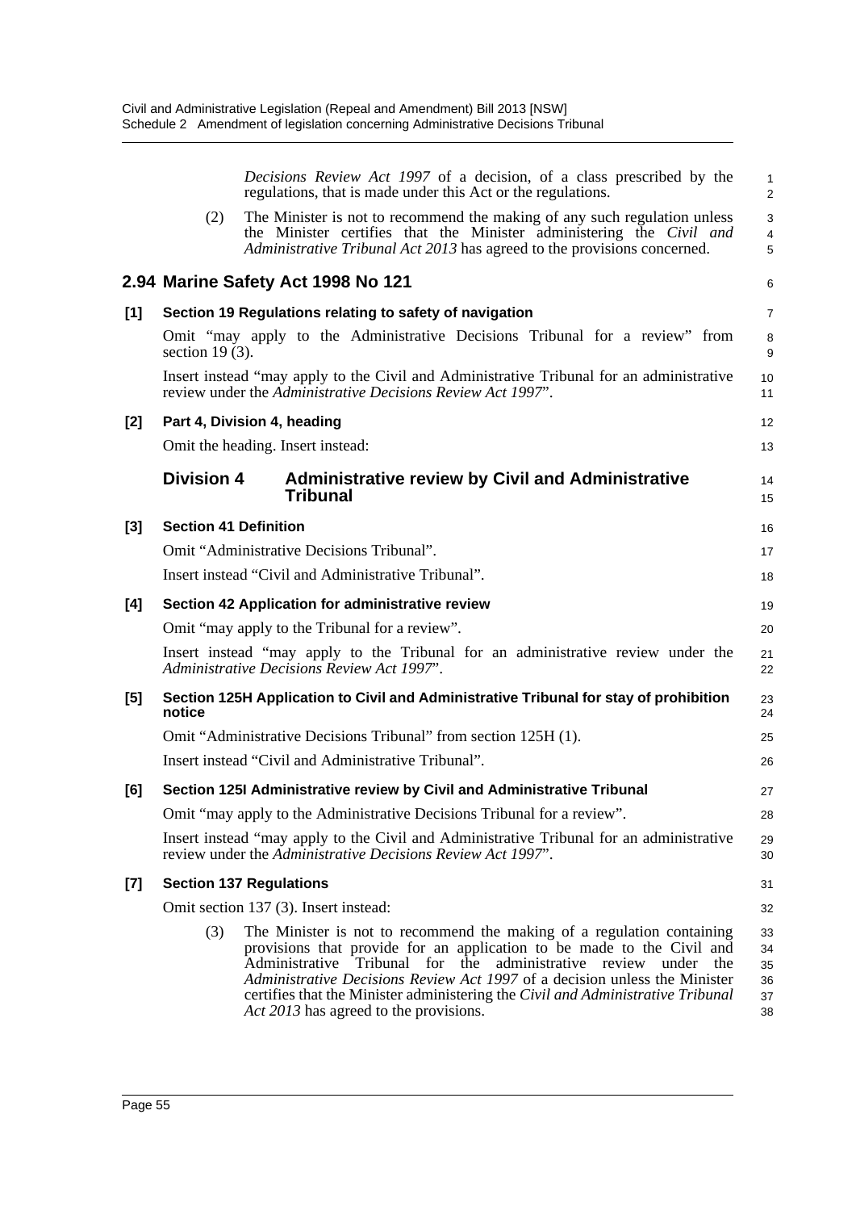*Decisions Review Act 1997* of a decision, of a class prescribed by the regulations, that is made under this Act or the regulations.

(2) The Minister is not to recommend the making of any such regulation unless the Minister certifies that the Minister administering the *Civil and Administrative Tribunal Act 2013* has agreed to the provisions concerned.

## 2.94 Marine Safety Act 1998 No 121

**[1] Section 19 Regulations relating to safety of navigation**

Omit "may apply to the Administrative Decisions Tribunal for a review" from section 19 (3).

Insert instead "may apply to the Civil and Administrative Tribunal for an administrative review under the *Administrative Decisions Review Act 1997*".

**[2] Part 4, Division 4, heading**

Omit the heading. Insert instead:

### Division 4 Administrative review by Civil and Administrative Tribunal

**[3] Section 41 Definition**

Omit "Administrative Decisions Tribunal".

Insert instead "Civil and Administrative Tribunal".

**[4] Section 42 Application for administrative review**

Omit "may apply to the Tribunal for a review".

Insert instead "may apply to the Tribunal for an administrative review under the *Administrative Decisions Review Act 1997*".

**[5] Section 125H Application to Civil and Administrative Tribunal for stay of prohibition notice**

Omit "Administrative Decisions Tribunal" from section 125H (1).

Insert instead "Civil and Administrative Tribunal".

**[6] Section 125I Administrative review by Civil and Administrative Tribunal**

Omit "may apply to the Administrative Decisions Tribunal for a review".

Insert instead "may apply to the Civil and Administrative Tribunal for an administrative review under the *Administrative Decisions Review Act 1997*".

**[7] Section 137 Regulations**

Omit section 137 (3). Insert instead:

(3) The Minister is not to recommend the making of a regulation containing provisions that provide for an application to be made to the Civil and Administrative Tribunal for the administrative review under the *Administrative Decisions Review Act 1997* of a decision unless the Minister certifies that the Minister administering the *Civil and Administrative Tribunal Act 2013* has agreed to the provisions.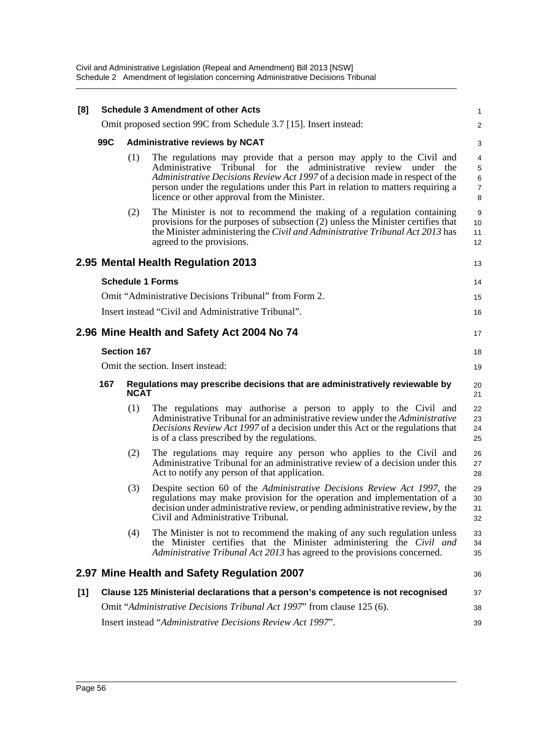**[8] Schedule 3 Amendment of other Acts**

Omit proposed section 99C from Schedule 3.7 [15]. Insert instead:

**99C Administrative reviews by NCAT**

(1) The regulations may provide that a person may apply to the Civil and Administrative Tribunal for the administrative review under the *Administrative Decisions Review Act 1997* of a decision made in respect of the person under the regulations under this Part in relation to matters requiring a licence or other approval from the Minister.

(2) The Minister is not to recommend the making of a regulation containing provisions for the purposes of subsection (2) unless the Minister certifies that the Minister administering the *Civil and Administrative Tribunal Act 2013* has agreed to the provisions.

## 2.95 Mental Health Regulation 2013

**Schedule 1 Forms**

Omit "Administrative Decisions Tribunal" from Form 2.

Insert instead "Civil and Administrative Tribunal".

## 2.96 Mine Health and Safety Act 2004 No 74

**Section 167**

Omit the section. Insert instead:

**167 Regulations may prescribe decisions that are administratively reviewable by NCAT**

(1) The regulations may authorise a person to apply to the Civil and Administrative Tribunal for an administrative review under the *Administrative Decisions Review Act 1997* of a decision under this Act or the regulations that is of a class prescribed by the regulations.

(2) The regulations may require any person who applies to the Civil and Administrative Tribunal for an administrative review of a decision under this Act to notify any person of that application.

(3) Despite section 60 of the *Administrative Decisions Review Act 1997*, the regulations may make provision for the operation and implementation of a decision under administrative review, or pending administrative review, by the Civil and Administrative Tribunal.

(4) The Minister is not to recommend the making of any such regulation unless the Minister certifies that the Minister administering the *Civil and Administrative Tribunal Act 2013* has agreed to the provisions concerned.

## 2.97 Mine Health and Safety Regulation 2007

**[1] Clause 125 Ministerial declarations that a person's competence is not recognised**

Omit "*Administrative Decisions Tribunal Act 1997*" from clause 125 (6).

Insert instead "*Administrative Decisions Review Act 1997*".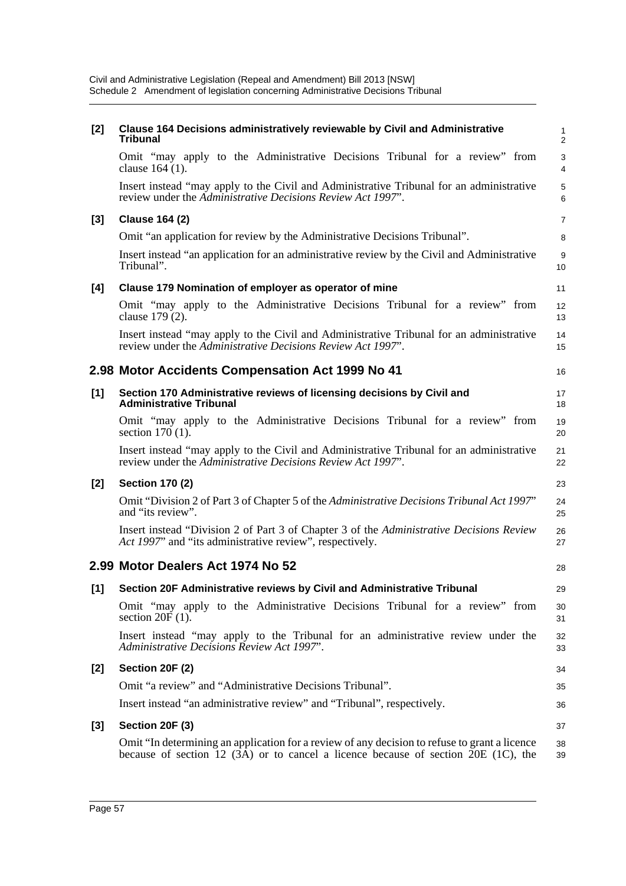**[2] Clause 164 Decisions administratively reviewable by Civil and Administrative Tribunal**

Omit "may apply to the Administrative Decisions Tribunal for a review" from clause 164 (1).

Insert instead "may apply to the Civil and Administrative Tribunal for an administrative review under the *Administrative Decisions Review Act 1997*".

**[3] Clause 164 (2)**

Omit "an application for review by the Administrative Decisions Tribunal".

Insert instead "an application for an administrative review by the Civil and Administrative Tribunal".

**[4] Clause 179 Nomination of employer as operator of mine**

Omit "may apply to the Administrative Decisions Tribunal for a review" from clause 179 (2).

Insert instead "may apply to the Civil and Administrative Tribunal for an administrative review under the *Administrative Decisions Review Act 1997*".

## 2.98 Motor Accidents Compensation Act 1999 No 41

**[1] Section 170 Administrative reviews of licensing decisions by Civil and Administrative Tribunal**

Omit "may apply to the Administrative Decisions Tribunal for a review" from section 170 (1).

Insert instead "may apply to the Civil and Administrative Tribunal for an administrative review under the *Administrative Decisions Review Act 1997*".

**[2] Section 170 (2)**

Omit "Division 2 of Part 3 of Chapter 5 of the *Administrative Decisions Tribunal Act 1997*" and "its review".

Insert instead "Division 2 of Part 3 of Chapter 3 of the *Administrative Decisions Review Act 1997*" and "its administrative review", respectively.

## 2.99 Motor Dealers Act 1974 No 52

**[1] Section 20F Administrative reviews by Civil and Administrative Tribunal**

Omit "may apply to the Administrative Decisions Tribunal for a review" from section 20F (1).

Insert instead "may apply to the Tribunal for an administrative review under the *Administrative Decisions Review Act 1997*".

**[2] Section 20F (2)**

Omit "a review" and "Administrative Decisions Tribunal".

Insert instead "an administrative review" and "Tribunal", respectively.

**[3] Section 20F (3)**

Omit "In determining an application for a review of any decision to refuse to grant a licence because of section 12 (3A) or to cancel a licence because of section 20E (1C), the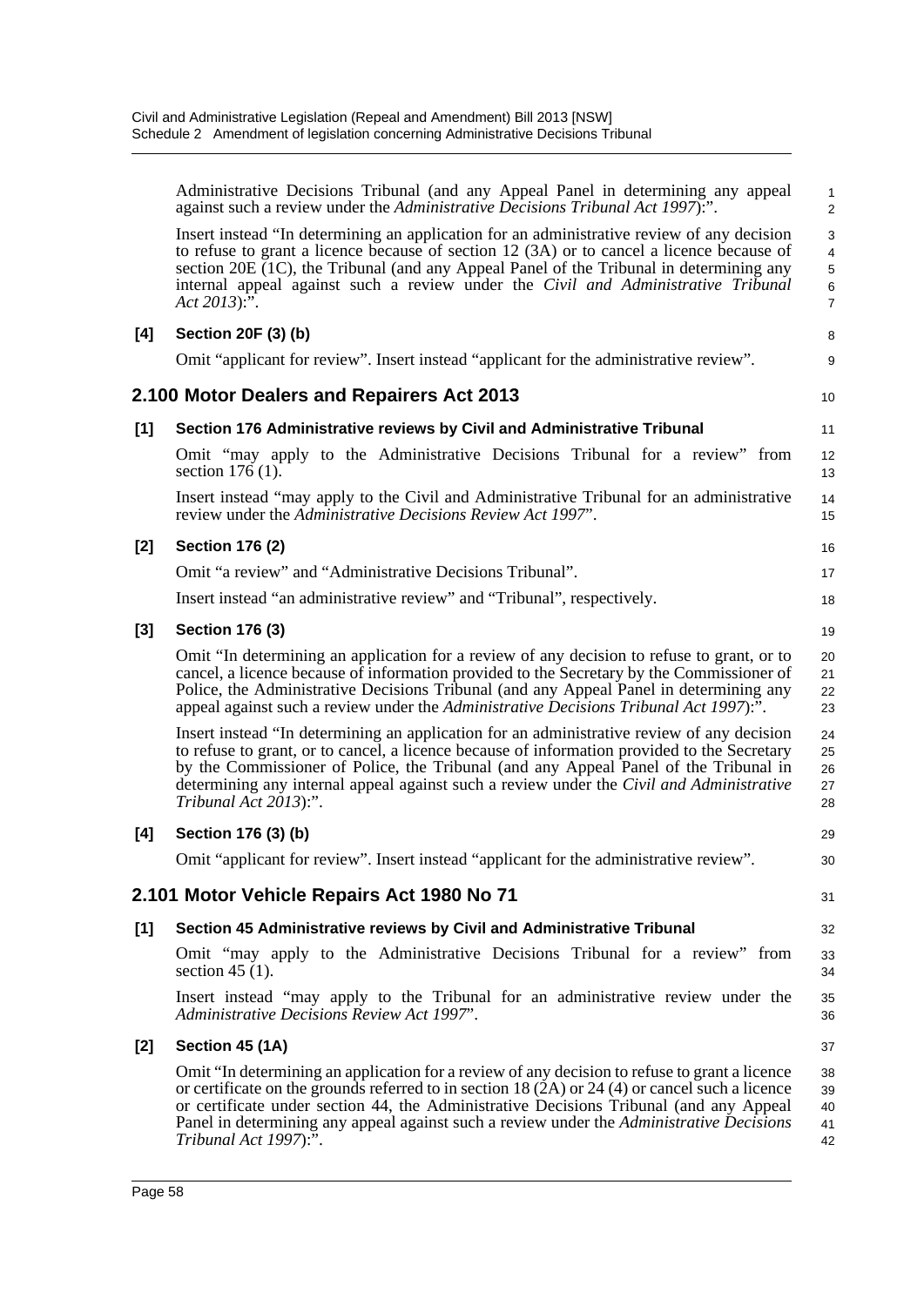Administrative Decisions Tribunal (and any Appeal Panel in determining any appeal against such a review under the *Administrative Decisions Tribunal Act 1997*):".

Insert instead "In determining an application for an administrative review of any decision to refuse to grant a licence because of section 12 (3A) or to cancel a licence because of section 20E (1C), the Tribunal (and any Appeal Panel of the Tribunal in determining any internal appeal against such a review under the *Civil and Administrative Tribunal Act 2013*):".

**[4] Section 20F (3) (b)**

Omit "applicant for review". Insert instead "applicant for the administrative review".

## 2.100 Motor Dealers and Repairers Act 2013

**[1] Section 176 Administrative reviews by Civil and Administrative Tribunal**

Omit "may apply to the Administrative Decisions Tribunal for a review" from section 176 (1).

Insert instead "may apply to the Civil and Administrative Tribunal for an administrative review under the *Administrative Decisions Review Act 1997*".

**[2] Section 176 (2)**

Omit "a review" and "Administrative Decisions Tribunal".

Insert instead "an administrative review" and "Tribunal", respectively.

**[3] Section 176 (3)**

Omit "In determining an application for a review of any decision to refuse to grant, or to cancel, a licence because of information provided to the Secretary by the Commissioner of Police, the Administrative Decisions Tribunal (and any Appeal Panel in determining any appeal against such a review under the *Administrative Decisions Tribunal Act 1997*):".

Insert instead "In determining an application for an administrative review of any decision to refuse to grant, or to cancel, a licence because of information provided to the Secretary by the Commissioner of Police, the Tribunal (and any Appeal Panel of the Tribunal in determining any internal appeal against such a review under the *Civil and Administrative Tribunal Act 2013*):".

**[4] Section 176 (3) (b)**

Omit "applicant for review". Insert instead "applicant for the administrative review".

## 2.101 Motor Vehicle Repairs Act 1980 No 71

**[1] Section 45 Administrative reviews by Civil and Administrative Tribunal**

Omit "may apply to the Administrative Decisions Tribunal for a review" from section 45 (1).

Insert instead "may apply to the Tribunal for an administrative review under the *Administrative Decisions Review Act 1997*".

**[2] Section 45 (1A)**

Omit "In determining an application for a review of any decision to refuse to grant a licence or certificate on the grounds referred to in section 18 (2A) or 24 (4) or cancel such a licence or certificate under section 44, the Administrative Decisions Tribunal (and any Appeal Panel in determining any appeal against such a review under the *Administrative Decisions Tribunal Act 1997*):".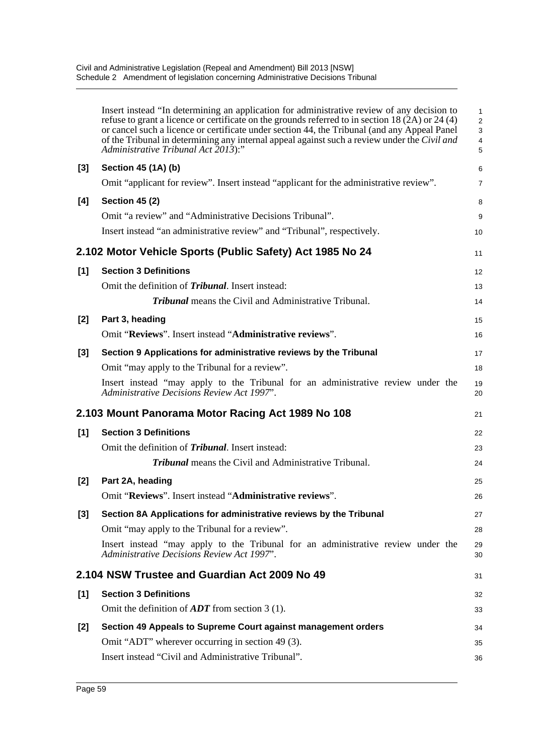Insert instead "In determining an application for administrative review of any decision to refuse to grant a licence or certificate on the grounds referred to in section 18 (2A) or 24 (4) or cancel such a licence or certificate under section 44, the Tribunal (and any Appeal Panel of the Tribunal in determining any internal appeal against such a review under the *Civil and Administrative Tribunal Act 2013*):"

**[3] Section 45 (1A) (b)**

Omit "applicant for review". Insert instead "applicant for the administrative review".

**[4] Section 45 (2)**

Omit "a review" and "Administrative Decisions Tribunal".

Insert instead "an administrative review" and "Tribunal", respectively.

## 2.102 Motor Vehicle Sports (Public Safety) Act 1985 No 24

**[1] Section 3 Definitions**

Omit the definition of ***Tribunal***. Insert instead:

> ***Tribunal*** means the Civil and Administrative Tribunal.

**[2] Part 3, heading**

Omit "**Reviews**". Insert instead "**Administrative reviews**".

**[3] Section 9 Applications for administrative reviews by the Tribunal**

Omit "may apply to the Tribunal for a review".

Insert instead "may apply to the Tribunal for an administrative review under the *Administrative Decisions Review Act 1997*".

## 2.103 Mount Panorama Motor Racing Act 1989 No 108

**[1] Section 3 Definitions**

Omit the definition of ***Tribunal***. Insert instead:

> ***Tribunal*** means the Civil and Administrative Tribunal.

**[2] Part 2A, heading**

Omit "**Reviews**". Insert instead "**Administrative reviews**".

**[3] Section 8A Applications for administrative reviews by the Tribunal**

Omit "may apply to the Tribunal for a review".

Insert instead "may apply to the Tribunal for an administrative review under the *Administrative Decisions Review Act 1997*".

## 2.104 NSW Trustee and Guardian Act 2009 No 49

**[1] Section 3 Definitions**

Omit the definition of ***ADT*** from section 3 (1).

**[2] Section 49 Appeals to Supreme Court against management orders**

Omit "ADT" wherever occurring in section 49 (3).

Insert instead "Civil and Administrative Tribunal".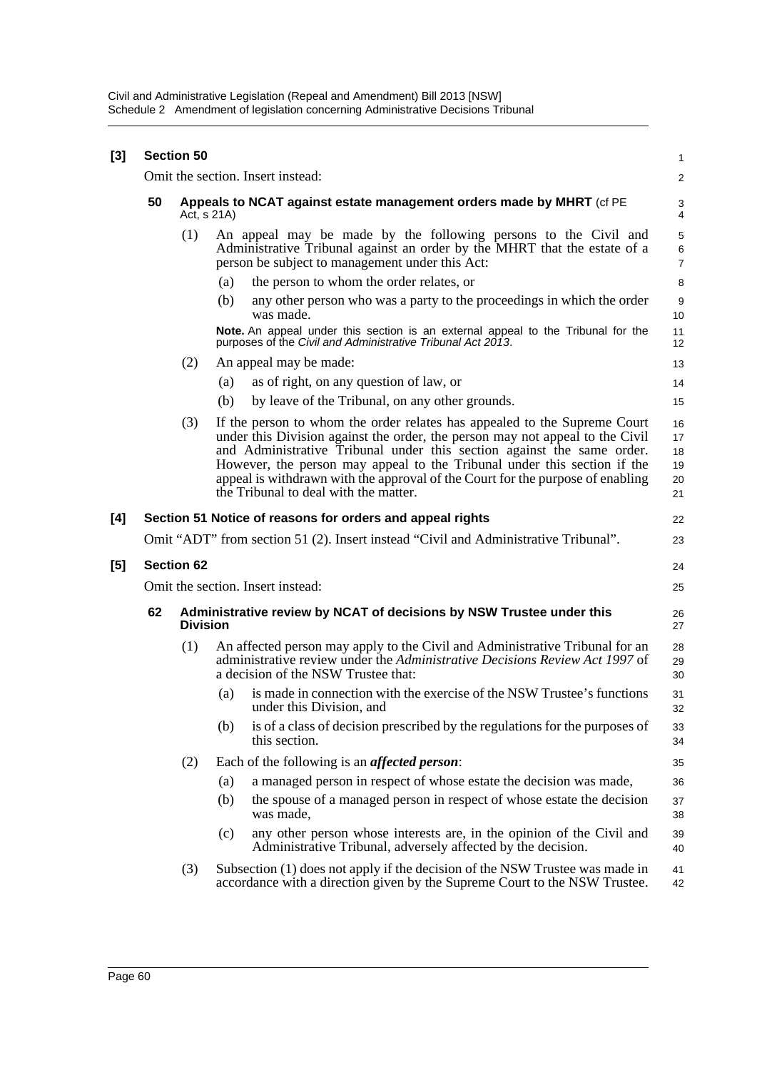**[3] Section 50**

Omit the section. Insert instead:

**50 Appeals to NCAT against estate management orders made by MHRT** (cf PE Act, s 21A)

(1) An appeal may be made by the following persons to the Civil and Administrative Tribunal against an order by the MHRT that the estate of a person be subject to management under this Act:

(a) the person to whom the order relates, or

(b) any other person who was a party to the proceedings in which the order was made.

**Note.** An appeal under this section is an external appeal to the Tribunal for the purposes of the *Civil and Administrative Tribunal Act 2013*.

(2) An appeal may be made:

(a) as of right, on any question of law, or

(b) by leave of the Tribunal, on any other grounds.

(3) If the person to whom the order relates has appealed to the Supreme Court under this Division against the order, the person may not appeal to the Civil and Administrative Tribunal under this section against the same order. However, the person may appeal to the Tribunal under this section if the appeal is withdrawn with the approval of the Court for the purpose of enabling the Tribunal to deal with the matter.

**[4] Section 51 Notice of reasons for orders and appeal rights**

Omit "ADT" from section 51 (2). Insert instead "Civil and Administrative Tribunal".

**[5] Section 62**

Omit the section. Insert instead:

**62 Administrative review by NCAT of decisions by NSW Trustee under this Division**

(1) An affected person may apply to the Civil and Administrative Tribunal for an administrative review under the *Administrative Decisions Review Act 1997* of a decision of the NSW Trustee that:

(a) is made in connection with the exercise of the NSW Trustee's functions under this Division, and

(b) is of a class of decision prescribed by the regulations for the purposes of this section.

(2) Each of the following is an ***affected person***:

(a) a managed person in respect of whose estate the decision was made,

(b) the spouse of a managed person in respect of whose estate the decision was made,

(c) any other person whose interests are, in the opinion of the Civil and Administrative Tribunal, adversely affected by the decision.

(3) Subsection (1) does not apply if the decision of the NSW Trustee was made in accordance with a direction given by the Supreme Court to the NSW Trustee.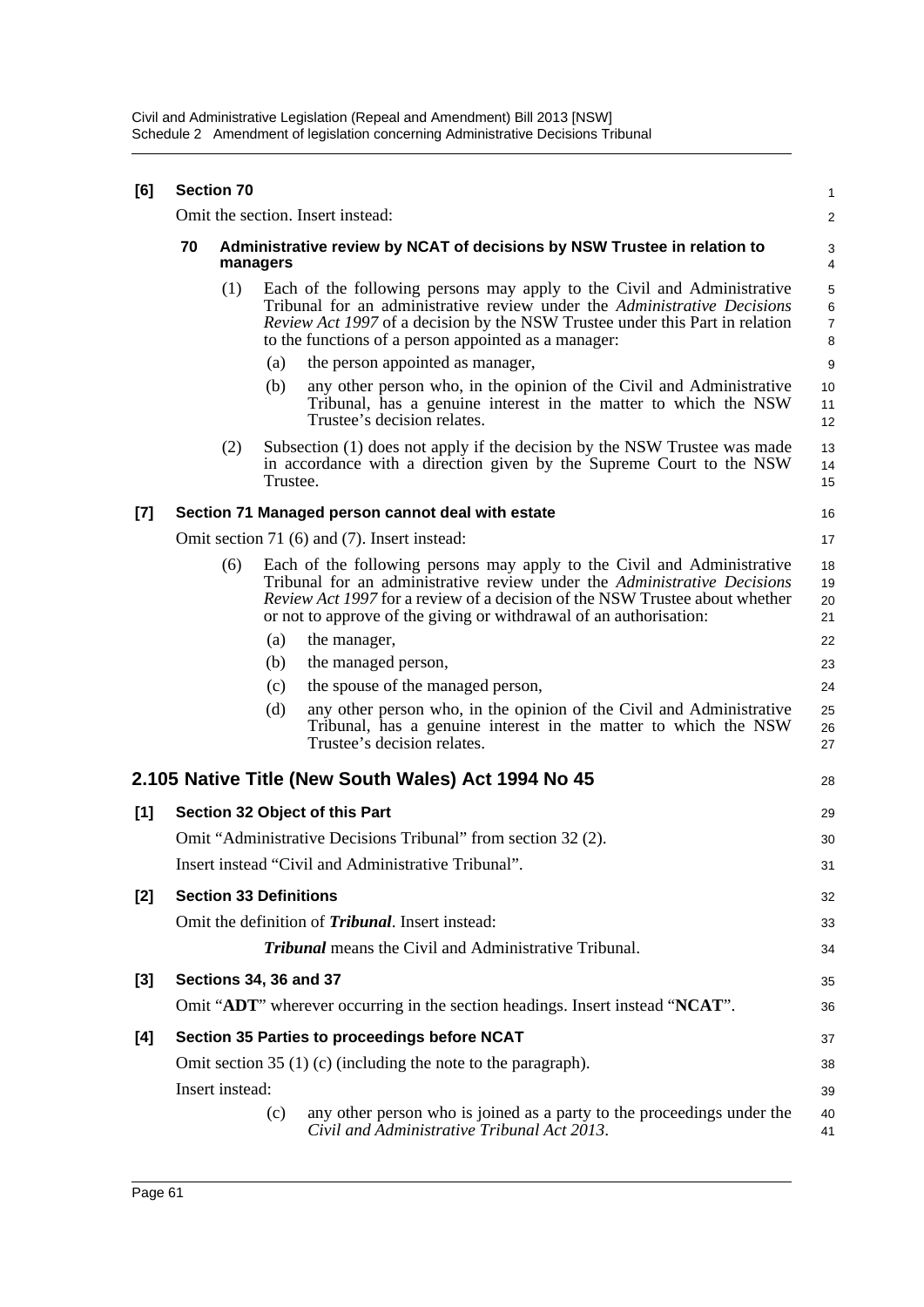**[6] Section 70**

Omit the section. Insert instead:

**70 Administrative review by NCAT of decisions by NSW Trustee in relation to managers**

(1) Each of the following persons may apply to the Civil and Administrative Tribunal for an administrative review under the *Administrative Decisions Review Act 1997* of a decision by the NSW Trustee under this Part in relation to the functions of a person appointed as a manager:

(a) the person appointed as manager,

(b) any other person who, in the opinion of the Civil and Administrative Tribunal, has a genuine interest in the matter to which the NSW Trustee's decision relates.

(2) Subsection (1) does not apply if the decision by the NSW Trustee was made in accordance with a direction given by the Supreme Court to the NSW Trustee.

**[7] Section 71 Managed person cannot deal with estate**

Omit section 71 (6) and (7). Insert instead:

(6) Each of the following persons may apply to the Civil and Administrative Tribunal for an administrative review under the *Administrative Decisions Review Act 1997* for a review of a decision of the NSW Trustee about whether or not to approve of the giving or withdrawal of an authorisation:

(a) the manager,

(b) the managed person,

(c) the spouse of the managed person,

(d) any other person who, in the opinion of the Civil and Administrative Tribunal, has a genuine interest in the matter to which the NSW Trustee's decision relates.

## 2.105 Native Title (New South Wales) Act 1994 No 45

**[1] Section 32 Object of this Part**

Omit "Administrative Decisions Tribunal" from section 32 (2).

Insert instead "Civil and Administrative Tribunal".

**[2] Section 33 Definitions**

Omit the definition of ***Tribunal***. Insert instead:

***Tribunal*** means the Civil and Administrative Tribunal.

**[3] Sections 34, 36 and 37**

Omit "**ADT**" wherever occurring in the section headings. Insert instead "**NCAT**".

**[4] Section 35 Parties to proceedings before NCAT**

Omit section 35 (1) (c) (including the note to the paragraph).

Insert instead:

(c) any other person who is joined as a party to the proceedings under the *Civil and Administrative Tribunal Act 2013*.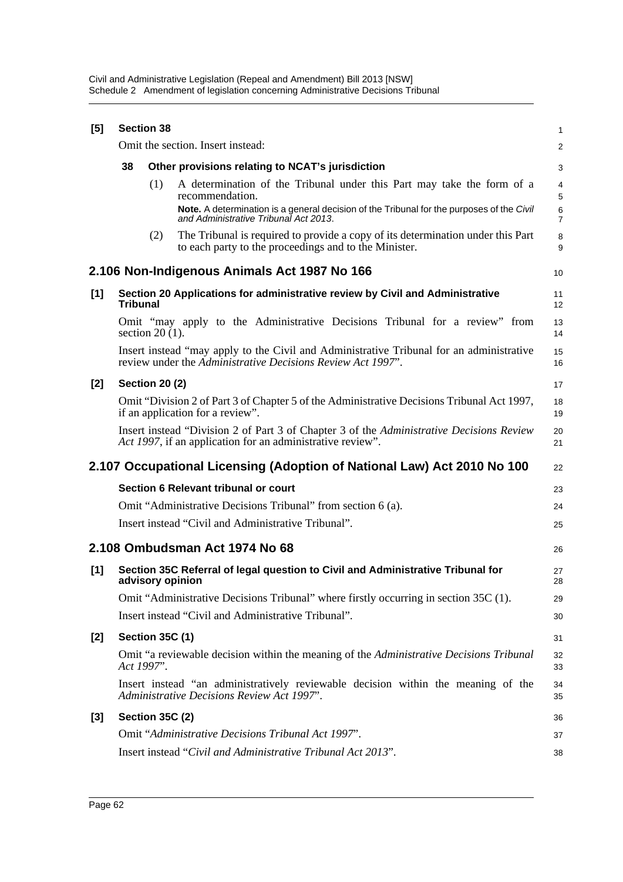**[5] Section 38**

Omit the section. Insert instead:

**38 Other provisions relating to NCAT's jurisdiction**

(1) A determination of the Tribunal under this Part may take the form of a recommendation.

**Note.** A determination is a general decision of the Tribunal for the purposes of the *Civil and Administrative Tribunal Act 2013*.

(2) The Tribunal is required to provide a copy of its determination under this Part to each party to the proceedings and to the Minister.

## 2.106 Non-Indigenous Animals Act 1987 No 166

**[1] Section 20 Applications for administrative review by Civil and Administrative Tribunal**

Omit "may apply to the Administrative Decisions Tribunal for a review" from section 20 (1).

Insert instead "may apply to the Civil and Administrative Tribunal for an administrative review under the *Administrative Decisions Review Act 1997*".

**[2] Section 20 (2)**

Omit "Division 2 of Part 3 of Chapter 5 of the Administrative Decisions Tribunal Act 1997, if an application for a review".

Insert instead "Division 2 of Part 3 of Chapter 3 of the *Administrative Decisions Review Act 1997*, if an application for an administrative review".

## 2.107 Occupational Licensing (Adoption of National Law) Act 2010 No 100

**Section 6 Relevant tribunal or court**

Omit "Administrative Decisions Tribunal" from section 6 (a).

Insert instead "Civil and Administrative Tribunal".

## 2.108 Ombudsman Act 1974 No 68

**[1] Section 35C Referral of legal question to Civil and Administrative Tribunal for advisory opinion**

Omit "Administrative Decisions Tribunal" where firstly occurring in section 35C (1).

Insert instead "Civil and Administrative Tribunal".

**[2] Section 35C (1)**

Omit "a reviewable decision within the meaning of the *Administrative Decisions Tribunal Act 1997*".

Insert instead "an administratively reviewable decision within the meaning of the *Administrative Decisions Review Act 1997*".

**[3] Section 35C (2)**

Omit "*Administrative Decisions Tribunal Act 1997*".

Insert instead "*Civil and Administrative Tribunal Act 2013*".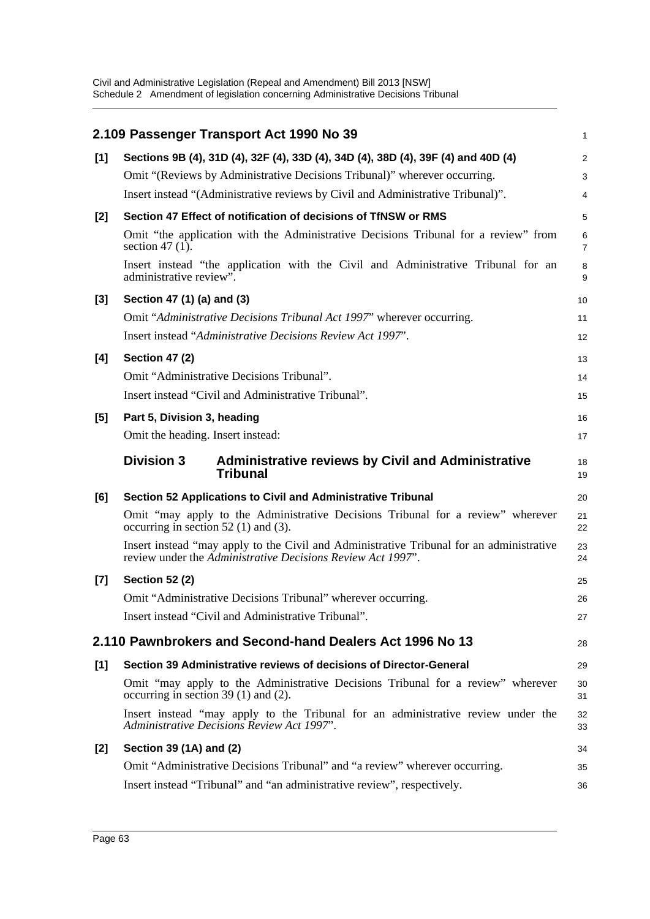## 2.109 Passenger Transport Act 1990 No 39

**[1] Sections 9B (4), 31D (4), 32F (4), 33D (4), 34D (4), 38D (4), 39F (4) and 40D (4)**

Omit "(Reviews by Administrative Decisions Tribunal)" wherever occurring.

Insert instead "(Administrative reviews by Civil and Administrative Tribunal)".

**[2] Section 47 Effect of notification of decisions of TfNSW or RMS**

Omit "the application with the Administrative Decisions Tribunal for a review" from section 47 (1).

Insert instead "the application with the Civil and Administrative Tribunal for an administrative review".

**[3] Section 47 (1) (a) and (3)**

Omit "*Administrative Decisions Tribunal Act 1997*" wherever occurring.

Insert instead "*Administrative Decisions Review Act 1997*".

**[4] Section 47 (2)**

Omit "Administrative Decisions Tribunal".

Insert instead "Civil and Administrative Tribunal".

**[5] Part 5, Division 3, heading**

Omit the heading. Insert instead:

### Division 3 Administrative reviews by Civil and Administrative Tribunal

**[6] Section 52 Applications to Civil and Administrative Tribunal**

Omit "may apply to the Administrative Decisions Tribunal for a review" wherever occurring in section 52 (1) and (3).

Insert instead "may apply to the Civil and Administrative Tribunal for an administrative review under the *Administrative Decisions Review Act 1997*".

**[7] Section 52 (2)**

Omit "Administrative Decisions Tribunal" wherever occurring.

Insert instead "Civil and Administrative Tribunal".

## 2.110 Pawnbrokers and Second-hand Dealers Act 1996 No 13

**[1] Section 39 Administrative reviews of decisions of Director-General**

Omit "may apply to the Administrative Decisions Tribunal for a review" wherever occurring in section 39 (1) and (2).

Insert instead "may apply to the Tribunal for an administrative review under the *Administrative Decisions Review Act 1997*".

**[2] Section 39 (1A) and (2)**

Omit "Administrative Decisions Tribunal" and "a review" wherever occurring.

Insert instead "Tribunal" and "an administrative review", respectively.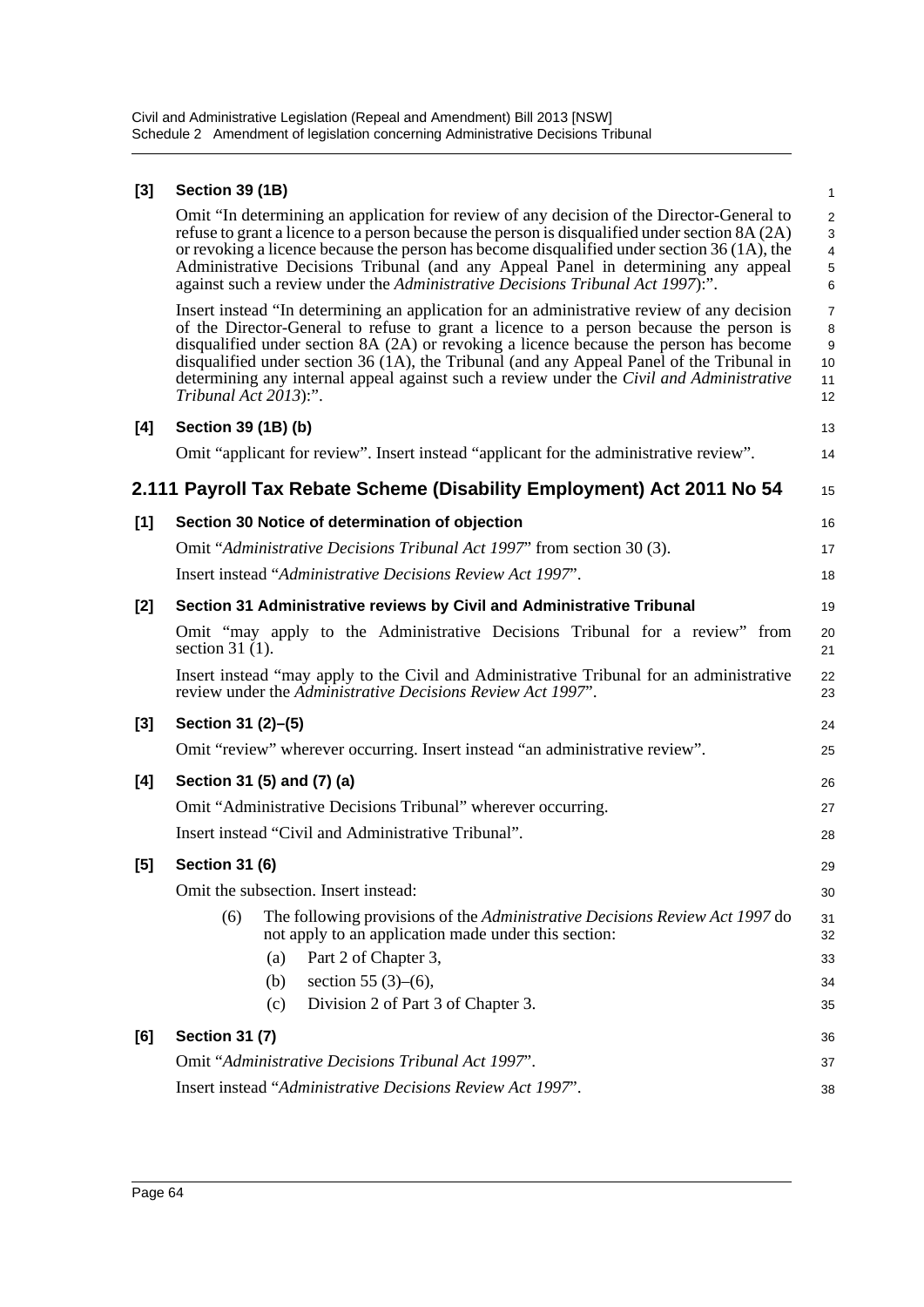**[3] Section 39 (1B)**

Omit "In determining an application for review of any decision of the Director-General to refuse to grant a licence to a person because the person is disqualified under section 8A (2A) or revoking a licence because the person has become disqualified under section 36 (1A), the Administrative Decisions Tribunal (and any Appeal Panel in determining any appeal against such a review under the *Administrative Decisions Tribunal Act 1997*):".

Insert instead "In determining an application for an administrative review of any decision of the Director-General to refuse to grant a licence to a person because the person is disqualified under section 8A (2A) or revoking a licence because the person has become disqualified under section 36 (1A), the Tribunal (and any Appeal Panel of the Tribunal in determining any internal appeal against such a review under the *Civil and Administrative Tribunal Act 2013*):".

**[4] Section 39 (1B) (b)**

Omit "applicant for review". Insert instead "applicant for the administrative review".

## 2.111 Payroll Tax Rebate Scheme (Disability Employment) Act 2011 No 54

**[1] Section 30 Notice of determination of objection**

Omit "*Administrative Decisions Tribunal Act 1997*" from section 30 (3).

Insert instead "*Administrative Decisions Review Act 1997*".

**[2] Section 31 Administrative reviews by Civil and Administrative Tribunal**

Omit "may apply to the Administrative Decisions Tribunal for a review" from section 31 (1).

Insert instead "may apply to the Civil and Administrative Tribunal for an administrative review under the *Administrative Decisions Review Act 1997*".

**[3] Section 31 (2)–(5)**

Omit "review" wherever occurring. Insert instead "an administrative review".

**[4] Section 31 (5) and (7) (a)**

Omit "Administrative Decisions Tribunal" wherever occurring.

Insert instead "Civil and Administrative Tribunal".

**[5] Section 31 (6)**

Omit the subsection. Insert instead:

(6) The following provisions of the *Administrative Decisions Review Act 1997* do not apply to an application made under this section:

(a) Part 2 of Chapter 3,

(b) section 55 (3)–(6),

(c) Division 2 of Part 3 of Chapter 3.

**[6] Section 31 (7)**

Omit "*Administrative Decisions Tribunal Act 1997*".

Insert instead "*Administrative Decisions Review Act 1997*".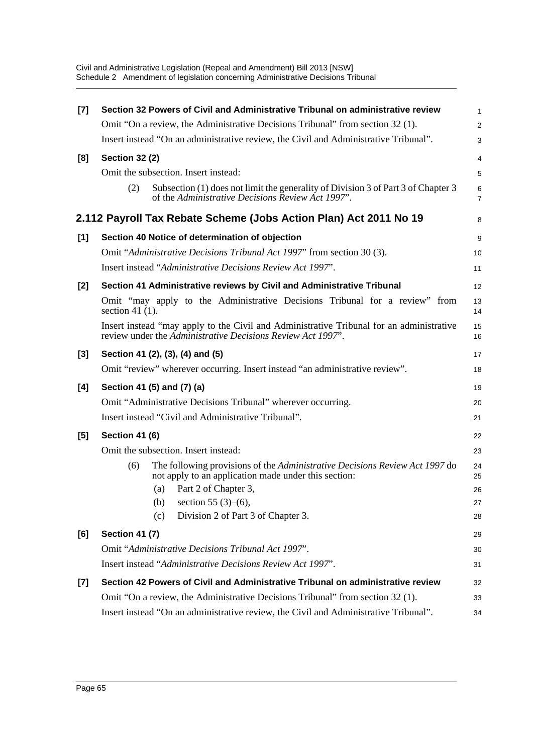**[7] Section 32 Powers of Civil and Administrative Tribunal on administrative review**

Omit "On a review, the Administrative Decisions Tribunal" from section 32 (1).

Insert instead "On an administrative review, the Civil and Administrative Tribunal".

**[8] Section 32 (2)**

Omit the subsection. Insert instead:

(2) Subsection (1) does not limit the generality of Division 3 of Part 3 of Chapter 3 of the *Administrative Decisions Review Act 1997*".

## 2.112 Payroll Tax Rebate Scheme (Jobs Action Plan) Act 2011 No 19

**[1] Section 40 Notice of determination of objection**

Omit "*Administrative Decisions Tribunal Act 1997*" from section 30 (3).

Insert instead "*Administrative Decisions Review Act 1997*".

**[2] Section 41 Administrative reviews by Civil and Administrative Tribunal**

Omit "may apply to the Administrative Decisions Tribunal for a review" from section 41 (1).

Insert instead "may apply to the Civil and Administrative Tribunal for an administrative review under the *Administrative Decisions Review Act 1997*".

**[3] Section 41 (2), (3), (4) and (5)**

Omit "review" wherever occurring. Insert instead "an administrative review".

**[4] Section 41 (5) and (7) (a)**

Omit "Administrative Decisions Tribunal" wherever occurring.

Insert instead "Civil and Administrative Tribunal".

**[5] Section 41 (6)**

Omit the subsection. Insert instead:

(6) The following provisions of the *Administrative Decisions Review Act 1997* do not apply to an application made under this section:

(a) Part 2 of Chapter 3,

(b) section 55 (3)–(6),

(c) Division 2 of Part 3 of Chapter 3.

**[6] Section 41 (7)**

Omit "*Administrative Decisions Tribunal Act 1997*".

Insert instead "*Administrative Decisions Review Act 1997*".

**[7] Section 42 Powers of Civil and Administrative Tribunal on administrative review**

Omit "On a review, the Administrative Decisions Tribunal" from section 32 (1).

Insert instead "On an administrative review, the Civil and Administrative Tribunal".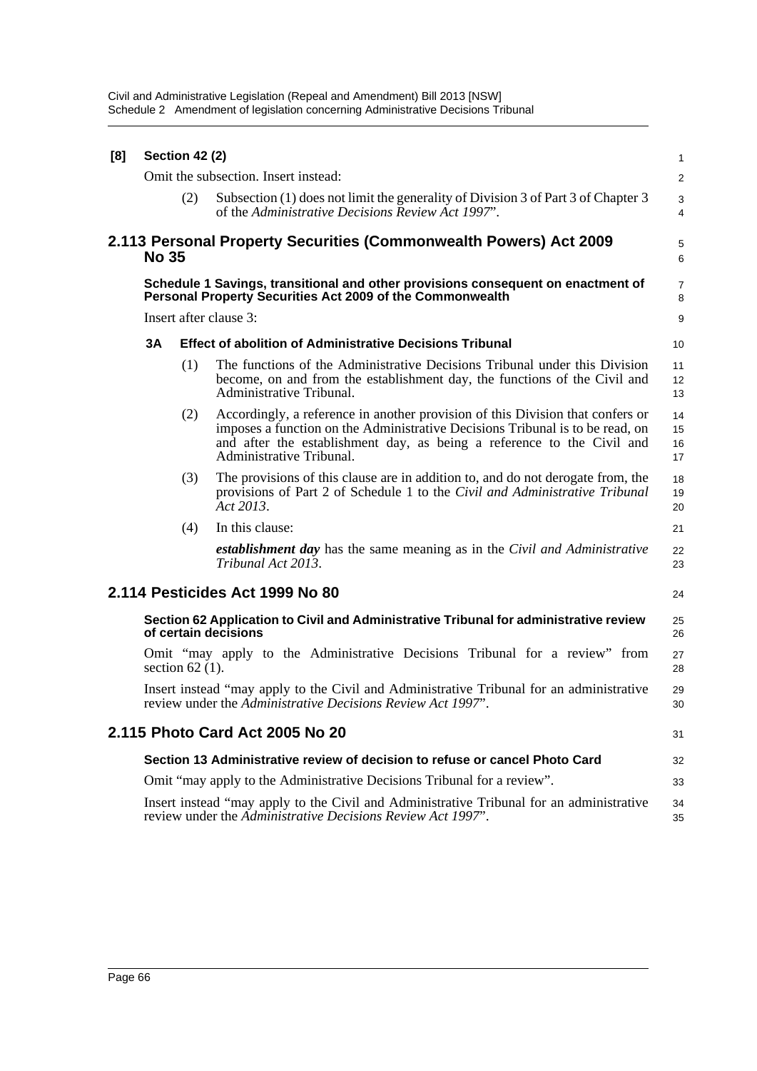**[8] Section 42 (2)**

Omit the subsection. Insert instead:

(2) Subsection (1) does not limit the generality of Division 3 of Part 3 of Chapter 3 of the *Administrative Decisions Review Act 1997*".

## 2.113 Personal Property Securities (Commonwealth Powers) Act 2009 No 35

**Schedule 1 Savings, transitional and other provisions consequent on enactment of Personal Property Securities Act 2009 of the Commonwealth**

Insert after clause 3:

**3A Effect of abolition of Administrative Decisions Tribunal**

(1) The functions of the Administrative Decisions Tribunal under this Division become, on and from the establishment day, the functions of the Civil and Administrative Tribunal.

(2) Accordingly, a reference in another provision of this Division that confers or imposes a function on the Administrative Decisions Tribunal is to be read, on and after the establishment day, as being a reference to the Civil and Administrative Tribunal.

(3) The provisions of this clause are in addition to, and do not derogate from, the provisions of Part 2 of Schedule 1 to the *Civil and Administrative Tribunal Act 2013*.

(4) In this clause:

***establishment day*** has the same meaning as in the *Civil and Administrative Tribunal Act 2013*.

## 2.114 Pesticides Act 1999 No 80

**Section 62 Application to Civil and Administrative Tribunal for administrative review of certain decisions**

Omit "may apply to the Administrative Decisions Tribunal for a review" from section 62 (1).

Insert instead "may apply to the Civil and Administrative Tribunal for an administrative review under the *Administrative Decisions Review Act 1997*".

## 2.115 Photo Card Act 2005 No 20

**Section 13 Administrative review of decision to refuse or cancel Photo Card**

Omit "may apply to the Administrative Decisions Tribunal for a review".

Insert instead "may apply to the Civil and Administrative Tribunal for an administrative review under the *Administrative Decisions Review Act 1997*".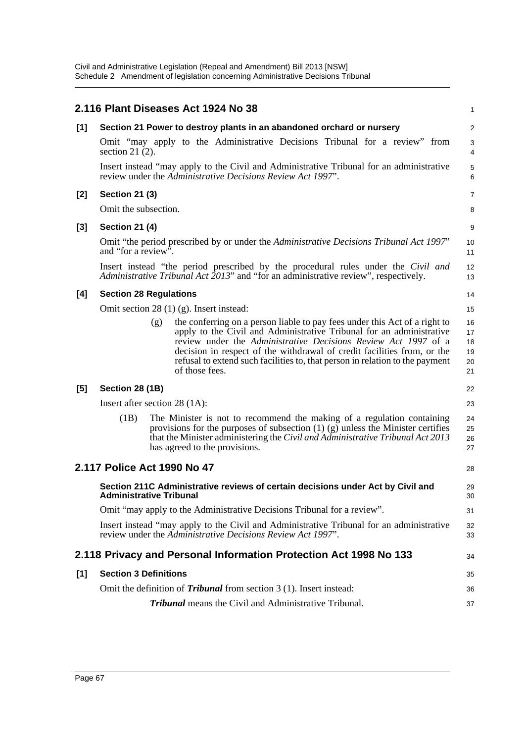## 2.116 Plant Diseases Act 1924 No 38

**[1] Section 21 Power to destroy plants in an abandoned orchard or nursery**

Omit "may apply to the Administrative Decisions Tribunal for a review" from section 21 (2).

Insert instead "may apply to the Civil and Administrative Tribunal for an administrative review under the *Administrative Decisions Review Act 1997*".

**[2] Section 21 (3)**

Omit the subsection.

**[3] Section 21 (4)**

Omit "the period prescribed by or under the *Administrative Decisions Tribunal Act 1997*" and "for a review".

Insert instead "the period prescribed by the procedural rules under the *Civil and Administrative Tribunal Act 2013*" and "for an administrative review", respectively.

**[4] Section 28 Regulations**

Omit section 28 (1) (g). Insert instead:

> (g) the conferring on a person liable to pay fees under this Act of a right to apply to the Civil and Administrative Tribunal for an administrative review under the *Administrative Decisions Review Act 1997* of a decision in respect of the withdrawal of credit facilities from, or the refusal to extend such facilities to, that person in relation to the payment of those fees.

**[5] Section 28 (1B)**

Insert after section 28 (1A):

> (1B) The Minister is not to recommend the making of a regulation containing provisions for the purposes of subsection (1) (g) unless the Minister certifies that the Minister administering the *Civil and Administrative Tribunal Act 2013* has agreed to the provisions.

## 2.117 Police Act 1990 No 47

**Section 211C Administrative reviews of certain decisions under Act by Civil and Administrative Tribunal**

Omit "may apply to the Administrative Decisions Tribunal for a review".

Insert instead "may apply to the Civil and Administrative Tribunal for an administrative review under the *Administrative Decisions Review Act 1997*".

## 2.118 Privacy and Personal Information Protection Act 1998 No 133

**[1] Section 3 Definitions**

Omit the definition of ***Tribunal*** from section 3 (1). Insert instead:

> ***Tribunal*** means the Civil and Administrative Tribunal.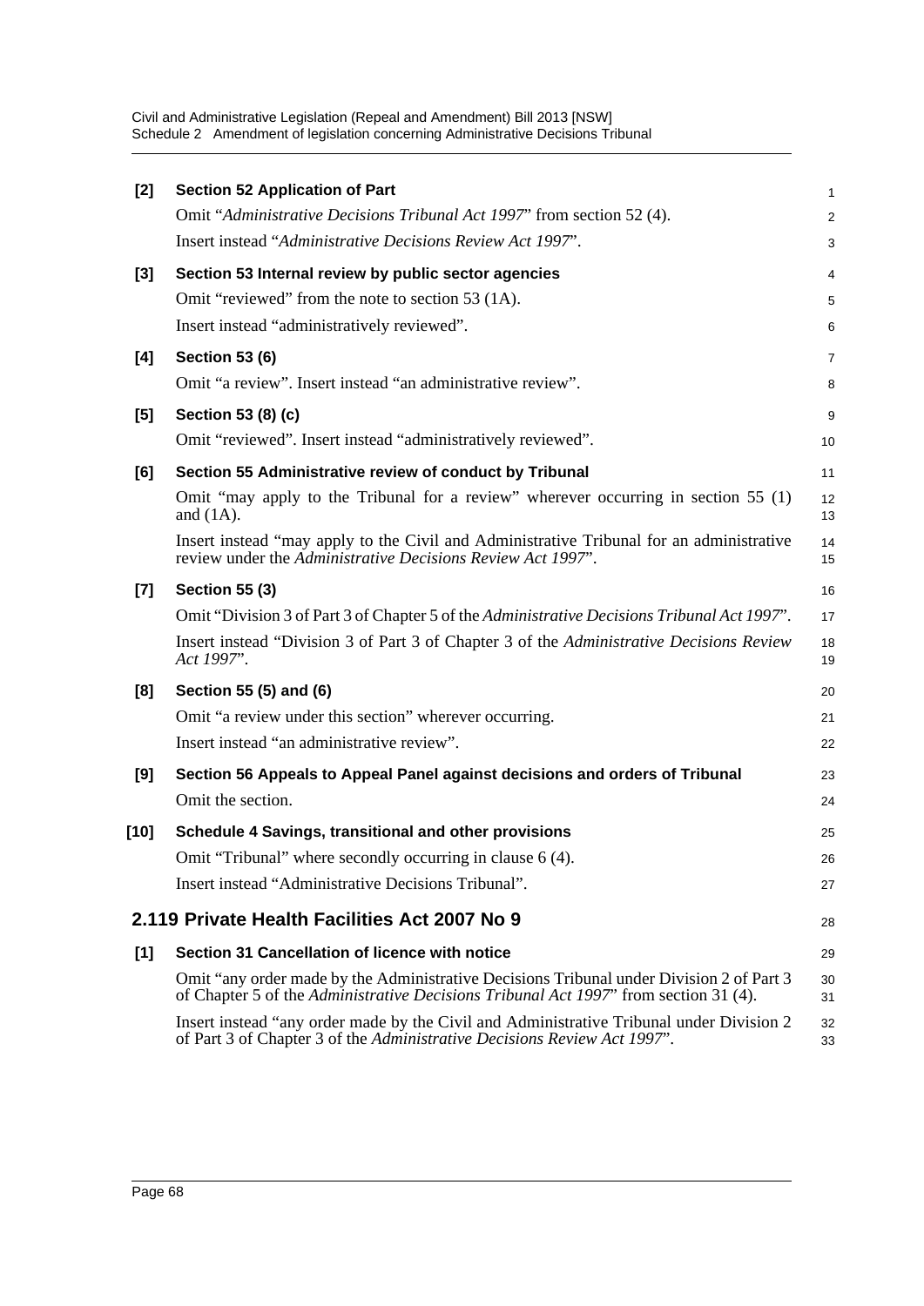**[2] Section 52 Application of Part**

Omit "*Administrative Decisions Tribunal Act 1997*" from section 52 (4).

Insert instead "*Administrative Decisions Review Act 1997*".

**[3] Section 53 Internal review by public sector agencies**

Omit "reviewed" from the note to section 53 (1A).

Insert instead "administratively reviewed".

**[4] Section 53 (6)**

Omit "a review". Insert instead "an administrative review".

**[5] Section 53 (8) (c)**

Omit "reviewed". Insert instead "administratively reviewed".

**[6] Section 55 Administrative review of conduct by Tribunal**

Omit "may apply to the Tribunal for a review" wherever occurring in section 55 (1) and (1A).

Insert instead "may apply to the Civil and Administrative Tribunal for an administrative review under the *Administrative Decisions Review Act 1997*".

**[7] Section 55 (3)**

Omit "Division 3 of Part 3 of Chapter 5 of the *Administrative Decisions Tribunal Act 1997*".

Insert instead "Division 3 of Part 3 of Chapter 3 of the *Administrative Decisions Review Act 1997*".

**[8] Section 55 (5) and (6)**

Omit "a review under this section" wherever occurring.

Insert instead "an administrative review".

**[9] Section 56 Appeals to Appeal Panel against decisions and orders of Tribunal**

Omit the section.

**[10] Schedule 4 Savings, transitional and other provisions**

Omit "Tribunal" where secondly occurring in clause 6 (4).

Insert instead "Administrative Decisions Tribunal".

## 2.119 Private Health Facilities Act 2007 No 9

**[1] Section 31 Cancellation of licence with notice**

Omit "any order made by the Administrative Decisions Tribunal under Division 2 of Part 3 of Chapter 5 of the *Administrative Decisions Tribunal Act 1997*" from section 31 (4).

Insert instead "any order made by the Civil and Administrative Tribunal under Division 2 of Part 3 of Chapter 3 of the *Administrative Decisions Review Act 1997*".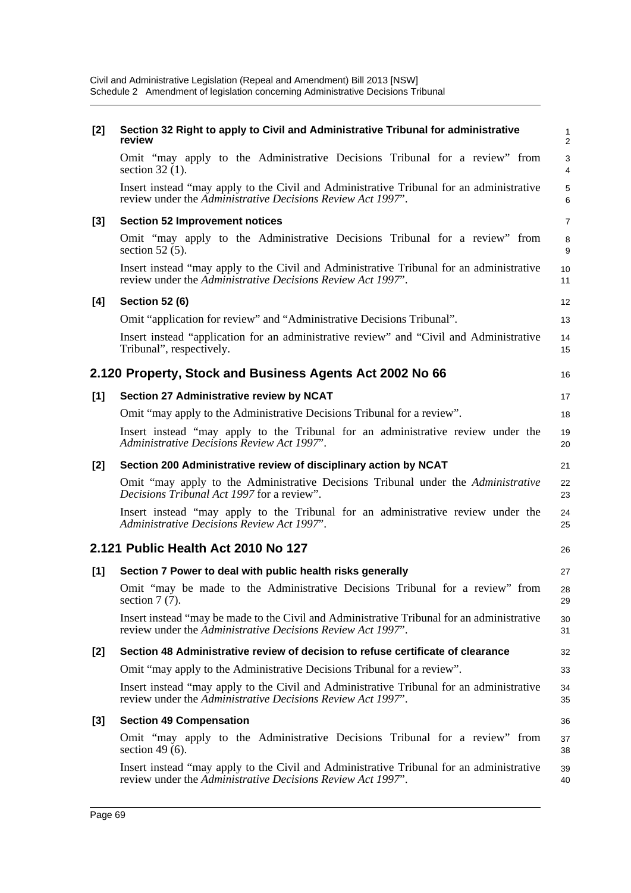**[2] Section 32 Right to apply to Civil and Administrative Tribunal for administrative review**

Omit "may apply to the Administrative Decisions Tribunal for a review" from section 32 (1).

Insert instead "may apply to the Civil and Administrative Tribunal for an administrative review under the *Administrative Decisions Review Act 1997*".

**[3] Section 52 Improvement notices**

Omit "may apply to the Administrative Decisions Tribunal for a review" from section 52 (5).

Insert instead "may apply to the Civil and Administrative Tribunal for an administrative review under the *Administrative Decisions Review Act 1997*".

**[4] Section 52 (6)**

Omit "application for review" and "Administrative Decisions Tribunal".

Insert instead "application for an administrative review" and "Civil and Administrative Tribunal", respectively.

## 2.120 Property, Stock and Business Agents Act 2002 No 66

**[1] Section 27 Administrative review by NCAT**

Omit "may apply to the Administrative Decisions Tribunal for a review".

Insert instead "may apply to the Tribunal for an administrative review under the *Administrative Decisions Review Act 1997*".

**[2] Section 200 Administrative review of disciplinary action by NCAT**

Omit "may apply to the Administrative Decisions Tribunal under the *Administrative Decisions Tribunal Act 1997* for a review".

Insert instead "may apply to the Tribunal for an administrative review under the *Administrative Decisions Review Act 1997*".

## 2.121 Public Health Act 2010 No 127

**[1] Section 7 Power to deal with public health risks generally**

Omit "may be made to the Administrative Decisions Tribunal for a review" from section 7 (7).

Insert instead "may be made to the Civil and Administrative Tribunal for an administrative review under the *Administrative Decisions Review Act 1997*".

**[2] Section 48 Administrative review of decision to refuse certificate of clearance**

Omit "may apply to the Administrative Decisions Tribunal for a review".

Insert instead "may apply to the Civil and Administrative Tribunal for an administrative review under the *Administrative Decisions Review Act 1997*".

**[3] Section 49 Compensation**

Omit "may apply to the Administrative Decisions Tribunal for a review" from section 49 (6).

Insert instead "may apply to the Civil and Administrative Tribunal for an administrative review under the *Administrative Decisions Review Act 1997*".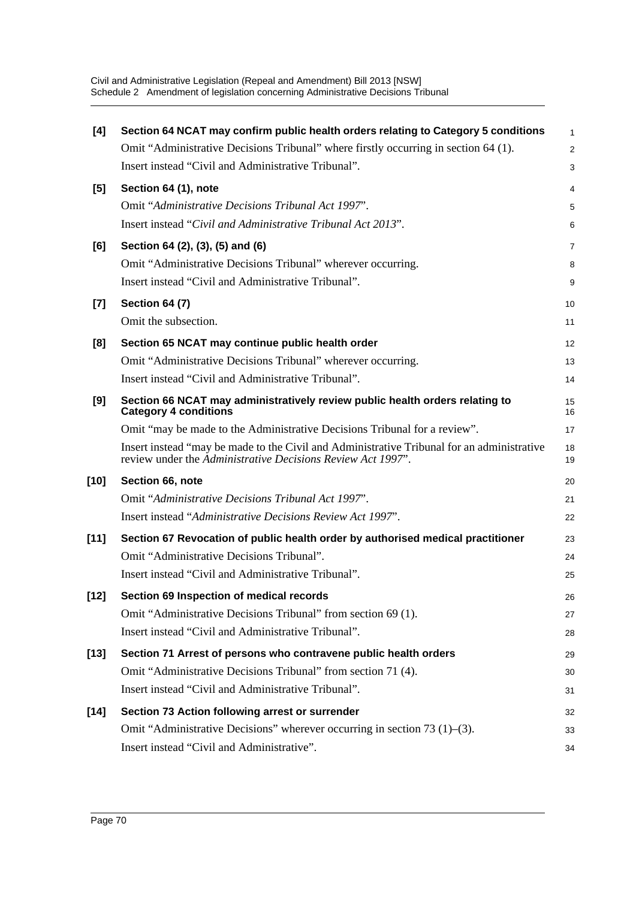**[4] Section 64 NCAT may confirm public health orders relating to Category 5 conditions**

Omit "Administrative Decisions Tribunal" where firstly occurring in section 64 (1).

Insert instead "Civil and Administrative Tribunal".

**[5] Section 64 (1), note**

Omit "*Administrative Decisions Tribunal Act 1997*".

Insert instead "*Civil and Administrative Tribunal Act 2013*".

**[6] Section 64 (2), (3), (5) and (6)**

Omit "Administrative Decisions Tribunal" wherever occurring.

Insert instead "Civil and Administrative Tribunal".

**[7] Section 64 (7)**

Omit the subsection.

**[8] Section 65 NCAT may continue public health order**

Omit "Administrative Decisions Tribunal" wherever occurring.

Insert instead "Civil and Administrative Tribunal".

**[9] Section 66 NCAT may administratively review public health orders relating to Category 4 conditions**

Omit "may be made to the Administrative Decisions Tribunal for a review".

Insert instead "may be made to the Civil and Administrative Tribunal for an administrative review under the *Administrative Decisions Review Act 1997*".

**[10] Section 66, note**

Omit "*Administrative Decisions Tribunal Act 1997*".

Insert instead "*Administrative Decisions Review Act 1997*".

**[11] Section 67 Revocation of public health order by authorised medical practitioner**

Omit "Administrative Decisions Tribunal".

Insert instead "Civil and Administrative Tribunal".

**[12] Section 69 Inspection of medical records**

Omit "Administrative Decisions Tribunal" from section 69 (1).

Insert instead "Civil and Administrative Tribunal".

**[13] Section 71 Arrest of persons who contravene public health orders**

Omit "Administrative Decisions Tribunal" from section 71 (4).

Insert instead "Civil and Administrative Tribunal".

**[14] Section 73 Action following arrest or surrender**

Omit "Administrative Decisions" wherever occurring in section 73 (1)–(3).

Insert instead "Civil and Administrative".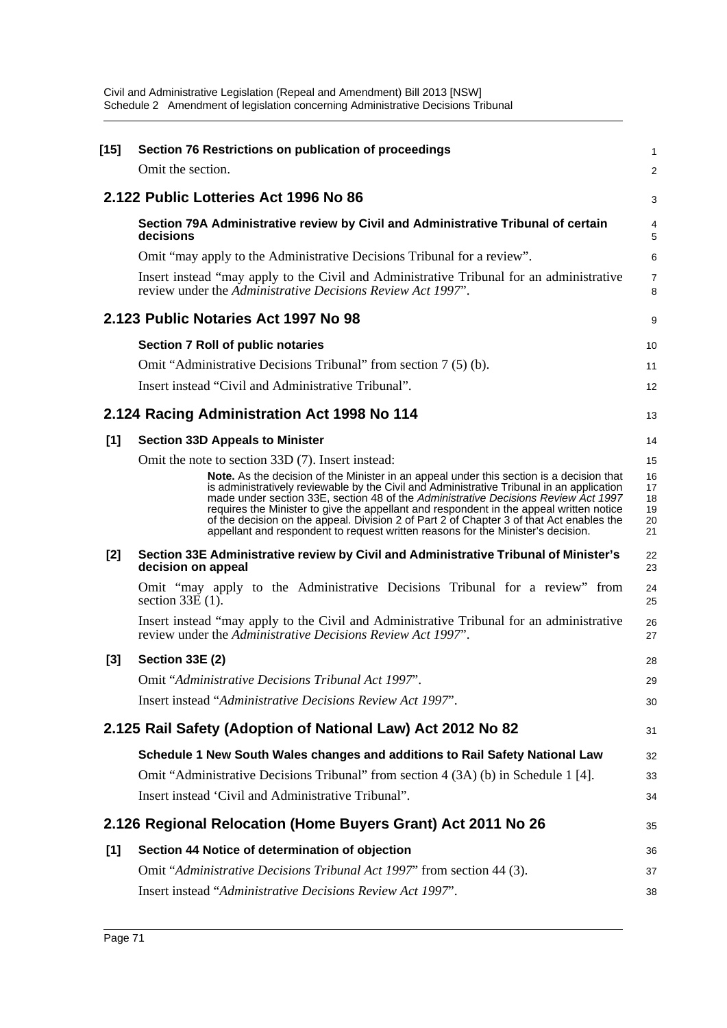**[15] Section 76 Restrictions on publication of proceedings**

Omit the section.

## 2.122 Public Lotteries Act 1996 No 86

**Section 79A Administrative review by Civil and Administrative Tribunal of certain decisions**

Omit "may apply to the Administrative Decisions Tribunal for a review".

Insert instead "may apply to the Civil and Administrative Tribunal for an administrative review under the *Administrative Decisions Review Act 1997*".

## 2.123 Public Notaries Act 1997 No 98

**Section 7 Roll of public notaries**

Omit "Administrative Decisions Tribunal" from section 7 (5) (b).

Insert instead "Civil and Administrative Tribunal".

## 2.124 Racing Administration Act 1998 No 114

**[1] Section 33D Appeals to Minister**

Omit the note to section 33D (7). Insert instead:

> **Note.** As the decision of the Minister in an appeal under this section is a decision that is administratively reviewable by the Civil and Administrative Tribunal in an application made under section 33E, section 48 of the *Administrative Decisions Review Act 1997* requires the Minister to give the appellant and respondent in the appeal written notice of the decision on the appeal. Division 2 of Part 2 of Chapter 3 of that Act enables the appellant and respondent to request written reasons for the Minister's decision.

**[2] Section 33E Administrative review by Civil and Administrative Tribunal of Minister's decision on appeal**

Omit "may apply to the Administrative Decisions Tribunal for a review" from section 33E (1).

Insert instead "may apply to the Civil and Administrative Tribunal for an administrative review under the *Administrative Decisions Review Act 1997*".

**[3] Section 33E (2)**

Omit "*Administrative Decisions Tribunal Act 1997*".

Insert instead "*Administrative Decisions Review Act 1997*".

## 2.125 Rail Safety (Adoption of National Law) Act 2012 No 82

**Schedule 1 New South Wales changes and additions to Rail Safety National Law**

Omit "Administrative Decisions Tribunal" from section 4 (3A) (b) in Schedule 1 [4].

Insert instead 'Civil and Administrative Tribunal".

## 2.126 Regional Relocation (Home Buyers Grant) Act 2011 No 26

**[1] Section 44 Notice of determination of objection**

Omit "*Administrative Decisions Tribunal Act 1997*" from section 44 (3).

Insert instead "*Administrative Decisions Review Act 1997*".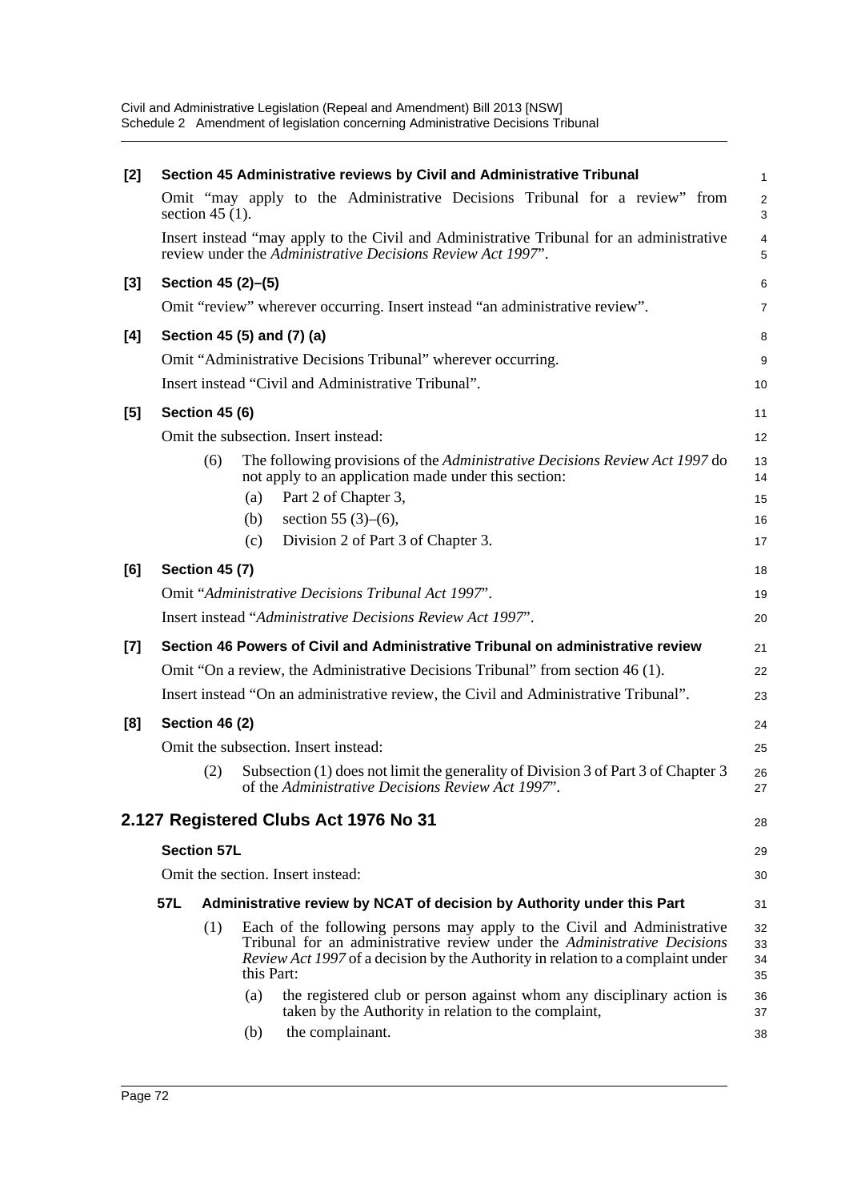**[2] Section 45 Administrative reviews by Civil and Administrative Tribunal**

Omit "may apply to the Administrative Decisions Tribunal for a review" from section 45 (1).

Insert instead "may apply to the Civil and Administrative Tribunal for an administrative review under the *Administrative Decisions Review Act 1997*".

**[3] Section 45 (2)–(5)**

Omit "review" wherever occurring. Insert instead "an administrative review".

**[4] Section 45 (5) and (7) (a)**

Omit "Administrative Decisions Tribunal" wherever occurring.

Insert instead "Civil and Administrative Tribunal".

**[5] Section 45 (6)**

Omit the subsection. Insert instead:

(6) The following provisions of the *Administrative Decisions Review Act 1997* do not apply to an application made under this section:

(a) Part 2 of Chapter 3,

(b) section 55 (3)–(6),

(c) Division 2 of Part 3 of Chapter 3.

**[6] Section 45 (7)**

Omit "*Administrative Decisions Tribunal Act 1997*".

Insert instead "*Administrative Decisions Review Act 1997*".

**[7] Section 46 Powers of Civil and Administrative Tribunal on administrative review**

Omit "On a review, the Administrative Decisions Tribunal" from section 46 (1).

Insert instead "On an administrative review, the Civil and Administrative Tribunal".

**[8] Section 46 (2)**

Omit the subsection. Insert instead:

(2) Subsection (1) does not limit the generality of Division 3 of Part 3 of Chapter 3 of the *Administrative Decisions Review Act 1997*".

## 2.127 Registered Clubs Act 1976 No 31

**Section 57L**

Omit the section. Insert instead:

**57L Administrative review by NCAT of decision by Authority under this Part**

(1) Each of the following persons may apply to the Civil and Administrative Tribunal for an administrative review under the *Administrative Decisions Review Act 1997* of a decision by the Authority in relation to a complaint under this Part:

(a) the registered club or person against whom any disciplinary action is taken by the Authority in relation to the complaint,

(b) the complainant.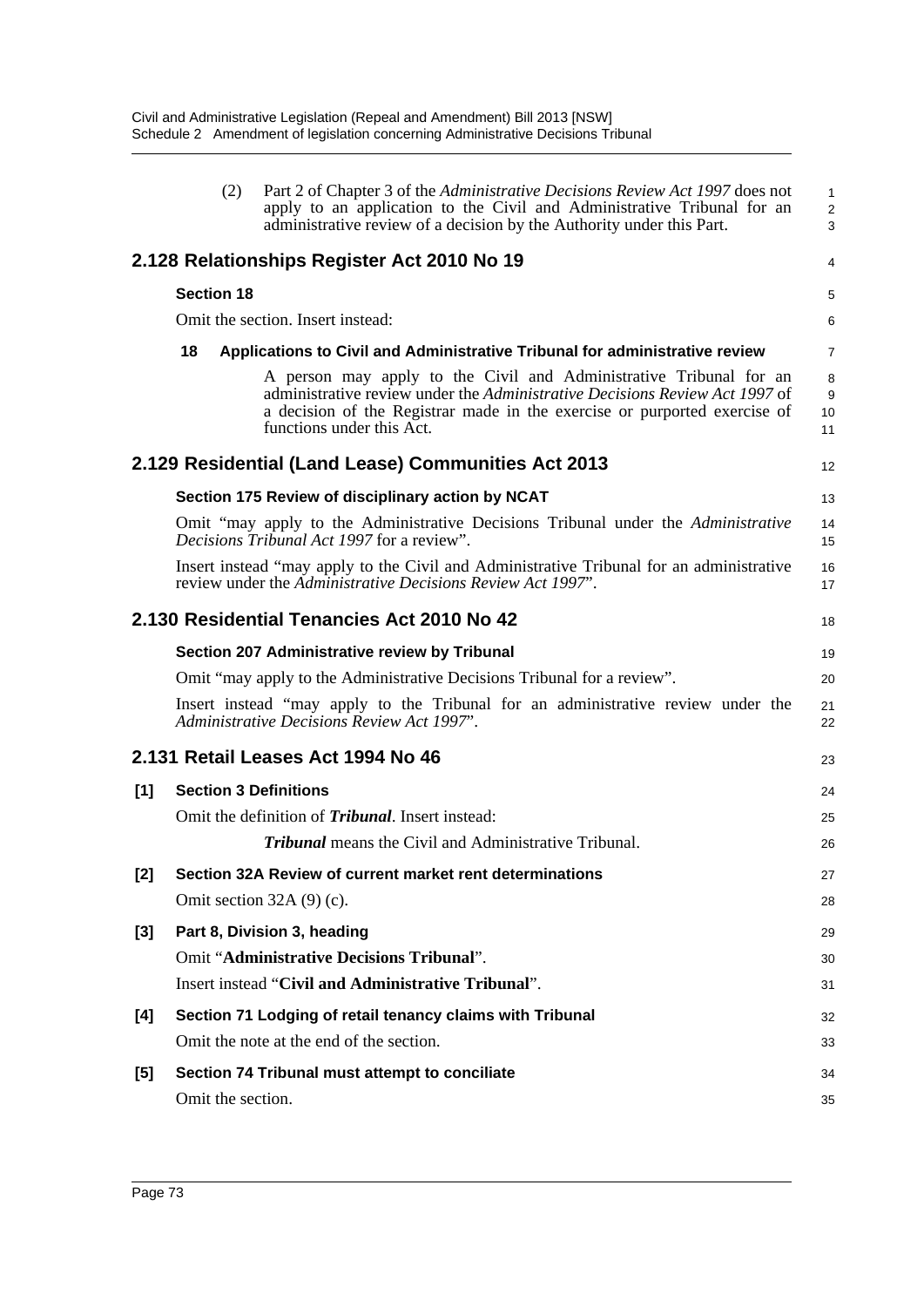(2) Part 2 of Chapter 3 of the *Administrative Decisions Review Act 1997* does not apply to an application to the Civil and Administrative Tribunal for an administrative review of a decision by the Authority under this Part.

## 2.128 Relationships Register Act 2010 No 19

**Section 18**

Omit the section. Insert instead:

**18 Applications to Civil and Administrative Tribunal for administrative review**

A person may apply to the Civil and Administrative Tribunal for an administrative review under the *Administrative Decisions Review Act 1997* of a decision of the Registrar made in the exercise or purported exercise of functions under this Act.

## 2.129 Residential (Land Lease) Communities Act 2013

**Section 175 Review of disciplinary action by NCAT**

Omit "may apply to the Administrative Decisions Tribunal under the *Administrative Decisions Tribunal Act 1997* for a review".

Insert instead "may apply to the Civil and Administrative Tribunal for an administrative review under the *Administrative Decisions Review Act 1997*".

## 2.130 Residential Tenancies Act 2010 No 42

**Section 207 Administrative review by Tribunal**

Omit "may apply to the Administrative Decisions Tribunal for a review".

Insert instead "may apply to the Tribunal for an administrative review under the *Administrative Decisions Review Act 1997*".

## 2.131 Retail Leases Act 1994 No 46

**[1] Section 3 Definitions**

Omit the definition of ***Tribunal***. Insert instead:

***Tribunal*** means the Civil and Administrative Tribunal.

**[2] Section 32A Review of current market rent determinations**

Omit section 32A (9) (c).

**[3] Part 8, Division 3, heading**

Omit "**Administrative Decisions Tribunal**".

Insert instead "**Civil and Administrative Tribunal**".

**[4] Section 71 Lodging of retail tenancy claims with Tribunal**

Omit the note at the end of the section.

**[5] Section 74 Tribunal must attempt to conciliate**

Omit the section.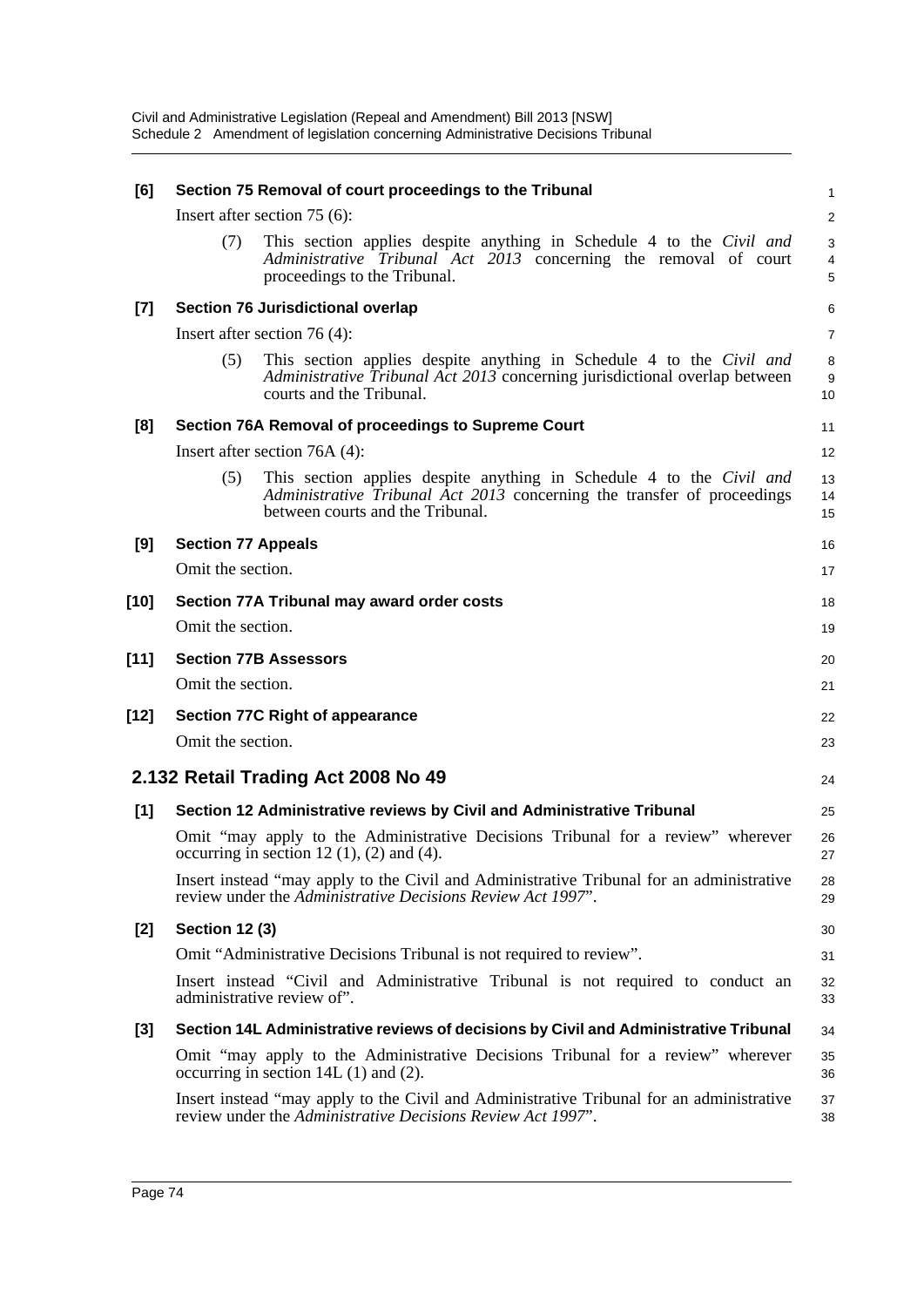**[6] Section 75 Removal of court proceedings to the Tribunal**

Insert after section 75 (6):

(7) This section applies despite anything in Schedule 4 to the *Civil and Administrative Tribunal Act 2013* concerning the removal of court proceedings to the Tribunal.

**[7] Section 76 Jurisdictional overlap**

Insert after section 76 (4):

(5) This section applies despite anything in Schedule 4 to the *Civil and Administrative Tribunal Act 2013* concerning jurisdictional overlap between courts and the Tribunal.

**[8] Section 76A Removal of proceedings to Supreme Court**

Insert after section 76A (4):

(5) This section applies despite anything in Schedule 4 to the *Civil and Administrative Tribunal Act 2013* concerning the transfer of proceedings between courts and the Tribunal.

**[9] Section 77 Appeals**

Omit the section.

**[10] Section 77A Tribunal may award order costs**

Omit the section.

**[11] Section 77B Assessors**

Omit the section.

**[12] Section 77C Right of appearance**

Omit the section.

## 2.132 Retail Trading Act 2008 No 49

**[1] Section 12 Administrative reviews by Civil and Administrative Tribunal**

Omit "may apply to the Administrative Decisions Tribunal for a review" wherever occurring in section 12 (1), (2) and (4).

Insert instead "may apply to the Civil and Administrative Tribunal for an administrative review under the *Administrative Decisions Review Act 1997*".

**[2] Section 12 (3)**

Omit "Administrative Decisions Tribunal is not required to review".

Insert instead "Civil and Administrative Tribunal is not required to conduct an administrative review of".

**[3] Section 14L Administrative reviews of decisions by Civil and Administrative Tribunal**

Omit "may apply to the Administrative Decisions Tribunal for a review" wherever occurring in section 14L (1) and (2).

Insert instead "may apply to the Civil and Administrative Tribunal for an administrative review under the *Administrative Decisions Review Act 1997*".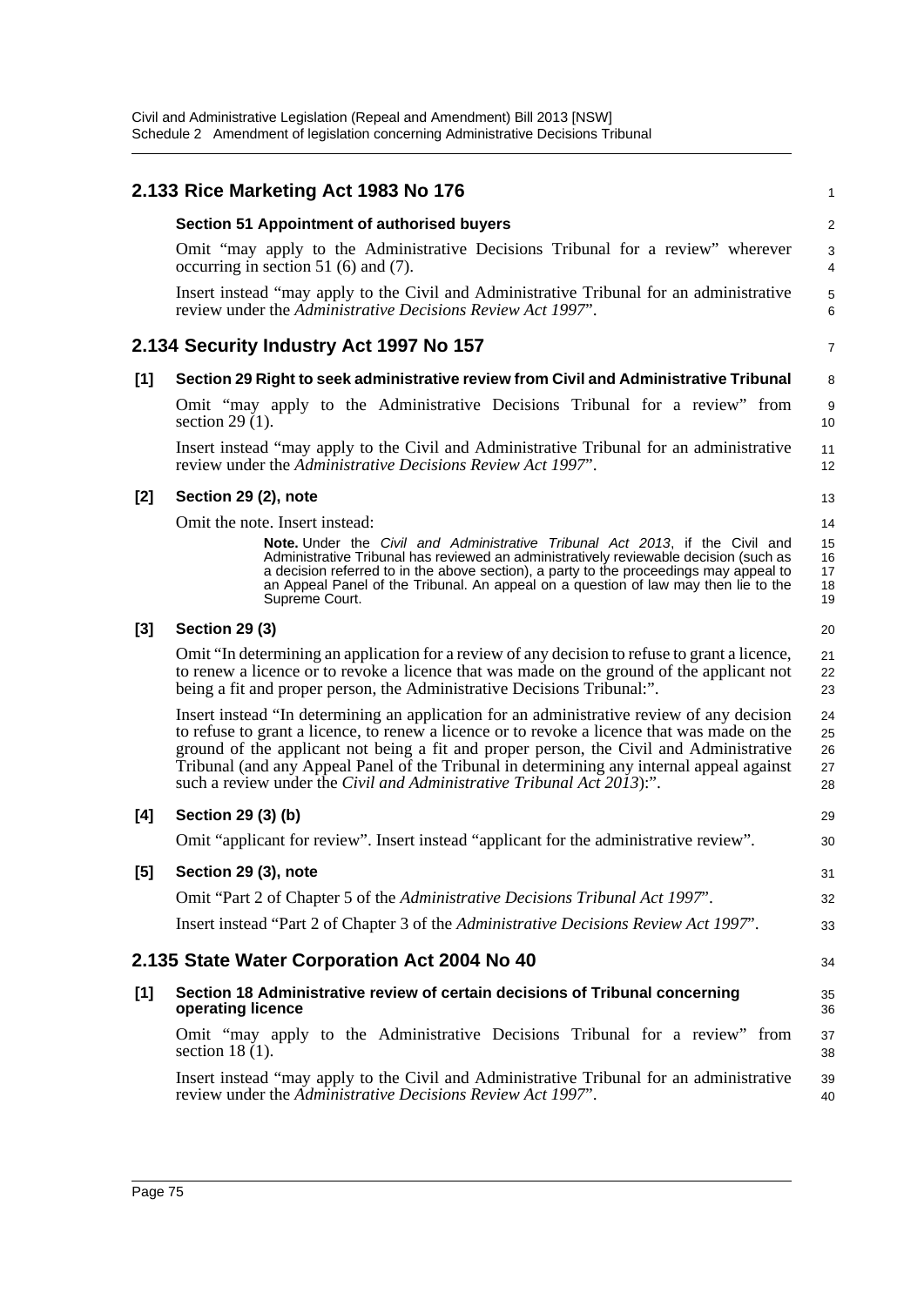## 2.133 Rice Marketing Act 1983 No 176

**Section 51 Appointment of authorised buyers**

Omit "may apply to the Administrative Decisions Tribunal for a review" wherever occurring in section 51 (6) and (7).

Insert instead "may apply to the Civil and Administrative Tribunal for an administrative review under the *Administrative Decisions Review Act 1997*".

## 2.134 Security Industry Act 1997 No 157

**[1] Section 29 Right to seek administrative review from Civil and Administrative Tribunal**

Omit "may apply to the Administrative Decisions Tribunal for a review" from section 29 (1).

Insert instead "may apply to the Civil and Administrative Tribunal for an administrative review under the *Administrative Decisions Review Act 1997*".

**[2] Section 29 (2), note**

Omit the note. Insert instead:

> **Note.** Under the *Civil and Administrative Tribunal Act 2013*, if the Civil and Administrative Tribunal has reviewed an administratively reviewable decision (such as a decision referred to in the above section), a party to the proceedings may appeal to an Appeal Panel of the Tribunal. An appeal on a question of law may then lie to the Supreme Court.

**[3] Section 29 (3)**

Omit "In determining an application for a review of any decision to refuse to grant a licence, to renew a licence or to revoke a licence that was made on the ground of the applicant not being a fit and proper person, the Administrative Decisions Tribunal:".

Insert instead "In determining an application for an administrative review of any decision to refuse to grant a licence, to renew a licence or to revoke a licence that was made on the ground of the applicant not being a fit and proper person, the Civil and Administrative Tribunal (and any Appeal Panel of the Tribunal in determining any internal appeal against such a review under the *Civil and Administrative Tribunal Act 2013*):".

**[4] Section 29 (3) (b)**

Omit "applicant for review". Insert instead "applicant for the administrative review".

**[5] Section 29 (3), note**

Omit "Part 2 of Chapter 5 of the *Administrative Decisions Tribunal Act 1997*".

Insert instead "Part 2 of Chapter 3 of the *Administrative Decisions Review Act 1997*".

## 2.135 State Water Corporation Act 2004 No 40

**[1] Section 18 Administrative review of certain decisions of Tribunal concerning operating licence**

Omit "may apply to the Administrative Decisions Tribunal for a review" from section 18 (1).

Insert instead "may apply to the Civil and Administrative Tribunal for an administrative review under the *Administrative Decisions Review Act 1997*".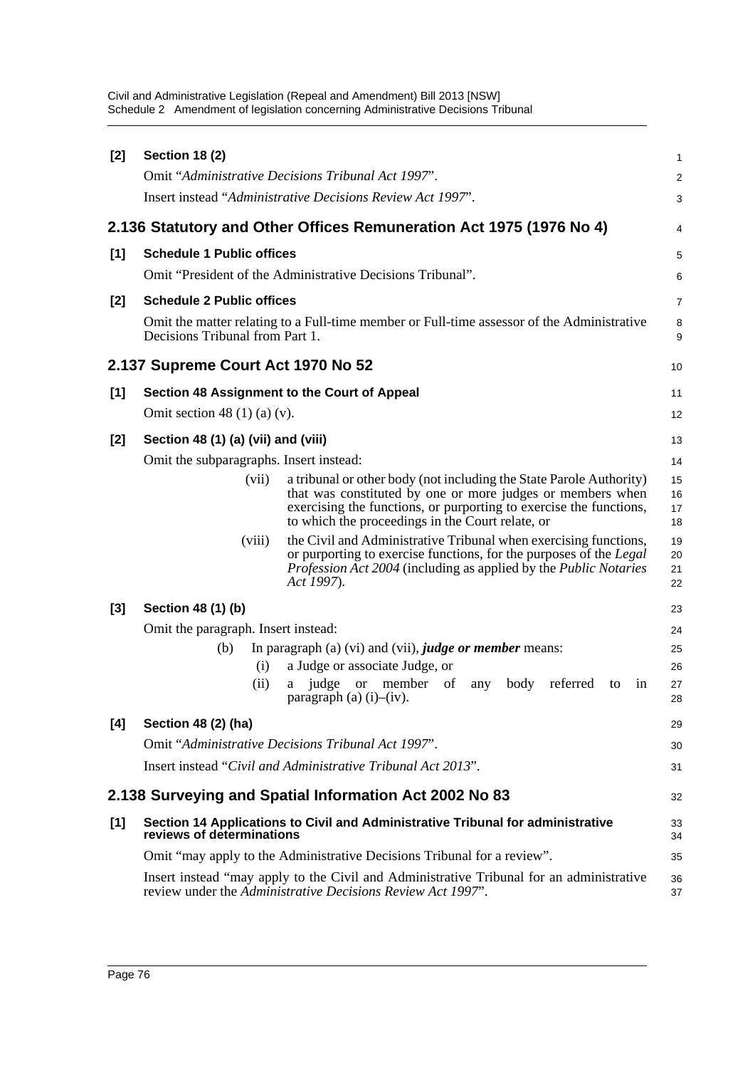**[2] Section 18 (2)**

Omit "*Administrative Decisions Tribunal Act 1997*".

Insert instead "*Administrative Decisions Review Act 1997*".

## 2.136 Statutory and Other Offices Remuneration Act 1975 (1976 No 4)

**[1] Schedule 1 Public offices**

Omit "President of the Administrative Decisions Tribunal".

**[2] Schedule 2 Public offices**

Omit the matter relating to a Full-time member or Full-time assessor of the Administrative Decisions Tribunal from Part 1.

## 2.137 Supreme Court Act 1970 No 52

**[1] Section 48 Assignment to the Court of Appeal**

Omit section 48 (1) (a) (v).

**[2] Section 48 (1) (a) (vii) and (viii)**

Omit the subparagraphs. Insert instead:

(vii) a tribunal or other body (not including the State Parole Authority) that was constituted by one or more judges or members when exercising the functions, or purporting to exercise the functions, to which the proceedings in the Court relate, or

(viii) the Civil and Administrative Tribunal when exercising functions, or purporting to exercise functions, for the purposes of the *Legal Profession Act 2004* (including as applied by the *Public Notaries Act 1997*).

**[3] Section 48 (1) (b)**

Omit the paragraph. Insert instead:

(b) In paragraph (a) (vi) and (vii), ***judge or member*** means:

(i) a Judge or associate Judge, or

(ii) a judge or member of any body referred to in paragraph (a) (i)–(iv).

**[4] Section 48 (2) (ha)**

Omit "*Administrative Decisions Tribunal Act 1997*".

Insert instead "*Civil and Administrative Tribunal Act 2013*".

## 2.138 Surveying and Spatial Information Act 2002 No 83

**[1] Section 14 Applications to Civil and Administrative Tribunal for administrative reviews of determinations**

Omit "may apply to the Administrative Decisions Tribunal for a review".

Insert instead "may apply to the Civil and Administrative Tribunal for an administrative review under the *Administrative Decisions Review Act 1997*".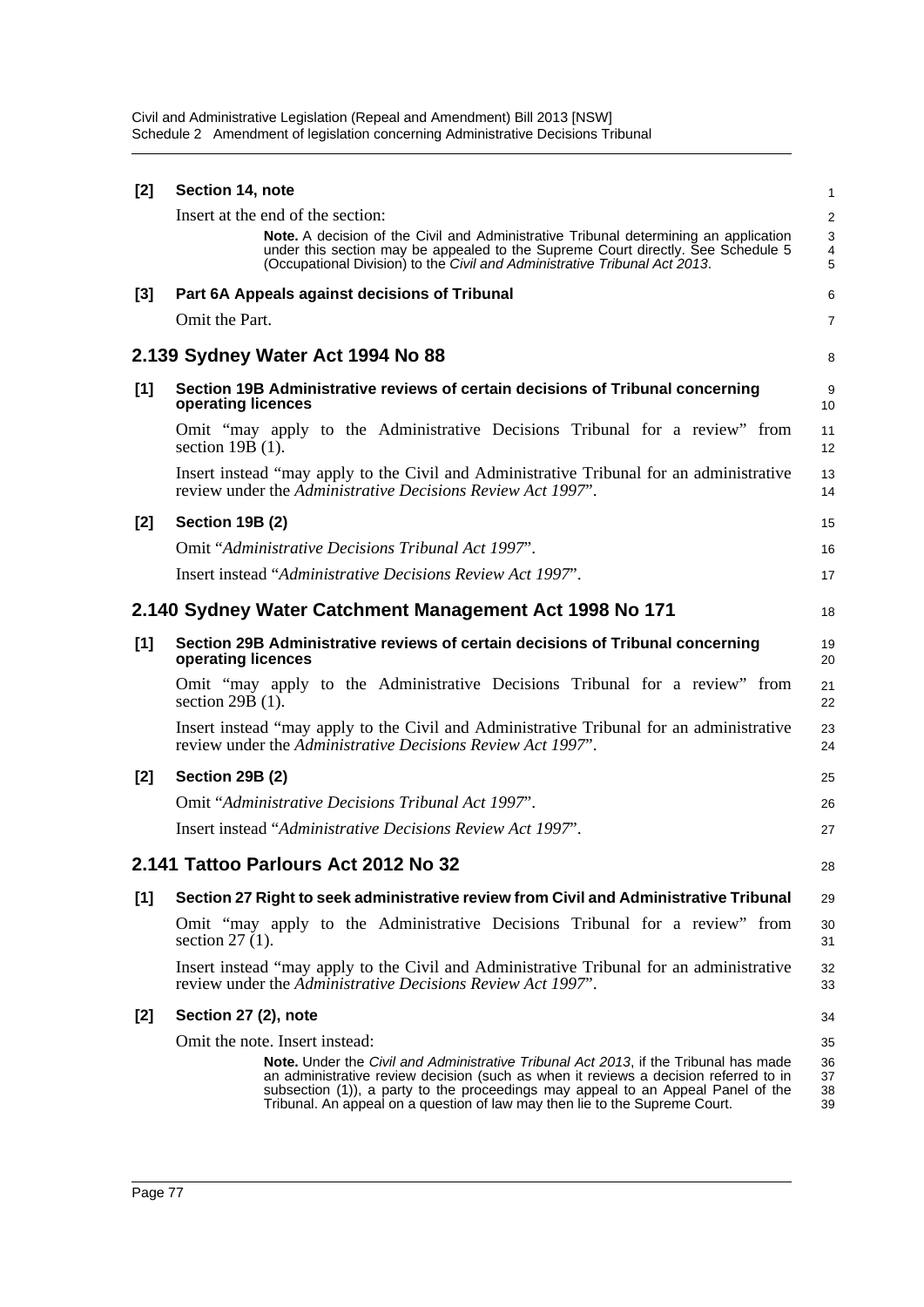**[2] Section 14, note**

Insert at the end of the section:

> **Note.** A decision of the Civil and Administrative Tribunal determining an application under this section may be appealed to the Supreme Court directly. See Schedule 5 (Occupational Division) to the *Civil and Administrative Tribunal Act 2013*.

**[3] Part 6A Appeals against decisions of Tribunal**

Omit the Part.

## 2.139 Sydney Water Act 1994 No 88

**[1] Section 19B Administrative reviews of certain decisions of Tribunal concerning operating licences**

Omit "may apply to the Administrative Decisions Tribunal for a review" from section 19B (1).

Insert instead "may apply to the Civil and Administrative Tribunal for an administrative review under the *Administrative Decisions Review Act 1997*".

**[2] Section 19B (2)**

Omit "*Administrative Decisions Tribunal Act 1997*".

Insert instead "*Administrative Decisions Review Act 1997*".

## 2.140 Sydney Water Catchment Management Act 1998 No 171

**[1] Section 29B Administrative reviews of certain decisions of Tribunal concerning operating licences**

Omit "may apply to the Administrative Decisions Tribunal for a review" from section 29B (1).

Insert instead "may apply to the Civil and Administrative Tribunal for an administrative review under the *Administrative Decisions Review Act 1997*".

**[2] Section 29B (2)**

Omit "*Administrative Decisions Tribunal Act 1997*".

Insert instead "*Administrative Decisions Review Act 1997*".

## 2.141 Tattoo Parlours Act 2012 No 32

**[1] Section 27 Right to seek administrative review from Civil and Administrative Tribunal**

Omit "may apply to the Administrative Decisions Tribunal for a review" from section 27 (1).

Insert instead "may apply to the Civil and Administrative Tribunal for an administrative review under the *Administrative Decisions Review Act 1997*".

**[2] Section 27 (2), note**

Omit the note. Insert instead:

> **Note.** Under the *Civil and Administrative Tribunal Act 2013*, if the Tribunal has made an administrative review decision (such as when it reviews a decision referred to in subsection (1)), a party to the proceedings may appeal to an Appeal Panel of the Tribunal. An appeal on a question of law may then lie to the Supreme Court.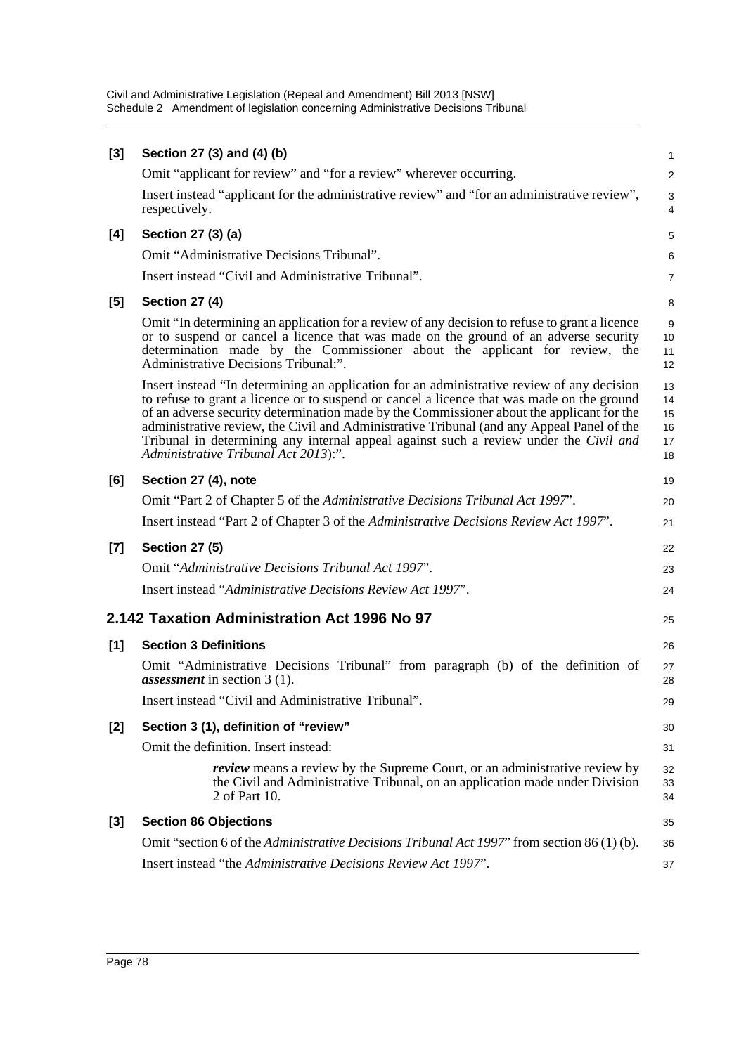**[3] Section 27 (3) and (4) (b)**

Omit "applicant for review" and "for a review" wherever occurring.

Insert instead "applicant for the administrative review" and "for an administrative review", respectively.

**[4] Section 27 (3) (a)**

Omit "Administrative Decisions Tribunal".

Insert instead "Civil and Administrative Tribunal".

**[5] Section 27 (4)**

Omit "In determining an application for a review of any decision to refuse to grant a licence or to suspend or cancel a licence that was made on the ground of an adverse security determination made by the Commissioner about the applicant for review, the Administrative Decisions Tribunal:".

Insert instead "In determining an application for an administrative review of any decision to refuse to grant a licence or to suspend or cancel a licence that was made on the ground of an adverse security determination made by the Commissioner about the applicant for the administrative review, the Civil and Administrative Tribunal (and any Appeal Panel of the Tribunal in determining any internal appeal against such a review under the *Civil and Administrative Tribunal Act 2013*):".

**[6] Section 27 (4), note**

Omit "Part 2 of Chapter 5 of the *Administrative Decisions Tribunal Act 1997*".

Insert instead "Part 2 of Chapter 3 of the *Administrative Decisions Review Act 1997*".

**[7] Section 27 (5)**

Omit "*Administrative Decisions Tribunal Act 1997*".

Insert instead "*Administrative Decisions Review Act 1997*".

## 2.142 Taxation Administration Act 1996 No 97

**[1] Section 3 Definitions**

Omit "Administrative Decisions Tribunal" from paragraph (b) of the definition of ***assessment*** in section 3 (1).

Insert instead "Civil and Administrative Tribunal".

**[2] Section 3 (1), definition of "review"**

Omit the definition. Insert instead:

> ***review*** means a review by the Supreme Court, or an administrative review by the Civil and Administrative Tribunal, on an application made under Division 2 of Part 10.

**[3] Section 86 Objections**

Omit "section 6 of the *Administrative Decisions Tribunal Act 1997*" from section 86 (1) (b).

Insert instead "the *Administrative Decisions Review Act 1997*".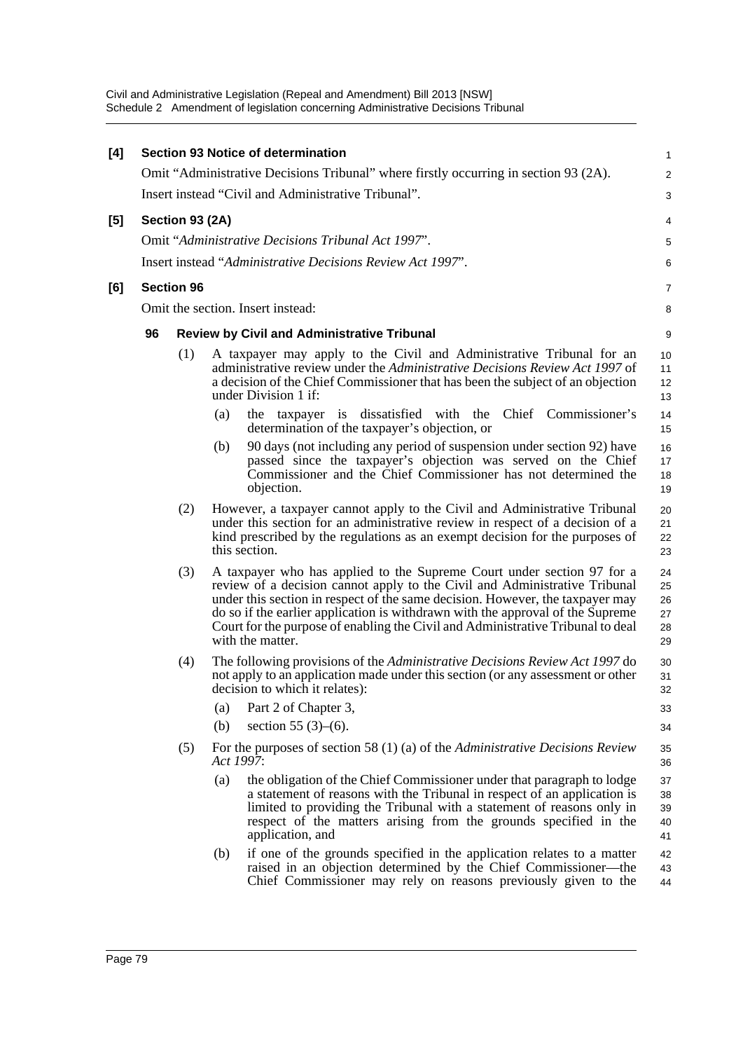**[4] Section 93 Notice of determination**

Omit "Administrative Decisions Tribunal" where firstly occurring in section 93 (2A).

Insert instead "Civil and Administrative Tribunal".

**[5] Section 93 (2A)**

Omit "*Administrative Decisions Tribunal Act 1997*".

Insert instead "*Administrative Decisions Review Act 1997*".

**[6] Section 96**

Omit the section. Insert instead:

**96 Review by Civil and Administrative Tribunal**

(1) A taxpayer may apply to the Civil and Administrative Tribunal for an administrative review under the *Administrative Decisions Review Act 1997* of a decision of the Chief Commissioner that has been the subject of an objection under Division 1 if:

(a) the taxpayer is dissatisfied with the Chief Commissioner's determination of the taxpayer's objection, or

(b) 90 days (not including any period of suspension under section 92) have passed since the taxpayer's objection was served on the Chief Commissioner and the Chief Commissioner has not determined the objection.

(2) However, a taxpayer cannot apply to the Civil and Administrative Tribunal under this section for an administrative review in respect of a decision of a kind prescribed by the regulations as an exempt decision for the purposes of this section.

(3) A taxpayer who has applied to the Supreme Court under section 97 for a review of a decision cannot apply to the Civil and Administrative Tribunal under this section in respect of the same decision. However, the taxpayer may do so if the earlier application is withdrawn with the approval of the Supreme Court for the purpose of enabling the Civil and Administrative Tribunal to deal with the matter.

(4) The following provisions of the *Administrative Decisions Review Act 1997* do not apply to an application made under this section (or any assessment or other decision to which it relates):

(a) Part 2 of Chapter 3,

(b) section 55 (3)–(6).

(5) For the purposes of section 58 (1) (a) of the *Administrative Decisions Review Act 1997*:

(a) the obligation of the Chief Commissioner under that paragraph to lodge a statement of reasons with the Tribunal in respect of an application is limited to providing the Tribunal with a statement of reasons only in respect of the matters arising from the grounds specified in the application, and

(b) if one of the grounds specified in the application relates to a matter raised in an objection determined by the Chief Commissioner—the Chief Commissioner may rely on reasons previously given to the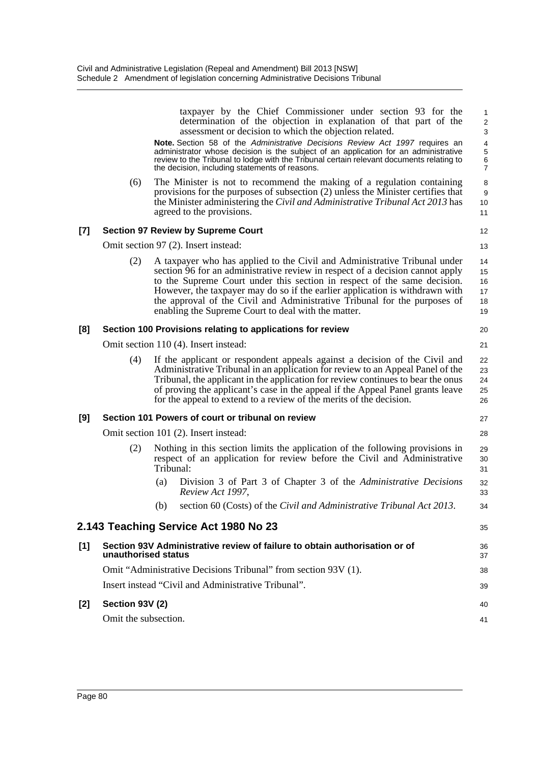taxpayer by the Chief Commissioner under section 93 for the determination of the objection in explanation of that part of the assessment or decision to which the objection related.

**Note.** Section 58 of the *Administrative Decisions Review Act 1997* requires an administrator whose decision is the subject of an application for an administrative review to the Tribunal to lodge with the Tribunal certain relevant documents relating to the decision, including statements of reasons.

(6) The Minister is not to recommend the making of a regulation containing provisions for the purposes of subsection (2) unless the Minister certifies that the Minister administering the *Civil and Administrative Tribunal Act 2013* has agreed to the provisions.

**[7] Section 97 Review by Supreme Court**

Omit section 97 (2). Insert instead:

(2) A taxpayer who has applied to the Civil and Administrative Tribunal under section 96 for an administrative review in respect of a decision cannot apply to the Supreme Court under this section in respect of the same decision. However, the taxpayer may do so if the earlier application is withdrawn with the approval of the Civil and Administrative Tribunal for the purposes of enabling the Supreme Court to deal with the matter.

**[8] Section 100 Provisions relating to applications for review**

Omit section 110 (4). Insert instead:

(4) If the applicant or respondent appeals against a decision of the Civil and Administrative Tribunal in an application for review to an Appeal Panel of the Tribunal, the applicant in the application for review continues to bear the onus of proving the applicant's case in the appeal if the Appeal Panel grants leave for the appeal to extend to a review of the merits of the decision.

**[9] Section 101 Powers of court or tribunal on review**

Omit section 101 (2). Insert instead:

(2) Nothing in this section limits the application of the following provisions in respect of an application for review before the Civil and Administrative Tribunal:

(a) Division 3 of Part 3 of Chapter 3 of the *Administrative Decisions Review Act 1997*,

(b) section 60 (Costs) of the *Civil and Administrative Tribunal Act 2013*.

## 2.143 Teaching Service Act 1980 No 23

**[1] Section 93V Administrative review of failure to obtain authorisation or of unauthorised status**

Omit "Administrative Decisions Tribunal" from section 93V (1).

Insert instead "Civil and Administrative Tribunal".

**[2] Section 93V (2)**

Omit the subsection.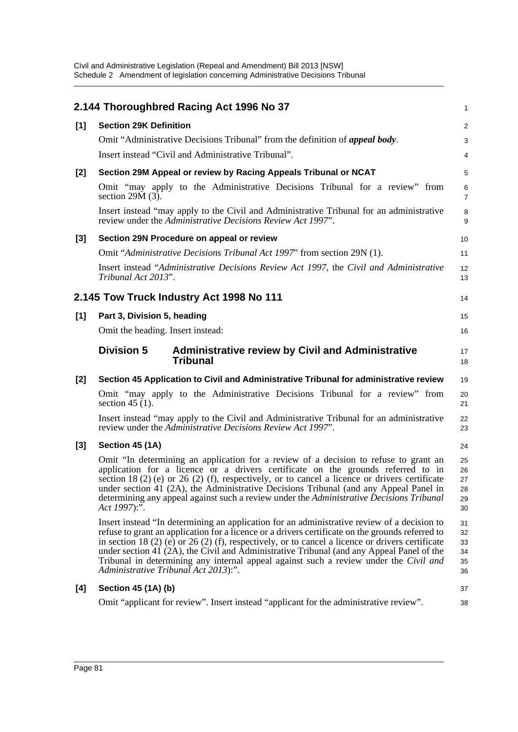## 2.144 Thoroughbred Racing Act 1996 No 37

**[1] Section 29K Definition**

Omit "Administrative Decisions Tribunal" from the definition of ***appeal body***.

Insert instead "Civil and Administrative Tribunal".

**[2] Section 29M Appeal or review by Racing Appeals Tribunal or NCAT**

Omit "may apply to the Administrative Decisions Tribunal for a review" from section 29M (3).

Insert instead "may apply to the Civil and Administrative Tribunal for an administrative review under the *Administrative Decisions Review Act 1997*".

**[3] Section 29N Procedure on appeal or review**

Omit "*Administrative Decisions Tribunal Act 1997*" from section 29N (1).

Insert instead "*Administrative Decisions Review Act 1997*, the *Civil and Administrative Tribunal Act 2013*".

## 2.145 Tow Truck Industry Act 1998 No 111

**[1] Part 3, Division 5, heading**

Omit the heading. Insert instead:

### Division 5 Administrative review by Civil and Administrative Tribunal

**[2] Section 45 Application to Civil and Administrative Tribunal for administrative review**

Omit "may apply to the Administrative Decisions Tribunal for a review" from section 45 (1).

Insert instead "may apply to the Civil and Administrative Tribunal for an administrative review under the *Administrative Decisions Review Act 1997*".

**[3] Section 45 (1A)**

Omit "In determining an application for a review of a decision to refuse to grant an application for a licence or a drivers certificate on the grounds referred to in section 18 (2) (e) or 26 (2) (f), respectively, or to cancel a licence or drivers certificate under section 41 (2A), the Administrative Decisions Tribunal (and any Appeal Panel in determining any appeal against such a review under the *Administrative Decisions Tribunal Act 1997*):".

Insert instead "In determining an application for an administrative review of a decision to refuse to grant an application for a licence or a drivers certificate on the grounds referred to in section 18 (2) (e) or 26 (2) (f), respectively, or to cancel a licence or drivers certificate under section 41 (2A), the Civil and Administrative Tribunal (and any Appeal Panel of the Tribunal in determining any internal appeal against such a review under the *Civil and Administrative Tribunal Act 2013*):".

**[4] Section 45 (1A) (b)**

Omit "applicant for review". Insert instead "applicant for the administrative review".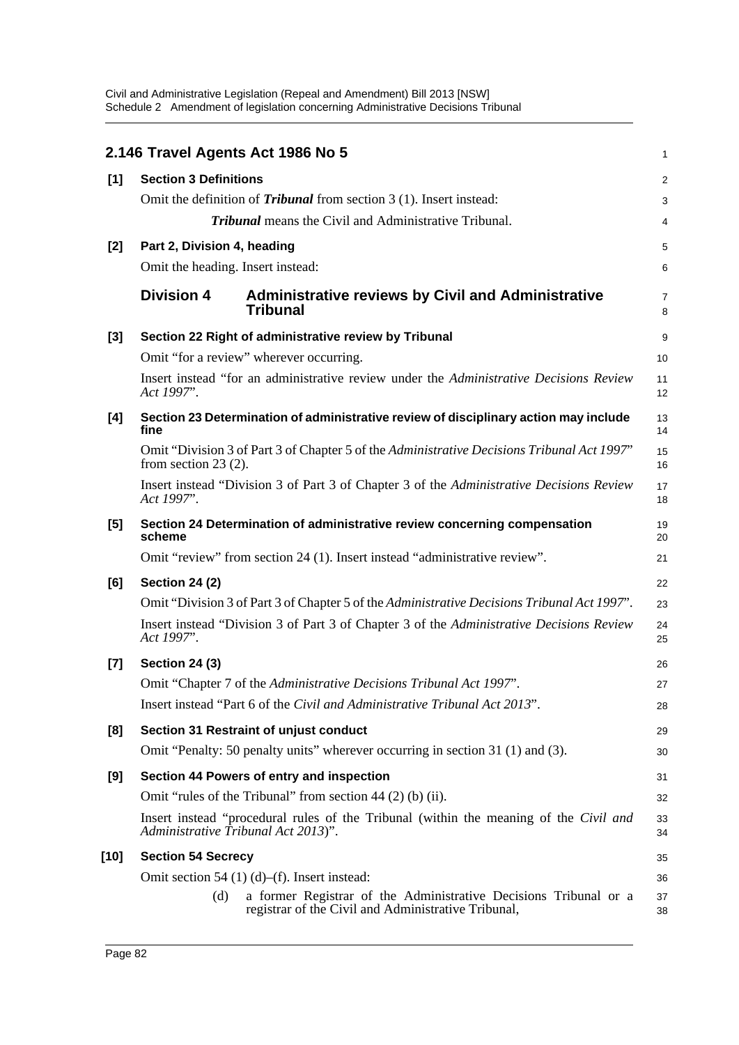## 2.146 Travel Agents Act 1986 No 5

**[1] Section 3 Definitions**

Omit the definition of ***Tribunal*** from section 3 (1). Insert instead:

> ***Tribunal*** means the Civil and Administrative Tribunal.

**[2] Part 2, Division 4, heading**

Omit the heading. Insert instead:

> **Division 4 Administrative reviews by Civil and Administrative Tribunal**

**[3] Section 22 Right of administrative review by Tribunal**

Omit "for a review" wherever occurring.

Insert instead "for an administrative review under the *Administrative Decisions Review Act 1997*".

**[4] Section 23 Determination of administrative review of disciplinary action may include fine**

Omit "Division 3 of Part 3 of Chapter 5 of the *Administrative Decisions Tribunal Act 1997*" from section 23 (2).

Insert instead "Division 3 of Part 3 of Chapter 3 of the *Administrative Decisions Review Act 1997*".

**[5] Section 24 Determination of administrative review concerning compensation scheme**

Omit "review" from section 24 (1). Insert instead "administrative review".

**[6] Section 24 (2)**

Omit "Division 3 of Part 3 of Chapter 5 of the *Administrative Decisions Tribunal Act 1997*".

Insert instead "Division 3 of Part 3 of Chapter 3 of the *Administrative Decisions Review Act 1997*".

**[7] Section 24 (3)**

Omit "Chapter 7 of the *Administrative Decisions Tribunal Act 1997*".

Insert instead "Part 6 of the *Civil and Administrative Tribunal Act 2013*".

**[8] Section 31 Restraint of unjust conduct**

Omit "Penalty: 50 penalty units" wherever occurring in section 31 (1) and (3).

**[9] Section 44 Powers of entry and inspection**

Omit "rules of the Tribunal" from section 44 (2) (b) (ii).

Insert instead "procedural rules of the Tribunal (within the meaning of the *Civil and Administrative Tribunal Act 2013*)".

**[10] Section 54 Secrecy**

Omit section 54 (1) (d)–(f). Insert instead:

> (d) a former Registrar of the Administrative Decisions Tribunal or a registrar of the Civil and Administrative Tribunal,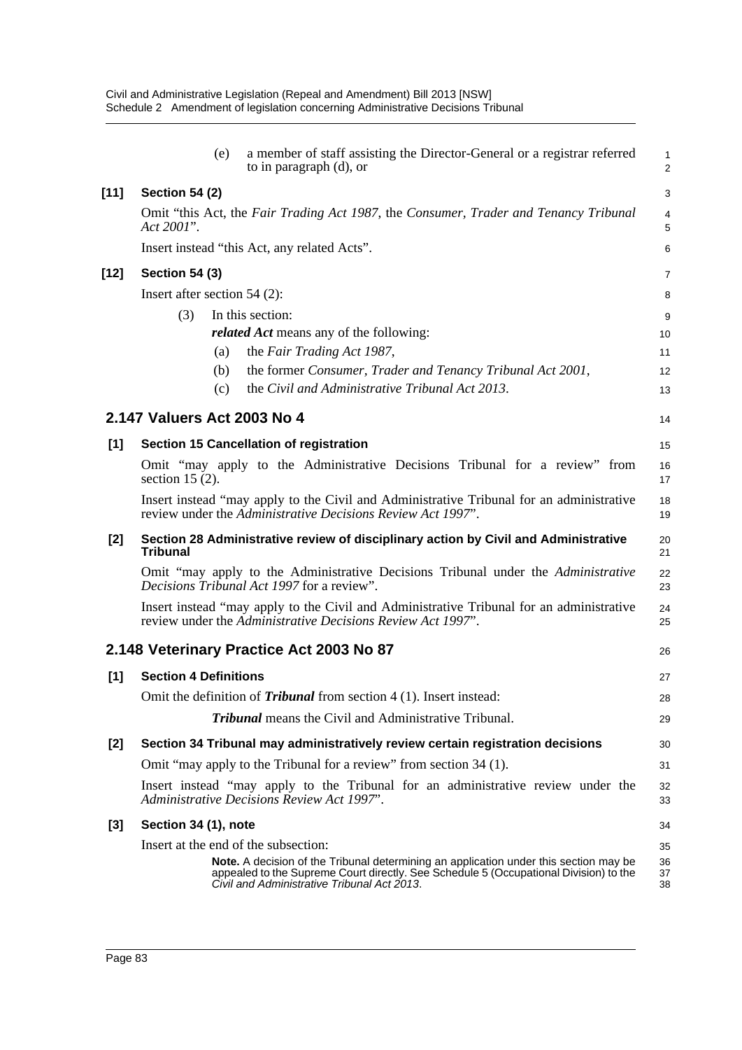(e) a member of staff assisting the Director-General or a registrar referred to in paragraph (d), or

**[11] Section 54 (2)**

Omit "this Act, the *Fair Trading Act 1987*, the *Consumer, Trader and Tenancy Tribunal Act 2001*".

Insert instead "this Act, any related Acts".

**[12] Section 54 (3)**

Insert after section 54 (2):

(3) In this section:

***related Act*** means any of the following:

(a) the *Fair Trading Act 1987*,

(b) the former *Consumer, Trader and Tenancy Tribunal Act 2001*,

(c) the *Civil and Administrative Tribunal Act 2013*.

## 2.147 Valuers Act 2003 No 4

**[1] Section 15 Cancellation of registration**

Omit "may apply to the Administrative Decisions Tribunal for a review" from section 15 (2).

Insert instead "may apply to the Civil and Administrative Tribunal for an administrative review under the *Administrative Decisions Review Act 1997*".

**[2] Section 28 Administrative review of disciplinary action by Civil and Administrative Tribunal**

Omit "may apply to the Administrative Decisions Tribunal under the *Administrative Decisions Tribunal Act 1997* for a review".

Insert instead "may apply to the Civil and Administrative Tribunal for an administrative review under the *Administrative Decisions Review Act 1997*".

## 2.148 Veterinary Practice Act 2003 No 87

**[1] Section 4 Definitions**

Omit the definition of ***Tribunal*** from section 4 (1). Insert instead:

***Tribunal*** means the Civil and Administrative Tribunal.

**[2] Section 34 Tribunal may administratively review certain registration decisions**

Omit "may apply to the Tribunal for a review" from section 34 (1).

Insert instead "may apply to the Tribunal for an administrative review under the *Administrative Decisions Review Act 1997*".

**[3] Section 34 (1), note**

Insert at the end of the subsection:

**Note.** A decision of the Tribunal determining an application under this section may be appealed to the Supreme Court directly. See Schedule 5 (Occupational Division) to the *Civil and Administrative Tribunal Act 2013*.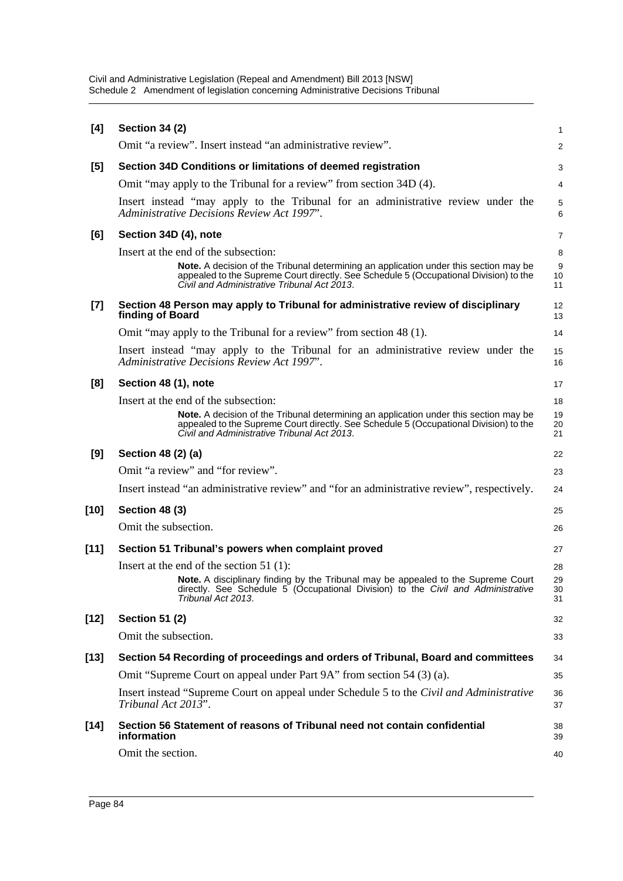**[4] Section 34 (2)**

Omit "a review". Insert instead "an administrative review".

**[5] Section 34D Conditions or limitations of deemed registration**

Omit "may apply to the Tribunal for a review" from section 34D (4).

Insert instead "may apply to the Tribunal for an administrative review under the *Administrative Decisions Review Act 1997*".

**[6] Section 34D (4), note**

Insert at the end of the subsection:

> **Note.** A decision of the Tribunal determining an application under this section may be appealed to the Supreme Court directly. See Schedule 5 (Occupational Division) to the *Civil and Administrative Tribunal Act 2013*.

**[7] Section 48 Person may apply to Tribunal for administrative review of disciplinary finding of Board**

Omit "may apply to the Tribunal for a review" from section 48 (1).

Insert instead "may apply to the Tribunal for an administrative review under the *Administrative Decisions Review Act 1997*".

**[8] Section 48 (1), note**

Insert at the end of the subsection:

> **Note.** A decision of the Tribunal determining an application under this section may be appealed to the Supreme Court directly. See Schedule 5 (Occupational Division) to the *Civil and Administrative Tribunal Act 2013*.

**[9] Section 48 (2) (a)**

Omit "a review" and "for review".

Insert instead "an administrative review" and "for an administrative review", respectively.

**[10] Section 48 (3)**

Omit the subsection.

**[11] Section 51 Tribunal's powers when complaint proved**

Insert at the end of the section 51 (1):

> **Note.** A disciplinary finding by the Tribunal may be appealed to the Supreme Court directly. See Schedule 5 (Occupational Division) to the *Civil and Administrative Tribunal Act 2013*.

**[12] Section 51 (2)**

Omit the subsection.

**[13] Section 54 Recording of proceedings and orders of Tribunal, Board and committees**

Omit "Supreme Court on appeal under Part 9A" from section 54 (3) (a).

Insert instead "Supreme Court on appeal under Schedule 5 to the *Civil and Administrative Tribunal Act 2013*".

**[14] Section 56 Statement of reasons of Tribunal need not contain confidential information**

Omit the section.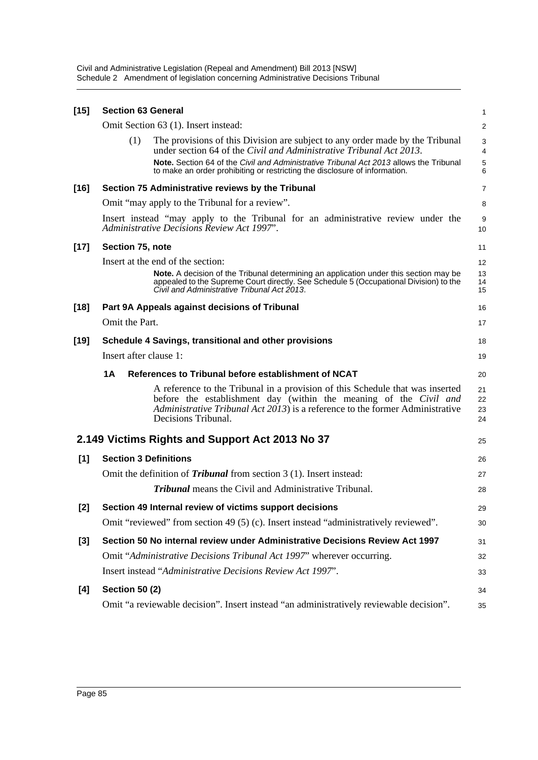**[15] Section 63 General**

Omit Section 63 (1). Insert instead:

> (1) The provisions of this Division are subject to any order made by the Tribunal under section 64 of the *Civil and Administrative Tribunal Act 2013*.
>
> **Note.** Section 64 of the *Civil and Administrative Tribunal Act 2013* allows the Tribunal to make an order prohibiting or restricting the disclosure of information.

**[16] Section 75 Administrative reviews by the Tribunal**

Omit "may apply to the Tribunal for a review".

Insert instead "may apply to the Tribunal for an administrative review under the *Administrative Decisions Review Act 1997*".

**[17] Section 75, note**

Insert at the end of the section:

> **Note.** A decision of the Tribunal determining an application under this section may be appealed to the Supreme Court directly. See Schedule 5 (Occupational Division) to the *Civil and Administrative Tribunal Act 2013*.

**[18] Part 9A Appeals against decisions of Tribunal**

Omit the Part.

**[19] Schedule 4 Savings, transitional and other provisions**

Insert after clause 1:

> **1A References to Tribunal before establishment of NCAT**
>
> A reference to the Tribunal in a provision of this Schedule that was inserted before the establishment day (within the meaning of the *Civil and Administrative Tribunal Act 2013*) is a reference to the former Administrative Decisions Tribunal.

## 2.149 Victims Rights and Support Act 2013 No 37

**[1] Section 3 Definitions**

Omit the definition of ***Tribunal*** from section 3 (1). Insert instead:

> ***Tribunal*** means the Civil and Administrative Tribunal.

**[2] Section 49 Internal review of victims support decisions**

Omit "reviewed" from section 49 (5) (c). Insert instead "administratively reviewed".

**[3] Section 50 No internal review under Administrative Decisions Review Act 1997**

Omit "*Administrative Decisions Tribunal Act 1997*" wherever occurring.

Insert instead "*Administrative Decisions Review Act 1997*".

**[4] Section 50 (2)**

Omit "a reviewable decision". Insert instead "an administratively reviewable decision".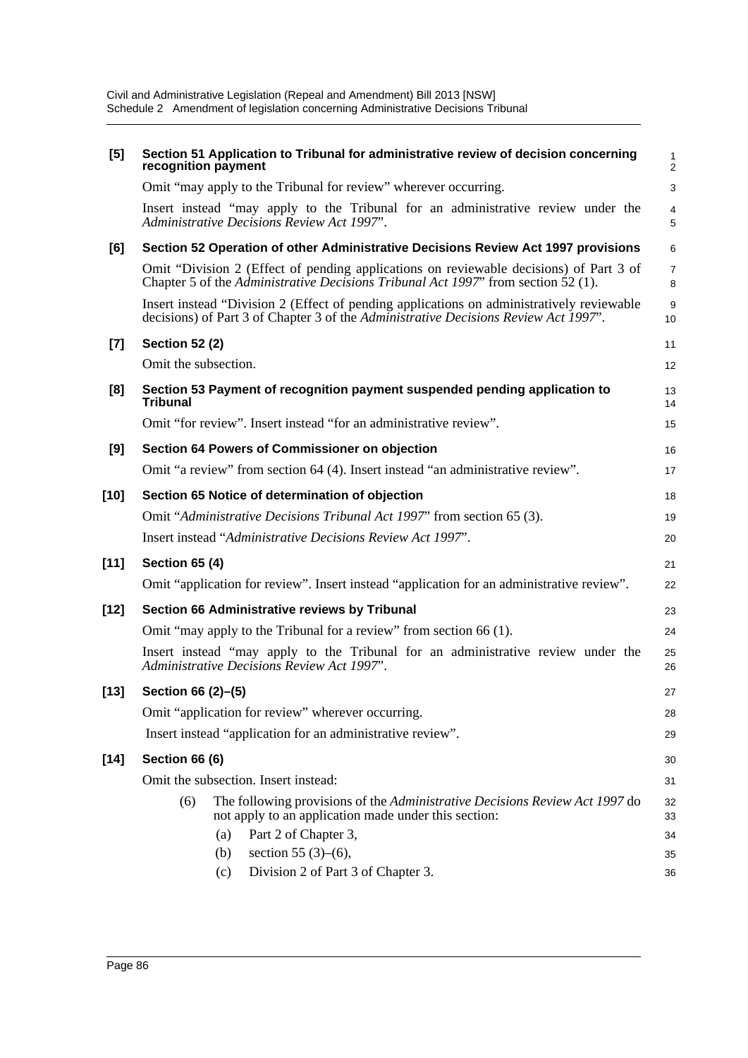**[5] Section 51 Application to Tribunal for administrative review of decision concerning recognition payment**

Omit "may apply to the Tribunal for review" wherever occurring.

Insert instead "may apply to the Tribunal for an administrative review under the *Administrative Decisions Review Act 1997*".

**[6] Section 52 Operation of other Administrative Decisions Review Act 1997 provisions**

Omit "Division 2 (Effect of pending applications on reviewable decisions) of Part 3 of Chapter 5 of the *Administrative Decisions Tribunal Act 1997*" from section 52 (1).

Insert instead "Division 2 (Effect of pending applications on administratively reviewable decisions) of Part 3 of Chapter 3 of the *Administrative Decisions Review Act 1997*".

**[7] Section 52 (2)**

Omit the subsection.

**[8] Section 53 Payment of recognition payment suspended pending application to Tribunal**

Omit "for review". Insert instead "for an administrative review".

**[9] Section 64 Powers of Commissioner on objection**

Omit "a review" from section 64 (4). Insert instead "an administrative review".

**[10] Section 65 Notice of determination of objection**

Omit "*Administrative Decisions Tribunal Act 1997*" from section 65 (3).

Insert instead "*Administrative Decisions Review Act 1997*".

**[11] Section 65 (4)**

Omit "application for review". Insert instead "application for an administrative review".

**[12] Section 66 Administrative reviews by Tribunal**

Omit "may apply to the Tribunal for a review" from section 66 (1).

Insert instead "may apply to the Tribunal for an administrative review under the *Administrative Decisions Review Act 1997*".

**[13] Section 66 (2)–(5)**

Omit "application for review" wherever occurring.

Insert instead "application for an administrative review".

**[14] Section 66 (6)**

Omit the subsection. Insert instead:

(6) The following provisions of the *Administrative Decisions Review Act 1997* do not apply to an application made under this section:

(a) Part 2 of Chapter 3,

(b) section 55 (3)–(6),

(c) Division 2 of Part 3 of Chapter 3.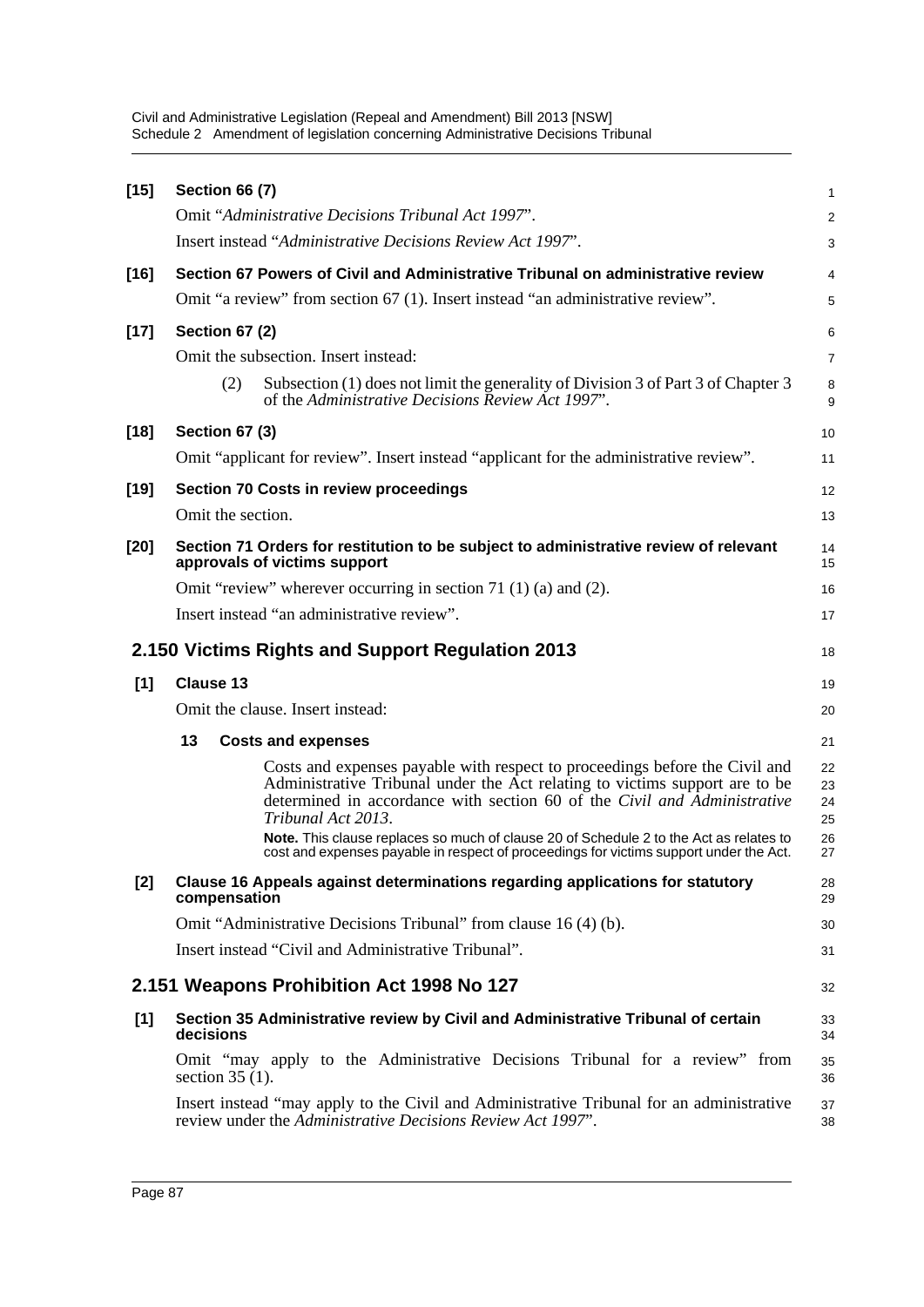**[15] Section 66 (7)**

Omit "*Administrative Decisions Tribunal Act 1997*".

Insert instead "*Administrative Decisions Review Act 1997*".

**[16] Section 67 Powers of Civil and Administrative Tribunal on administrative review**

Omit "a review" from section 67 (1). Insert instead "an administrative review".

**[17] Section 67 (2)**

Omit the subsection. Insert instead:

> (2) Subsection (1) does not limit the generality of Division 3 of Part 3 of Chapter 3 of the *Administrative Decisions Review Act 1997*".

**[18] Section 67 (3)**

Omit "applicant for review". Insert instead "applicant for the administrative review".

**[19] Section 70 Costs in review proceedings**

Omit the section.

**[20] Section 71 Orders for restitution to be subject to administrative review of relevant approvals of victims support**

Omit "review" wherever occurring in section 71 (1) (a) and (2).

Insert instead "an administrative review".

## 2.150 Victims Rights and Support Regulation 2013

**[1] Clause 13**

Omit the clause. Insert instead:

> **13 Costs and expenses**
>
> Costs and expenses payable with respect to proceedings before the Civil and Administrative Tribunal under the Act relating to victims support are to be determined in accordance with section 60 of the *Civil and Administrative Tribunal Act 2013*.
>
> **Note.** This clause replaces so much of clause 20 of Schedule 2 to the Act as relates to cost and expenses payable in respect of proceedings for victims support under the Act.

**[2] Clause 16 Appeals against determinations regarding applications for statutory compensation**

Omit "Administrative Decisions Tribunal" from clause 16 (4) (b).

Insert instead "Civil and Administrative Tribunal".

## 2.151 Weapons Prohibition Act 1998 No 127

**[1] Section 35 Administrative review by Civil and Administrative Tribunal of certain decisions**

Omit "may apply to the Administrative Decisions Tribunal for a review" from section 35 (1).

Insert instead "may apply to the Civil and Administrative Tribunal for an administrative review under the *Administrative Decisions Review Act 1997*".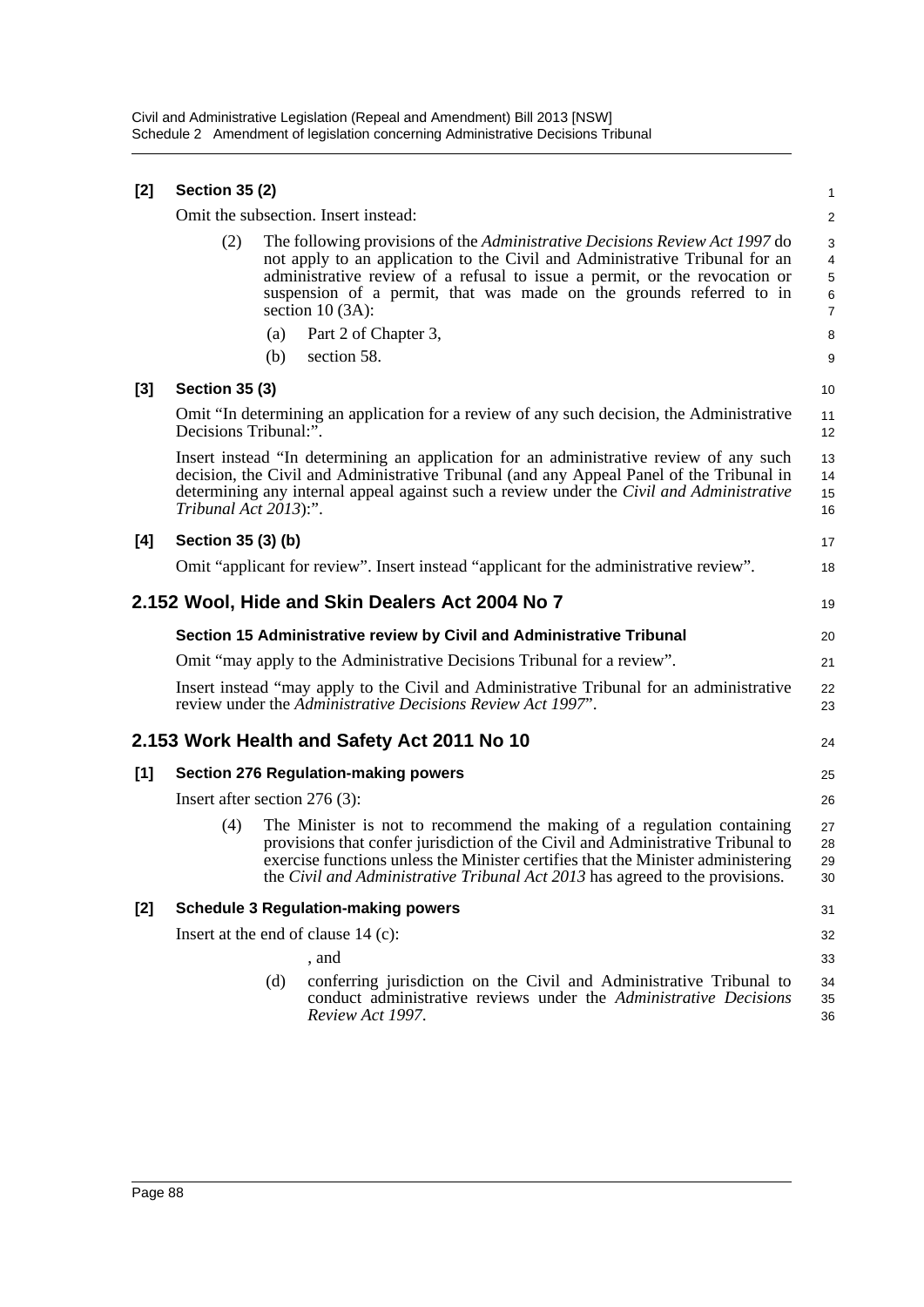**[2] Section 35 (2)**

Omit the subsection. Insert instead:

(2) The following provisions of the *Administrative Decisions Review Act 1997* do not apply to an application to the Civil and Administrative Tribunal for an administrative review of a refusal to issue a permit, or the revocation or suspension of a permit, that was made on the grounds referred to in section 10 (3A):

(a) Part 2 of Chapter 3,

(b) section 58.

**[3] Section 35 (3)**

Omit "In determining an application for a review of any such decision, the Administrative Decisions Tribunal:".

Insert instead "In determining an application for an administrative review of any such decision, the Civil and Administrative Tribunal (and any Appeal Panel of the Tribunal in determining any internal appeal against such a review under the *Civil and Administrative Tribunal Act 2013*):".

**[4] Section 35 (3) (b)**

Omit "applicant for review". Insert instead "applicant for the administrative review".

## 2.152 Wool, Hide and Skin Dealers Act 2004 No 7

**Section 15 Administrative review by Civil and Administrative Tribunal**

Omit "may apply to the Administrative Decisions Tribunal for a review".

Insert instead "may apply to the Civil and Administrative Tribunal for an administrative review under the *Administrative Decisions Review Act 1997*".

## 2.153 Work Health and Safety Act 2011 No 10

**[1] Section 276 Regulation-making powers**

Insert after section 276 (3):

(4) The Minister is not to recommend the making of a regulation containing provisions that confer jurisdiction of the Civil and Administrative Tribunal to exercise functions unless the Minister certifies that the Minister administering the *Civil and Administrative Tribunal Act 2013* has agreed to the provisions.

**[2] Schedule 3 Regulation-making powers**

Insert at the end of clause 14 (c):

, and

(d) conferring jurisdiction on the Civil and Administrative Tribunal to conduct administrative reviews under the *Administrative Decisions Review Act 1997*.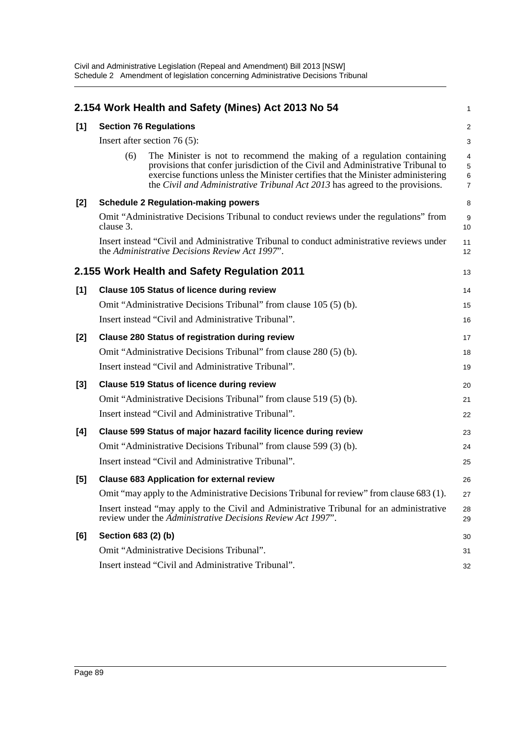## 2.154 Work Health and Safety (Mines) Act 2013 No 54

**[1] Section 76 Regulations**

Insert after section 76 (5):

> (6) The Minister is not to recommend the making of a regulation containing provisions that confer jurisdiction of the Civil and Administrative Tribunal to exercise functions unless the Minister certifies that the Minister administering the *Civil and Administrative Tribunal Act 2013* has agreed to the provisions.

**[2] Schedule 2 Regulation-making powers**

Omit "Administrative Decisions Tribunal to conduct reviews under the regulations" from clause 3.

Insert instead "Civil and Administrative Tribunal to conduct administrative reviews under the *Administrative Decisions Review Act 1997*".

## 2.155 Work Health and Safety Regulation 2011

**[1] Clause 105 Status of licence during review**

Omit "Administrative Decisions Tribunal" from clause 105 (5) (b).

Insert instead "Civil and Administrative Tribunal".

**[2] Clause 280 Status of registration during review**

Omit "Administrative Decisions Tribunal" from clause 280 (5) (b).

Insert instead "Civil and Administrative Tribunal".

**[3] Clause 519 Status of licence during review**

Omit "Administrative Decisions Tribunal" from clause 519 (5) (b).

Insert instead "Civil and Administrative Tribunal".

**[4] Clause 599 Status of major hazard facility licence during review**

Omit "Administrative Decisions Tribunal" from clause 599 (3) (b).

Insert instead "Civil and Administrative Tribunal".

**[5] Clause 683 Application for external review**

Omit "may apply to the Administrative Decisions Tribunal for review" from clause 683 (1).

Insert instead "may apply to the Civil and Administrative Tribunal for an administrative review under the *Administrative Decisions Review Act 1997*".

**[6] Section 683 (2) (b)**

Omit "Administrative Decisions Tribunal".

Insert instead "Civil and Administrative Tribunal".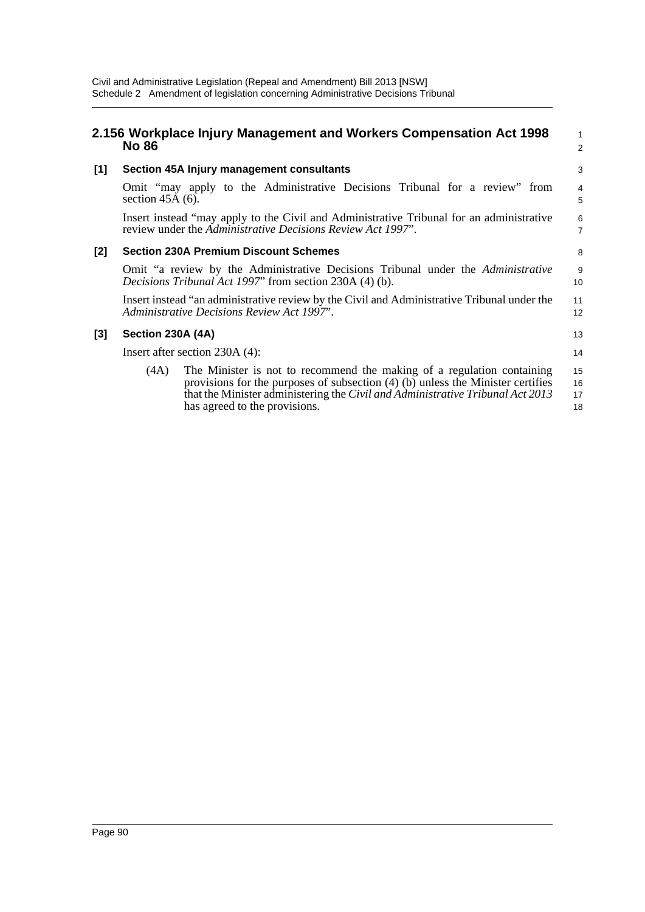## 2.156 Workplace Injury Management and Workers Compensation Act 1998 No 86

### [1] Section 45A Injury management consultants

Omit "may apply to the Administrative Decisions Tribunal for a review" from section 45A (6).

Insert instead "may apply to the Civil and Administrative Tribunal for an administrative review under the *Administrative Decisions Review Act 1997*".

### [2] Section 230A Premium Discount Schemes

Omit "a review by the Administrative Decisions Tribunal under the *Administrative Decisions Tribunal Act 1997*" from section 230A (4) (b).

Insert instead "an administrative review by the Civil and Administrative Tribunal under the *Administrative Decisions Review Act 1997*".

### [3] Section 230A (4A)

Insert after section 230A (4):

(4A) The Minister is not to recommend the making of a regulation containing provisions for the purposes of subsection (4) (b) unless the Minister certifies that the Minister administering the *Civil and Administrative Tribunal Act 2013* has agreed to the provisions.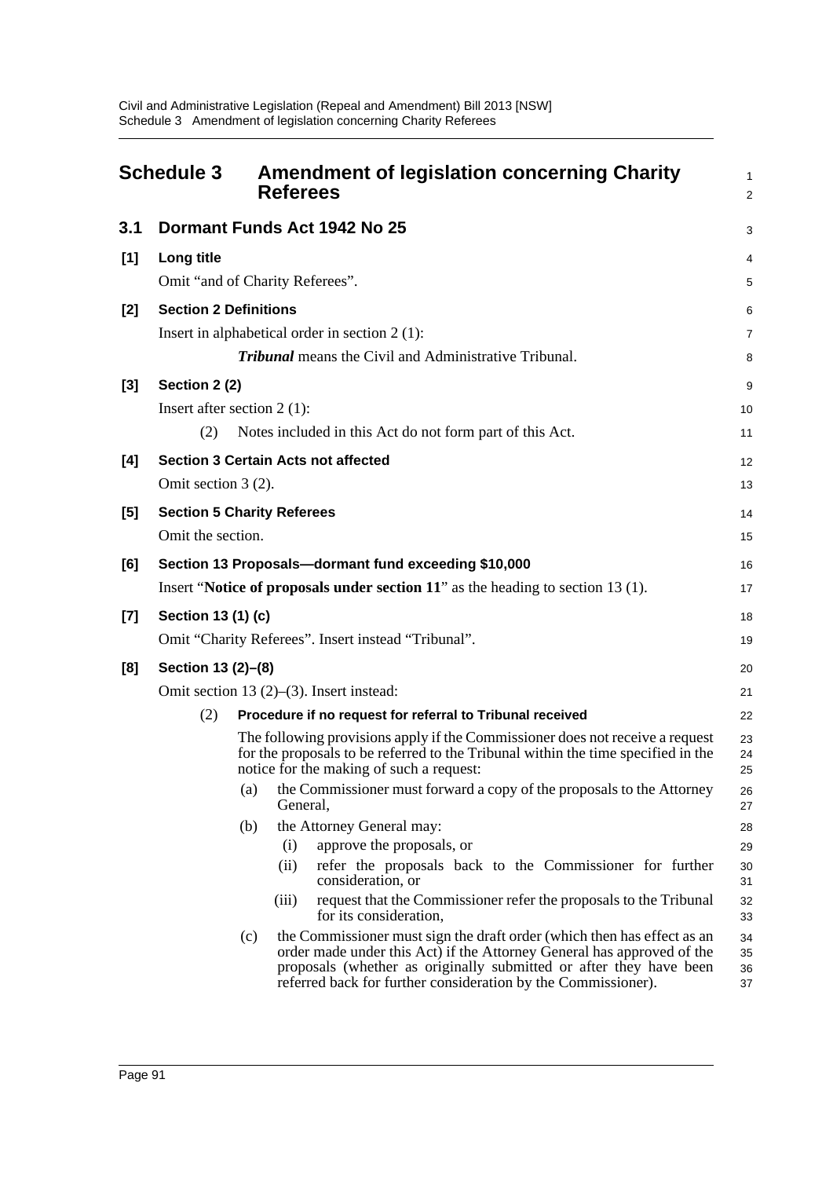# Schedule 3 Amendment of legislation concerning Charity Referees

## 3.1 Dormant Funds Act 1942 No 25

**[1] Long title**

Omit "and of Charity Referees".

**[2] Section 2 Definitions**

Insert in alphabetical order in section 2 (1):

> ***Tribunal*** means the Civil and Administrative Tribunal.

**[3] Section 2 (2)**

Insert after section 2 (1):

> (2) Notes included in this Act do not form part of this Act.

**[4] Section 3 Certain Acts not affected**

Omit section 3 (2).

**[5] Section 5 Charity Referees**

Omit the section.

**[6] Section 13 Proposals—dormant fund exceeding $10,000**

Insert "**Notice of proposals under section 11**" as the heading to section 13 (1).

**[7] Section 13 (1) (c)**

Omit "Charity Referees". Insert instead "Tribunal".

**[8] Section 13 (2)–(8)**

Omit section 13 (2)–(3). Insert instead:

> (2) **Procedure if no request for referral to Tribunal received**
>
> The following provisions apply if the Commissioner does not receive a request for the proposals to be referred to the Tribunal within the time specified in the notice for the making of such a request:
>
> (a) the Commissioner must forward a copy of the proposals to the Attorney General,
>
> (b) the Attorney General may:
>
> (i) approve the proposals, or
>
> (ii) refer the proposals back to the Commissioner for further consideration, or
>
> (iii) request that the Commissioner refer the proposals to the Tribunal for its consideration,
>
> (c) the Commissioner must sign the draft order (which then has effect as an order made under this Act) if the Attorney General has approved of the proposals (whether as originally submitted or after they have been referred back for further consideration by the Commissioner).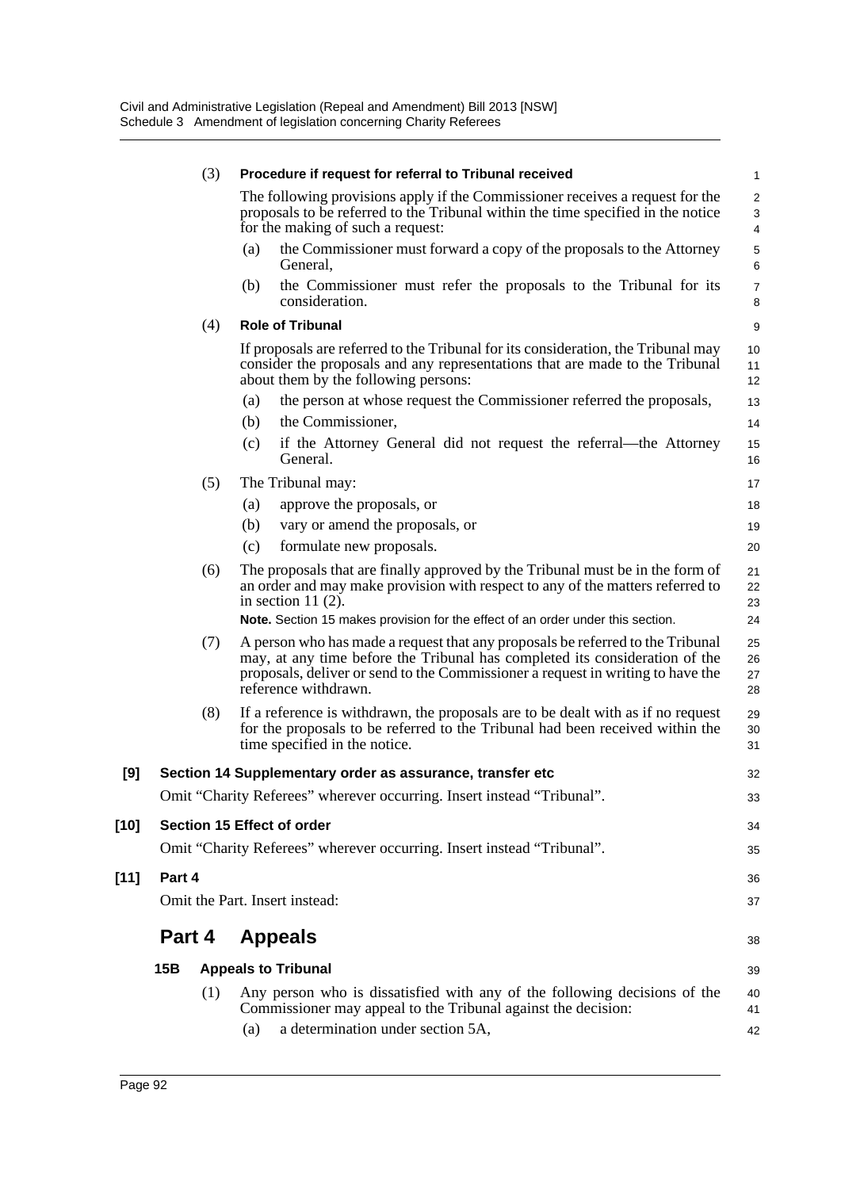(3) **Procedure if request for referral to Tribunal received**

The following provisions apply if the Commissioner receives a request for the proposals to be referred to the Tribunal within the time specified in the notice for the making of such a request:

(a) the Commissioner must forward a copy of the proposals to the Attorney General,

(b) the Commissioner must refer the proposals to the Tribunal for its consideration.

(4) **Role of Tribunal**

If proposals are referred to the Tribunal for its consideration, the Tribunal may consider the proposals and any representations that are made to the Tribunal about them by the following persons:

(a) the person at whose request the Commissioner referred the proposals,

(b) the Commissioner,

(c) if the Attorney General did not request the referral—the Attorney General.

(5) The Tribunal may:

(a) approve the proposals, or

(b) vary or amend the proposals, or

(c) formulate new proposals.

(6) The proposals that are finally approved by the Tribunal must be in the form of an order and may make provision with respect to any of the matters referred to in section 11 (2).

**Note.** Section 15 makes provision for the effect of an order under this section.

(7) A person who has made a request that any proposals be referred to the Tribunal may, at any time before the Tribunal has completed its consideration of the proposals, deliver or send to the Commissioner a request in writing to have the reference withdrawn.

(8) If a reference is withdrawn, the proposals are to be dealt with as if no request for the proposals to be referred to the Tribunal had been received within the time specified in the notice.

**[9] Section 14 Supplementary order as assurance, transfer etc**

Omit "Charity Referees" wherever occurring. Insert instead "Tribunal".

**[10] Section 15 Effect of order**

Omit "Charity Referees" wherever occurring. Insert instead "Tribunal".

**[11] Part 4**

Omit the Part. Insert instead:

## Part 4 Appeals

**15B Appeals to Tribunal**

(1) Any person who is dissatisfied with any of the following decisions of the Commissioner may appeal to the Tribunal against the decision:

(a) a determination under section 5A,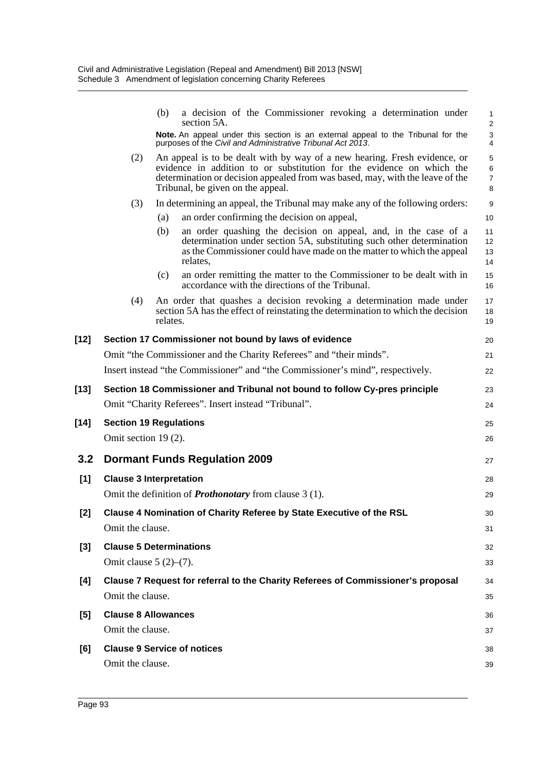(b) a decision of the Commissioner revoking a determination under section 5A.

**Note.** An appeal under this section is an external appeal to the Tribunal for the purposes of the *Civil and Administrative Tribunal Act 2013*.

(2) An appeal is to be dealt with by way of a new hearing. Fresh evidence, or evidence in addition to or substitution for the evidence on which the determination or decision appealed from was based, may, with the leave of the Tribunal, be given on the appeal.

(3) In determining an appeal, the Tribunal may make any of the following orders:

(a) an order confirming the decision on appeal,

(b) an order quashing the decision on appeal, and, in the case of a determination under section 5A, substituting such other determination as the Commissioner could have made on the matter to which the appeal relates,

(c) an order remitting the matter to the Commissioner to be dealt with in accordance with the directions of the Tribunal.

(4) An order that quashes a decision revoking a determination made under section 5A has the effect of reinstating the determination to which the decision relates.

**[12] Section 17 Commissioner not bound by laws of evidence**

Omit "the Commissioner and the Charity Referees" and "their minds".

Insert instead "the Commissioner" and "the Commissioner's mind", respectively.

**[13] Section 18 Commissioner and Tribunal not bound to follow Cy-pres principle**

Omit "Charity Referees". Insert instead "Tribunal".

**[14] Section 19 Regulations**

Omit section 19 (2).

## 3.2 Dormant Funds Regulation 2009

**[1] Clause 3 Interpretation**

Omit the definition of ***Prothonotary*** from clause 3 (1).

**[2] Clause 4 Nomination of Charity Referee by State Executive of the RSL**

Omit the clause.

**[3] Clause 5 Determinations**

Omit clause 5 (2)–(7).

**[4] Clause 7 Request for referral to the Charity Referees of Commissioner's proposal**

Omit the clause.

**[5] Clause 8 Allowances**

Omit the clause.

**[6] Clause 9 Service of notices**

Omit the clause.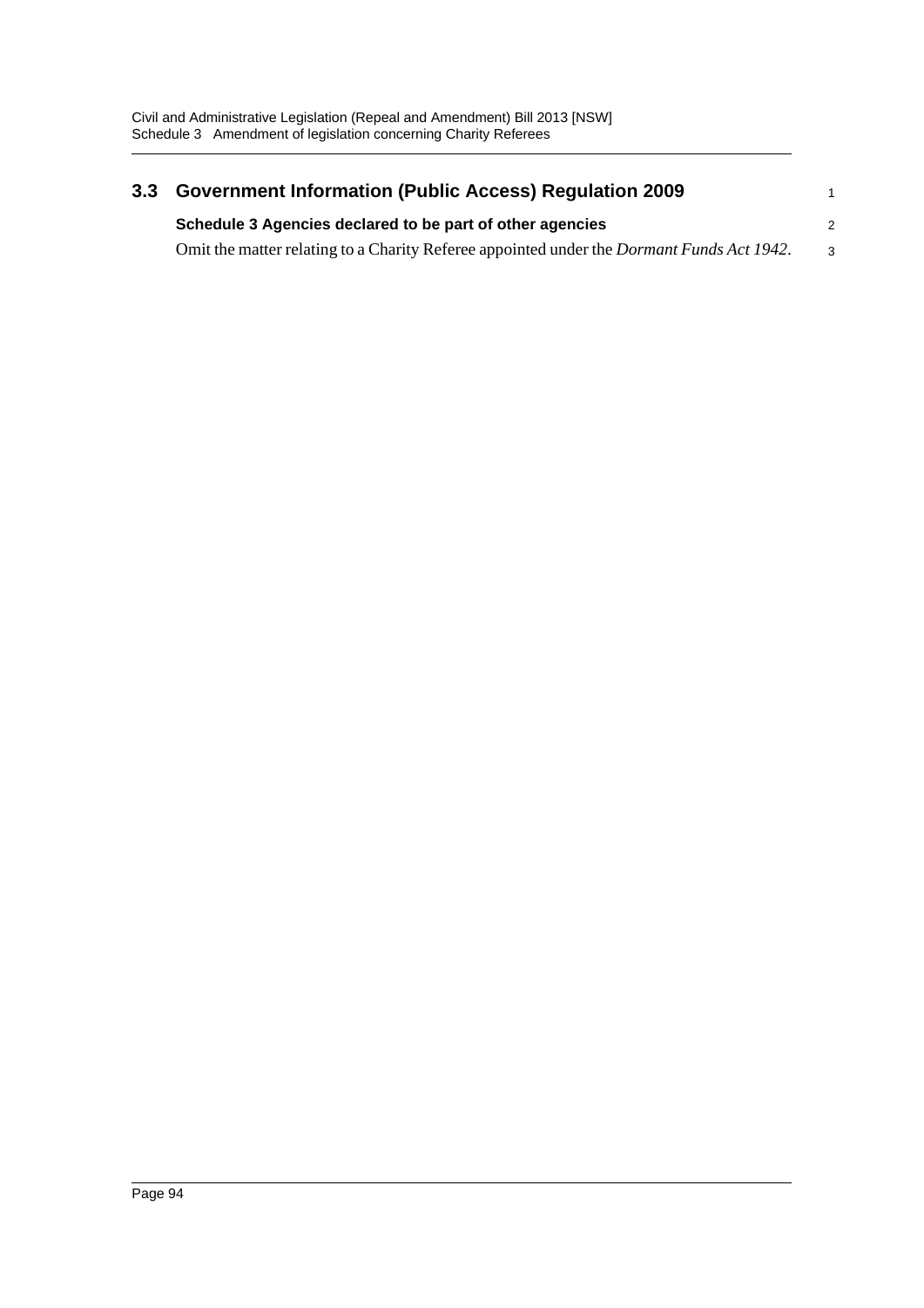## 3.3 Government Information (Public Access) Regulation 2009

**Schedule 3 Agencies declared to be part of other agencies**

Omit the matter relating to a Charity Referee appointed under the *Dormant Funds Act 1942*.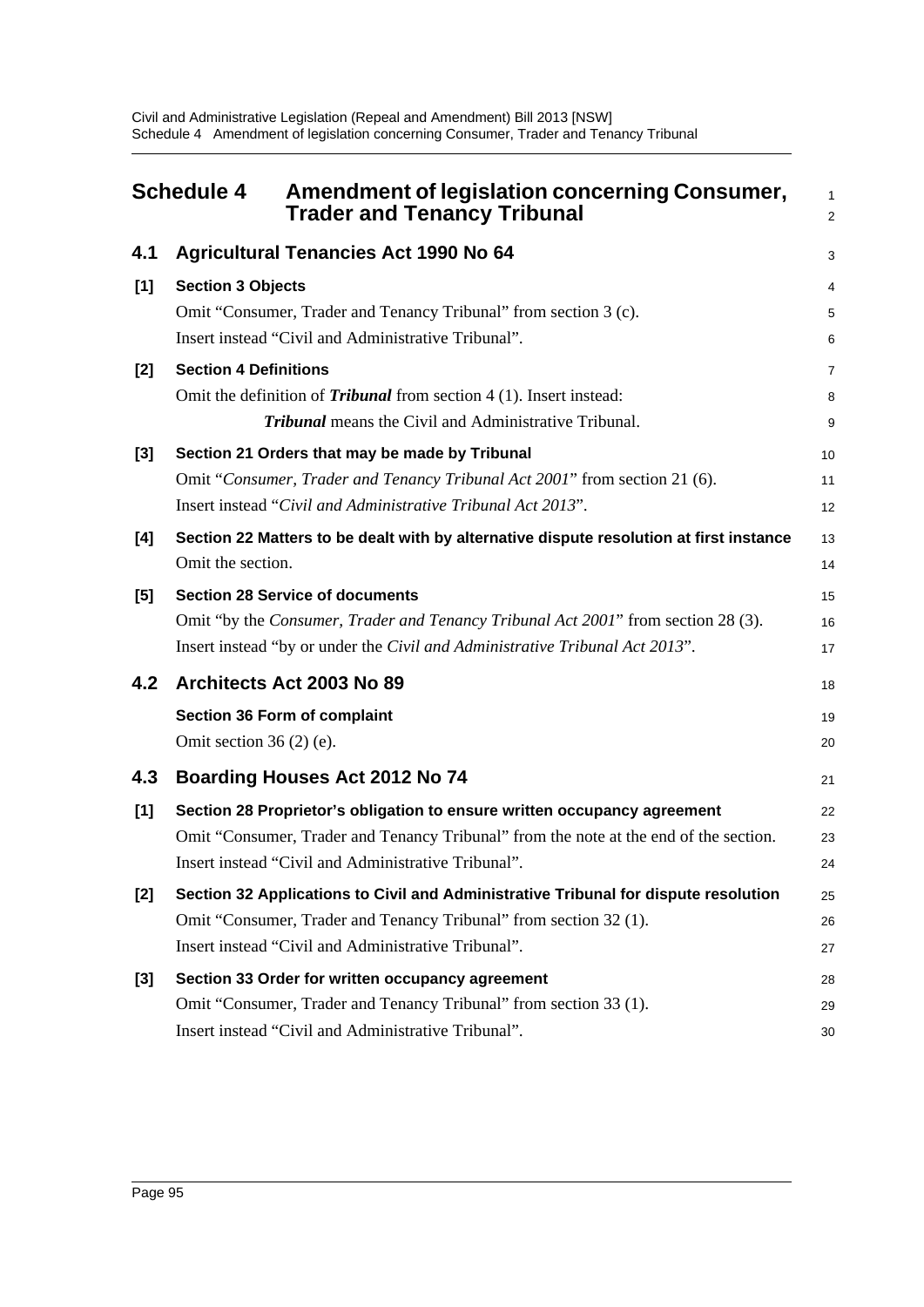# Schedule 4 Amendment of legislation concerning Consumer, Trader and Tenancy Tribunal

## 4.1 Agricultural Tenancies Act 1990 No 64

**[1] Section 3 Objects**

Omit "Consumer, Trader and Tenancy Tribunal" from section 3 (c).

Insert instead "Civil and Administrative Tribunal".

**[2] Section 4 Definitions**

Omit the definition of ***Tribunal*** from section 4 (1). Insert instead:

> ***Tribunal*** means the Civil and Administrative Tribunal.

**[3] Section 21 Orders that may be made by Tribunal**

Omit "*Consumer, Trader and Tenancy Tribunal Act 2001*" from section 21 (6).

Insert instead "*Civil and Administrative Tribunal Act 2013*".

**[4] Section 22 Matters to be dealt with by alternative dispute resolution at first instance**

Omit the section.

**[5] Section 28 Service of documents**

Omit "by the *Consumer, Trader and Tenancy Tribunal Act 2001*" from section 28 (3).

Insert instead "by or under the *Civil and Administrative Tribunal Act 2013*".

## 4.2 Architects Act 2003 No 89

**Section 36 Form of complaint**

Omit section 36 (2) (e).

## 4.3 Boarding Houses Act 2012 No 74

**[1] Section 28 Proprietor's obligation to ensure written occupancy agreement**

Omit "Consumer, Trader and Tenancy Tribunal" from the note at the end of the section.

Insert instead "Civil and Administrative Tribunal".

**[2] Section 32 Applications to Civil and Administrative Tribunal for dispute resolution**

Omit "Consumer, Trader and Tenancy Tribunal" from section 32 (1).

Insert instead "Civil and Administrative Tribunal".

**[3] Section 33 Order for written occupancy agreement**

Omit "Consumer, Trader and Tenancy Tribunal" from section 33 (1).

Insert instead "Civil and Administrative Tribunal".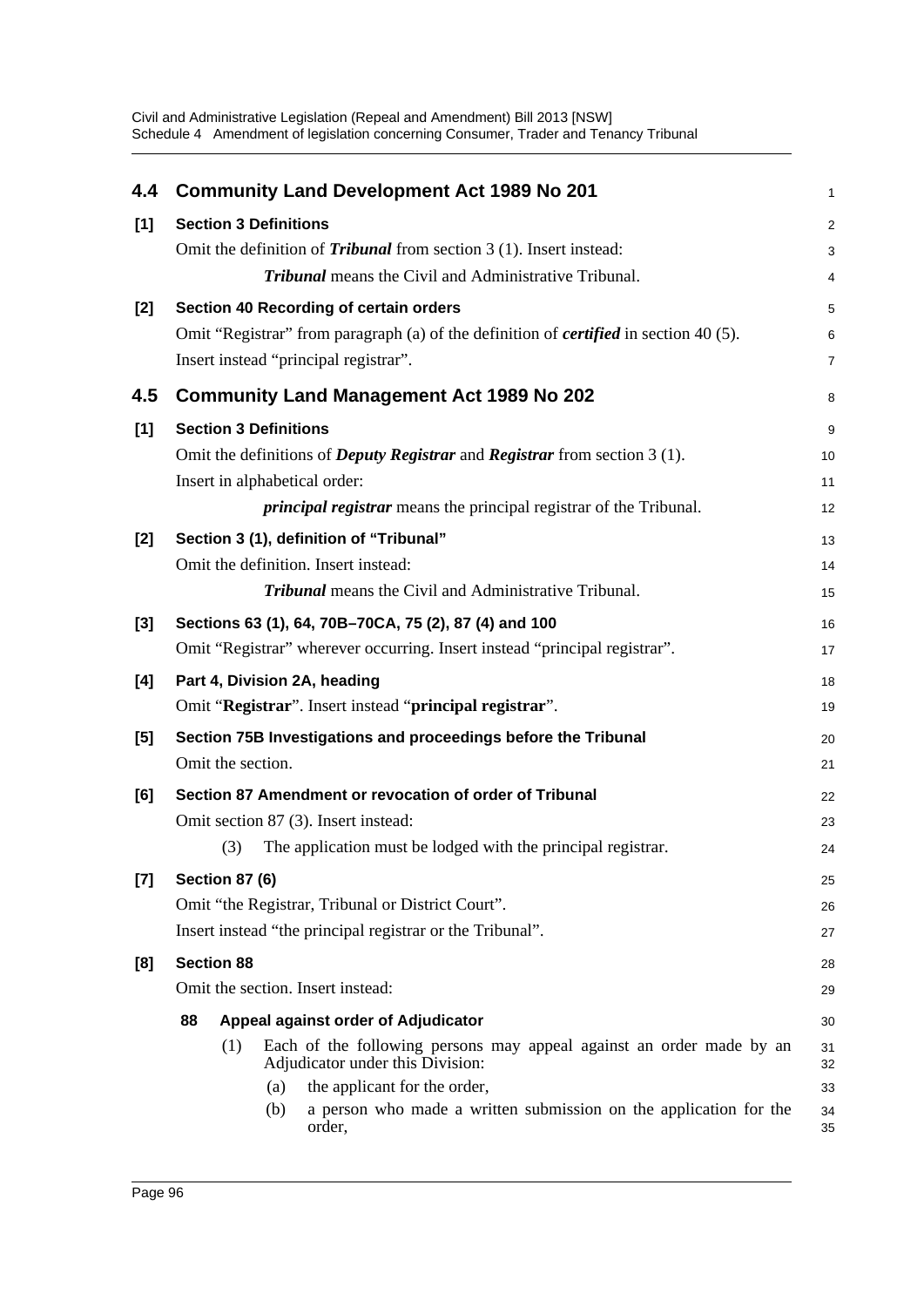## 4.4 Community Land Development Act 1989 No 201

**[1] Section 3 Definitions**

Omit the definition of ***Tribunal*** from section 3 (1). Insert instead:

> ***Tribunal*** means the Civil and Administrative Tribunal.

**[2] Section 40 Recording of certain orders**

Omit "Registrar" from paragraph (a) of the definition of ***certified*** in section 40 (5).

Insert instead "principal registrar".

## 4.5 Community Land Management Act 1989 No 202

**[1] Section 3 Definitions**

Omit the definitions of ***Deputy Registrar*** and ***Registrar*** from section 3 (1).

Insert in alphabetical order:

> ***principal registrar*** means the principal registrar of the Tribunal.

**[2] Section 3 (1), definition of "Tribunal"**

Omit the definition. Insert instead:

> ***Tribunal*** means the Civil and Administrative Tribunal.

**[3] Sections 63 (1), 64, 70B–70CA, 75 (2), 87 (4) and 100**

Omit "Registrar" wherever occurring. Insert instead "principal registrar".

**[4] Part 4, Division 2A, heading**

Omit "**Registrar**". Insert instead "**principal registrar**".

**[5] Section 75B Investigations and proceedings before the Tribunal**

Omit the section.

**[6] Section 87 Amendment or revocation of order of Tribunal**

Omit section 87 (3). Insert instead:

> (3) The application must be lodged with the principal registrar.

**[7] Section 87 (6)**

Omit "the Registrar, Tribunal or District Court".

Insert instead "the principal registrar or the Tribunal".

**[8] Section 88**

Omit the section. Insert instead:

> **88 Appeal against order of Adjudicator**
>
> (1) Each of the following persons may appeal against an order made by an Adjudicator under this Division:
>
> (a) the applicant for the order,
>
> (b) a person who made a written submission on the application for the order,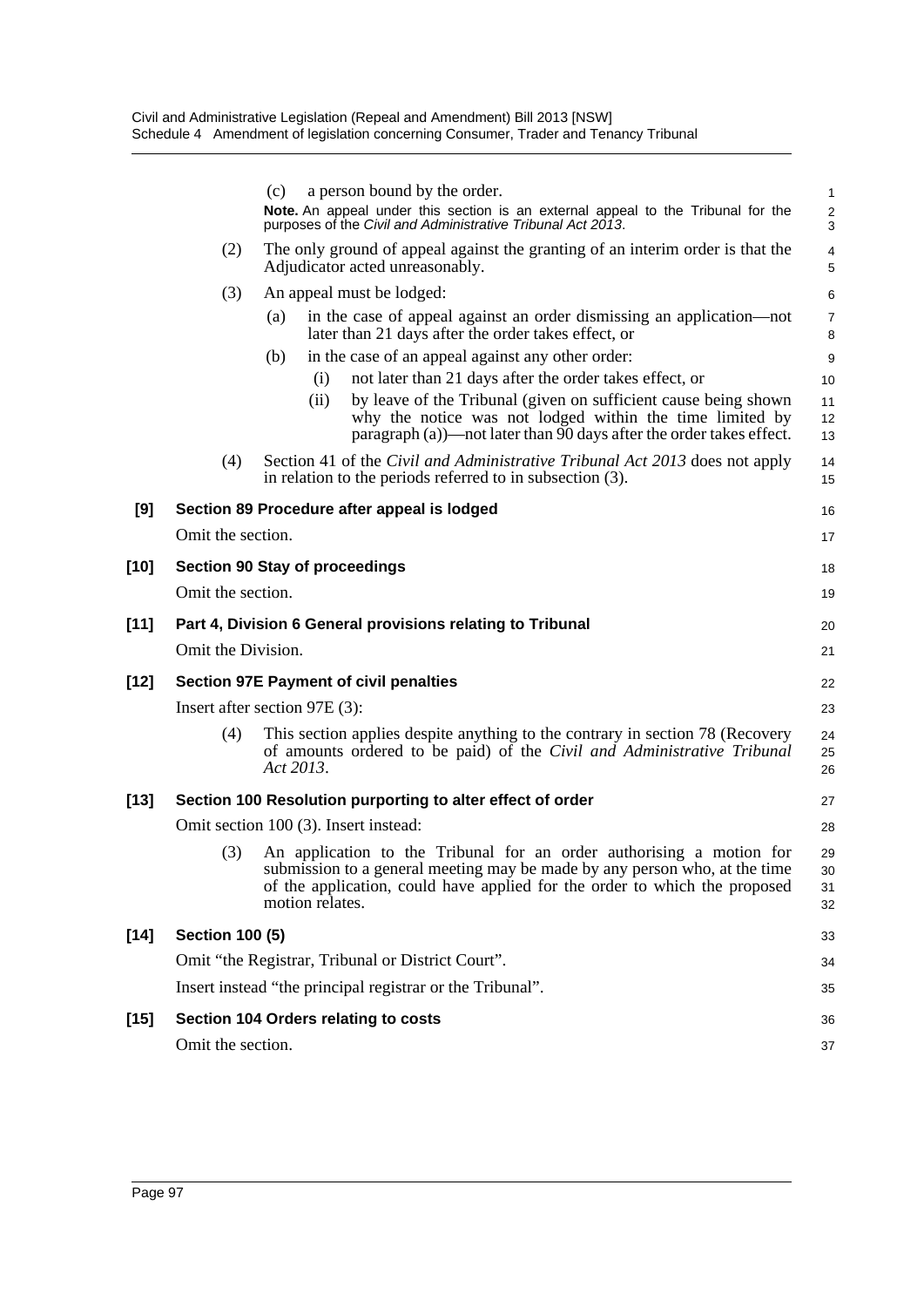(c) a person bound by the order.

**Note.** An appeal under this section is an external appeal to the Tribunal for the purposes of the *Civil and Administrative Tribunal Act 2013*.

(2) The only ground of appeal against the granting of an interim order is that the Adjudicator acted unreasonably.

(3) An appeal must be lodged:

(a) in the case of appeal against an order dismissing an application—not later than 21 days after the order takes effect, or

(b) in the case of an appeal against any other order:

(i) not later than 21 days after the order takes effect, or

(ii) by leave of the Tribunal (given on sufficient cause being shown why the notice was not lodged within the time limited by paragraph (a))—not later than 90 days after the order takes effect.

(4) Section 41 of the *Civil and Administrative Tribunal Act 2013* does not apply in relation to the periods referred to in subsection (3).

**[9] Section 89 Procedure after appeal is lodged**

Omit the section.

**[10] Section 90 Stay of proceedings**

Omit the section.

**[11] Part 4, Division 6 General provisions relating to Tribunal**

Omit the Division.

**[12] Section 97E Payment of civil penalties**

Insert after section 97E (3):

(4) This section applies despite anything to the contrary in section 78 (Recovery of amounts ordered to be paid) of the *Civil and Administrative Tribunal Act 2013*.

**[13] Section 100 Resolution purporting to alter effect of order**

Omit section 100 (3). Insert instead:

(3) An application to the Tribunal for an order authorising a motion for submission to a general meeting may be made by any person who, at the time of the application, could have applied for the order to which the proposed motion relates.

**[14] Section 100 (5)**

Omit "the Registrar, Tribunal or District Court".

Insert instead "the principal registrar or the Tribunal".

**[15] Section 104 Orders relating to costs**

Omit the section.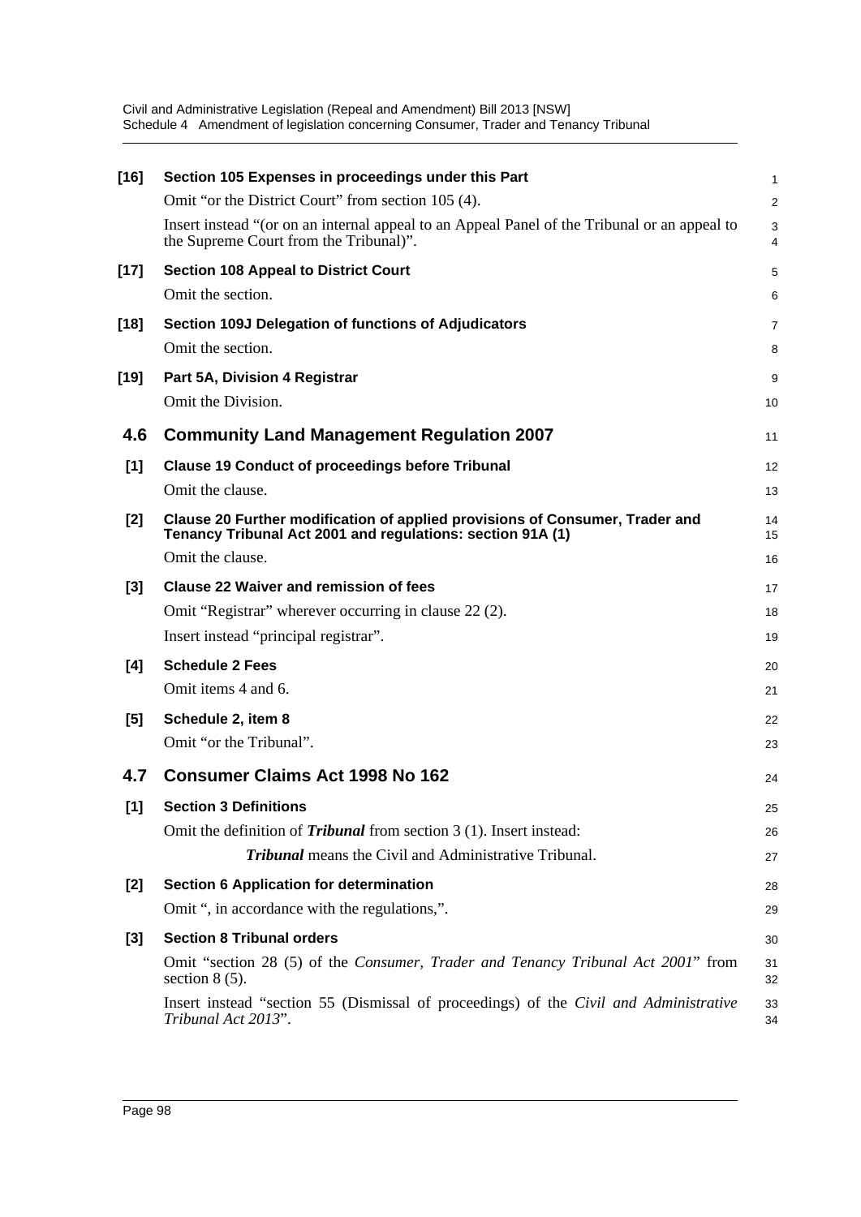**[16] Section 105 Expenses in proceedings under this Part**

Omit "or the District Court" from section 105 (4).

Insert instead "(or on an internal appeal to an Appeal Panel of the Tribunal or an appeal to the Supreme Court from the Tribunal)".

**[17] Section 108 Appeal to District Court**

Omit the section.

**[18] Section 109J Delegation of functions of Adjudicators**

Omit the section.

**[19] Part 5A, Division 4 Registrar**

Omit the Division.

## 4.6 Community Land Management Regulation 2007

**[1] Clause 19 Conduct of proceedings before Tribunal**

Omit the clause.

**[2] Clause 20 Further modification of applied provisions of Consumer, Trader and Tenancy Tribunal Act 2001 and regulations: section 91A (1)**

Omit the clause.

**[3] Clause 22 Waiver and remission of fees**

Omit "Registrar" wherever occurring in clause 22 (2).

Insert instead "principal registrar".

**[4] Schedule 2 Fees**

Omit items 4 and 6.

**[5] Schedule 2, item 8**

Omit "or the Tribunal".

## 4.7 Consumer Claims Act 1998 No 162

**[1] Section 3 Definitions**

Omit the definition of ***Tribunal*** from section 3 (1). Insert instead:

> ***Tribunal*** means the Civil and Administrative Tribunal.

**[2] Section 6 Application for determination**

Omit ", in accordance with the regulations,".

**[3] Section 8 Tribunal orders**

Omit "section 28 (5) of the *Consumer, Trader and Tenancy Tribunal Act 2001*" from section 8 (5).

Insert instead "section 55 (Dismissal of proceedings) of the *Civil and Administrative Tribunal Act 2013*".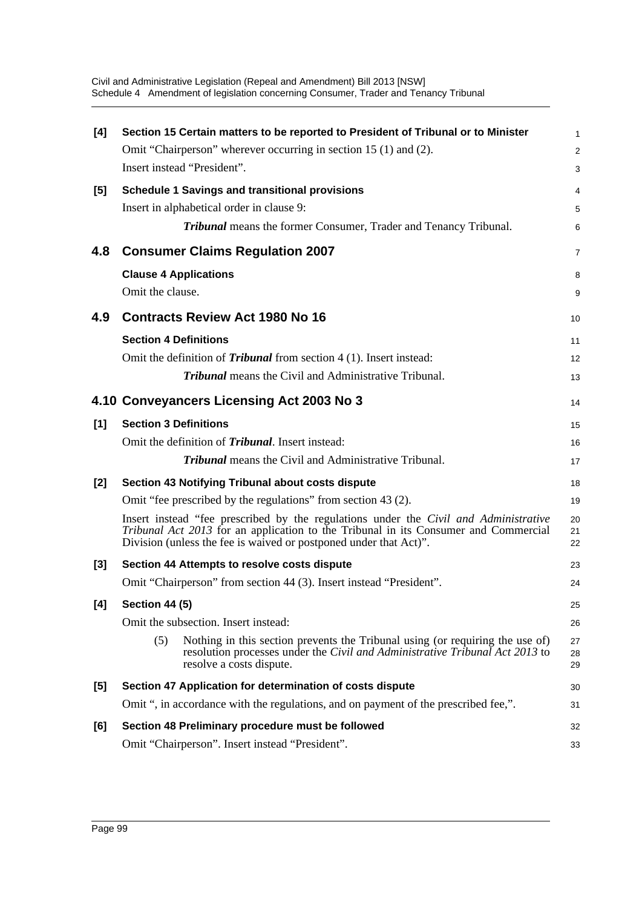**[4] Section 15 Certain matters to be reported to President of Tribunal or to Minister**

Omit "Chairperson" wherever occurring in section 15 (1) and (2).

Insert instead "President".

**[5] Schedule 1 Savings and transitional provisions**

Insert in alphabetical order in clause 9:

> ***Tribunal*** means the former Consumer, Trader and Tenancy Tribunal.

## 4.8 Consumer Claims Regulation 2007

**Clause 4 Applications**

Omit the clause.

## 4.9 Contracts Review Act 1980 No 16

**Section 4 Definitions**

Omit the definition of ***Tribunal*** from section 4 (1). Insert instead:

> ***Tribunal*** means the Civil and Administrative Tribunal.

## 4.10 Conveyancers Licensing Act 2003 No 3

**[1] Section 3 Definitions**

Omit the definition of ***Tribunal***. Insert instead:

> ***Tribunal*** means the Civil and Administrative Tribunal.

**[2] Section 43 Notifying Tribunal about costs dispute**

Omit "fee prescribed by the regulations" from section 43 (2).

Insert instead "fee prescribed by the regulations under the *Civil and Administrative Tribunal Act 2013* for an application to the Tribunal in its Consumer and Commercial Division (unless the fee is waived or postponed under that Act)".

**[3] Section 44 Attempts to resolve costs dispute**

Omit "Chairperson" from section 44 (3). Insert instead "President".

**[4] Section 44 (5)**

Omit the subsection. Insert instead:

> (5) Nothing in this section prevents the Tribunal using (or requiring the use of) resolution processes under the *Civil and Administrative Tribunal Act 2013* to resolve a costs dispute.

**[5] Section 47 Application for determination of costs dispute**

Omit ", in accordance with the regulations, and on payment of the prescribed fee,".

**[6] Section 48 Preliminary procedure must be followed**

Omit "Chairperson". Insert instead "President".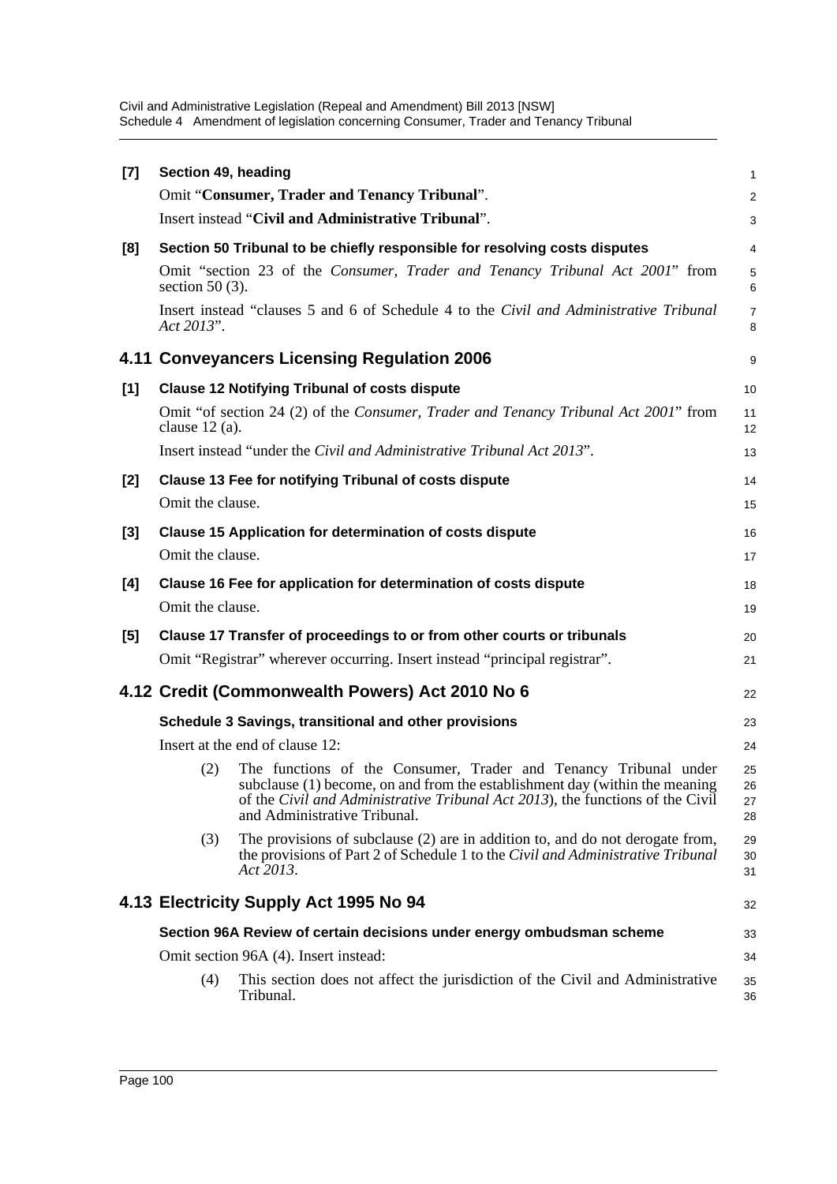**[7] Section 49, heading**

Omit "**Consumer, Trader and Tenancy Tribunal**".

Insert instead "**Civil and Administrative Tribunal**".

**[8] Section 50 Tribunal to be chiefly responsible for resolving costs disputes**

Omit "section 23 of the *Consumer, Trader and Tenancy Tribunal Act 2001*" from section 50 (3).

Insert instead "clauses 5 and 6 of Schedule 4 to the *Civil and Administrative Tribunal Act 2013*".

## 4.11 Conveyancers Licensing Regulation 2006

**[1] Clause 12 Notifying Tribunal of costs dispute**

Omit "of section 24 (2) of the *Consumer, Trader and Tenancy Tribunal Act 2001*" from clause 12 (a).

Insert instead "under the *Civil and Administrative Tribunal Act 2013*".

**[2] Clause 13 Fee for notifying Tribunal of costs dispute**

Omit the clause.

**[3] Clause 15 Application for determination of costs dispute**

Omit the clause.

**[4] Clause 16 Fee for application for determination of costs dispute**

Omit the clause.

**[5] Clause 17 Transfer of proceedings to or from other courts or tribunals**

Omit "Registrar" wherever occurring. Insert instead "principal registrar".

## 4.12 Credit (Commonwealth Powers) Act 2010 No 6

**Schedule 3 Savings, transitional and other provisions**

Insert at the end of clause 12:

(2) The functions of the Consumer, Trader and Tenancy Tribunal under subclause (1) become, on and from the establishment day (within the meaning of the *Civil and Administrative Tribunal Act 2013*), the functions of the Civil and Administrative Tribunal.

(3) The provisions of subclause (2) are in addition to, and do not derogate from, the provisions of Part 2 of Schedule 1 to the *Civil and Administrative Tribunal Act 2013*.

## 4.13 Electricity Supply Act 1995 No 94

**Section 96A Review of certain decisions under energy ombudsman scheme**

Omit section 96A (4). Insert instead:

(4) This section does not affect the jurisdiction of the Civil and Administrative Tribunal.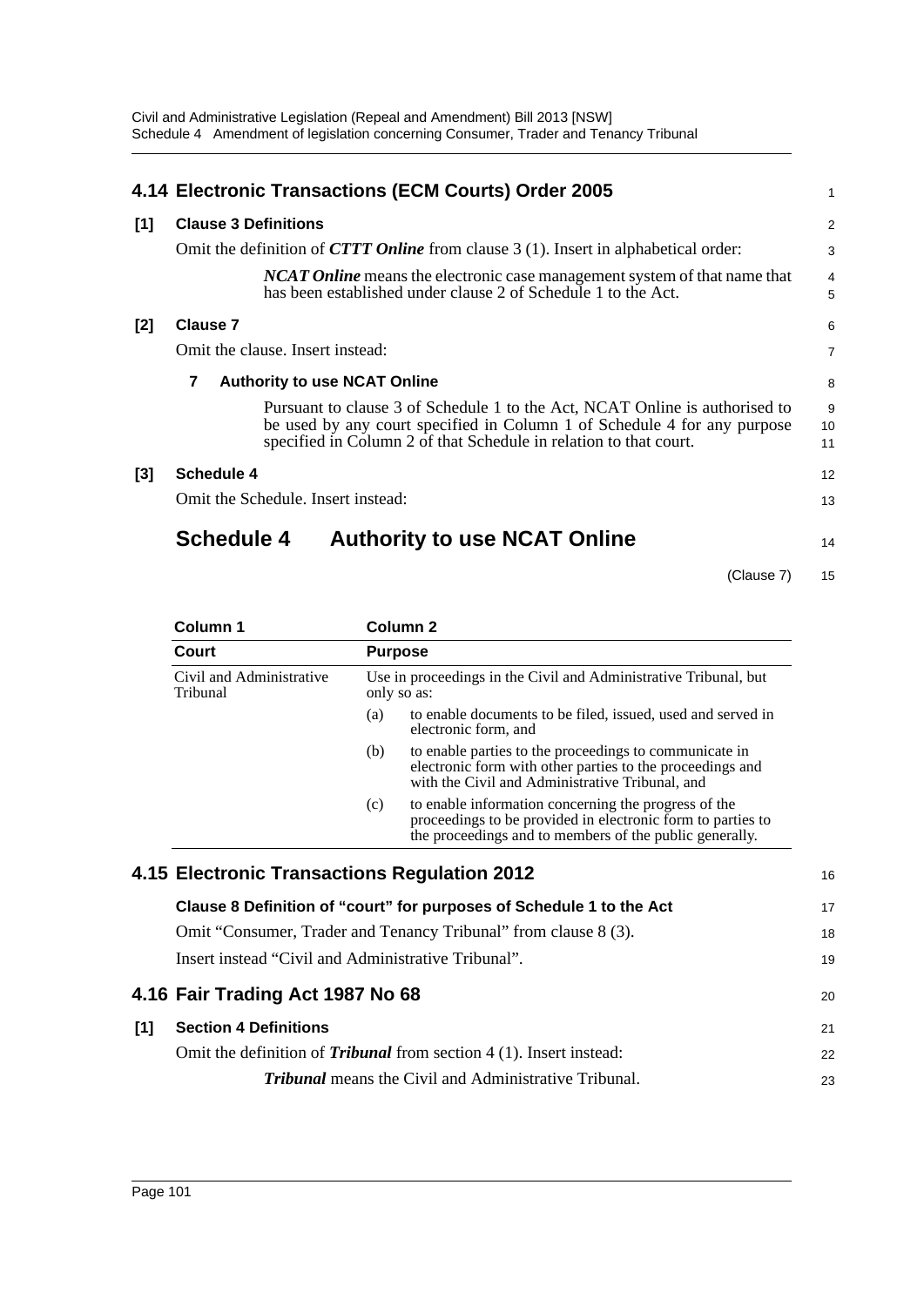## 4.14 Electronic Transactions (ECM Courts) Order 2005

**[1] Clause 3 Definitions**

Omit the definition of ***CTTT Online*** from clause 3 (1). Insert in alphabetical order:

> ***NCAT Online*** means the electronic case management system of that name that has been established under clause 2 of Schedule 1 to the Act.

**[2] Clause 7**

Omit the clause. Insert instead:

> **7 Authority to use NCAT Online**
>
> Pursuant to clause 3 of Schedule 1 to the Act, NCAT Online is authorised to be used by any court specified in Column 1 of Schedule 4 for any purpose specified in Column 2 of that Schedule in relation to that court.

**[3] Schedule 4**

Omit the Schedule. Insert instead:

### Schedule 4 Authority to use NCAT Online

(Clause 7)

| Column 1 | Column 2 |
|---|---|
| **Court** | **Purpose** |
| Civil and Administrative Tribunal | Use in proceedings in the Civil and Administrative Tribunal, but only so as: (a) to enable documents to be filed, issued, used and served in electronic form, and (b) to enable parties to the proceedings to communicate in electronic form with other parties to the proceedings and with the Civil and Administrative Tribunal, and (c) to enable information concerning the progress of the proceedings to be provided in electronic form to parties to the proceedings and to members of the public generally. |

## 4.15 Electronic Transactions Regulation 2012

**Clause 8 Definition of "court" for purposes of Schedule 1 to the Act**

Omit "Consumer, Trader and Tenancy Tribunal" from clause 8 (3).

Insert instead "Civil and Administrative Tribunal".

## 4.16 Fair Trading Act 1987 No 68

**[1] Section 4 Definitions**

Omit the definition of ***Tribunal*** from section 4 (1). Insert instead:

> ***Tribunal*** means the Civil and Administrative Tribunal.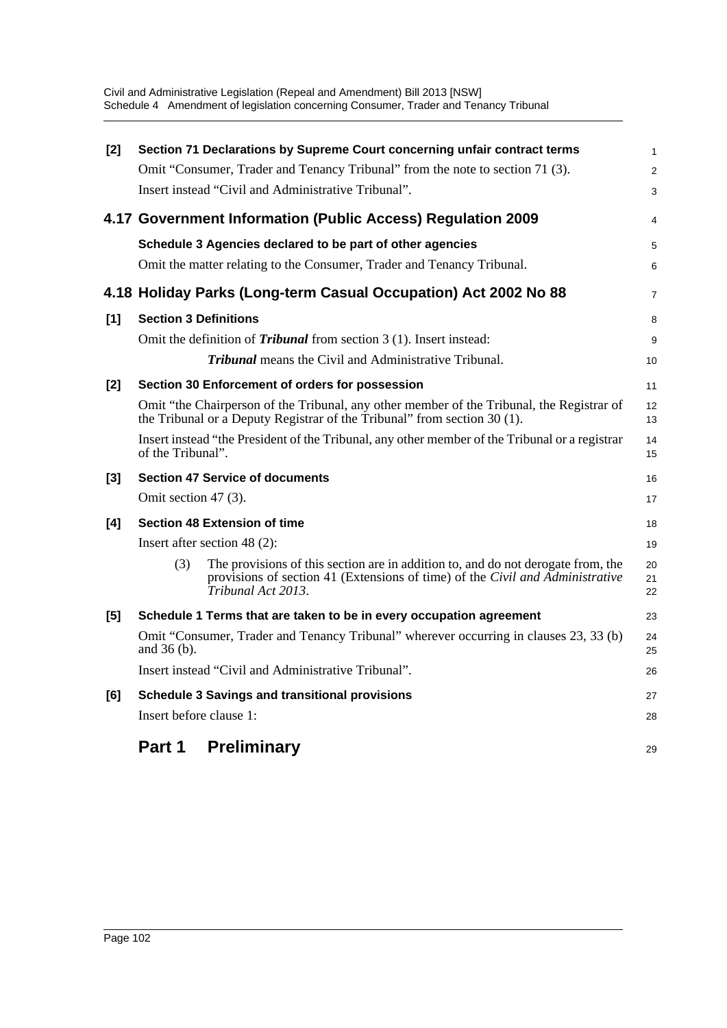**[2] Section 71 Declarations by Supreme Court concerning unfair contract terms**

Omit "Consumer, Trader and Tenancy Tribunal" from the note to section 71 (3).

Insert instead "Civil and Administrative Tribunal".

## 4.17 Government Information (Public Access) Regulation 2009

**Schedule 3 Agencies declared to be part of other agencies**

Omit the matter relating to the Consumer, Trader and Tenancy Tribunal.

## 4.18 Holiday Parks (Long-term Casual Occupation) Act 2002 No 88

**[1] Section 3 Definitions**

Omit the definition of ***Tribunal*** from section 3 (1). Insert instead:

> ***Tribunal*** means the Civil and Administrative Tribunal.

**[2] Section 30 Enforcement of orders for possession**

Omit "the Chairperson of the Tribunal, any other member of the Tribunal, the Registrar of the Tribunal or a Deputy Registrar of the Tribunal" from section 30 (1).

Insert instead "the President of the Tribunal, any other member of the Tribunal or a registrar of the Tribunal".

**[3] Section 47 Service of documents**

Omit section 47 (3).

**[4] Section 48 Extension of time**

Insert after section 48 (2):

> (3) The provisions of this section are in addition to, and do not derogate from, the provisions of section 41 (Extensions of time) of the *Civil and Administrative Tribunal Act 2013*.

**[5] Schedule 1 Terms that are taken to be in every occupation agreement**

Omit "Consumer, Trader and Tenancy Tribunal" wherever occurring in clauses 23, 33 (b) and 36 (b).

Insert instead "Civil and Administrative Tribunal".

**[6] Schedule 3 Savings and transitional provisions**

Insert before clause 1:

## Part 1 Preliminary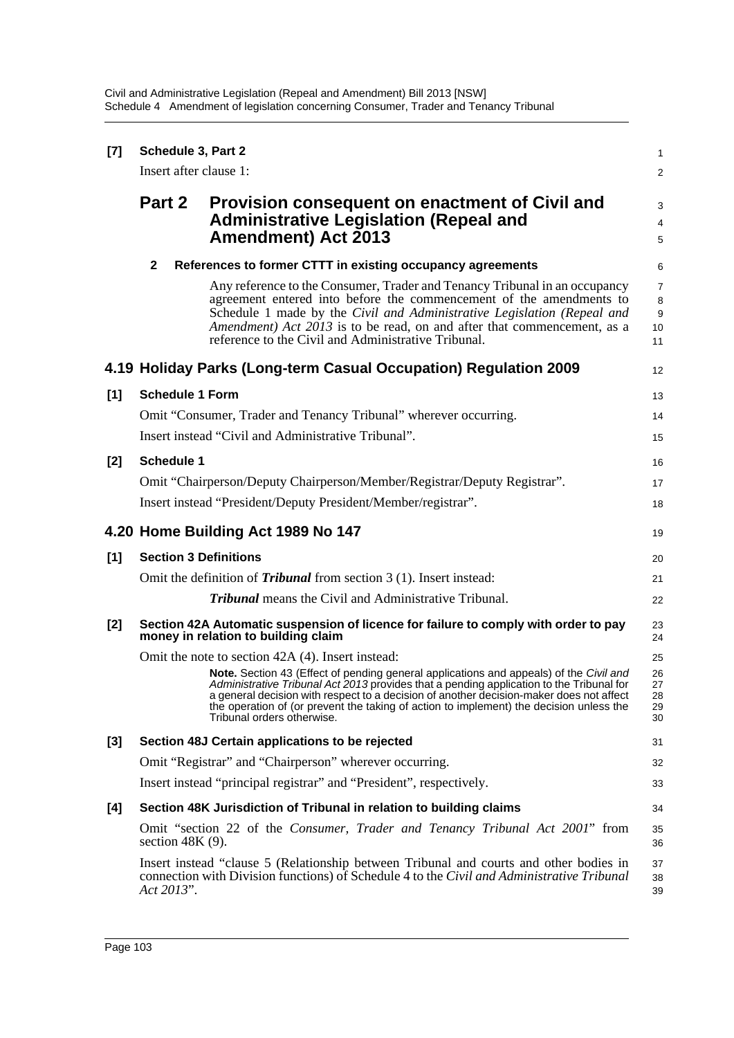**[7] Schedule 3, Part 2**

Insert after clause 1:

## Part 2 Provision consequent on enactment of Civil and Administrative Legislation (Repeal and Amendment) Act 2013

**2 References to former CTTT in existing occupancy agreements**

Any reference to the Consumer, Trader and Tenancy Tribunal in an occupancy agreement entered into before the commencement of the amendments to Schedule 1 made by the *Civil and Administrative Legislation (Repeal and Amendment) Act 2013* is to be read, on and after that commencement, as a reference to the Civil and Administrative Tribunal.

## 4.19 Holiday Parks (Long-term Casual Occupation) Regulation 2009

**[1] Schedule 1 Form**

Omit "Consumer, Trader and Tenancy Tribunal" wherever occurring.

Insert instead "Civil and Administrative Tribunal".

**[2] Schedule 1**

Omit "Chairperson/Deputy Chairperson/Member/Registrar/Deputy Registrar".

Insert instead "President/Deputy President/Member/registrar".

## 4.20 Home Building Act 1989 No 147

**[1] Section 3 Definitions**

Omit the definition of ***Tribunal*** from section 3 (1). Insert instead:

***Tribunal*** means the Civil and Administrative Tribunal.

**[2] Section 42A Automatic suspension of licence for failure to comply with order to pay money in relation to building claim**

Omit the note to section 42A (4). Insert instead:

**Note.** Section 43 (Effect of pending general applications and appeals) of the *Civil and Administrative Tribunal Act 2013* provides that a pending application to the Tribunal for a general decision with respect to a decision of another decision-maker does not affect the operation of (or prevent the taking of action to implement) the decision unless the Tribunal orders otherwise.

**[3] Section 48J Certain applications to be rejected**

Omit "Registrar" and "Chairperson" wherever occurring.

Insert instead "principal registrar" and "President", respectively.

**[4] Section 48K Jurisdiction of Tribunal in relation to building claims**

Omit "section 22 of the *Consumer, Trader and Tenancy Tribunal Act 2001*" from section 48K (9).

Insert instead "clause 5 (Relationship between Tribunal and courts and other bodies in connection with Division functions) of Schedule 4 to the *Civil and Administrative Tribunal Act 2013*".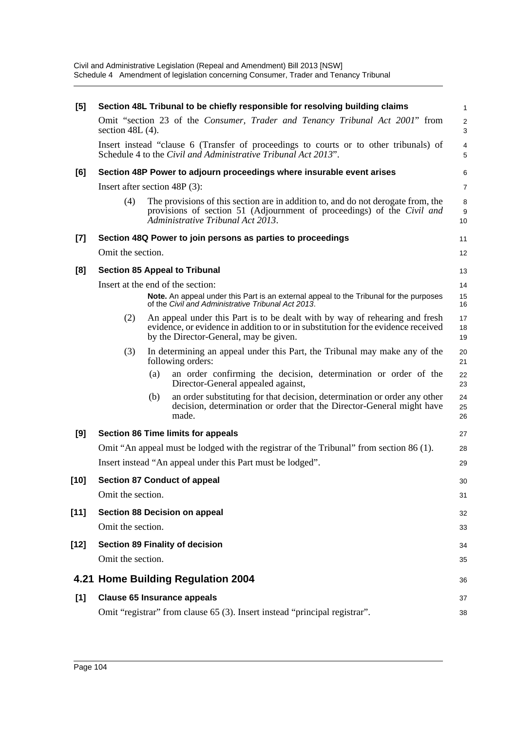**[5] Section 48L Tribunal to be chiefly responsible for resolving building claims**

Omit "section 23 of the *Consumer, Trader and Tenancy Tribunal Act 2001*" from section 48L (4).

Insert instead "clause 6 (Transfer of proceedings to courts or to other tribunals) of Schedule 4 to the *Civil and Administrative Tribunal Act 2013*".

**[6] Section 48P Power to adjourn proceedings where insurable event arises**

Insert after section 48P (3):

(4) The provisions of this section are in addition to, and do not derogate from, the provisions of section 51 (Adjournment of proceedings) of the *Civil and Administrative Tribunal Act 2013*.

**[7] Section 48Q Power to join persons as parties to proceedings**

Omit the section.

**[8] Section 85 Appeal to Tribunal**

Insert at the end of the section:

**Note.** An appeal under this Part is an external appeal to the Tribunal for the purposes of the *Civil and Administrative Tribunal Act 2013*.

(2) An appeal under this Part is to be dealt with by way of rehearing and fresh evidence, or evidence in addition to or in substitution for the evidence received by the Director-General, may be given.

(3) In determining an appeal under this Part, the Tribunal may make any of the following orders:

(a) an order confirming the decision, determination or order of the Director-General appealed against,

(b) an order substituting for that decision, determination or order any other decision, determination or order that the Director-General might have made.

**[9] Section 86 Time limits for appeals**

Omit "An appeal must be lodged with the registrar of the Tribunal" from section 86 (1).

Insert instead "An appeal under this Part must be lodged".

**[10] Section 87 Conduct of appeal**

Omit the section.

**[11] Section 88 Decision on appeal**

Omit the section.

**[12] Section 89 Finality of decision**

Omit the section.

## 4.21 Home Building Regulation 2004

**[1] Clause 65 Insurance appeals**

Omit "registrar" from clause 65 (3). Insert instead "principal registrar".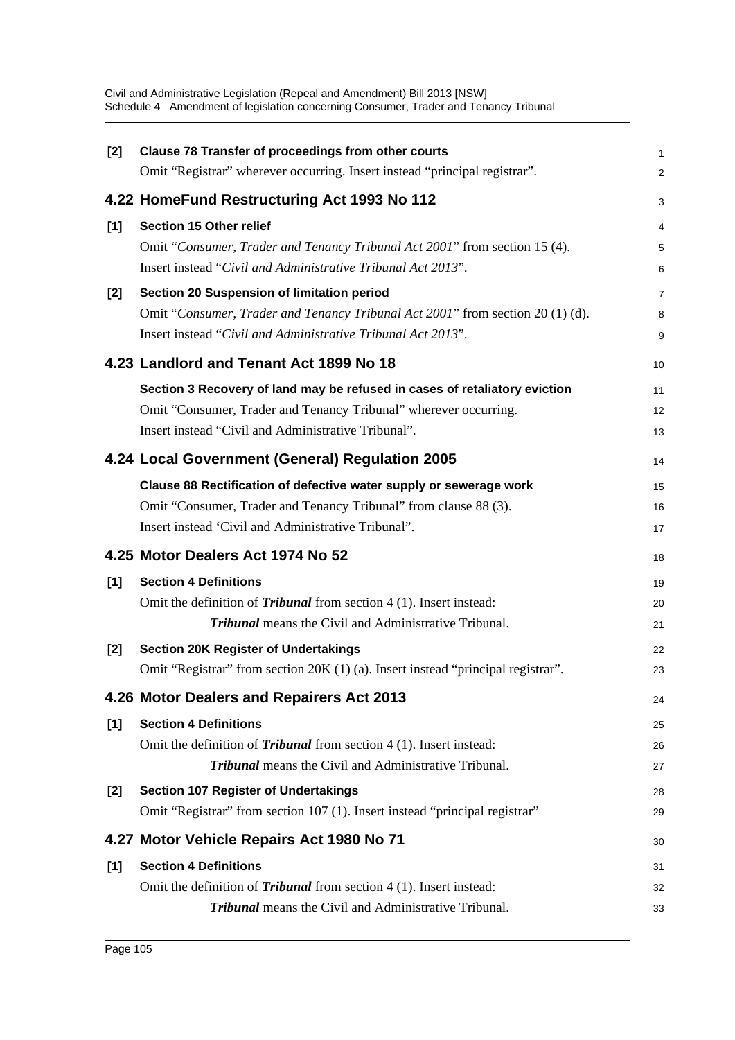**[2] Clause 78 Transfer of proceedings from other courts**

Omit "Registrar" wherever occurring. Insert instead "principal registrar".

## 4.22 HomeFund Restructuring Act 1993 No 112

**[1] Section 15 Other relief**

Omit "*Consumer, Trader and Tenancy Tribunal Act 2001*" from section 15 (4).

Insert instead "*Civil and Administrative Tribunal Act 2013*".

**[2] Section 20 Suspension of limitation period**

Omit "*Consumer, Trader and Tenancy Tribunal Act 2001*" from section 20 (1) (d).

Insert instead "*Civil and Administrative Tribunal Act 2013*".

## 4.23 Landlord and Tenant Act 1899 No 18

**Section 3 Recovery of land may be refused in cases of retaliatory eviction**

Omit "Consumer, Trader and Tenancy Tribunal" wherever occurring.

Insert instead "Civil and Administrative Tribunal".

## 4.24 Local Government (General) Regulation 2005

**Clause 88 Rectification of defective water supply or sewerage work**

Omit "Consumer, Trader and Tenancy Tribunal" from clause 88 (3).

Insert instead 'Civil and Administrative Tribunal".

## 4.25 Motor Dealers Act 1974 No 52

**[1] Section 4 Definitions**

Omit the definition of ***Tribunal*** from section 4 (1). Insert instead:

> ***Tribunal*** means the Civil and Administrative Tribunal.

**[2] Section 20K Register of Undertakings**

Omit "Registrar" from section 20K (1) (a). Insert instead "principal registrar".

## 4.26 Motor Dealers and Repairers Act 2013

**[1] Section 4 Definitions**

Omit the definition of ***Tribunal*** from section 4 (1). Insert instead:

> ***Tribunal*** means the Civil and Administrative Tribunal.

**[2] Section 107 Register of Undertakings**

Omit "Registrar" from section 107 (1). Insert instead "principal registrar"

## 4.27 Motor Vehicle Repairs Act 1980 No 71

**[1] Section 4 Definitions**

Omit the definition of ***Tribunal*** from section 4 (1). Insert instead:

> ***Tribunal*** means the Civil and Administrative Tribunal.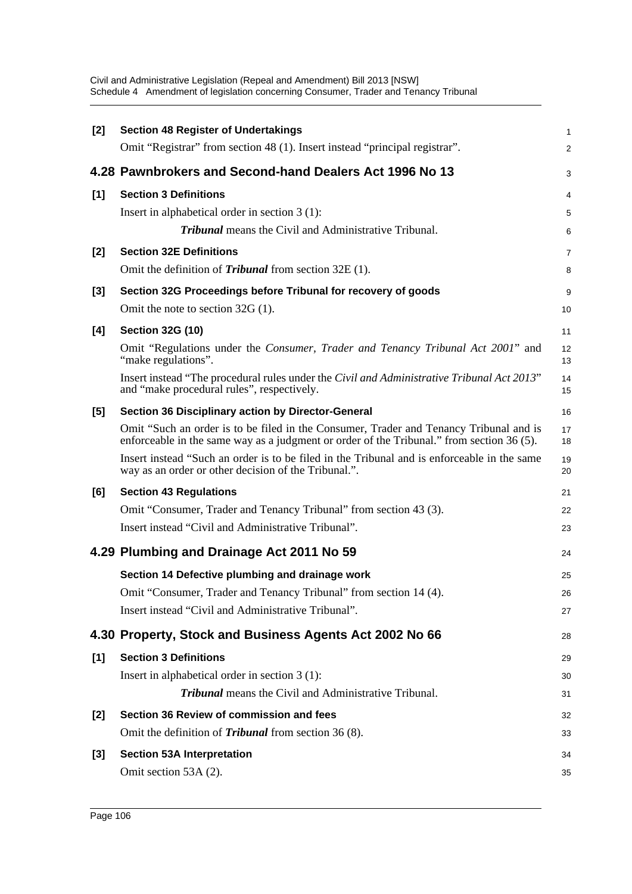**[2] Section 48 Register of Undertakings**

Omit "Registrar" from section 48 (1). Insert instead "principal registrar".

## 4.28 Pawnbrokers and Second-hand Dealers Act 1996 No 13

**[1] Section 3 Definitions**

Insert in alphabetical order in section 3 (1):

> ***Tribunal*** means the Civil and Administrative Tribunal.

**[2] Section 32E Definitions**

Omit the definition of ***Tribunal*** from section 32E (1).

**[3] Section 32G Proceedings before Tribunal for recovery of goods**

Omit the note to section 32G (1).

**[4] Section 32G (10)**

Omit "Regulations under the *Consumer, Trader and Tenancy Tribunal Act 2001*" and "make regulations".

Insert instead "The procedural rules under the *Civil and Administrative Tribunal Act 2013*" and "make procedural rules", respectively.

**[5] Section 36 Disciplinary action by Director-General**

Omit "Such an order is to be filed in the Consumer, Trader and Tenancy Tribunal and is enforceable in the same way as a judgment or order of the Tribunal." from section 36 (5).

Insert instead "Such an order is to be filed in the Tribunal and is enforceable in the same way as an order or other decision of the Tribunal.".

**[6] Section 43 Regulations**

Omit "Consumer, Trader and Tenancy Tribunal" from section 43 (3).

Insert instead "Civil and Administrative Tribunal".

## 4.29 Plumbing and Drainage Act 2011 No 59

**Section 14 Defective plumbing and drainage work**

Omit "Consumer, Trader and Tenancy Tribunal" from section 14 (4).

Insert instead "Civil and Administrative Tribunal".

## 4.30 Property, Stock and Business Agents Act 2002 No 66

**[1] Section 3 Definitions**

Insert in alphabetical order in section 3 (1):

> ***Tribunal*** means the Civil and Administrative Tribunal.

**[2] Section 36 Review of commission and fees**

Omit the definition of ***Tribunal*** from section 36 (8).

**[3] Section 53A Interpretation**

Omit section 53A (2).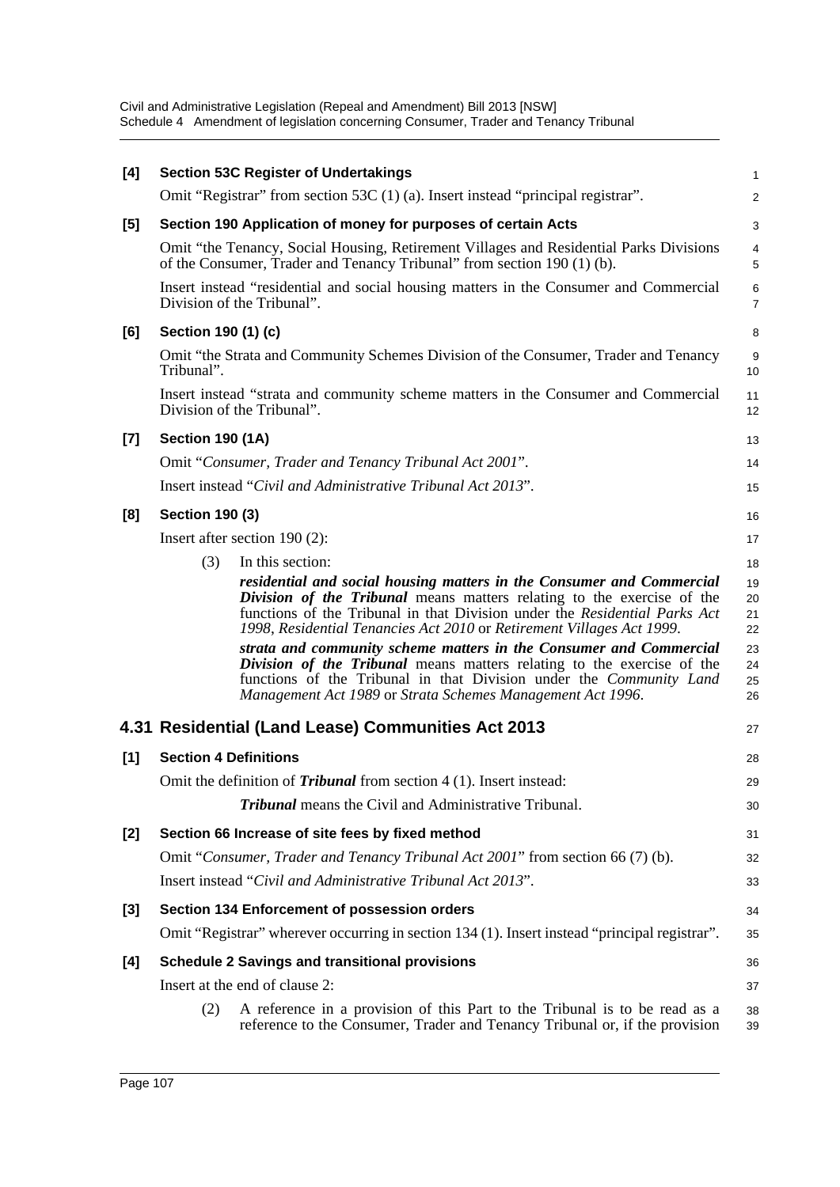**[4] Section 53C Register of Undertakings**

Omit "Registrar" from section 53C (1) (a). Insert instead "principal registrar".

**[5] Section 190 Application of money for purposes of certain Acts**

Omit "the Tenancy, Social Housing, Retirement Villages and Residential Parks Divisions of the Consumer, Trader and Tenancy Tribunal" from section 190 (1) (b).

Insert instead "residential and social housing matters in the Consumer and Commercial Division of the Tribunal".

**[6] Section 190 (1) (c)**

Omit "the Strata and Community Schemes Division of the Consumer, Trader and Tenancy Tribunal".

Insert instead "strata and community scheme matters in the Consumer and Commercial Division of the Tribunal".

**[7] Section 190 (1A)**

Omit "*Consumer, Trader and Tenancy Tribunal Act 2001*".

Insert instead "*Civil and Administrative Tribunal Act 2013*".

**[8] Section 190 (3)**

Insert after section 190 (2):

(3) In this section:

***residential and social housing matters in the Consumer and Commercial Division of the Tribunal*** means matters relating to the exercise of the functions of the Tribunal in that Division under the *Residential Parks Act 1998*, *Residential Tenancies Act 2010* or *Retirement Villages Act 1999*.

***strata and community scheme matters in the Consumer and Commercial Division of the Tribunal*** means matters relating to the exercise of the functions of the Tribunal in that Division under the *Community Land Management Act 1989* or *Strata Schemes Management Act 1996*.

## 4.31 Residential (Land Lease) Communities Act 2013

**[1] Section 4 Definitions**

Omit the definition of ***Tribunal*** from section 4 (1). Insert instead:

***Tribunal*** means the Civil and Administrative Tribunal.

**[2] Section 66 Increase of site fees by fixed method**

Omit "*Consumer, Trader and Tenancy Tribunal Act 2001*" from section 66 (7) (b).

Insert instead "*Civil and Administrative Tribunal Act 2013*".

**[3] Section 134 Enforcement of possession orders**

Omit "Registrar" wherever occurring in section 134 (1). Insert instead "principal registrar".

**[4] Schedule 2 Savings and transitional provisions**

Insert at the end of clause 2:

(2) A reference in a provision of this Part to the Tribunal is to be read as a reference to the Consumer, Trader and Tenancy Tribunal or, if the provision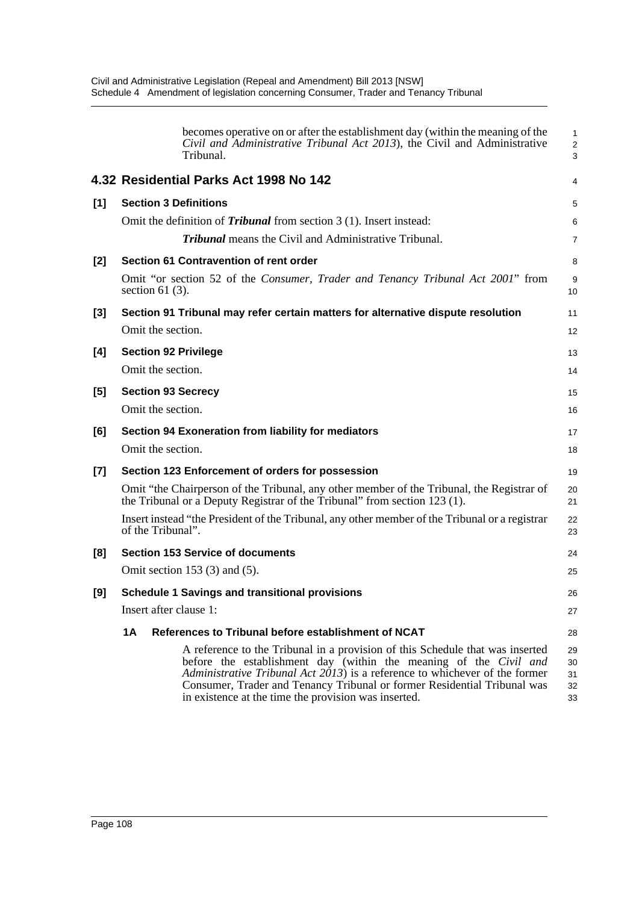becomes operative on or after the establishment day (within the meaning of the *Civil and Administrative Tribunal Act 2013*), the Civil and Administrative Tribunal.

## 4.32 Residential Parks Act 1998 No 142

**[1] Section 3 Definitions**

Omit the definition of ***Tribunal*** from section 3 (1). Insert instead:

> ***Tribunal*** means the Civil and Administrative Tribunal.

**[2] Section 61 Contravention of rent order**

Omit "or section 52 of the *Consumer, Trader and Tenancy Tribunal Act 2001*" from section 61 (3).

**[3] Section 91 Tribunal may refer certain matters for alternative dispute resolution**

Omit the section.

**[4] Section 92 Privilege**

Omit the section.

**[5] Section 93 Secrecy**

Omit the section.

**[6] Section 94 Exoneration from liability for mediators**

Omit the section.

**[7] Section 123 Enforcement of orders for possession**

Omit "the Chairperson of the Tribunal, any other member of the Tribunal, the Registrar of the Tribunal or a Deputy Registrar of the Tribunal" from section 123 (1).

Insert instead "the President of the Tribunal, any other member of the Tribunal or a registrar of the Tribunal".

**[8] Section 153 Service of documents**

Omit section 153 (3) and (5).

**[9] Schedule 1 Savings and transitional provisions**

Insert after clause 1:

> **1A References to Tribunal before establishment of NCAT**
>
> A reference to the Tribunal in a provision of this Schedule that was inserted before the establishment day (within the meaning of the *Civil and Administrative Tribunal Act 2013*) is a reference to whichever of the former Consumer, Trader and Tenancy Tribunal or former Residential Tribunal was in existence at the time the provision was inserted.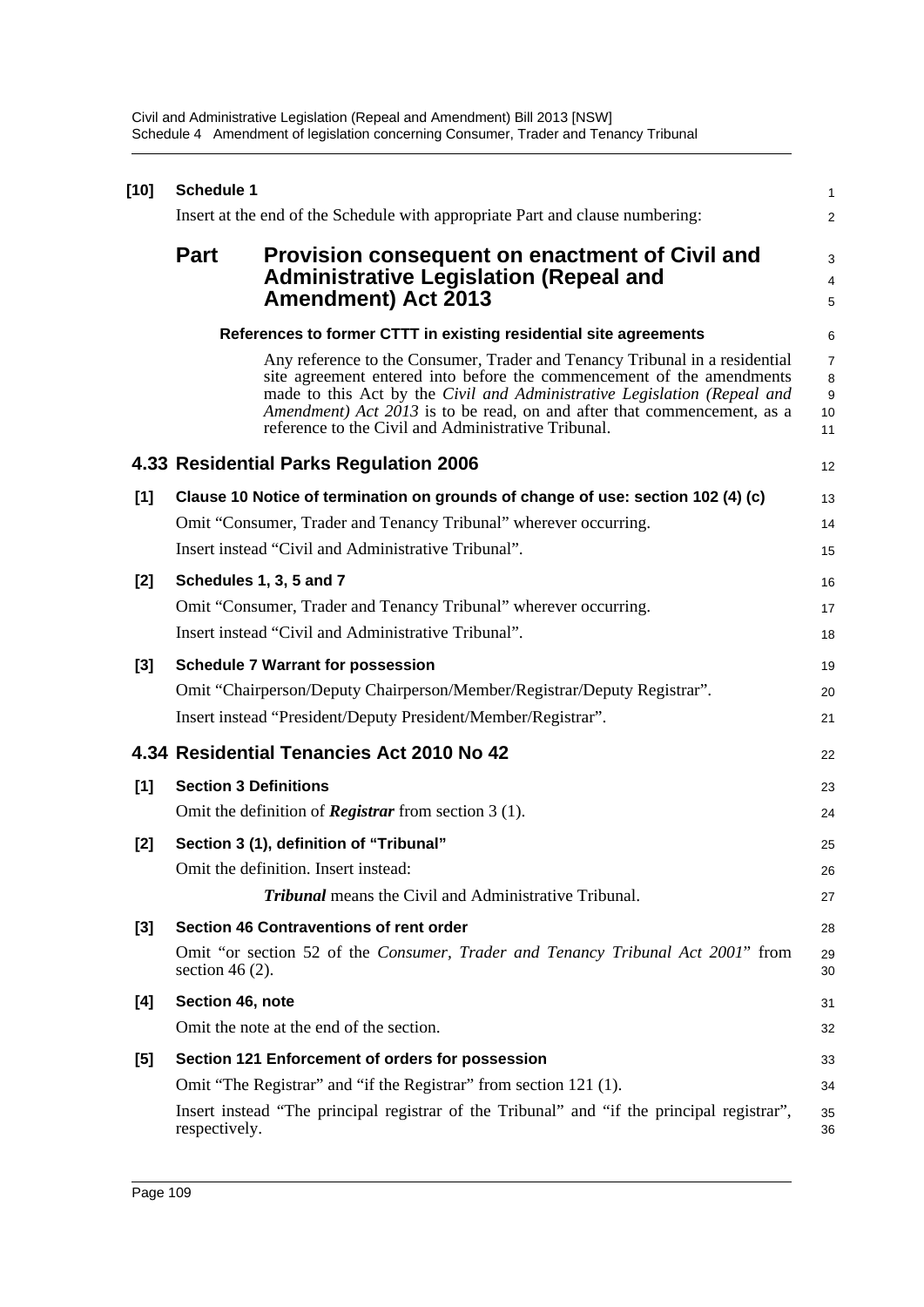**[10] Schedule 1**

Insert at the end of the Schedule with appropriate Part and clause numbering:

## Part Provision consequent on enactment of Civil and Administrative Legislation (Repeal and Amendment) Act 2013

**References to former CTTT in existing residential site agreements**

Any reference to the Consumer, Trader and Tenancy Tribunal in a residential site agreement entered into before the commencement of the amendments made to this Act by the *Civil and Administrative Legislation (Repeal and Amendment) Act 2013* is to be read, on and after that commencement, as a reference to the Civil and Administrative Tribunal.

## 4.33 Residential Parks Regulation 2006

**[1] Clause 10 Notice of termination on grounds of change of use: section 102 (4) (c)**

Omit "Consumer, Trader and Tenancy Tribunal" wherever occurring.

Insert instead "Civil and Administrative Tribunal".

**[2] Schedules 1, 3, 5 and 7**

Omit "Consumer, Trader and Tenancy Tribunal" wherever occurring.

Insert instead "Civil and Administrative Tribunal".

**[3] Schedule 7 Warrant for possession**

Omit "Chairperson/Deputy Chairperson/Member/Registrar/Deputy Registrar".

Insert instead "President/Deputy President/Member/Registrar".

## 4.34 Residential Tenancies Act 2010 No 42

**[1] Section 3 Definitions**

Omit the definition of ***Registrar*** from section 3 (1).

**[2] Section 3 (1), definition of "Tribunal"**

Omit the definition. Insert instead:

***Tribunal*** means the Civil and Administrative Tribunal.

**[3] Section 46 Contraventions of rent order**

Omit "or section 52 of the *Consumer, Trader and Tenancy Tribunal Act 2001*" from section 46 (2).

**[4] Section 46, note**

Omit the note at the end of the section.

**[5] Section 121 Enforcement of orders for possession**

Omit "The Registrar" and "if the Registrar" from section 121 (1).

Insert instead "The principal registrar of the Tribunal" and "if the principal registrar", respectively.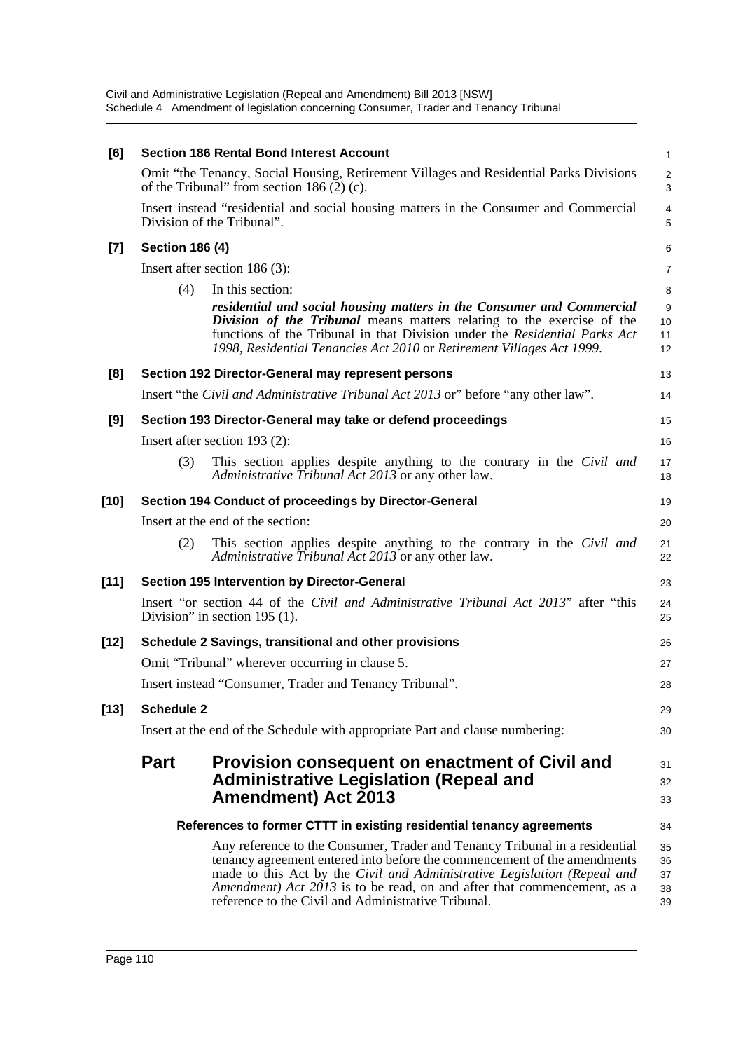**[6] Section 186 Rental Bond Interest Account**

Omit "the Tenancy, Social Housing, Retirement Villages and Residential Parks Divisions of the Tribunal" from section 186 (2) (c).

Insert instead "residential and social housing matters in the Consumer and Commercial Division of the Tribunal".

**[7] Section 186 (4)**

Insert after section 186 (3):

(4) In this section:

***residential and social housing matters in the Consumer and Commercial Division of the Tribunal*** means matters relating to the exercise of the functions of the Tribunal in that Division under the *Residential Parks Act 1998*, *Residential Tenancies Act 2010* or *Retirement Villages Act 1999*.

**[8] Section 192 Director-General may represent persons**

Insert "the *Civil and Administrative Tribunal Act 2013* or" before "any other law".

**[9] Section 193 Director-General may take or defend proceedings**

Insert after section 193 (2):

(3) This section applies despite anything to the contrary in the *Civil and Administrative Tribunal Act 2013* or any other law.

**[10] Section 194 Conduct of proceedings by Director-General**

Insert at the end of the section:

(2) This section applies despite anything to the contrary in the *Civil and Administrative Tribunal Act 2013* or any other law.

**[11] Section 195 Intervention by Director-General**

Insert "or section 44 of the *Civil and Administrative Tribunal Act 2013*" after "this Division" in section 195 (1).

**[12] Schedule 2 Savings, transitional and other provisions**

Omit "Tribunal" wherever occurring in clause 5.

Insert instead "Consumer, Trader and Tenancy Tribunal".

**[13] Schedule 2**

Insert at the end of the Schedule with appropriate Part and clause numbering:

## Part Provision consequent on enactment of Civil and Administrative Legislation (Repeal and Amendment) Act 2013

### References to former CTTT in existing residential tenancy agreements

Any reference to the Consumer, Trader and Tenancy Tribunal in a residential tenancy agreement entered into before the commencement of the amendments made to this Act by the *Civil and Administrative Legislation (Repeal and Amendment) Act 2013* is to be read, on and after that commencement, as a reference to the Civil and Administrative Tribunal.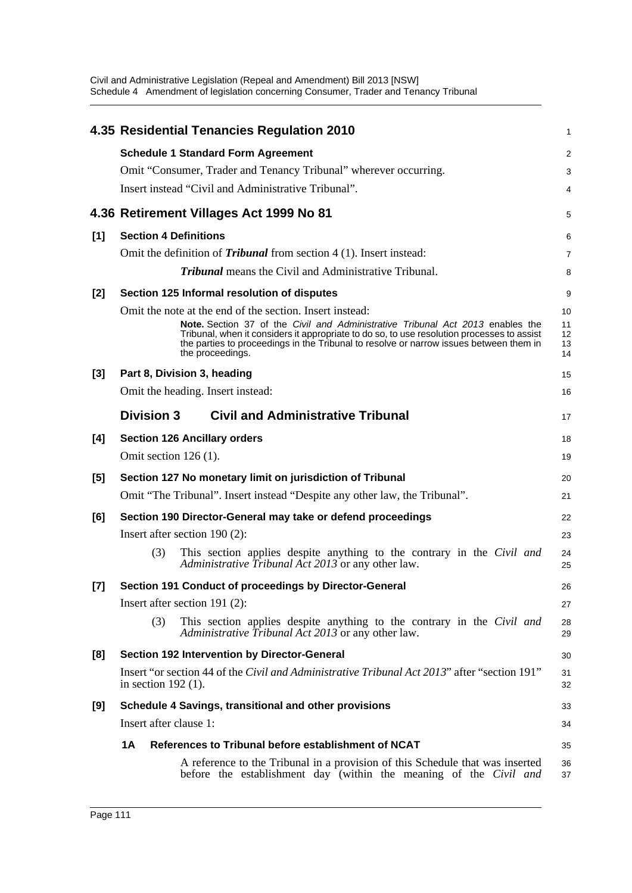## 4.35 Residential Tenancies Regulation 2010

**Schedule 1 Standard Form Agreement**

Omit "Consumer, Trader and Tenancy Tribunal" wherever occurring.

Insert instead "Civil and Administrative Tribunal".

## 4.36 Retirement Villages Act 1999 No 81

**[1] Section 4 Definitions**

Omit the definition of ***Tribunal*** from section 4 (1). Insert instead:

> ***Tribunal*** means the Civil and Administrative Tribunal.

**[2] Section 125 Informal resolution of disputes**

Omit the note at the end of the section. Insert instead:

> **Note.** Section 37 of the *Civil and Administrative Tribunal Act 2013* enables the Tribunal, when it considers it appropriate to do so, to use resolution processes to assist the parties to proceedings in the Tribunal to resolve or narrow issues between them in the proceedings.

**[3] Part 8, Division 3, heading**

Omit the heading. Insert instead:

> **Division 3 Civil and Administrative Tribunal**

**[4] Section 126 Ancillary orders**

Omit section 126 (1).

**[5] Section 127 No monetary limit on jurisdiction of Tribunal**

Omit "The Tribunal". Insert instead "Despite any other law, the Tribunal".

**[6] Section 190 Director-General may take or defend proceedings**

Insert after section 190 (2):

> (3) This section applies despite anything to the contrary in the *Civil and Administrative Tribunal Act 2013* or any other law.

**[7] Section 191 Conduct of proceedings by Director-General**

Insert after section 191 (2):

> (3) This section applies despite anything to the contrary in the *Civil and Administrative Tribunal Act 2013* or any other law.

**[8] Section 192 Intervention by Director-General**

Insert "or section 44 of the *Civil and Administrative Tribunal Act 2013*" after "section 191" in section 192 (1).

**[9] Schedule 4 Savings, transitional and other provisions**

Insert after clause 1:

> **1A References to Tribunal before establishment of NCAT**
>
> A reference to the Tribunal in a provision of this Schedule that was inserted before the establishment day (within the meaning of the *Civil and*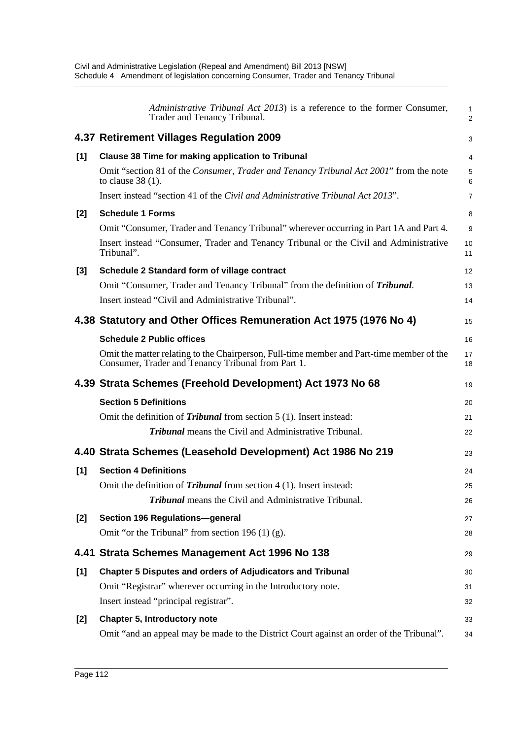*Administrative Tribunal Act 2013*) is a reference to the former Consumer, Trader and Tenancy Tribunal.

## 4.37 Retirement Villages Regulation 2009

**[1] Clause 38 Time for making application to Tribunal**

Omit "section 81 of the *Consumer, Trader and Tenancy Tribunal Act 2001*" from the note to clause 38 (1).

Insert instead "section 41 of the *Civil and Administrative Tribunal Act 2013*".

**[2] Schedule 1 Forms**

Omit "Consumer, Trader and Tenancy Tribunal" wherever occurring in Part 1A and Part 4.

Insert instead "Consumer, Trader and Tenancy Tribunal or the Civil and Administrative Tribunal".

**[3] Schedule 2 Standard form of village contract**

Omit "Consumer, Trader and Tenancy Tribunal" from the definition of ***Tribunal***.

Insert instead "Civil and Administrative Tribunal".

## 4.38 Statutory and Other Offices Remuneration Act 1975 (1976 No 4)

**Schedule 2 Public offices**

Omit the matter relating to the Chairperson, Full-time member and Part-time member of the Consumer, Trader and Tenancy Tribunal from Part 1.

## 4.39 Strata Schemes (Freehold Development) Act 1973 No 68

**Section 5 Definitions**

Omit the definition of ***Tribunal*** from section 5 (1). Insert instead:

***Tribunal*** means the Civil and Administrative Tribunal.

## 4.40 Strata Schemes (Leasehold Development) Act 1986 No 219

**[1] Section 4 Definitions**

Omit the definition of ***Tribunal*** from section 4 (1). Insert instead:

***Tribunal*** means the Civil and Administrative Tribunal.

**[2] Section 196 Regulations—general**

Omit "or the Tribunal" from section 196 (1) (g).

## 4.41 Strata Schemes Management Act 1996 No 138

**[1] Chapter 5 Disputes and orders of Adjudicators and Tribunal**

Omit "Registrar" wherever occurring in the Introductory note.

Insert instead "principal registrar".

**[2] Chapter 5, Introductory note**

Omit "and an appeal may be made to the District Court against an order of the Tribunal".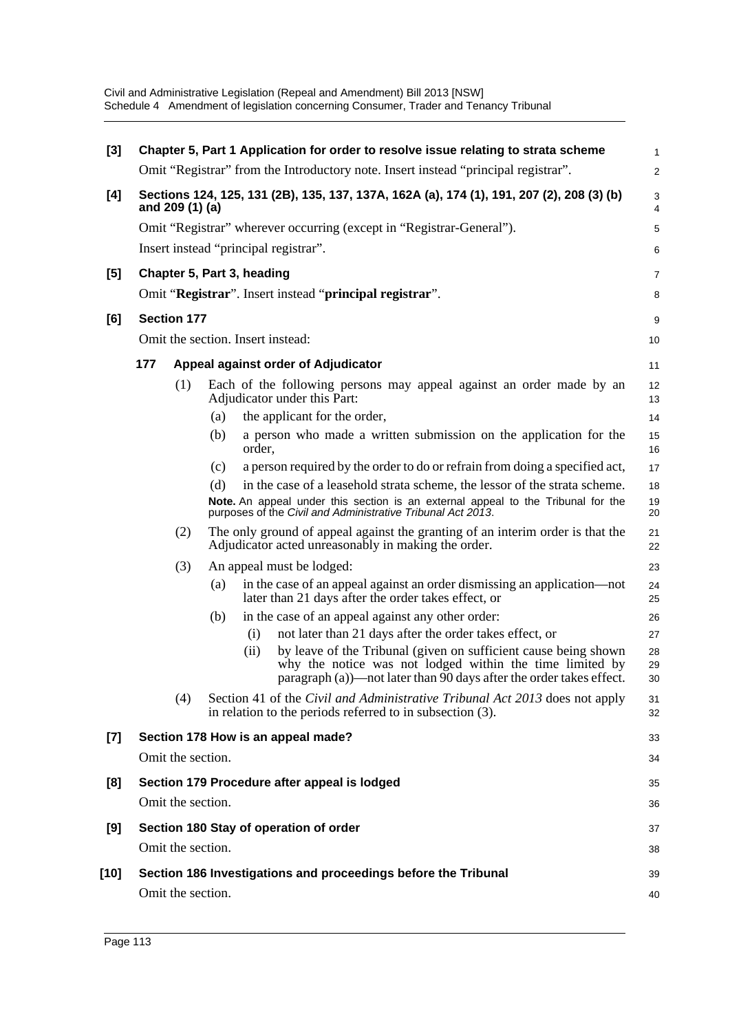**[3] Chapter 5, Part 1 Application for order to resolve issue relating to strata scheme**

Omit "Registrar" from the Introductory note. Insert instead "principal registrar".

**[4] Sections 124, 125, 131 (2B), 135, 137, 137A, 162A (a), 174 (1), 191, 207 (2), 208 (3) (b) and 209 (1) (a)**

Omit "Registrar" wherever occurring (except in "Registrar-General").

Insert instead "principal registrar".

**[5] Chapter 5, Part 3, heading**

Omit "**Registrar**". Insert instead "**principal registrar**".

**[6] Section 177**

Omit the section. Insert instead:

**177 Appeal against order of Adjudicator**

(1) Each of the following persons may appeal against an order made by an Adjudicator under this Part:

- (a) the applicant for the order,
- (b) a person who made a written submission on the application for the order,
- (c) a person required by the order to do or refrain from doing a specified act,
- (d) in the case of a leasehold strata scheme, the lessor of the strata scheme.

**Note.** An appeal under this section is an external appeal to the Tribunal for the purposes of the *Civil and Administrative Tribunal Act 2013*.

(2) The only ground of appeal against the granting of an interim order is that the Adjudicator acted unreasonably in making the order.

(3) An appeal must be lodged:

- (a) in the case of an appeal against an order dismissing an application—not later than 21 days after the order takes effect, or
- (b) in the case of an appeal against any other order:
  - (i) not later than 21 days after the order takes effect, or
  - (ii) by leave of the Tribunal (given on sufficient cause being shown why the notice was not lodged within the time limited by paragraph (a))—not later than 90 days after the order takes effect.

(4) Section 41 of the *Civil and Administrative Tribunal Act 2013* does not apply in relation to the periods referred to in subsection (3).

**[7] Section 178 How is an appeal made?**

Omit the section.

**[8] Section 179 Procedure after appeal is lodged**

Omit the section.

**[9] Section 180 Stay of operation of order**

Omit the section.

**[10] Section 186 Investigations and proceedings before the Tribunal**

Omit the section.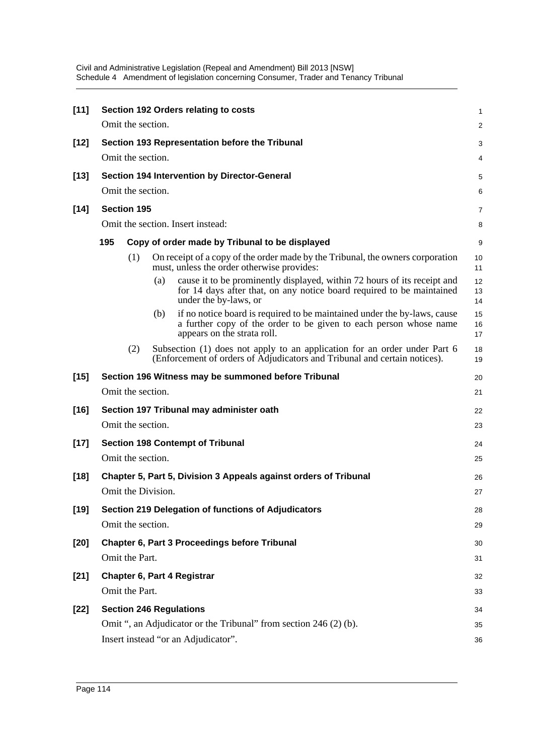**[11] Section 192 Orders relating to costs**

Omit the section.

**[12] Section 193 Representation before the Tribunal**

Omit the section.

**[13] Section 194 Intervention by Director-General**

Omit the section.

**[14] Section 195**

Omit the section. Insert instead:

**195 Copy of order made by Tribunal to be displayed**

(1) On receipt of a copy of the order made by the Tribunal, the owners corporation must, unless the order otherwise provides:

(a) cause it to be prominently displayed, within 72 hours of its receipt and for 14 days after that, on any notice board required to be maintained under the by-laws, or

(b) if no notice board is required to be maintained under the by-laws, cause a further copy of the order to be given to each person whose name appears on the strata roll.

(2) Subsection (1) does not apply to an application for an order under Part 6 (Enforcement of orders of Adjudicators and Tribunal and certain notices).

**[15] Section 196 Witness may be summoned before Tribunal**

Omit the section.

**[16] Section 197 Tribunal may administer oath**

Omit the section.

**[17] Section 198 Contempt of Tribunal**

Omit the section.

**[18] Chapter 5, Part 5, Division 3 Appeals against orders of Tribunal**

Omit the Division.

**[19] Section 219 Delegation of functions of Adjudicators**

Omit the section.

**[20] Chapter 6, Part 3 Proceedings before Tribunal**

Omit the Part.

**[21] Chapter 6, Part 4 Registrar**

Omit the Part.

**[22] Section 246 Regulations**

Omit ", an Adjudicator or the Tribunal" from section 246 (2) (b).

Insert instead "or an Adjudicator".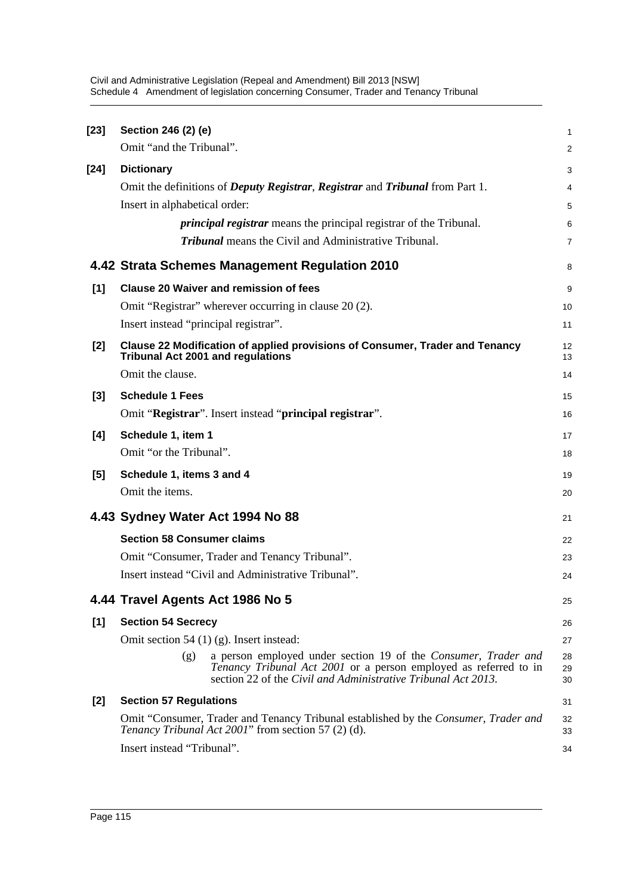**[23] Section 246 (2) (e)**

Omit "and the Tribunal".

**[24] Dictionary**

Omit the definitions of ***Deputy Registrar***, ***Registrar*** and ***Tribunal*** from Part 1.

Insert in alphabetical order:

> ***principal registrar*** means the principal registrar of the Tribunal.
>
> ***Tribunal*** means the Civil and Administrative Tribunal.

## 4.42 Strata Schemes Management Regulation 2010

**[1] Clause 20 Waiver and remission of fees**

Omit "Registrar" wherever occurring in clause 20 (2).

Insert instead "principal registrar".

**[2] Clause 22 Modification of applied provisions of Consumer, Trader and Tenancy Tribunal Act 2001 and regulations**

Omit the clause.

**[3] Schedule 1 Fees**

Omit "**Registrar**". Insert instead "**principal registrar**".

**[4] Schedule 1, item 1**

Omit "or the Tribunal".

**[5] Schedule 1, items 3 and 4**

Omit the items.

## 4.43 Sydney Water Act 1994 No 88

**Section 58 Consumer claims**

Omit "Consumer, Trader and Tenancy Tribunal".

Insert instead "Civil and Administrative Tribunal".

## 4.44 Travel Agents Act 1986 No 5

**[1] Section 54 Secrecy**

Omit section 54 (1) (g). Insert instead:

> (g) a person employed under section 19 of the *Consumer, Trader and Tenancy Tribunal Act 2001* or a person employed as referred to in section 22 of the *Civil and Administrative Tribunal Act 2013*.

**[2] Section 57 Regulations**

Omit "Consumer, Trader and Tenancy Tribunal established by the *Consumer, Trader and Tenancy Tribunal Act 2001*" from section 57 (2) (d).

Insert instead "Tribunal".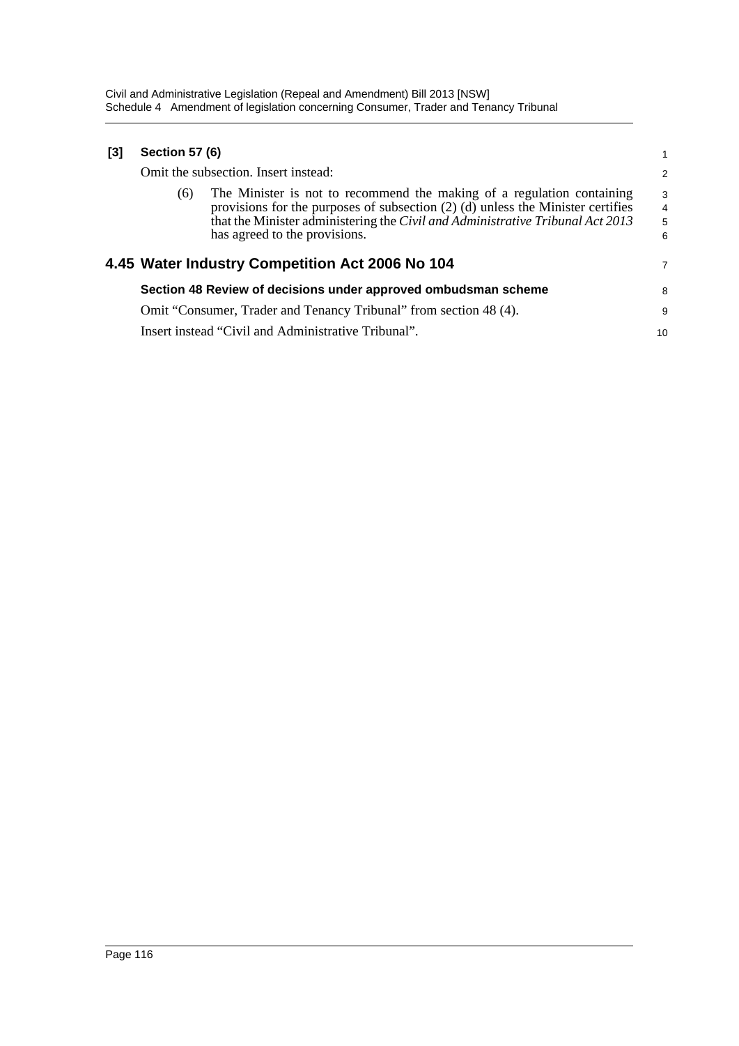**[3] Section 57 (6)**

Omit the subsection. Insert instead:

(6) The Minister is not to recommend the making of a regulation containing provisions for the purposes of subsection (2) (d) unless the Minister certifies that the Minister administering the *Civil and Administrative Tribunal Act 2013* has agreed to the provisions.

## 4.45 Water Industry Competition Act 2006 No 104

**Section 48 Review of decisions under approved ombudsman scheme**

Omit "Consumer, Trader and Tenancy Tribunal" from section 48 (4).

Insert instead "Civil and Administrative Tribunal".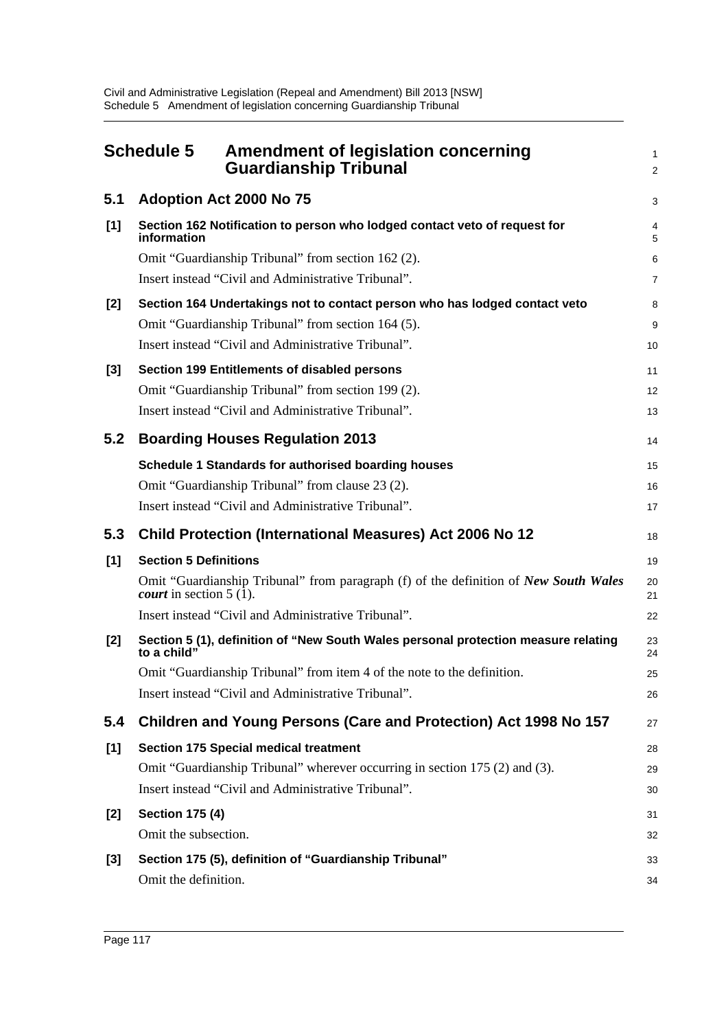## Schedule 5 Amendment of legislation concerning Guardianship Tribunal

### 5.1 Adoption Act 2000 No 75

**[1] Section 162 Notification to person who lodged contact veto of request for information**

Omit "Guardianship Tribunal" from section 162 (2).

Insert instead "Civil and Administrative Tribunal".

**[2] Section 164 Undertakings not to contact person who has lodged contact veto**

Omit "Guardianship Tribunal" from section 164 (5).

Insert instead "Civil and Administrative Tribunal".

**[3] Section 199 Entitlements of disabled persons**

Omit "Guardianship Tribunal" from section 199 (2).

Insert instead "Civil and Administrative Tribunal".

### 5.2 Boarding Houses Regulation 2013

**Schedule 1 Standards for authorised boarding houses**

Omit "Guardianship Tribunal" from clause 23 (2).

Insert instead "Civil and Administrative Tribunal".

### 5.3 Child Protection (International Measures) Act 2006 No 12

**[1] Section 5 Definitions**

Omit "Guardianship Tribunal" from paragraph (f) of the definition of ***New South Wales court*** in section 5 (1).

Insert instead "Civil and Administrative Tribunal".

**[2] Section 5 (1), definition of "New South Wales personal protection measure relating to a child"**

Omit "Guardianship Tribunal" from item 4 of the note to the definition.

Insert instead "Civil and Administrative Tribunal".

### 5.4 Children and Young Persons (Care and Protection) Act 1998 No 157

**[1] Section 175 Special medical treatment**

Omit "Guardianship Tribunal" wherever occurring in section 175 (2) and (3).

Insert instead "Civil and Administrative Tribunal".

**[2] Section 175 (4)**

Omit the subsection.

**[3] Section 175 (5), definition of "Guardianship Tribunal"**

Omit the definition.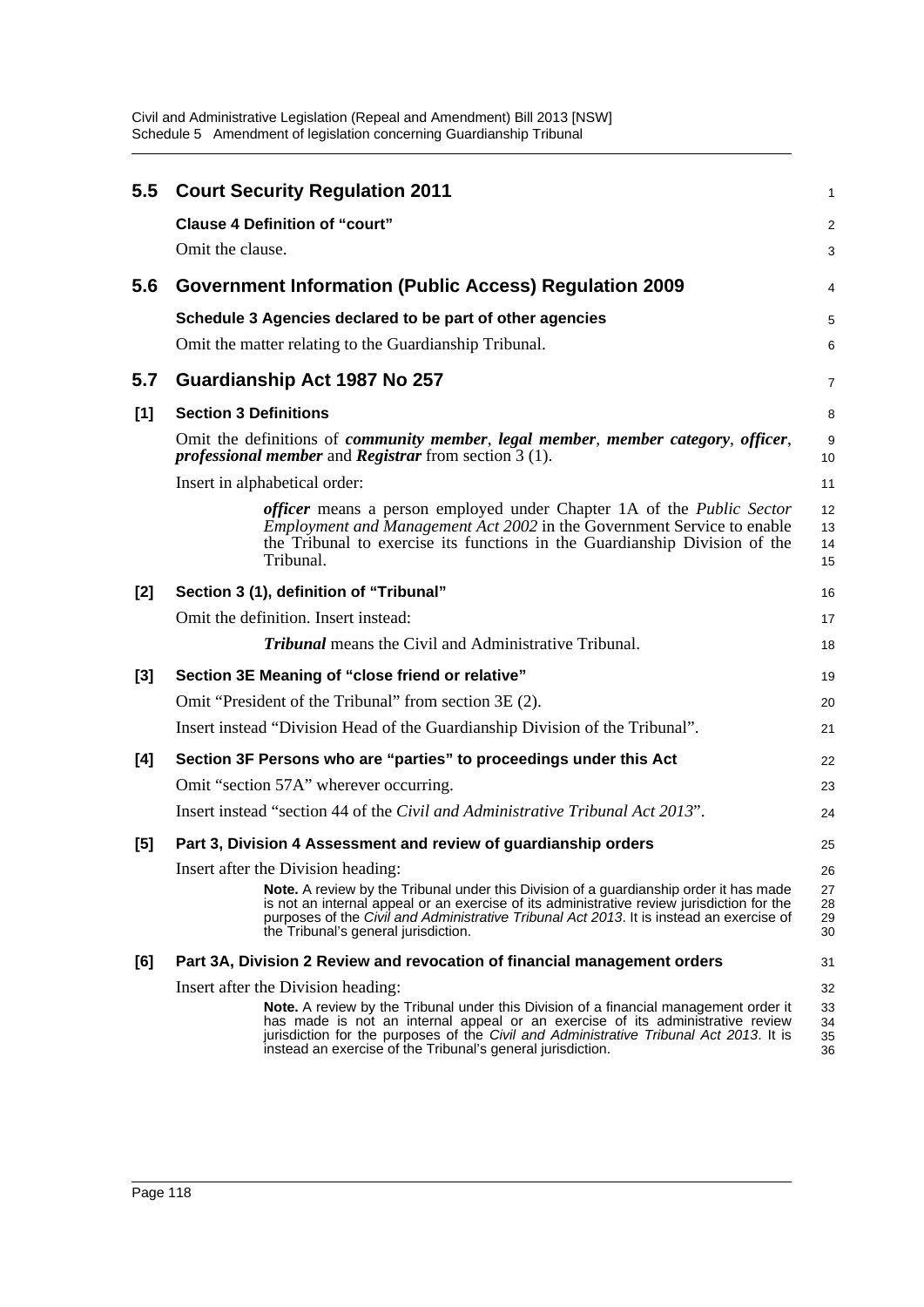## 5.5 Court Security Regulation 2011

**Clause 4 Definition of "court"**

Omit the clause.

## 5.6 Government Information (Public Access) Regulation 2009

**Schedule 3 Agencies declared to be part of other agencies**

Omit the matter relating to the Guardianship Tribunal.

## 5.7 Guardianship Act 1987 No 257

**[1] Section 3 Definitions**

Omit the definitions of ***community member***, ***legal member***, ***member category***, ***officer***, ***professional member*** and ***Registrar*** from section 3 (1).

Insert in alphabetical order:

> ***officer*** means a person employed under Chapter 1A of the *Public Sector Employment and Management Act 2002* in the Government Service to enable the Tribunal to exercise its functions in the Guardianship Division of the Tribunal.

**[2] Section 3 (1), definition of "Tribunal"**

Omit the definition. Insert instead:

> ***Tribunal*** means the Civil and Administrative Tribunal.

**[3] Section 3E Meaning of "close friend or relative"**

Omit "President of the Tribunal" from section 3E (2).

Insert instead "Division Head of the Guardianship Division of the Tribunal".

**[4] Section 3F Persons who are "parties" to proceedings under this Act**

Omit "section 57A" wherever occurring.

Insert instead "section 44 of the *Civil and Administrative Tribunal Act 2013*".

**[5] Part 3, Division 4 Assessment and review of guardianship orders**

Insert after the Division heading:

> **Note.** A review by the Tribunal under this Division of a guardianship order it has made is not an internal appeal or an exercise of its administrative review jurisdiction for the purposes of the *Civil and Administrative Tribunal Act 2013*. It is instead an exercise of the Tribunal's general jurisdiction.

**[6] Part 3A, Division 2 Review and revocation of financial management orders**

Insert after the Division heading:

> **Note.** A review by the Tribunal under this Division of a financial management order it has made is not an internal appeal or an exercise of its administrative review jurisdiction for the purposes of the *Civil and Administrative Tribunal Act 2013*. It is instead an exercise of the Tribunal's general jurisdiction.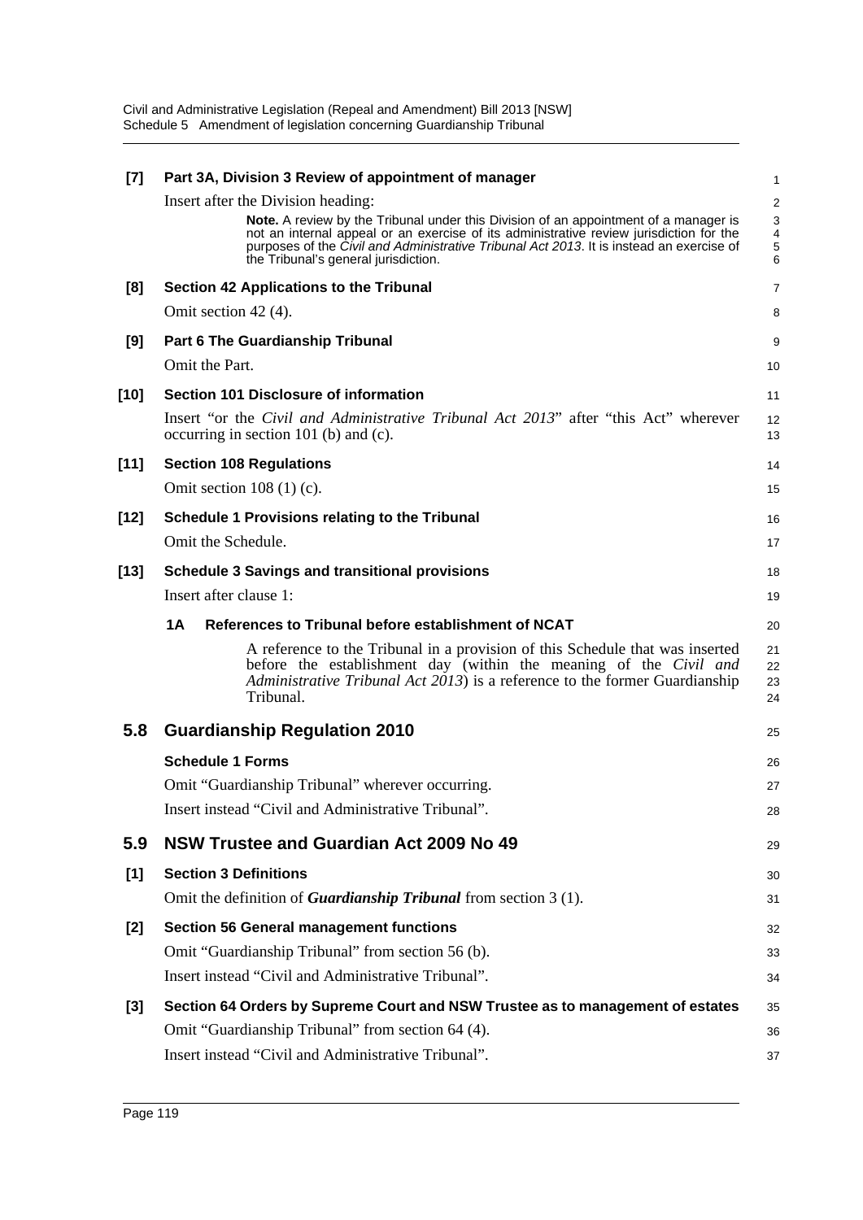**[7] Part 3A, Division 3 Review of appointment of manager**

Insert after the Division heading:

> **Note.** A review by the Tribunal under this Division of an appointment of a manager is not an internal appeal or an exercise of its administrative review jurisdiction for the purposes of the *Civil and Administrative Tribunal Act 2013*. It is instead an exercise of the Tribunal's general jurisdiction.

**[8] Section 42 Applications to the Tribunal**

Omit section 42 (4).

**[9] Part 6 The Guardianship Tribunal**

Omit the Part.

**[10] Section 101 Disclosure of information**

Insert "or the *Civil and Administrative Tribunal Act 2013*" after "this Act" wherever occurring in section 101 (b) and (c).

**[11] Section 108 Regulations**

Omit section 108 (1) (c).

**[12] Schedule 1 Provisions relating to the Tribunal**

Omit the Schedule.

**[13] Schedule 3 Savings and transitional provisions**

Insert after clause 1:

**1A References to Tribunal before establishment of NCAT**

A reference to the Tribunal in a provision of this Schedule that was inserted before the establishment day (within the meaning of the *Civil and Administrative Tribunal Act 2013*) is a reference to the former Guardianship Tribunal.

## 5.8 Guardianship Regulation 2010

**Schedule 1 Forms**

Omit "Guardianship Tribunal" wherever occurring.

Insert instead "Civil and Administrative Tribunal".

## 5.9 NSW Trustee and Guardian Act 2009 No 49

**[1] Section 3 Definitions**

Omit the definition of ***Guardianship Tribunal*** from section 3 (1).

**[2] Section 56 General management functions**

Omit "Guardianship Tribunal" from section 56 (b).

Insert instead "Civil and Administrative Tribunal".

**[3] Section 64 Orders by Supreme Court and NSW Trustee as to management of estates**

Omit "Guardianship Tribunal" from section 64 (4).

Insert instead "Civil and Administrative Tribunal".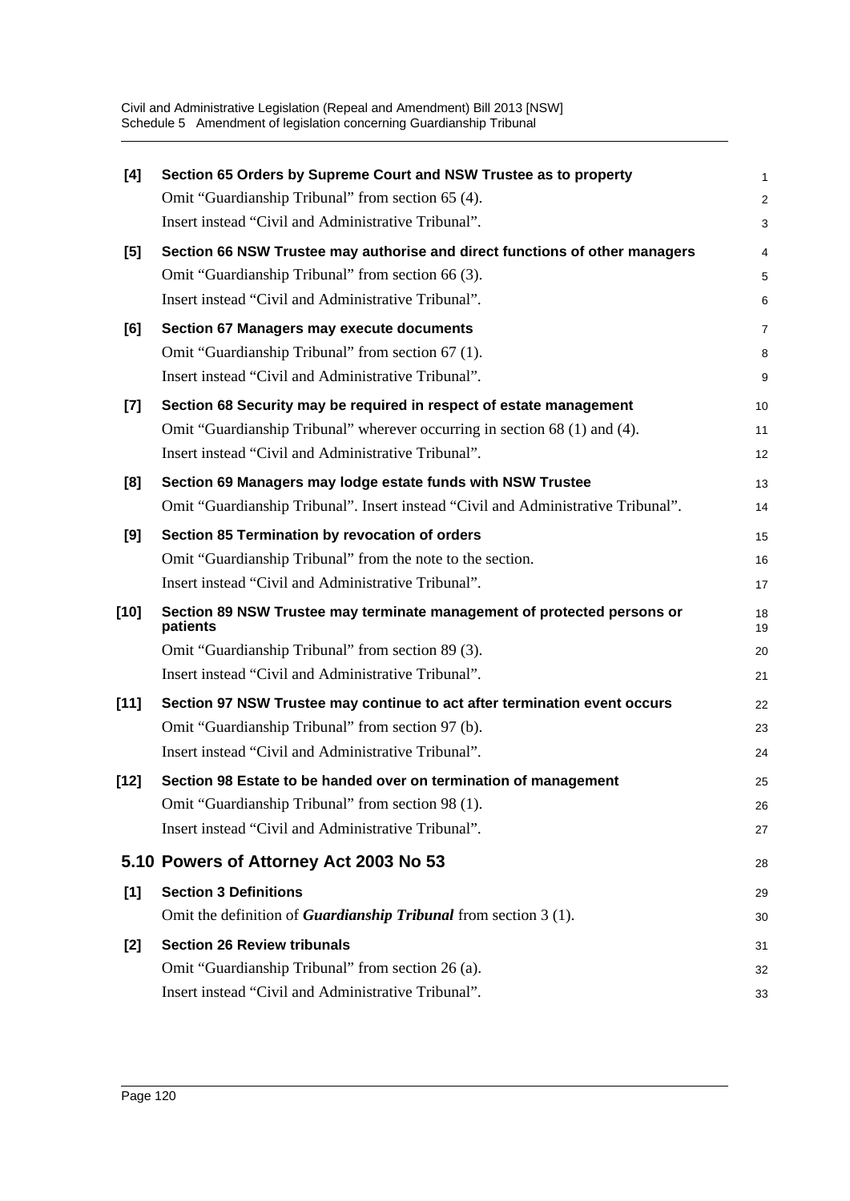**[4] Section 65 Orders by Supreme Court and NSW Trustee as to property**

Omit "Guardianship Tribunal" from section 65 (4).

Insert instead "Civil and Administrative Tribunal".

**[5] Section 66 NSW Trustee may authorise and direct functions of other managers**

Omit "Guardianship Tribunal" from section 66 (3).

Insert instead "Civil and Administrative Tribunal".

**[6] Section 67 Managers may execute documents**

Omit "Guardianship Tribunal" from section 67 (1).

Insert instead "Civil and Administrative Tribunal".

**[7] Section 68 Security may be required in respect of estate management**

Omit "Guardianship Tribunal" wherever occurring in section 68 (1) and (4).

Insert instead "Civil and Administrative Tribunal".

**[8] Section 69 Managers may lodge estate funds with NSW Trustee**

Omit "Guardianship Tribunal". Insert instead "Civil and Administrative Tribunal".

**[9] Section 85 Termination by revocation of orders**

Omit "Guardianship Tribunal" from the note to the section.

Insert instead "Civil and Administrative Tribunal".

**[10] Section 89 NSW Trustee may terminate management of protected persons or patients**

Omit "Guardianship Tribunal" from section 89 (3).

Insert instead "Civil and Administrative Tribunal".

**[11] Section 97 NSW Trustee may continue to act after termination event occurs**

Omit "Guardianship Tribunal" from section 97 (b).

Insert instead "Civil and Administrative Tribunal".

**[12] Section 98 Estate to be handed over on termination of management**

Omit "Guardianship Tribunal" from section 98 (1).

Insert instead "Civil and Administrative Tribunal".

## 5.10 Powers of Attorney Act 2003 No 53

**[1] Section 3 Definitions**

Omit the definition of ***Guardianship Tribunal*** from section 3 (1).

**[2] Section 26 Review tribunals**

Omit "Guardianship Tribunal" from section 26 (a).

Insert instead "Civil and Administrative Tribunal".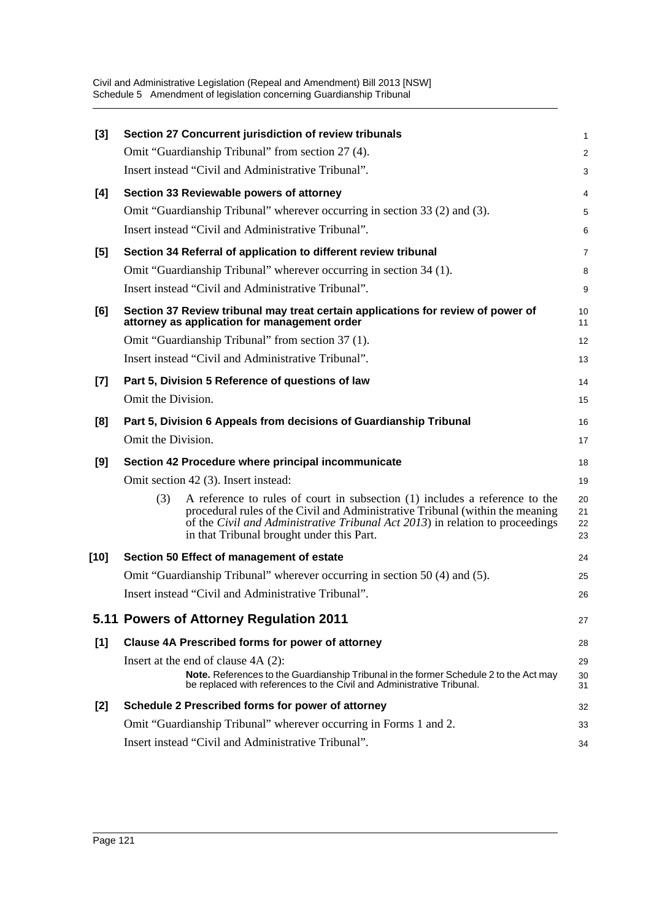**[3] Section 27 Concurrent jurisdiction of review tribunals**

Omit "Guardianship Tribunal" from section 27 (4).

Insert instead "Civil and Administrative Tribunal".

**[4] Section 33 Reviewable powers of attorney**

Omit "Guardianship Tribunal" wherever occurring in section 33 (2) and (3).

Insert instead "Civil and Administrative Tribunal".

**[5] Section 34 Referral of application to different review tribunal**

Omit "Guardianship Tribunal" wherever occurring in section 34 (1).

Insert instead "Civil and Administrative Tribunal".

**[6] Section 37 Review tribunal may treat certain applications for review of power of attorney as application for management order**

Omit "Guardianship Tribunal" from section 37 (1).

Insert instead "Civil and Administrative Tribunal".

**[7] Part 5, Division 5 Reference of questions of law**

Omit the Division.

**[8] Part 5, Division 6 Appeals from decisions of Guardianship Tribunal**

Omit the Division.

**[9] Section 42 Procedure where principal incommunicate**

Omit section 42 (3). Insert instead:

(3) A reference to rules of court in subsection (1) includes a reference to the procedural rules of the Civil and Administrative Tribunal (within the meaning of the *Civil and Administrative Tribunal Act 2013*) in relation to proceedings in that Tribunal brought under this Part.

**[10] Section 50 Effect of management of estate**

Omit "Guardianship Tribunal" wherever occurring in section 50 (4) and (5).

Insert instead "Civil and Administrative Tribunal".

## 5.11 Powers of Attorney Regulation 2011

**[1] Clause 4A Prescribed forms for power of attorney**

Insert at the end of clause 4A (2):

**Note.** References to the Guardianship Tribunal in the former Schedule 2 to the Act may be replaced with references to the Civil and Administrative Tribunal.

**[2] Schedule 2 Prescribed forms for power of attorney**

Omit "Guardianship Tribunal" wherever occurring in Forms 1 and 2.

Insert instead "Civil and Administrative Tribunal".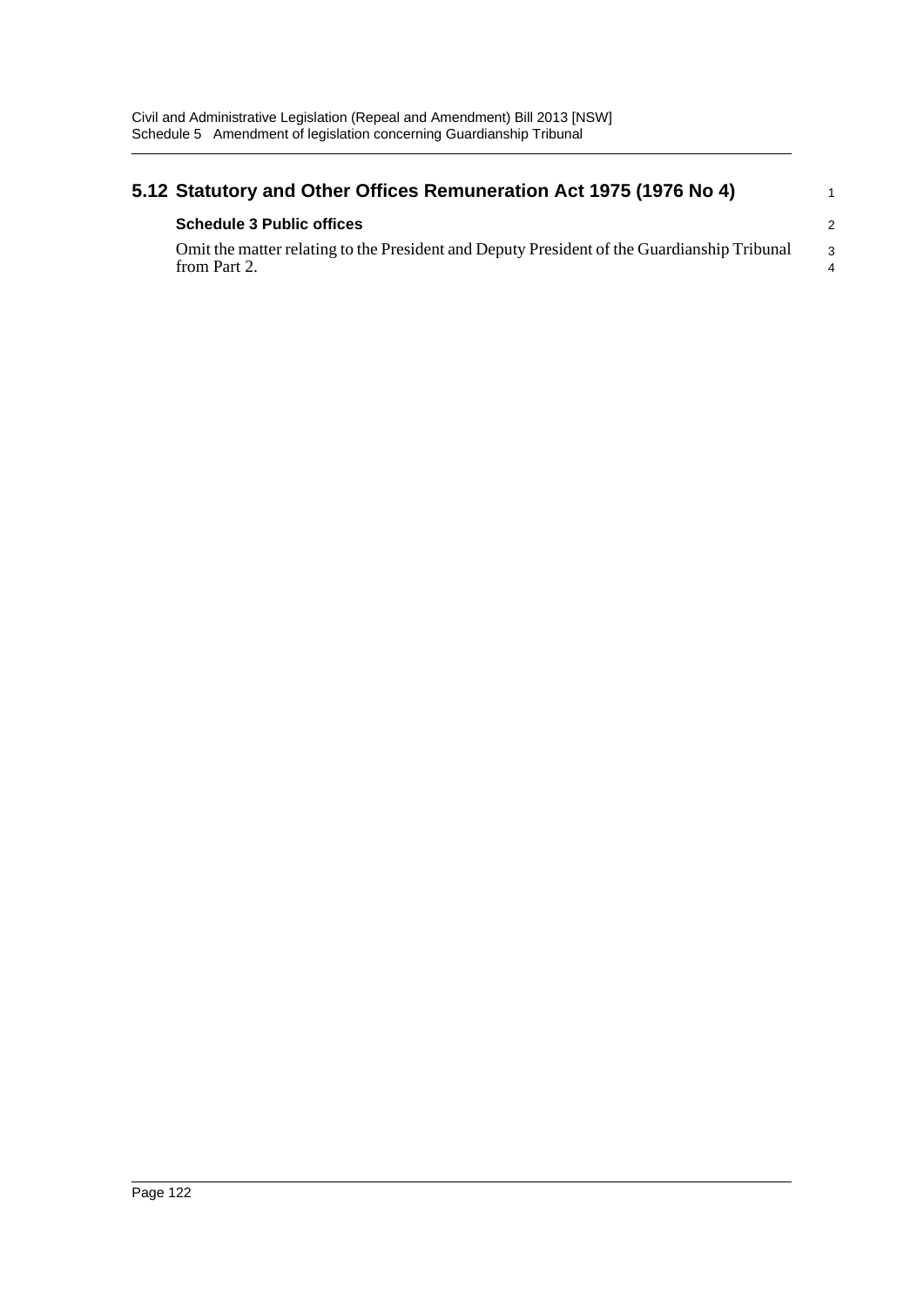## 5.12 Statutory and Other Offices Remuneration Act 1975 (1976 No 4)

### Schedule 3 Public offices

Omit the matter relating to the President and Deputy President of the Guardianship Tribunal from Part 2.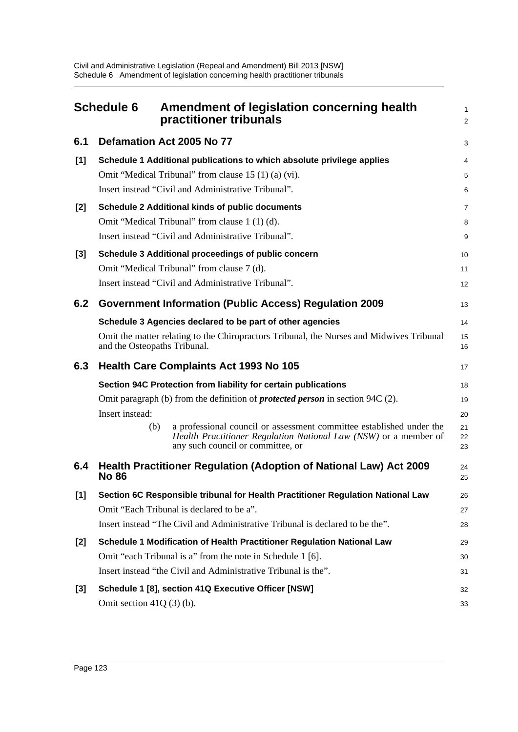## Schedule 6 Amendment of legislation concerning health practitioner tribunals

### 6.1 Defamation Act 2005 No 77

**[1] Schedule 1 Additional publications to which absolute privilege applies**

Omit "Medical Tribunal" from clause 15 (1) (a) (vi).

Insert instead "Civil and Administrative Tribunal".

**[2] Schedule 2 Additional kinds of public documents**

Omit "Medical Tribunal" from clause 1 (1) (d).

Insert instead "Civil and Administrative Tribunal".

**[3] Schedule 3 Additional proceedings of public concern**

Omit "Medical Tribunal" from clause 7 (d).

Insert instead "Civil and Administrative Tribunal".

### 6.2 Government Information (Public Access) Regulation 2009

**Schedule 3 Agencies declared to be part of other agencies**

Omit the matter relating to the Chiropractors Tribunal, the Nurses and Midwives Tribunal and the Osteopaths Tribunal.

### 6.3 Health Care Complaints Act 1993 No 105

**Section 94C Protection from liability for certain publications**

Omit paragraph (b) from the definition of ***protected person*** in section 94C (2).

Insert instead:

(b) a professional council or assessment committee established under the *Health Practitioner Regulation National Law (NSW)* or a member of any such council or committee, or

### 6.4 Health Practitioner Regulation (Adoption of National Law) Act 2009 No 86

**[1] Section 6C Responsible tribunal for Health Practitioner Regulation National Law**

Omit "Each Tribunal is declared to be a".

Insert instead "The Civil and Administrative Tribunal is declared to be the".

**[2] Schedule 1 Modification of Health Practitioner Regulation National Law**

Omit "each Tribunal is a" from the note in Schedule 1 [6].

Insert instead "the Civil and Administrative Tribunal is the".

**[3] Schedule 1 [8], section 41Q Executive Officer [NSW]**

Omit section 41Q (3) (b).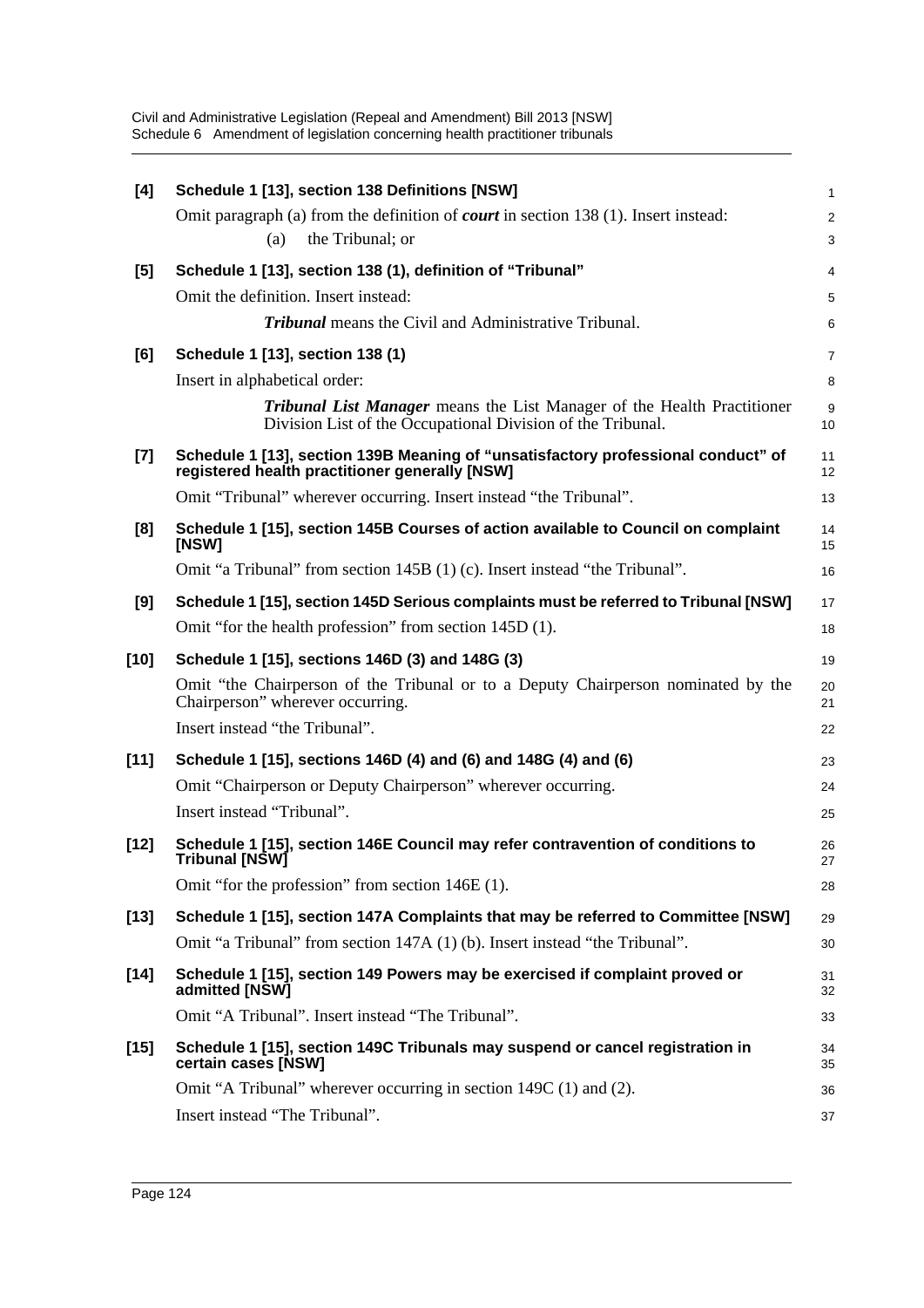**[4] Schedule 1 [13], section 138 Definitions [NSW]**

Omit paragraph (a) from the definition of ***court*** in section 138 (1). Insert instead:

(a) the Tribunal; or

**[5] Schedule 1 [13], section 138 (1), definition of "Tribunal"**

Omit the definition. Insert instead:

***Tribunal*** means the Civil and Administrative Tribunal.

**[6] Schedule 1 [13], section 138 (1)**

Insert in alphabetical order:

***Tribunal List Manager*** means the List Manager of the Health Practitioner Division List of the Occupational Division of the Tribunal.

**[7] Schedule 1 [13], section 139B Meaning of "unsatisfactory professional conduct" of registered health practitioner generally [NSW]**

Omit "Tribunal" wherever occurring. Insert instead "the Tribunal".

**[8] Schedule 1 [15], section 145B Courses of action available to Council on complaint [NSW]**

Omit "a Tribunal" from section 145B (1) (c). Insert instead "the Tribunal".

**[9] Schedule 1 [15], section 145D Serious complaints must be referred to Tribunal [NSW]**

Omit "for the health profession" from section 145D (1).

**[10] Schedule 1 [15], sections 146D (3) and 148G (3)**

Omit "the Chairperson of the Tribunal or to a Deputy Chairperson nominated by the Chairperson" wherever occurring.

Insert instead "the Tribunal".

**[11] Schedule 1 [15], sections 146D (4) and (6) and 148G (4) and (6)**

Omit "Chairperson or Deputy Chairperson" wherever occurring.

Insert instead "Tribunal".

**[12] Schedule 1 [15], section 146E Council may refer contravention of conditions to Tribunal [NSW]**

Omit "for the profession" from section 146E (1).

**[13] Schedule 1 [15], section 147A Complaints that may be referred to Committee [NSW]**

Omit "a Tribunal" from section 147A (1) (b). Insert instead "the Tribunal".

**[14] Schedule 1 [15], section 149 Powers may be exercised if complaint proved or admitted [NSW]**

Omit "A Tribunal". Insert instead "The Tribunal".

**[15] Schedule 1 [15], section 149C Tribunals may suspend or cancel registration in certain cases [NSW]**

Omit "A Tribunal" wherever occurring in section 149C (1) and (2).

Insert instead "The Tribunal".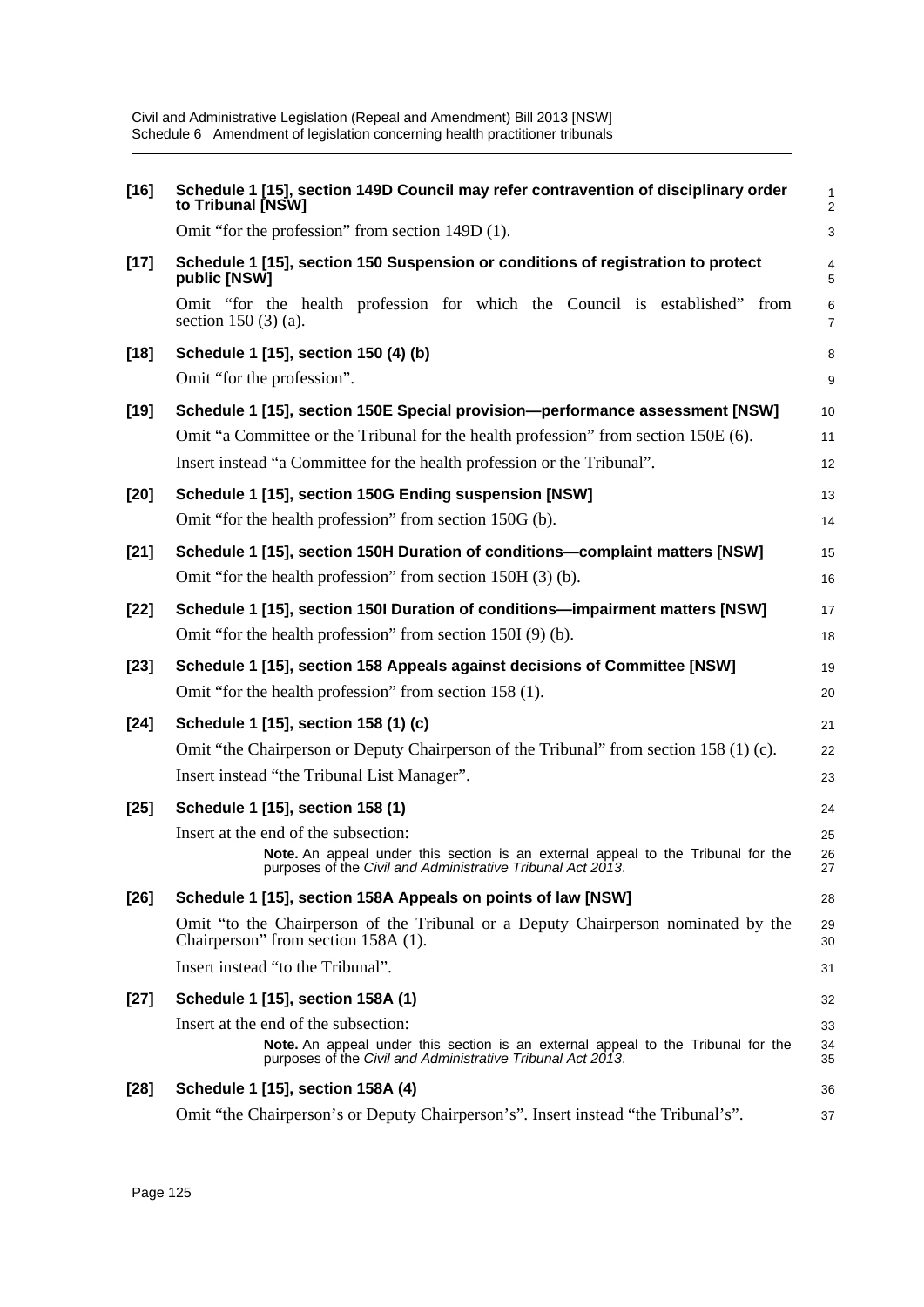**[16] Schedule 1 [15], section 149D Council may refer contravention of disciplinary order to Tribunal [NSW]**

Omit "for the profession" from section 149D (1).

**[17] Schedule 1 [15], section 150 Suspension or conditions of registration to protect public [NSW]**

Omit "for the health profession for which the Council is established" from section 150 (3) (a).

**[18] Schedule 1 [15], section 150 (4) (b)**

Omit "for the profession".

**[19] Schedule 1 [15], section 150E Special provision—performance assessment [NSW]**

Omit "a Committee or the Tribunal for the health profession" from section 150E (6).

Insert instead "a Committee for the health profession or the Tribunal".

**[20] Schedule 1 [15], section 150G Ending suspension [NSW]**

Omit "for the health profession" from section 150G (b).

**[21] Schedule 1 [15], section 150H Duration of conditions—complaint matters [NSW]**

Omit "for the health profession" from section 150H (3) (b).

**[22] Schedule 1 [15], section 150I Duration of conditions—impairment matters [NSW]**

Omit "for the health profession" from section 150I (9) (b).

**[23] Schedule 1 [15], section 158 Appeals against decisions of Committee [NSW]**

Omit "for the health profession" from section 158 (1).

**[24] Schedule 1 [15], section 158 (1) (c)**

Omit "the Chairperson or Deputy Chairperson of the Tribunal" from section 158 (1) (c).

Insert instead "the Tribunal List Manager".

**[25] Schedule 1 [15], section 158 (1)**

Insert at the end of the subsection:

> **Note.** An appeal under this section is an external appeal to the Tribunal for the purposes of the *Civil and Administrative Tribunal Act 2013*.

**[26] Schedule 1 [15], section 158A Appeals on points of law [NSW]**

Omit "to the Chairperson of the Tribunal or a Deputy Chairperson nominated by the Chairperson" from section 158A (1).

Insert instead "to the Tribunal".

**[27] Schedule 1 [15], section 158A (1)**

Insert at the end of the subsection:

> **Note.** An appeal under this section is an external appeal to the Tribunal for the purposes of the *Civil and Administrative Tribunal Act 2013*.

**[28] Schedule 1 [15], section 158A (4)**

Omit "the Chairperson's or Deputy Chairperson's". Insert instead "the Tribunal's".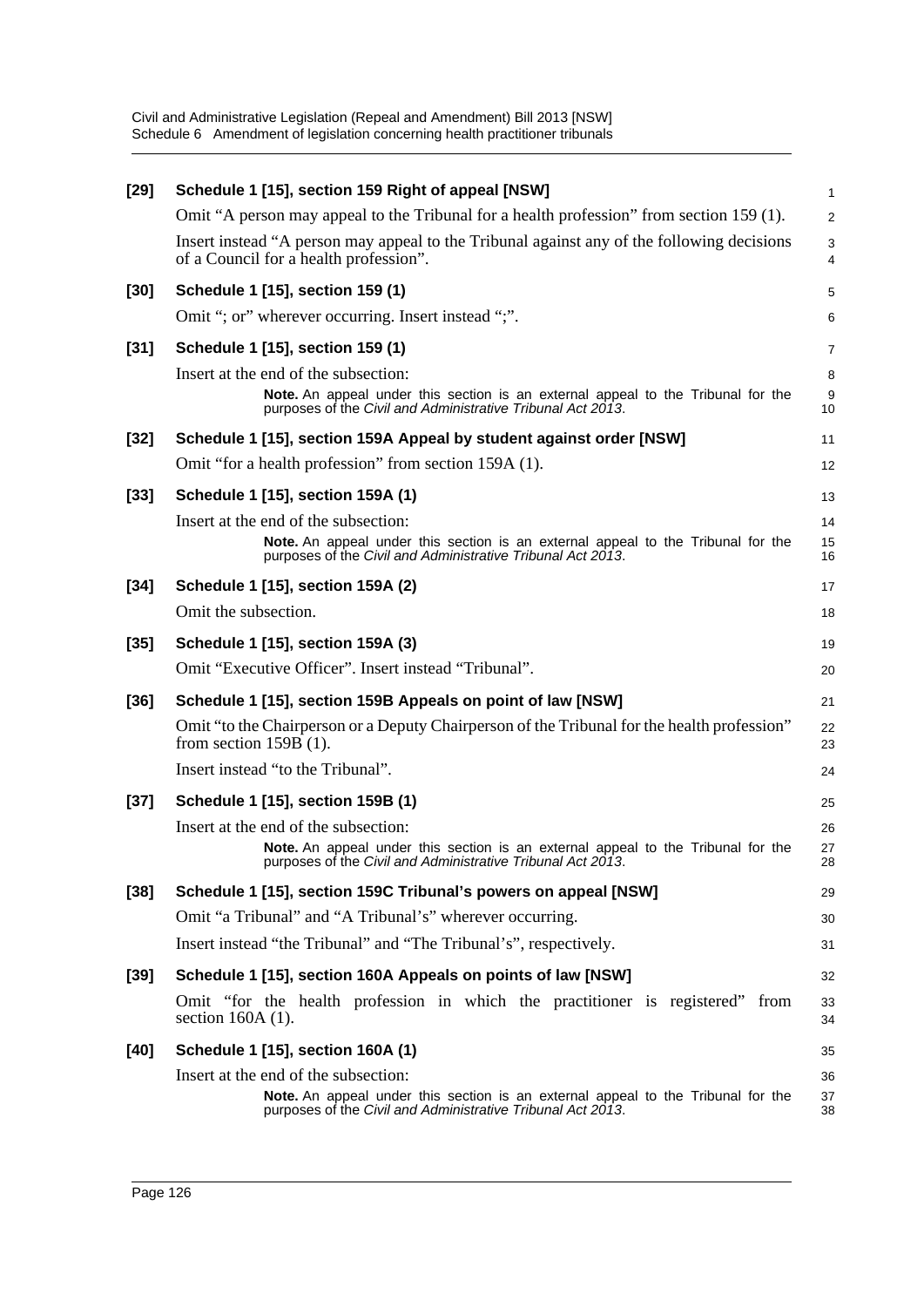**[29] Schedule 1 [15], section 159 Right of appeal [NSW]**

Omit "A person may appeal to the Tribunal for a health profession" from section 159 (1).

Insert instead "A person may appeal to the Tribunal against any of the following decisions of a Council for a health profession".

**[30] Schedule 1 [15], section 159 (1)**

Omit "; or" wherever occurring. Insert instead ";".

**[31] Schedule 1 [15], section 159 (1)**

Insert at the end of the subsection:

> **Note.** An appeal under this section is an external appeal to the Tribunal for the purposes of the *Civil and Administrative Tribunal Act 2013*.

**[32] Schedule 1 [15], section 159A Appeal by student against order [NSW]**

Omit "for a health profession" from section 159A (1).

**[33] Schedule 1 [15], section 159A (1)**

Insert at the end of the subsection:

> **Note.** An appeal under this section is an external appeal to the Tribunal for the purposes of the *Civil and Administrative Tribunal Act 2013*.

**[34] Schedule 1 [15], section 159A (2)**

Omit the subsection.

**[35] Schedule 1 [15], section 159A (3)**

Omit "Executive Officer". Insert instead "Tribunal".

**[36] Schedule 1 [15], section 159B Appeals on point of law [NSW]**

Omit "to the Chairperson or a Deputy Chairperson of the Tribunal for the health profession" from section 159B (1).

Insert instead "to the Tribunal".

**[37] Schedule 1 [15], section 159B (1)**

Insert at the end of the subsection:

> **Note.** An appeal under this section is an external appeal to the Tribunal for the purposes of the *Civil and Administrative Tribunal Act 2013*.

**[38] Schedule 1 [15], section 159C Tribunal's powers on appeal [NSW]**

Omit "a Tribunal" and "A Tribunal's" wherever occurring.

Insert instead "the Tribunal" and "The Tribunal's", respectively.

**[39] Schedule 1 [15], section 160A Appeals on points of law [NSW]**

Omit "for the health profession in which the practitioner is registered" from section 160A (1).

**[40] Schedule 1 [15], section 160A (1)**

Insert at the end of the subsection:

> **Note.** An appeal under this section is an external appeal to the Tribunal for the purposes of the *Civil and Administrative Tribunal Act 2013*.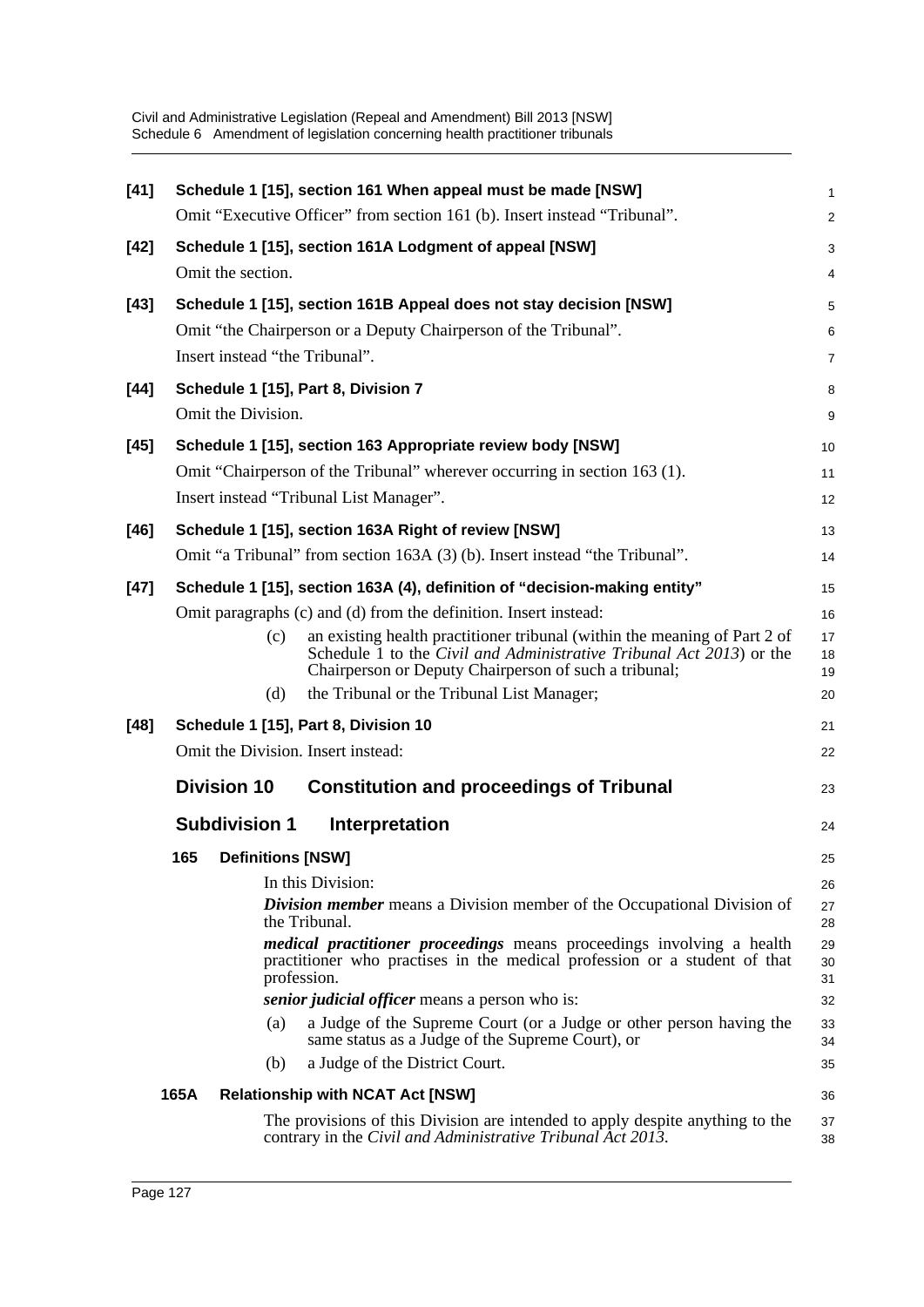**[41] Schedule 1 [15], section 161 When appeal must be made [NSW]**

Omit "Executive Officer" from section 161 (b). Insert instead "Tribunal".

**[42] Schedule 1 [15], section 161A Lodgment of appeal [NSW]**

Omit the section.

**[43] Schedule 1 [15], section 161B Appeal does not stay decision [NSW]**

Omit "the Chairperson or a Deputy Chairperson of the Tribunal".

Insert instead "the Tribunal".

**[44] Schedule 1 [15], Part 8, Division 7**

Omit the Division.

**[45] Schedule 1 [15], section 163 Appropriate review body [NSW]**

Omit "Chairperson of the Tribunal" wherever occurring in section 163 (1).

Insert instead "Tribunal List Manager".

**[46] Schedule 1 [15], section 163A Right of review [NSW]**

Omit "a Tribunal" from section 163A (3) (b). Insert instead "the Tribunal".

**[47] Schedule 1 [15], section 163A (4), definition of "decision-making entity"**

Omit paragraphs (c) and (d) from the definition. Insert instead:

(c) an existing health practitioner tribunal (within the meaning of Part 2 of Schedule 1 to the *Civil and Administrative Tribunal Act 2013*) or the Chairperson or Deputy Chairperson of such a tribunal;

(d) the Tribunal or the Tribunal List Manager;

**[48] Schedule 1 [15], Part 8, Division 10**

Omit the Division. Insert instead:

## Division 10 Constitution and proceedings of Tribunal

### Subdivision 1 Interpretation

**165 Definitions [NSW]**

In this Division:

***Division member*** means a Division member of the Occupational Division of the Tribunal.

***medical practitioner proceedings*** means proceedings involving a health practitioner who practises in the medical profession or a student of that profession.

***senior judicial officer*** means a person who is:

(a) a Judge of the Supreme Court (or a Judge or other person having the same status as a Judge of the Supreme Court), or

(b) a Judge of the District Court.

**165A Relationship with NCAT Act [NSW]**

The provisions of this Division are intended to apply despite anything to the contrary in the *Civil and Administrative Tribunal Act 2013*.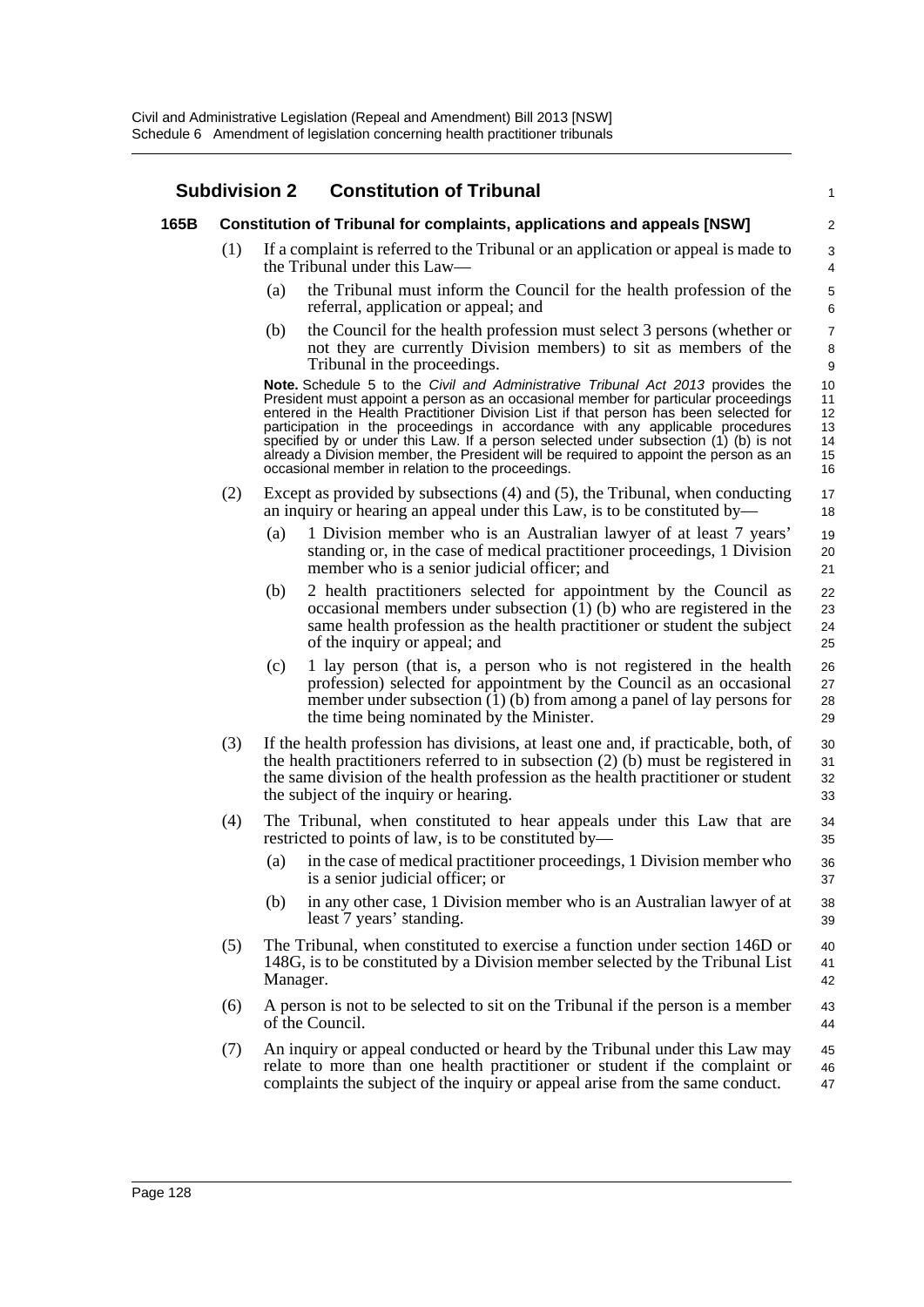## Subdivision 2 Constitution of Tribunal

### 165B Constitution of Tribunal for complaints, applications and appeals [NSW]

(1) If a complaint is referred to the Tribunal or an application or appeal is made to the Tribunal under this Law—

(a) the Tribunal must inform the Council for the health profession of the referral, application or appeal; and

(b) the Council for the health profession must select 3 persons (whether or not they are currently Division members) to sit as members of the Tribunal in the proceedings.

**Note.** Schedule 5 to the *Civil and Administrative Tribunal Act 2013* provides the President must appoint a person as an occasional member for particular proceedings entered in the Health Practitioner Division List if that person has been selected for participation in the proceedings in accordance with any applicable procedures specified by or under this Law. If a person selected under subsection (1) (b) is not already a Division member, the President will be required to appoint the person as an occasional member in relation to the proceedings.

(2) Except as provided by subsections (4) and (5), the Tribunal, when conducting an inquiry or hearing an appeal under this Law, is to be constituted by—

(a) 1 Division member who is an Australian lawyer of at least 7 years' standing or, in the case of medical practitioner proceedings, 1 Division member who is a senior judicial officer; and

(b) 2 health practitioners selected for appointment by the Council as occasional members under subsection (1) (b) who are registered in the same health profession as the health practitioner or student the subject of the inquiry or appeal; and

(c) 1 lay person (that is, a person who is not registered in the health profession) selected for appointment by the Council as an occasional member under subsection (1) (b) from among a panel of lay persons for the time being nominated by the Minister.

(3) If the health profession has divisions, at least one and, if practicable, both, of the health practitioners referred to in subsection (2) (b) must be registered in the same division of the health profession as the health practitioner or student the subject of the inquiry or hearing.

(4) The Tribunal, when constituted to hear appeals under this Law that are restricted to points of law, is to be constituted by—

(a) in the case of medical practitioner proceedings, 1 Division member who is a senior judicial officer; or

(b) in any other case, 1 Division member who is an Australian lawyer of at least 7 years' standing.

(5) The Tribunal, when constituted to exercise a function under section 146D or 148G, is to be constituted by a Division member selected by the Tribunal List Manager.

(6) A person is not to be selected to sit on the Tribunal if the person is a member of the Council.

(7) An inquiry or appeal conducted or heard by the Tribunal under this Law may relate to more than one health practitioner or student if the complaint or complaints the subject of the inquiry or appeal arise from the same conduct.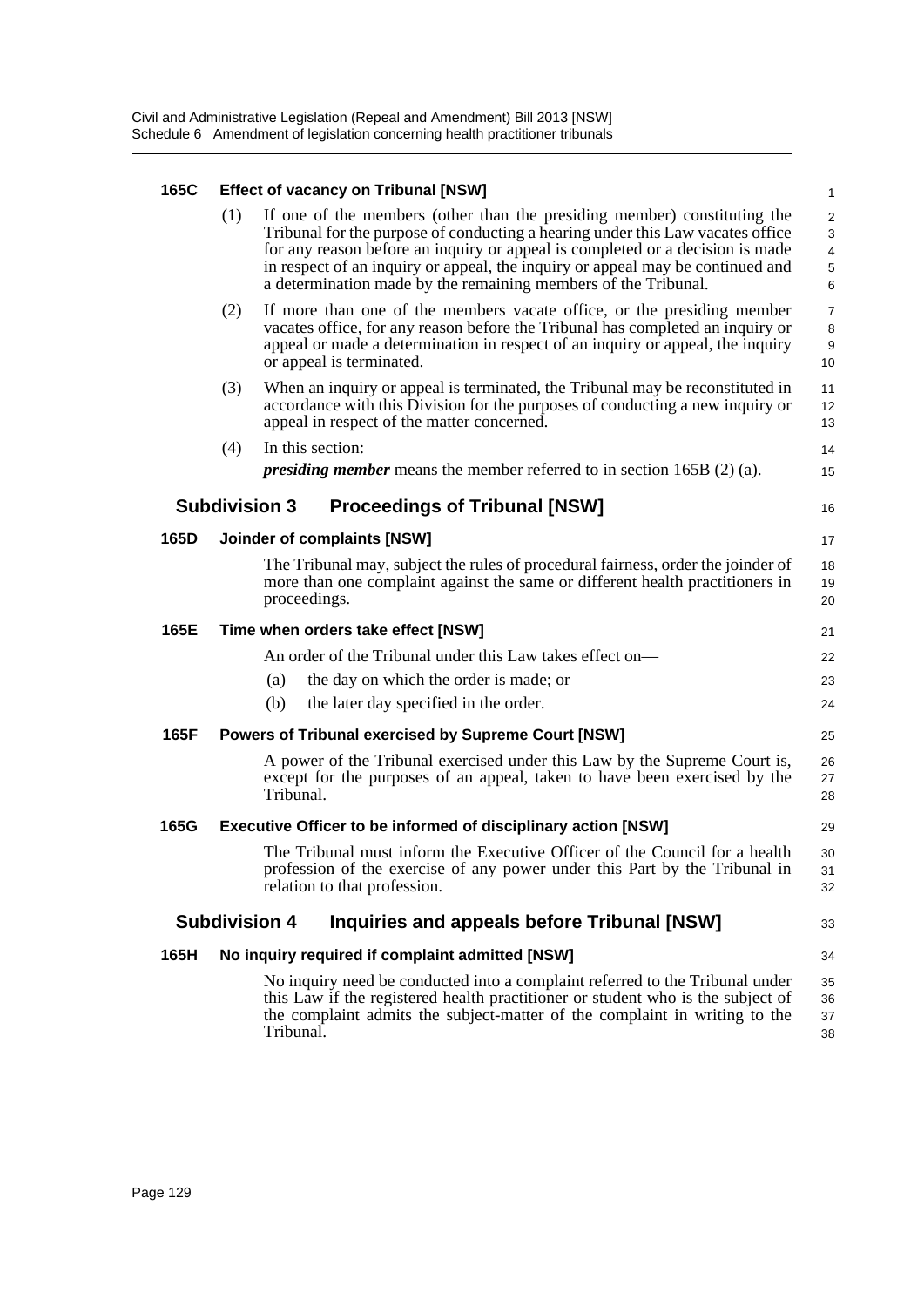**165C Effect of vacancy on Tribunal [NSW]**

(1) If one of the members (other than the presiding member) constituting the Tribunal for the purpose of conducting a hearing under this Law vacates office for any reason before an inquiry or appeal is completed or a decision is made in respect of an inquiry or appeal, the inquiry or appeal may be continued and a determination made by the remaining members of the Tribunal.

(2) If more than one of the members vacate office, or the presiding member vacates office, for any reason before the Tribunal has completed an inquiry or appeal or made a determination in respect of an inquiry or appeal, the inquiry or appeal is terminated.

(3) When an inquiry or appeal is terminated, the Tribunal may be reconstituted in accordance with this Division for the purposes of conducting a new inquiry or appeal in respect of the matter concerned.

(4) In this section:

***presiding member*** means the member referred to in section 165B (2) (a).

## Subdivision 3 Proceedings of Tribunal [NSW]

**165D Joinder of complaints [NSW]**

The Tribunal may, subject the rules of procedural fairness, order the joinder of more than one complaint against the same or different health practitioners in proceedings.

**165E Time when orders take effect [NSW]**

An order of the Tribunal under this Law takes effect on—

(a) the day on which the order is made; or

(b) the later day specified in the order.

**165F Powers of Tribunal exercised by Supreme Court [NSW]**

A power of the Tribunal exercised under this Law by the Supreme Court is, except for the purposes of an appeal, taken to have been exercised by the Tribunal.

**165G Executive Officer to be informed of disciplinary action [NSW]**

The Tribunal must inform the Executive Officer of the Council for a health profession of the exercise of any power under this Part by the Tribunal in relation to that profession.

## Subdivision 4 Inquiries and appeals before Tribunal [NSW]

**165H No inquiry required if complaint admitted [NSW]**

No inquiry need be conducted into a complaint referred to the Tribunal under this Law if the registered health practitioner or student who is the subject of the complaint admits the subject-matter of the complaint in writing to the Tribunal.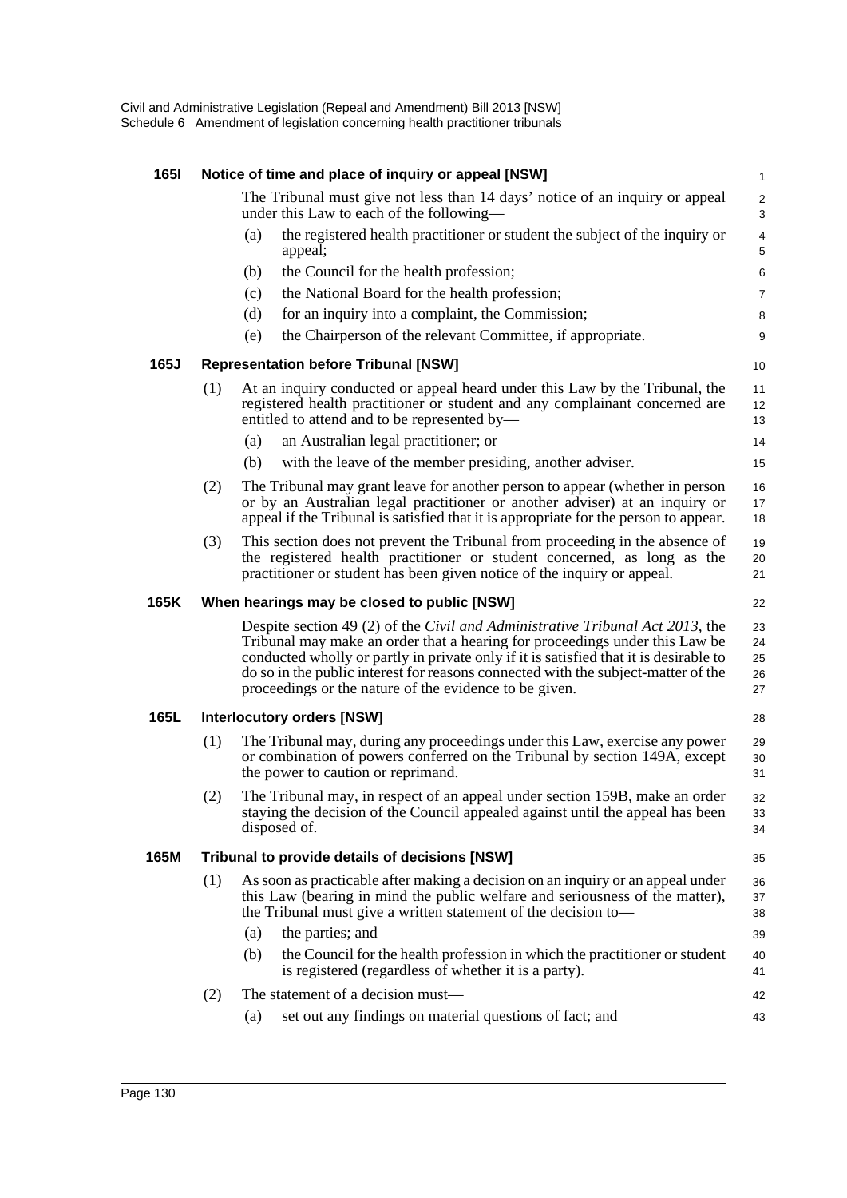**165I Notice of time and place of inquiry or appeal [NSW]**

The Tribunal must give not less than 14 days' notice of an inquiry or appeal under this Law to each of the following—

(a) the registered health practitioner or student the subject of the inquiry or appeal;

(b) the Council for the health profession;

(c) the National Board for the health profession;

(d) for an inquiry into a complaint, the Commission;

(e) the Chairperson of the relevant Committee, if appropriate.

**165J Representation before Tribunal [NSW]**

(1) At an inquiry conducted or appeal heard under this Law by the Tribunal, the registered health practitioner or student and any complainant concerned are entitled to attend and to be represented by—

(a) an Australian legal practitioner; or

(b) with the leave of the member presiding, another adviser.

(2) The Tribunal may grant leave for another person to appear (whether in person or by an Australian legal practitioner or another adviser) at an inquiry or appeal if the Tribunal is satisfied that it is appropriate for the person to appear.

(3) This section does not prevent the Tribunal from proceeding in the absence of the registered health practitioner or student concerned, as long as the practitioner or student has been given notice of the inquiry or appeal.

**165K When hearings may be closed to public [NSW]**

Despite section 49 (2) of the *Civil and Administrative Tribunal Act 2013*, the Tribunal may make an order that a hearing for proceedings under this Law be conducted wholly or partly in private only if it is satisfied that it is desirable to do so in the public interest for reasons connected with the subject-matter of the proceedings or the nature of the evidence to be given.

**165L Interlocutory orders [NSW]**

(1) The Tribunal may, during any proceedings under this Law, exercise any power or combination of powers conferred on the Tribunal by section 149A, except the power to caution or reprimand.

(2) The Tribunal may, in respect of an appeal under section 159B, make an order staying the decision of the Council appealed against until the appeal has been disposed of.

**165M Tribunal to provide details of decisions [NSW]**

(1) As soon as practicable after making a decision on an inquiry or an appeal under this Law (bearing in mind the public welfare and seriousness of the matter), the Tribunal must give a written statement of the decision to—

(a) the parties; and

(b) the Council for the health profession in which the practitioner or student is registered (regardless of whether it is a party).

(2) The statement of a decision must—

(a) set out any findings on material questions of fact; and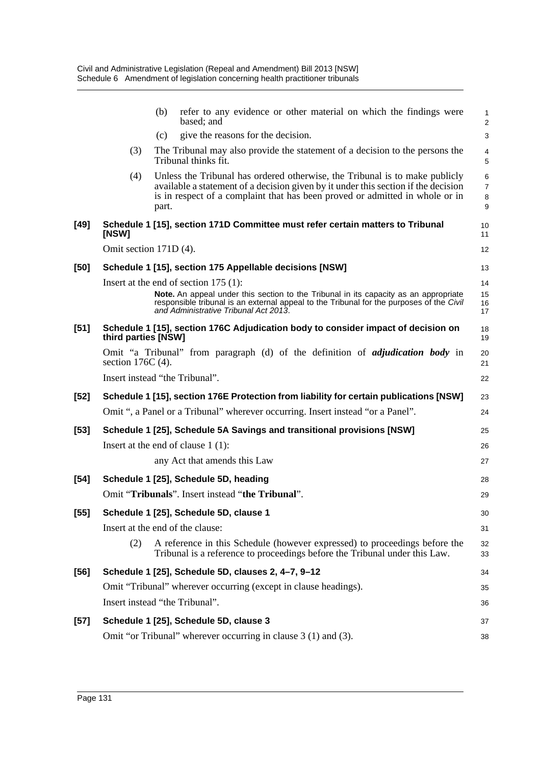(b) refer to any evidence or other material on which the findings were based; and

(c) give the reasons for the decision.

(3) The Tribunal may also provide the statement of a decision to the persons the Tribunal thinks fit.

(4) Unless the Tribunal has ordered otherwise, the Tribunal is to make publicly available a statement of a decision given by it under this section if the decision is in respect of a complaint that has been proved or admitted in whole or in part.

**[49] Schedule 1 [15], section 171D Committee must refer certain matters to Tribunal [NSW]**

Omit section 171D (4).

**[50] Schedule 1 [15], section 175 Appellable decisions [NSW]**

Insert at the end of section 175 (1):

**Note.** An appeal under this section to the Tribunal in its capacity as an appropriate responsible tribunal is an external appeal to the Tribunal for the purposes of the *Civil and Administrative Tribunal Act 2013*.

**[51] Schedule 1 [15], section 176C Adjudication body to consider impact of decision on third parties [NSW]**

Omit "a Tribunal" from paragraph (d) of the definition of ***adjudication body*** in section 176C (4).

Insert instead "the Tribunal".

**[52] Schedule 1 [15], section 176E Protection from liability for certain publications [NSW]**

Omit ", a Panel or a Tribunal" wherever occurring. Insert instead "or a Panel".

**[53] Schedule 1 [25], Schedule 5A Savings and transitional provisions [NSW]**

Insert at the end of clause 1 (1):

any Act that amends this Law

**[54] Schedule 1 [25], Schedule 5D, heading**

Omit "**Tribunals**". Insert instead "**the Tribunal**".

**[55] Schedule 1 [25], Schedule 5D, clause 1**

Insert at the end of the clause:

(2) A reference in this Schedule (however expressed) to proceedings before the Tribunal is a reference to proceedings before the Tribunal under this Law.

**[56] Schedule 1 [25], Schedule 5D, clauses 2, 4–7, 9–12**

Omit "Tribunal" wherever occurring (except in clause headings).

Insert instead "the Tribunal".

**[57] Schedule 1 [25], Schedule 5D, clause 3**

Omit "or Tribunal" wherever occurring in clause 3 (1) and (3).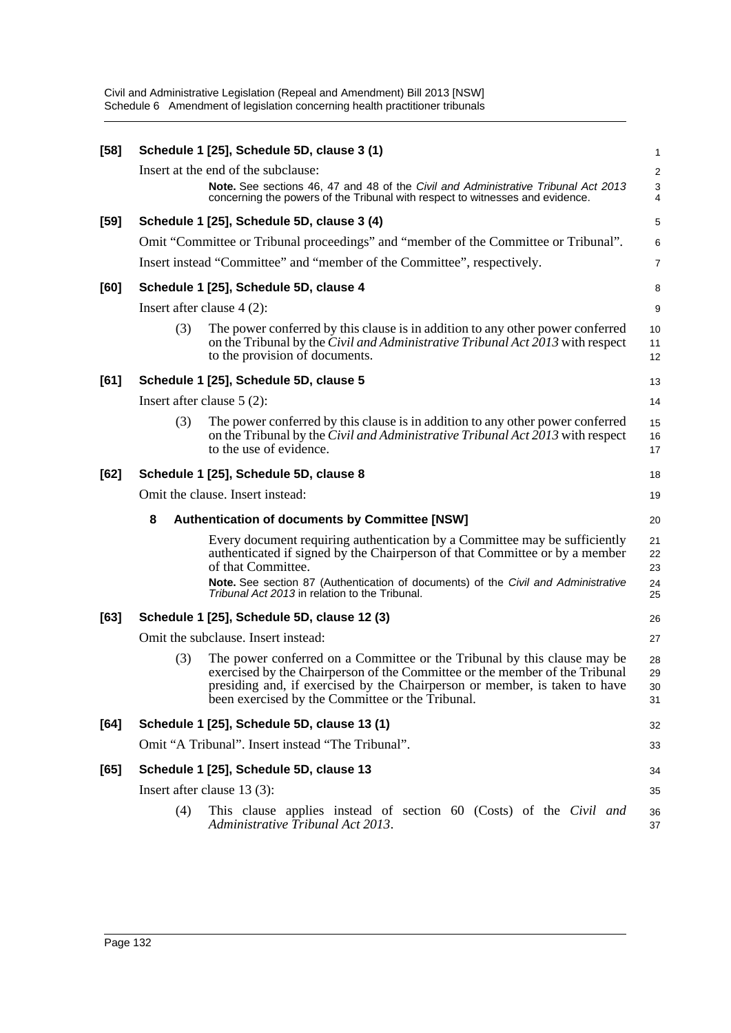**[58] Schedule 1 [25], Schedule 5D, clause 3 (1)**

Insert at the end of the subclause:

> **Note.** See sections 46, 47 and 48 of the *Civil and Administrative Tribunal Act 2013* concerning the powers of the Tribunal with respect to witnesses and evidence.

**[59] Schedule 1 [25], Schedule 5D, clause 3 (4)**

Omit "Committee or Tribunal proceedings" and "member of the Committee or Tribunal".

Insert instead "Committee" and "member of the Committee", respectively.

**[60] Schedule 1 [25], Schedule 5D, clause 4**

Insert after clause 4 (2):

> (3) The power conferred by this clause is in addition to any other power conferred on the Tribunal by the *Civil and Administrative Tribunal Act 2013* with respect to the provision of documents.

**[61] Schedule 1 [25], Schedule 5D, clause 5**

Insert after clause 5 (2):

> (3) The power conferred by this clause is in addition to any other power conferred on the Tribunal by the *Civil and Administrative Tribunal Act 2013* with respect to the use of evidence.

**[62] Schedule 1 [25], Schedule 5D, clause 8**

Omit the clause. Insert instead:

> **8 Authentication of documents by Committee [NSW]**
>
> Every document requiring authentication by a Committee may be sufficiently authenticated if signed by the Chairperson of that Committee or by a member of that Committee.
>
> **Note.** See section 87 (Authentication of documents) of the *Civil and Administrative Tribunal Act 2013* in relation to the Tribunal.

**[63] Schedule 1 [25], Schedule 5D, clause 12 (3)**

Omit the subclause. Insert instead:

> (3) The power conferred on a Committee or the Tribunal by this clause may be exercised by the Chairperson of the Committee or the member of the Tribunal presiding and, if exercised by the Chairperson or member, is taken to have been exercised by the Committee or the Tribunal.

**[64] Schedule 1 [25], Schedule 5D, clause 13 (1)**

Omit "A Tribunal". Insert instead "The Tribunal".

**[65] Schedule 1 [25], Schedule 5D, clause 13**

Insert after clause 13 (3):

> (4) This clause applies instead of section 60 (Costs) of the *Civil and Administrative Tribunal Act 2013*.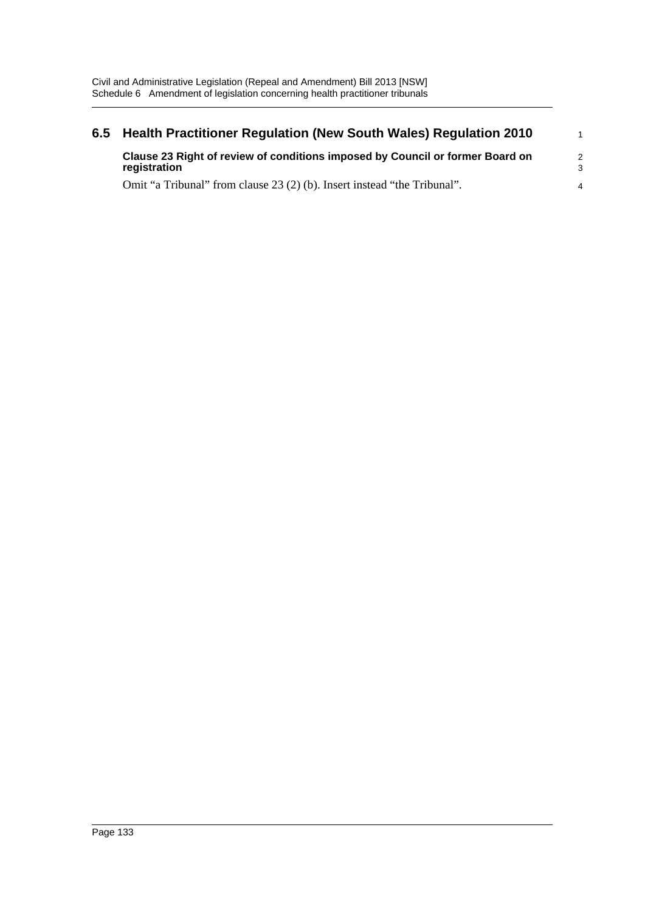## 6.5 Health Practitioner Regulation (New South Wales) Regulation 2010

**Clause 23 Right of review of conditions imposed by Council or former Board on registration**

Omit "a Tribunal" from clause 23 (2) (b). Insert instead "the Tribunal".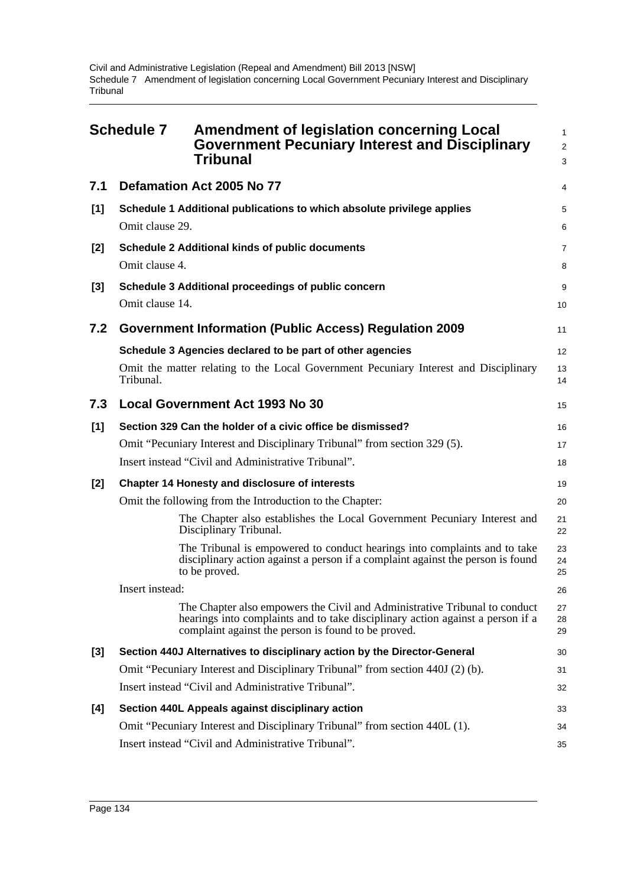# Schedule 7 Amendment of legislation concerning Local Government Pecuniary Interest and Disciplinary Tribunal

## 7.1 Defamation Act 2005 No 77

### [1] Schedule 1 Additional publications to which absolute privilege applies

Omit clause 29.

### [2] Schedule 2 Additional kinds of public documents

Omit clause 4.

### [3] Schedule 3 Additional proceedings of public concern

Omit clause 14.

## 7.2 Government Information (Public Access) Regulation 2009

### Schedule 3 Agencies declared to be part of other agencies

Omit the matter relating to the Local Government Pecuniary Interest and Disciplinary Tribunal.

## 7.3 Local Government Act 1993 No 30

### [1] Section 329 Can the holder of a civic office be dismissed?

Omit "Pecuniary Interest and Disciplinary Tribunal" from section 329 (5).

Insert instead "Civil and Administrative Tribunal".

### [2] Chapter 14 Honesty and disclosure of interests

Omit the following from the Introduction to the Chapter:

> The Chapter also establishes the Local Government Pecuniary Interest and Disciplinary Tribunal.
>
> The Tribunal is empowered to conduct hearings into complaints and to take disciplinary action against a person if a complaint against the person is found to be proved.

Insert instead:

> The Chapter also empowers the Civil and Administrative Tribunal to conduct hearings into complaints and to take disciplinary action against a person if a complaint against the person is found to be proved.

### [3] Section 440J Alternatives to disciplinary action by the Director-General

Omit "Pecuniary Interest and Disciplinary Tribunal" from section 440J (2) (b).

Insert instead "Civil and Administrative Tribunal".

### [4] Section 440L Appeals against disciplinary action

Omit "Pecuniary Interest and Disciplinary Tribunal" from section 440L (1).

Insert instead "Civil and Administrative Tribunal".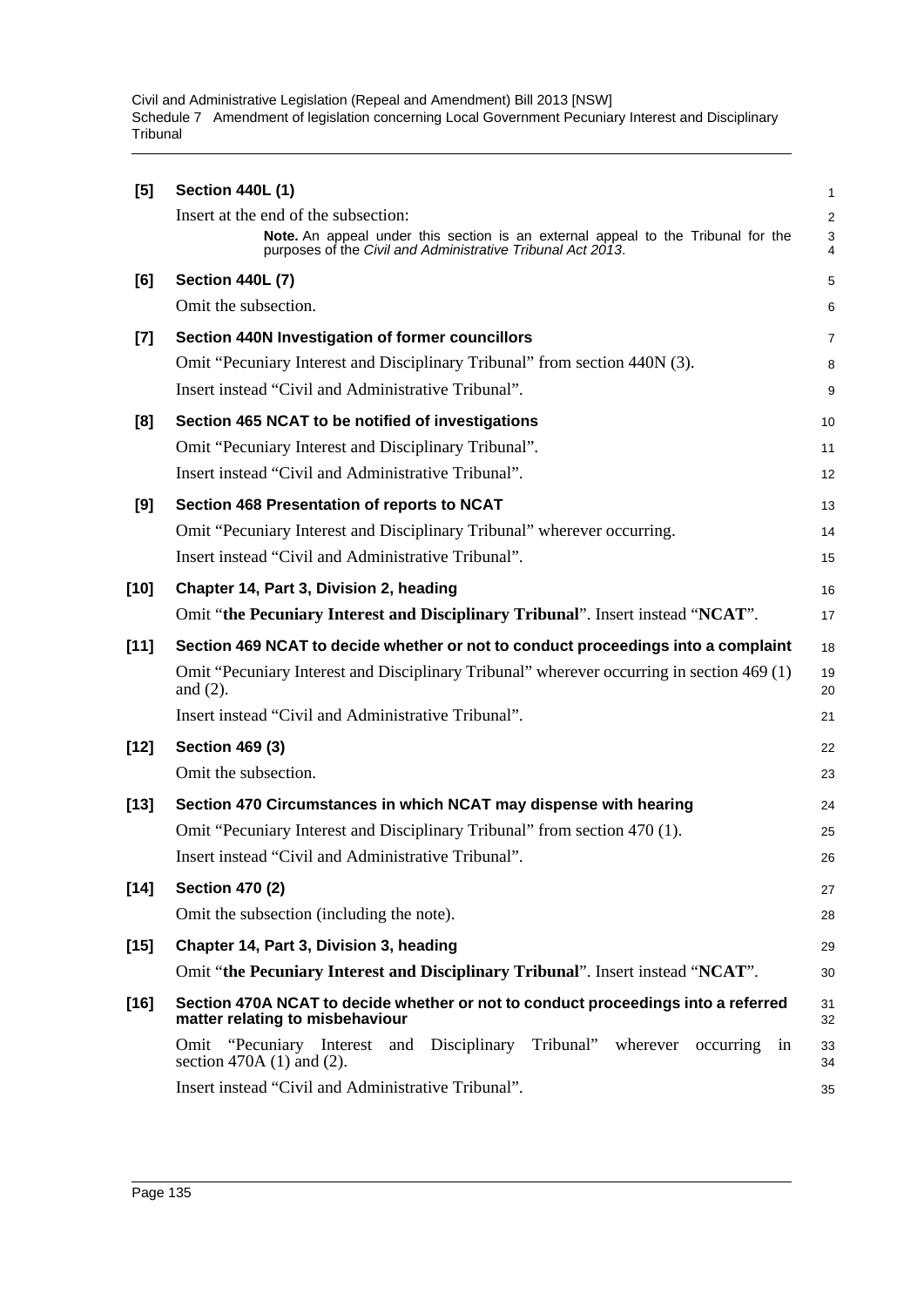**[5] Section 440L (1)**

Insert at the end of the subsection:

**Note.** An appeal under this section is an external appeal to the Tribunal for the purposes of the *Civil and Administrative Tribunal Act 2013*.

**[6] Section 440L (7)**

Omit the subsection.

**[7] Section 440N Investigation of former councillors**

Omit "Pecuniary Interest and Disciplinary Tribunal" from section 440N (3).

Insert instead "Civil and Administrative Tribunal".

**[8] Section 465 NCAT to be notified of investigations**

Omit "Pecuniary Interest and Disciplinary Tribunal".

Insert instead "Civil and Administrative Tribunal".

**[9] Section 468 Presentation of reports to NCAT**

Omit "Pecuniary Interest and Disciplinary Tribunal" wherever occurring.

Insert instead "Civil and Administrative Tribunal".

**[10] Chapter 14, Part 3, Division 2, heading**

Omit "**the Pecuniary Interest and Disciplinary Tribunal**". Insert instead "**NCAT**".

**[11] Section 469 NCAT to decide whether or not to conduct proceedings into a complaint**

Omit "Pecuniary Interest and Disciplinary Tribunal" wherever occurring in section 469 (1) and (2).

Insert instead "Civil and Administrative Tribunal".

**[12] Section 469 (3)**

Omit the subsection.

**[13] Section 470 Circumstances in which NCAT may dispense with hearing**

Omit "Pecuniary Interest and Disciplinary Tribunal" from section 470 (1).

Insert instead "Civil and Administrative Tribunal".

**[14] Section 470 (2)**

Omit the subsection (including the note).

**[15] Chapter 14, Part 3, Division 3, heading**

Omit "**the Pecuniary Interest and Disciplinary Tribunal**". Insert instead "**NCAT**".

**[16] Section 470A NCAT to decide whether or not to conduct proceedings into a referred matter relating to misbehaviour**

Omit "Pecuniary Interest and Disciplinary Tribunal" wherever occurring in section 470A (1) and (2).

Insert instead "Civil and Administrative Tribunal".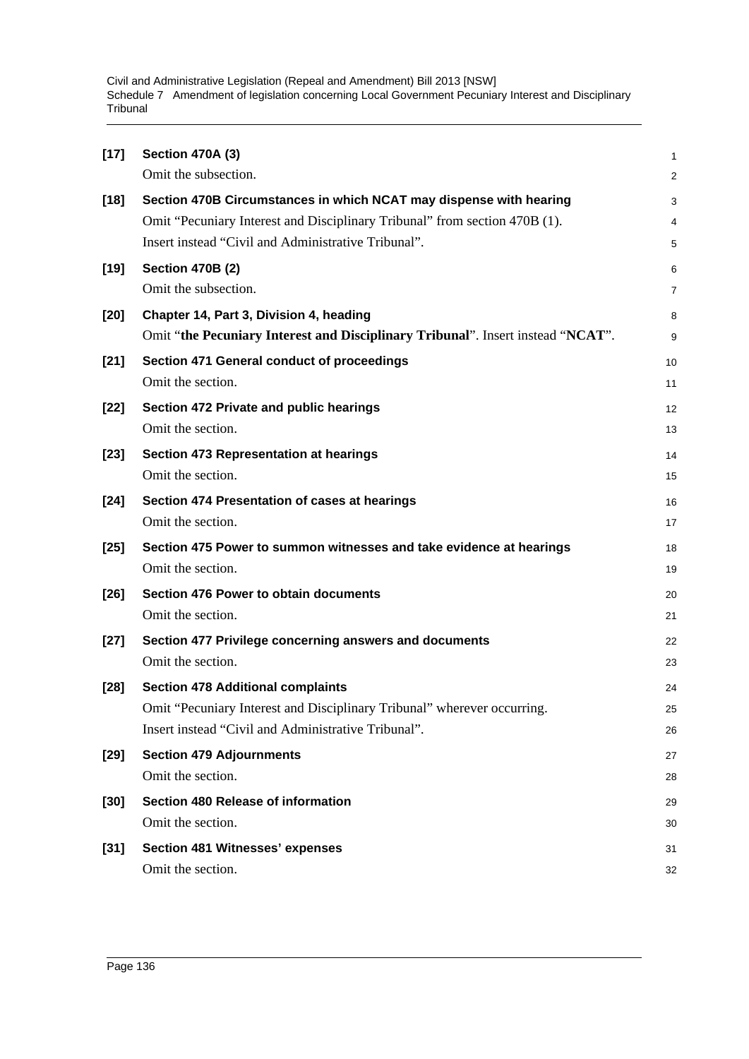**[17] Section 470A (3)**

Omit the subsection.

**[18] Section 470B Circumstances in which NCAT may dispense with hearing**

Omit "Pecuniary Interest and Disciplinary Tribunal" from section 470B (1).

Insert instead "Civil and Administrative Tribunal".

**[19] Section 470B (2)**

Omit the subsection.

**[20] Chapter 14, Part 3, Division 4, heading**

Omit "**the Pecuniary Interest and Disciplinary Tribunal**". Insert instead "**NCAT**".

**[21] Section 471 General conduct of proceedings**

Omit the section.

**[22] Section 472 Private and public hearings**

Omit the section.

**[23] Section 473 Representation at hearings**

Omit the section.

**[24] Section 474 Presentation of cases at hearings**

Omit the section.

**[25] Section 475 Power to summon witnesses and take evidence at hearings**

Omit the section.

**[26] Section 476 Power to obtain documents**

Omit the section.

**[27] Section 477 Privilege concerning answers and documents**

Omit the section.

**[28] Section 478 Additional complaints**

Omit "Pecuniary Interest and Disciplinary Tribunal" wherever occurring.

Insert instead "Civil and Administrative Tribunal".

**[29] Section 479 Adjournments**

Omit the section.

**[30] Section 480 Release of information**

Omit the section.

**[31] Section 481 Witnesses' expenses**

Omit the section.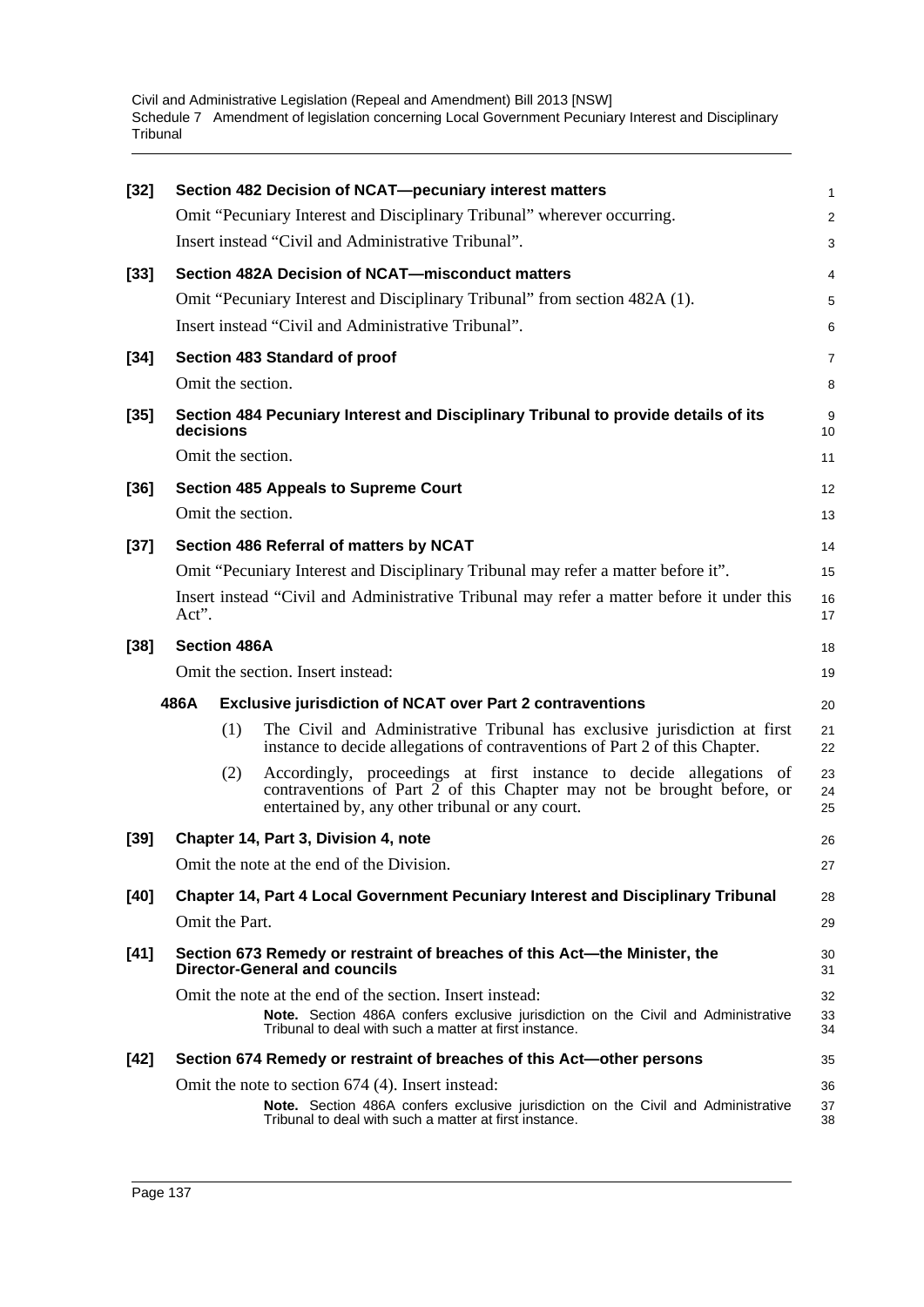**[32] Section 482 Decision of NCAT—pecuniary interest matters**

Omit "Pecuniary Interest and Disciplinary Tribunal" wherever occurring.

Insert instead "Civil and Administrative Tribunal".

**[33] Section 482A Decision of NCAT—misconduct matters**

Omit "Pecuniary Interest and Disciplinary Tribunal" from section 482A (1).

Insert instead "Civil and Administrative Tribunal".

**[34] Section 483 Standard of proof**

Omit the section.

**[35] Section 484 Pecuniary Interest and Disciplinary Tribunal to provide details of its decisions**

Omit the section.

**[36] Section 485 Appeals to Supreme Court**

Omit the section.

**[37] Section 486 Referral of matters by NCAT**

Omit "Pecuniary Interest and Disciplinary Tribunal may refer a matter before it".

Insert instead "Civil and Administrative Tribunal may refer a matter before it under this Act".

**[38] Section 486A**

Omit the section. Insert instead:

**486A Exclusive jurisdiction of NCAT over Part 2 contraventions**

(1) The Civil and Administrative Tribunal has exclusive jurisdiction at first instance to decide allegations of contraventions of Part 2 of this Chapter.

(2) Accordingly, proceedings at first instance to decide allegations of contraventions of Part 2 of this Chapter may not be brought before, or entertained by, any other tribunal or any court.

**[39] Chapter 14, Part 3, Division 4, note**

Omit the note at the end of the Division.

**[40] Chapter 14, Part 4 Local Government Pecuniary Interest and Disciplinary Tribunal**

Omit the Part.

**[41] Section 673 Remedy or restraint of breaches of this Act—the Minister, the Director-General and councils**

Omit the note at the end of the section. Insert instead:

**Note.** Section 486A confers exclusive jurisdiction on the Civil and Administrative Tribunal to deal with such a matter at first instance.

**[42] Section 674 Remedy or restraint of breaches of this Act—other persons**

Omit the note to section 674 (4). Insert instead:

**Note.** Section 486A confers exclusive jurisdiction on the Civil and Administrative Tribunal to deal with such a matter at first instance.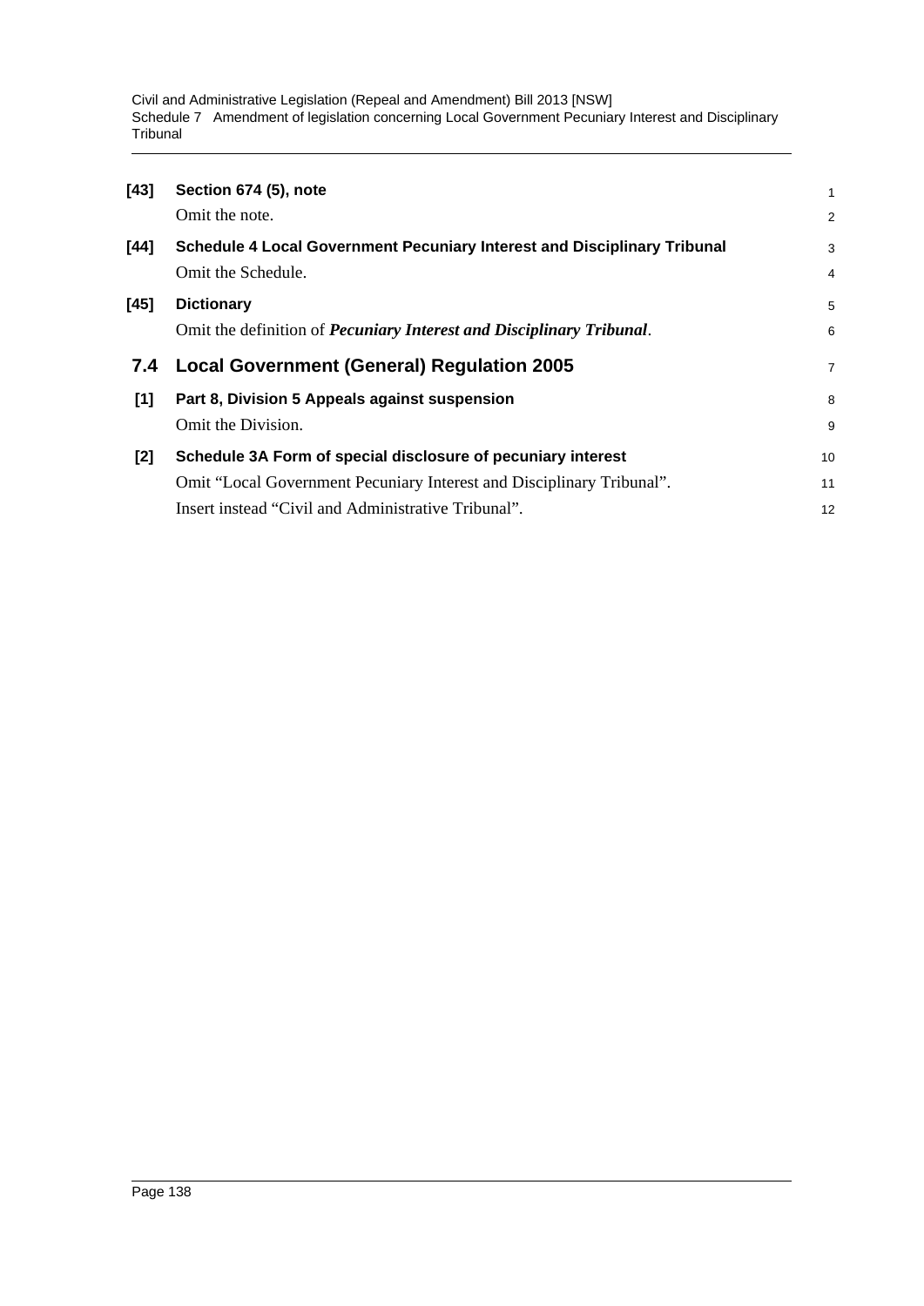**[43] Section 674 (5), note**

Omit the note.

**[44] Schedule 4 Local Government Pecuniary Interest and Disciplinary Tribunal**

Omit the Schedule.

**[45] Dictionary**

Omit the definition of ***Pecuniary Interest and Disciplinary Tribunal***.

## 7.4 Local Government (General) Regulation 2005

**[1] Part 8, Division 5 Appeals against suspension**

Omit the Division.

**[2] Schedule 3A Form of special disclosure of pecuniary interest**

Omit "Local Government Pecuniary Interest and Disciplinary Tribunal".

Insert instead "Civil and Administrative Tribunal".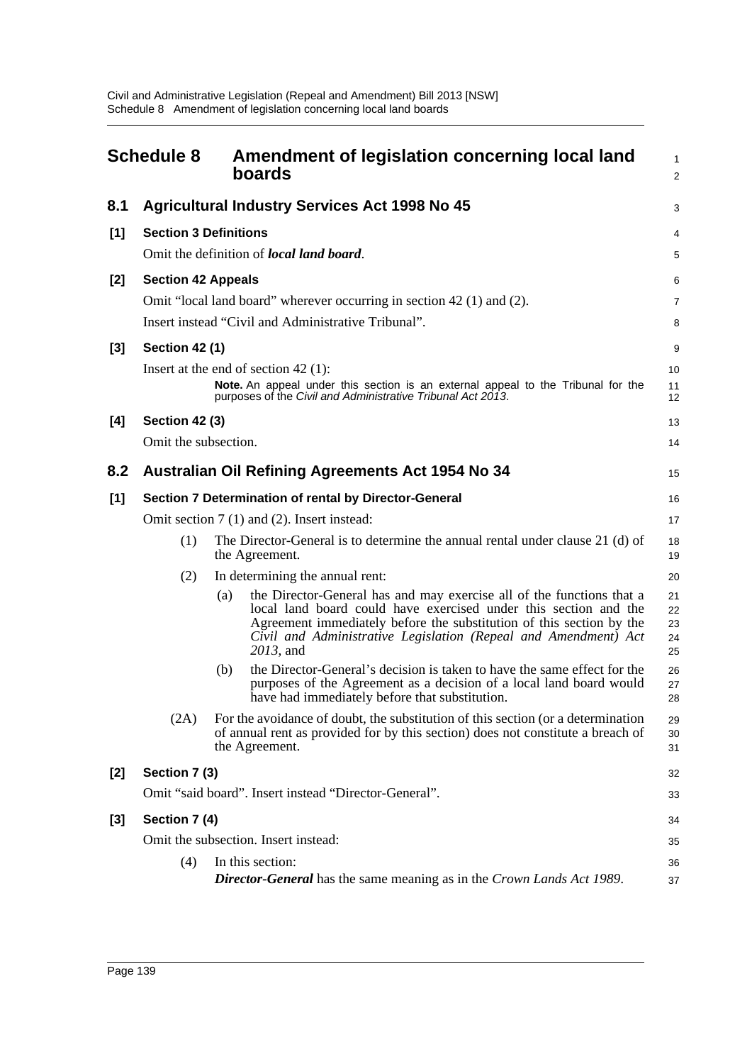# Schedule 8 Amendment of legislation concerning local land boards

## 8.1 Agricultural Industry Services Act 1998 No 45

### [1] Section 3 Definitions

Omit the definition of ***local land board***.

### [2] Section 42 Appeals

Omit "local land board" wherever occurring in section 42 (1) and (2).

Insert instead "Civil and Administrative Tribunal".

### [3] Section 42 (1)

Insert at the end of section 42 (1):

**Note.** An appeal under this section is an external appeal to the Tribunal for the purposes of the *Civil and Administrative Tribunal Act 2013*.

### [4] Section 42 (3)

Omit the subsection.

## 8.2 Australian Oil Refining Agreements Act 1954 No 34

### [1] Section 7 Determination of rental by Director-General

Omit section 7 (1) and (2). Insert instead:

(1) The Director-General is to determine the annual rental under clause 21 (d) of the Agreement.

(2) In determining the annual rent:

(a) the Director-General has and may exercise all of the functions that a local land board could have exercised under this section and the Agreement immediately before the substitution of this section by the *Civil and Administrative Legislation (Repeal and Amendment) Act 2013*, and

(b) the Director-General's decision is taken to have the same effect for the purposes of the Agreement as a decision of a local land board would have had immediately before that substitution.

(2A) For the avoidance of doubt, the substitution of this section (or a determination of annual rent as provided for by this section) does not constitute a breach of the Agreement.

### [2] Section 7 (3)

Omit "said board". Insert instead "Director-General".

### [3] Section 7 (4)

Omit the subsection. Insert instead:

(4) In this section:

***Director-General*** has the same meaning as in the *Crown Lands Act 1989*.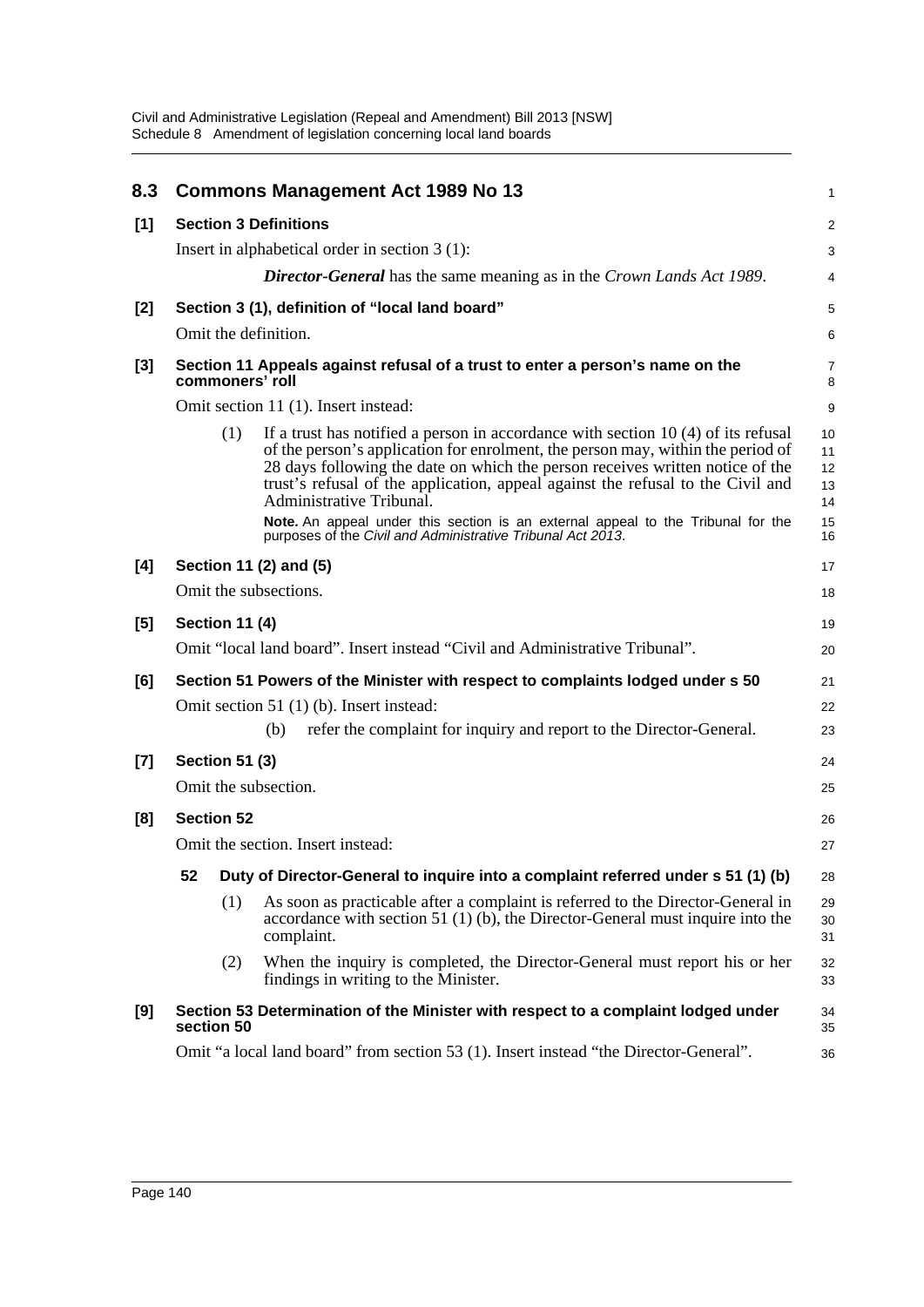## 8.3 Commons Management Act 1989 No 13

**[1] Section 3 Definitions**

Insert in alphabetical order in section 3 (1):

> ***Director-General*** has the same meaning as in the *Crown Lands Act 1989*.

**[2] Section 3 (1), definition of "local land board"**

Omit the definition.

**[3] Section 11 Appeals against refusal of a trust to enter a person's name on the commoners' roll**

Omit section 11 (1). Insert instead:

> (1) If a trust has notified a person in accordance with section 10 (4) of its refusal of the person's application for enrolment, the person may, within the period of 28 days following the date on which the person receives written notice of the trust's refusal of the application, appeal against the refusal to the Civil and Administrative Tribunal.
>
> **Note.** An appeal under this section is an external appeal to the Tribunal for the purposes of the *Civil and Administrative Tribunal Act 2013*.

**[4] Section 11 (2) and (5)**

Omit the subsections.

**[5] Section 11 (4)**

Omit "local land board". Insert instead "Civil and Administrative Tribunal".

**[6] Section 51 Powers of the Minister with respect to complaints lodged under s 50**

Omit section 51 (1) (b). Insert instead:

> (b) refer the complaint for inquiry and report to the Director-General.

**[7] Section 51 (3)**

Omit the subsection.

**[8] Section 52**

Omit the section. Insert instead:

> **52 Duty of Director-General to inquire into a complaint referred under s 51 (1) (b)**
>
> (1) As soon as practicable after a complaint is referred to the Director-General in accordance with section 51 (1) (b), the Director-General must inquire into the complaint.
>
> (2) When the inquiry is completed, the Director-General must report his or her findings in writing to the Minister.

**[9] Section 53 Determination of the Minister with respect to a complaint lodged under section 50**

Omit "a local land board" from section 53 (1). Insert instead "the Director-General".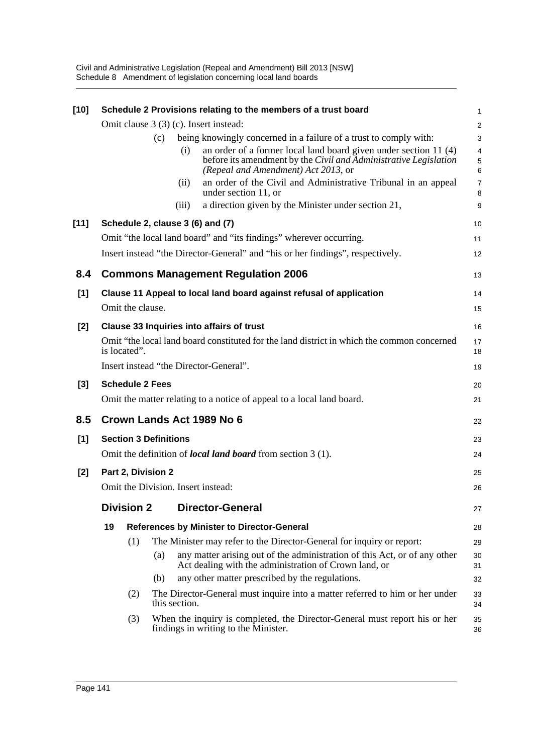**[10] Schedule 2 Provisions relating to the members of a trust board**

Omit clause 3 (3) (c). Insert instead:

(c) being knowingly concerned in a failure of a trust to comply with:

(i) an order of a former local land board given under section 11 (4) before its amendment by the *Civil and Administrative Legislation (Repeal and Amendment) Act 2013*, or

(ii) an order of the Civil and Administrative Tribunal in an appeal under section 11, or

(iii) a direction given by the Minister under section 21,

**[11] Schedule 2, clause 3 (6) and (7)**

Omit "the local land board" and "its findings" wherever occurring.

Insert instead "the Director-General" and "his or her findings", respectively.

## 8.4 Commons Management Regulation 2006

**[1] Clause 11 Appeal to local land board against refusal of application**

Omit the clause.

**[2] Clause 33 Inquiries into affairs of trust**

Omit "the local land board constituted for the land district in which the common concerned is located".

Insert instead "the Director-General".

**[3] Schedule 2 Fees**

Omit the matter relating to a notice of appeal to a local land board.

## 8.5 Crown Lands Act 1989 No 6

**[1] Section 3 Definitions**

Omit the definition of ***local land board*** from section 3 (1).

**[2] Part 2, Division 2**

Omit the Division. Insert instead:

### Division 2 Director-General

**19 References by Minister to Director-General**

(1) The Minister may refer to the Director-General for inquiry or report:

(a) any matter arising out of the administration of this Act, or of any other Act dealing with the administration of Crown land, or

(b) any other matter prescribed by the regulations.

(2) The Director-General must inquire into a matter referred to him or her under this section.

(3) When the inquiry is completed, the Director-General must report his or her findings in writing to the Minister.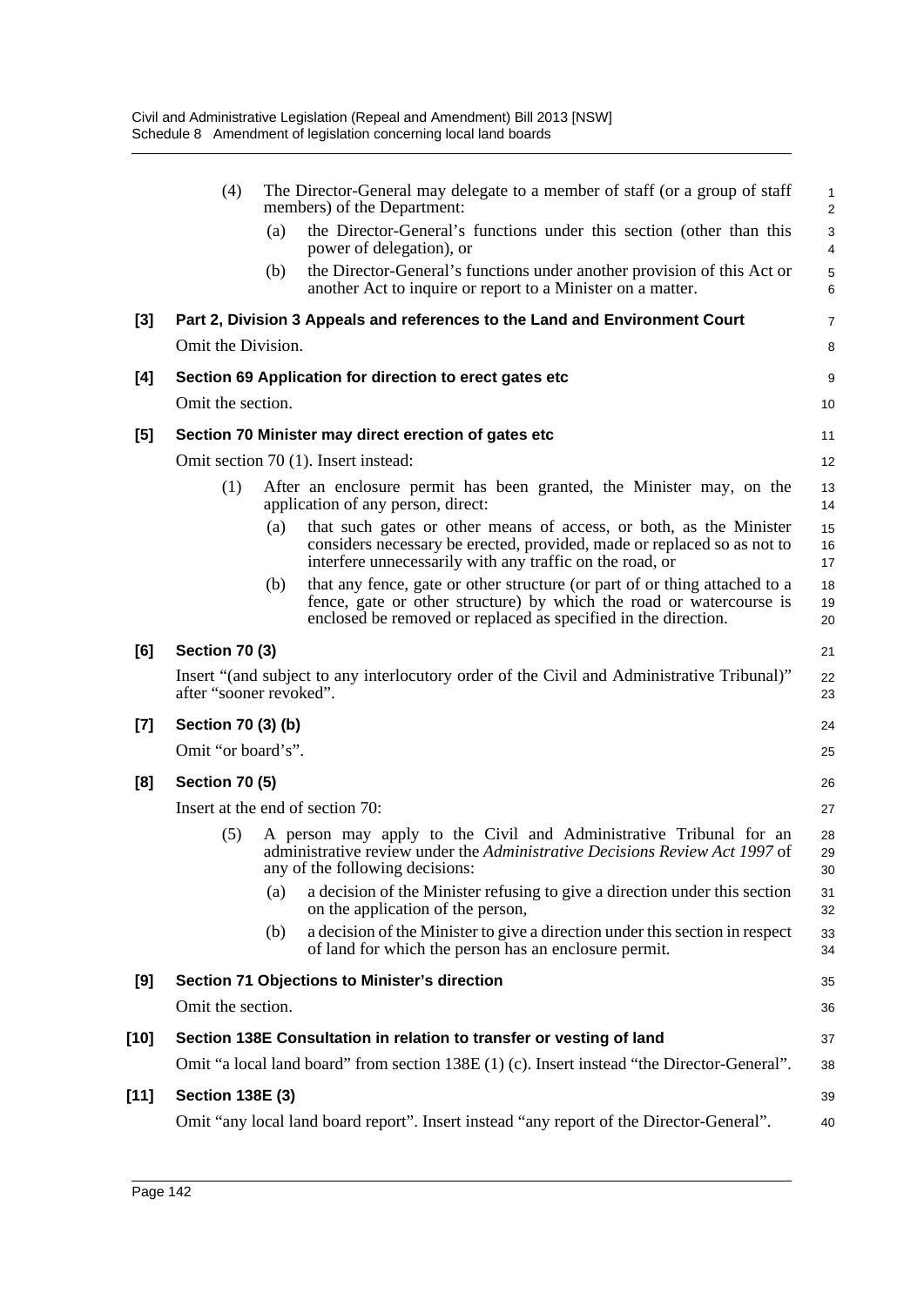(4) The Director-General may delegate to a member of staff (or a group of staff members) of the Department:

(a) the Director-General's functions under this section (other than this power of delegation), or

(b) the Director-General's functions under another provision of this Act or another Act to inquire or report to a Minister on a matter.

**[3] Part 2, Division 3 Appeals and references to the Land and Environment Court**

Omit the Division.

**[4] Section 69 Application for direction to erect gates etc**

Omit the section.

**[5] Section 70 Minister may direct erection of gates etc**

Omit section 70 (1). Insert instead:

(1) After an enclosure permit has been granted, the Minister may, on the application of any person, direct:

(a) that such gates or other means of access, or both, as the Minister considers necessary be erected, provided, made or replaced so as not to interfere unnecessarily with any traffic on the road, or

(b) that any fence, gate or other structure (or part of or thing attached to a fence, gate or other structure) by which the road or watercourse is enclosed be removed or replaced as specified in the direction.

**[6] Section 70 (3)**

Insert "(and subject to any interlocutory order of the Civil and Administrative Tribunal)" after "sooner revoked".

**[7] Section 70 (3) (b)**

Omit "or board's".

**[8] Section 70 (5)**

Insert at the end of section 70:

(5) A person may apply to the Civil and Administrative Tribunal for an administrative review under the *Administrative Decisions Review Act 1997* of any of the following decisions:

(a) a decision of the Minister refusing to give a direction under this section on the application of the person,

(b) a decision of the Minister to give a direction under this section in respect of land for which the person has an enclosure permit.

**[9] Section 71 Objections to Minister's direction**

Omit the section.

**[10] Section 138E Consultation in relation to transfer or vesting of land**

Omit "a local land board" from section 138E (1) (c). Insert instead "the Director-General".

**[11] Section 138E (3)**

Omit "any local land board report". Insert instead "any report of the Director-General".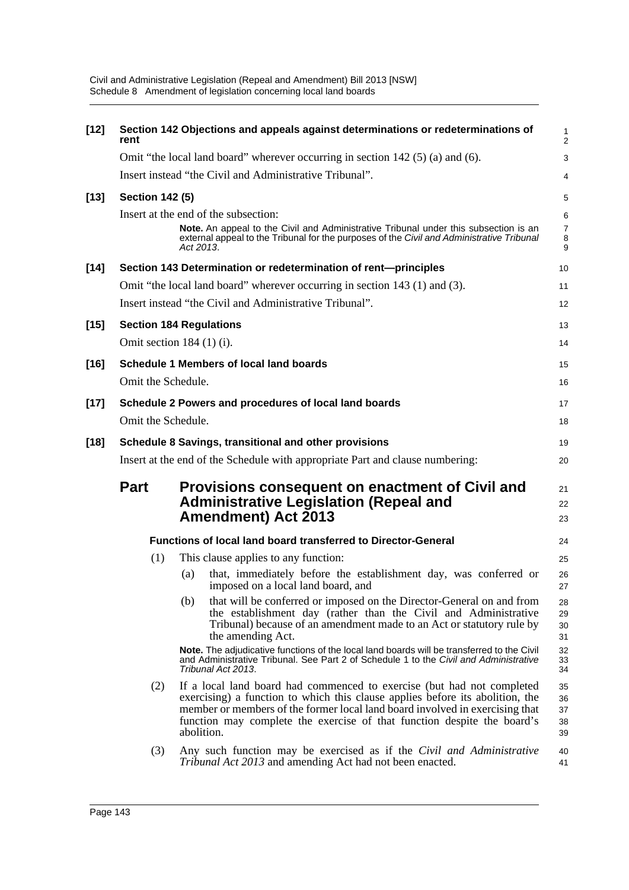**[12] Section 142 Objections and appeals against determinations or redeterminations of rent**

Omit "the local land board" wherever occurring in section 142 (5) (a) and (6).

Insert instead "the Civil and Administrative Tribunal".

**[13] Section 142 (5)**

Insert at the end of the subsection:

> **Note.** An appeal to the Civil and Administrative Tribunal under this subsection is an external appeal to the Tribunal for the purposes of the *Civil and Administrative Tribunal Act 2013*.

**[14] Section 143 Determination or redetermination of rent—principles**

Omit "the local land board" wherever occurring in section 143 (1) and (3).

Insert instead "the Civil and Administrative Tribunal".

**[15] Section 184 Regulations**

Omit section 184 (1) (i).

**[16] Schedule 1 Members of local land boards**

Omit the Schedule.

**[17] Schedule 2 Powers and procedures of local land boards**

Omit the Schedule.

**[18] Schedule 8 Savings, transitional and other provisions**

Insert at the end of the Schedule with appropriate Part and clause numbering:

## Part Provisions consequent on enactment of Civil and Administrative Legislation (Repeal and Amendment) Act 2013

**Functions of local land board transferred to Director-General**

(1) This clause applies to any function:

(a) that, immediately before the establishment day, was conferred or imposed on a local land board, and

(b) that will be conferred or imposed on the Director-General on and from the establishment day (rather than the Civil and Administrative Tribunal) because of an amendment made to an Act or statutory rule by the amending Act.

> **Note.** The adjudicative functions of the local land boards will be transferred to the Civil and Administrative Tribunal. See Part 2 of Schedule 1 to the *Civil and Administrative Tribunal Act 2013*.

(2) If a local land board had commenced to exercise (but had not completed exercising) a function to which this clause applies before its abolition, the member or members of the former local land board involved in exercising that function may complete the exercise of that function despite the board's abolition.

(3) Any such function may be exercised as if the *Civil and Administrative Tribunal Act 2013* and amending Act had not been enacted.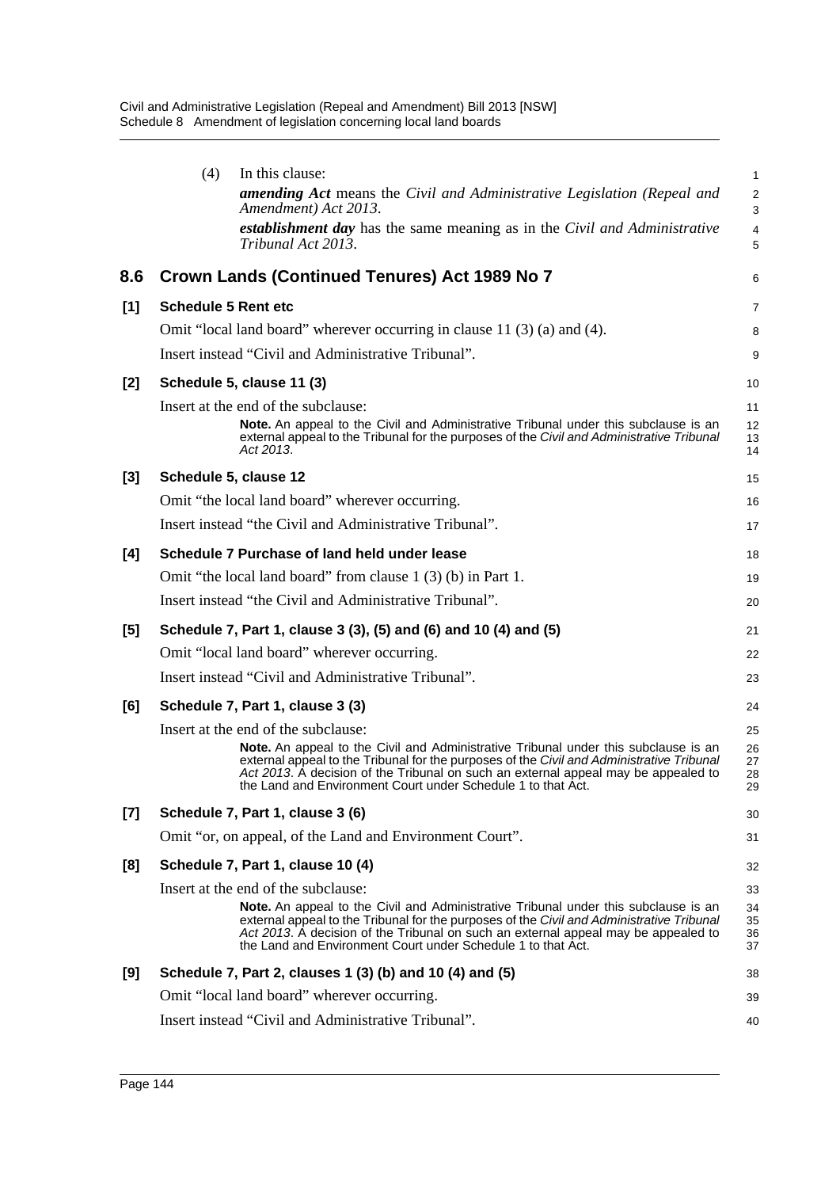(4) In this clause:

***amending Act*** means the *Civil and Administrative Legislation (Repeal and Amendment) Act 2013*.

***establishment day*** has the same meaning as in the *Civil and Administrative Tribunal Act 2013*.

## 8.6 Crown Lands (Continued Tenures) Act 1989 No 7

### [1] Schedule 5 Rent etc

Omit "local land board" wherever occurring in clause 11 (3) (a) and (4).

Insert instead "Civil and Administrative Tribunal".

### [2] Schedule 5, clause 11 (3)

Insert at the end of the subclause:

> **Note.** An appeal to the Civil and Administrative Tribunal under this subclause is an external appeal to the Tribunal for the purposes of the *Civil and Administrative Tribunal Act 2013*.

### [3] Schedule 5, clause 12

Omit "the local land board" wherever occurring.

Insert instead "the Civil and Administrative Tribunal".

### [4] Schedule 7 Purchase of land held under lease

Omit "the local land board" from clause 1 (3) (b) in Part 1.

Insert instead "the Civil and Administrative Tribunal".

### [5] Schedule 7, Part 1, clause 3 (3), (5) and (6) and 10 (4) and (5)

Omit "local land board" wherever occurring.

Insert instead "Civil and Administrative Tribunal".

### [6] Schedule 7, Part 1, clause 3 (3)

Insert at the end of the subclause:

> **Note.** An appeal to the Civil and Administrative Tribunal under this subclause is an external appeal to the Tribunal for the purposes of the *Civil and Administrative Tribunal Act 2013*. A decision of the Tribunal on such an external appeal may be appealed to the Land and Environment Court under Schedule 1 to that Act.

### [7] Schedule 7, Part 1, clause 3 (6)

Omit "or, on appeal, of the Land and Environment Court".

### [8] Schedule 7, Part 1, clause 10 (4)

Insert at the end of the subclause:

> **Note.** An appeal to the Civil and Administrative Tribunal under this subclause is an external appeal to the Tribunal for the purposes of the *Civil and Administrative Tribunal Act 2013*. A decision of the Tribunal on such an external appeal may be appealed to the Land and Environment Court under Schedule 1 to that Act.

### [9] Schedule 7, Part 2, clauses 1 (3) (b) and 10 (4) and (5)

Omit "local land board" wherever occurring.

Insert instead "Civil and Administrative Tribunal".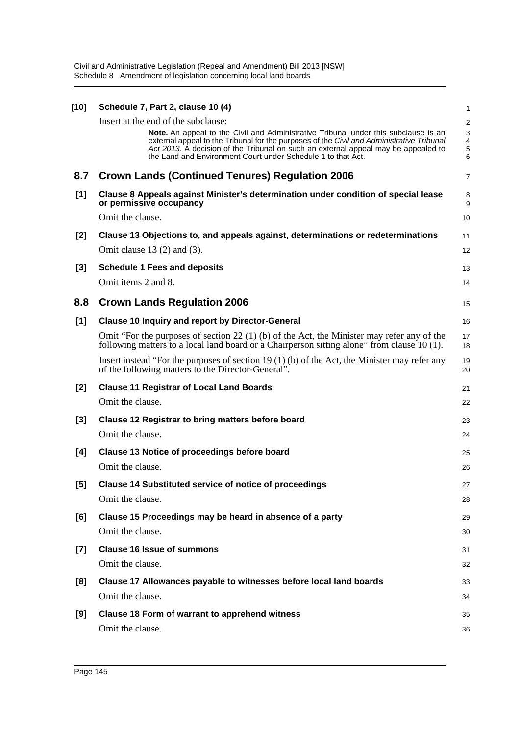**[10] Schedule 7, Part 2, clause 10 (4)**

Insert at the end of the subclause:

> **Note.** An appeal to the Civil and Administrative Tribunal under this subclause is an external appeal to the Tribunal for the purposes of the *Civil and Administrative Tribunal Act 2013*. A decision of the Tribunal on such an external appeal may be appealed to the Land and Environment Court under Schedule 1 to that Act.

## 8.7 Crown Lands (Continued Tenures) Regulation 2006

**[1] Clause 8 Appeals against Minister's determination under condition of special lease or permissive occupancy**

Omit the clause.

**[2] Clause 13 Objections to, and appeals against, determinations or redeterminations**

Omit clause 13 (2) and (3).

**[3] Schedule 1 Fees and deposits**

Omit items 2 and 8.

## 8.8 Crown Lands Regulation 2006

**[1] Clause 10 Inquiry and report by Director-General**

Omit "For the purposes of section 22 (1) (b) of the Act, the Minister may refer any of the following matters to a local land board or a Chairperson sitting alone" from clause 10 (1).

Insert instead "For the purposes of section 19 (1) (b) of the Act, the Minister may refer any of the following matters to the Director-General".

**[2] Clause 11 Registrar of Local Land Boards**

Omit the clause.

**[3] Clause 12 Registrar to bring matters before board**

Omit the clause.

**[4] Clause 13 Notice of proceedings before board**

Omit the clause.

**[5] Clause 14 Substituted service of notice of proceedings**

Omit the clause.

**[6] Clause 15 Proceedings may be heard in absence of a party**

Omit the clause.

**[7] Clause 16 Issue of summons**

Omit the clause.

**[8] Clause 17 Allowances payable to witnesses before local land boards**

Omit the clause.

**[9] Clause 18 Form of warrant to apprehend witness**

Omit the clause.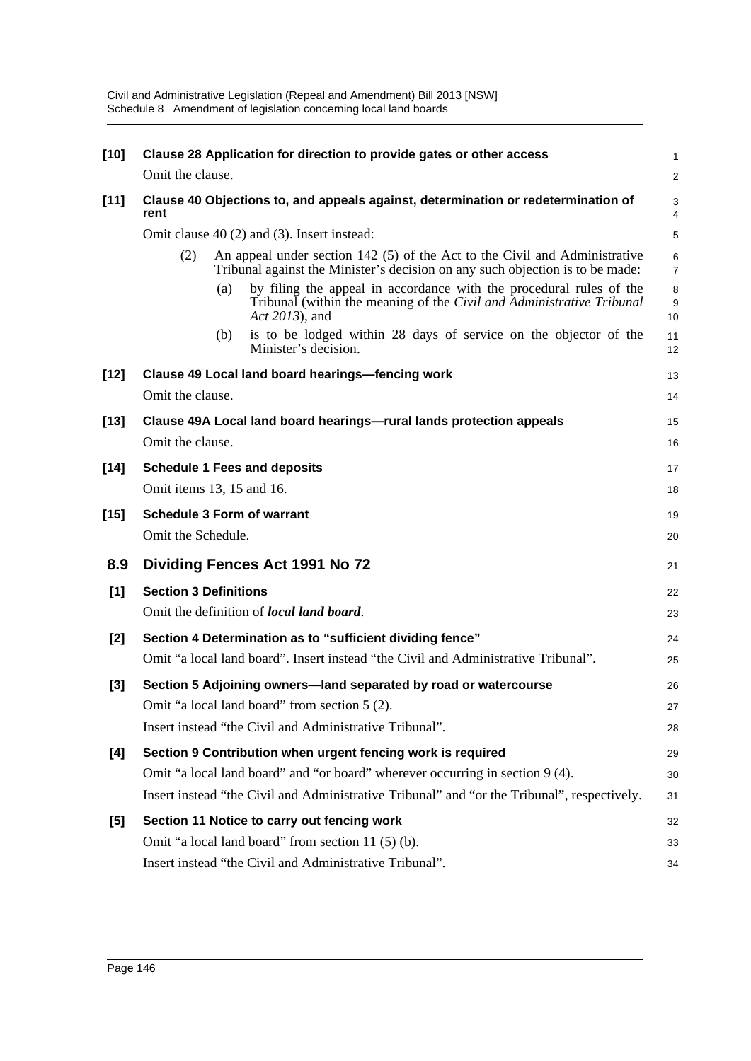**[10] Clause 28 Application for direction to provide gates or other access**

Omit the clause.

**[11] Clause 40 Objections to, and appeals against, determination or redetermination of rent**

Omit clause 40 (2) and (3). Insert instead:

(2) An appeal under section 142 (5) of the Act to the Civil and Administrative Tribunal against the Minister's decision on any such objection is to be made:

(a) by filing the appeal in accordance with the procedural rules of the Tribunal (within the meaning of the *Civil and Administrative Tribunal Act 2013*), and

(b) is to be lodged within 28 days of service on the objector of the Minister's decision.

**[12] Clause 49 Local land board hearings—fencing work**

Omit the clause.

**[13] Clause 49A Local land board hearings—rural lands protection appeals**

Omit the clause.

**[14] Schedule 1 Fees and deposits**

Omit items 13, 15 and 16.

**[15] Schedule 3 Form of warrant**

Omit the Schedule.

## 8.9 Dividing Fences Act 1991 No 72

**[1] Section 3 Definitions**

Omit the definition of ***local land board***.

**[2] Section 4 Determination as to "sufficient dividing fence"**

Omit "a local land board". Insert instead "the Civil and Administrative Tribunal".

**[3] Section 5 Adjoining owners—land separated by road or watercourse**

Omit "a local land board" from section 5 (2).

Insert instead "the Civil and Administrative Tribunal".

**[4] Section 9 Contribution when urgent fencing work is required**

Omit "a local land board" and "or board" wherever occurring in section 9 (4).

Insert instead "the Civil and Administrative Tribunal" and "or the Tribunal", respectively.

**[5] Section 11 Notice to carry out fencing work**

Omit "a local land board" from section 11 (5) (b).

Insert instead "the Civil and Administrative Tribunal".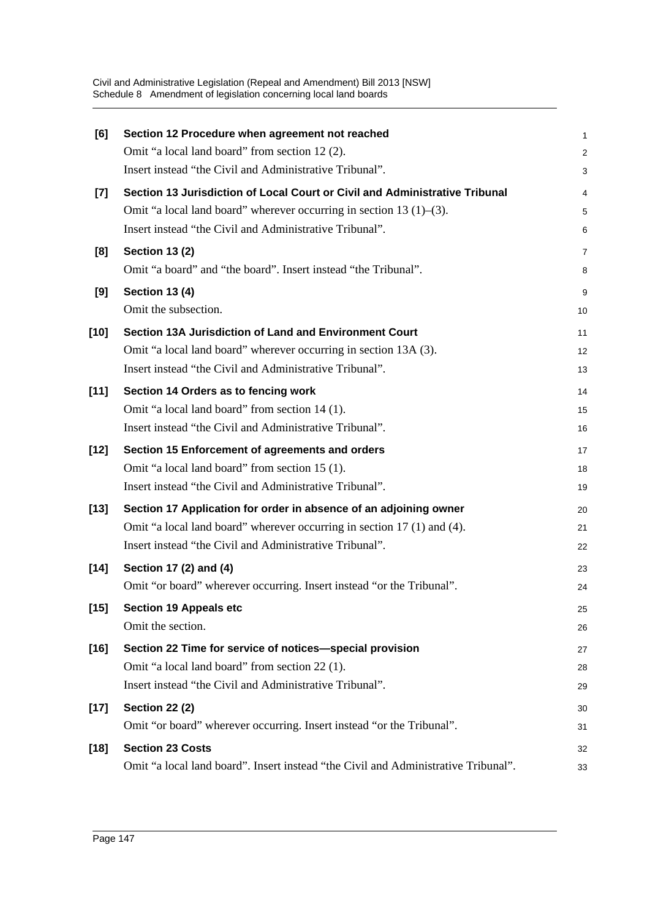**[6] Section 12 Procedure when agreement not reached**

Omit "a local land board" from section 12 (2).

Insert instead "the Civil and Administrative Tribunal".

**[7] Section 13 Jurisdiction of Local Court or Civil and Administrative Tribunal**

Omit "a local land board" wherever occurring in section 13 (1)–(3).

Insert instead "the Civil and Administrative Tribunal".

**[8] Section 13 (2)**

Omit "a board" and "the board". Insert instead "the Tribunal".

**[9] Section 13 (4)**

Omit the subsection.

**[10] Section 13A Jurisdiction of Land and Environment Court**

Omit "a local land board" wherever occurring in section 13A (3).

Insert instead "the Civil and Administrative Tribunal".

**[11] Section 14 Orders as to fencing work**

Omit "a local land board" from section 14 (1).

Insert instead "the Civil and Administrative Tribunal".

**[12] Section 15 Enforcement of agreements and orders**

Omit "a local land board" from section 15 (1).

Insert instead "the Civil and Administrative Tribunal".

**[13] Section 17 Application for order in absence of an adjoining owner**

Omit "a local land board" wherever occurring in section 17 (1) and (4).

Insert instead "the Civil and Administrative Tribunal".

**[14] Section 17 (2) and (4)**

Omit "or board" wherever occurring. Insert instead "or the Tribunal".

**[15] Section 19 Appeals etc**

Omit the section.

**[16] Section 22 Time for service of notices—special provision**

Omit "a local land board" from section 22 (1).

Insert instead "the Civil and Administrative Tribunal".

**[17] Section 22 (2)**

Omit "or board" wherever occurring. Insert instead "or the Tribunal".

**[18] Section 23 Costs**

Omit "a local land board". Insert instead "the Civil and Administrative Tribunal".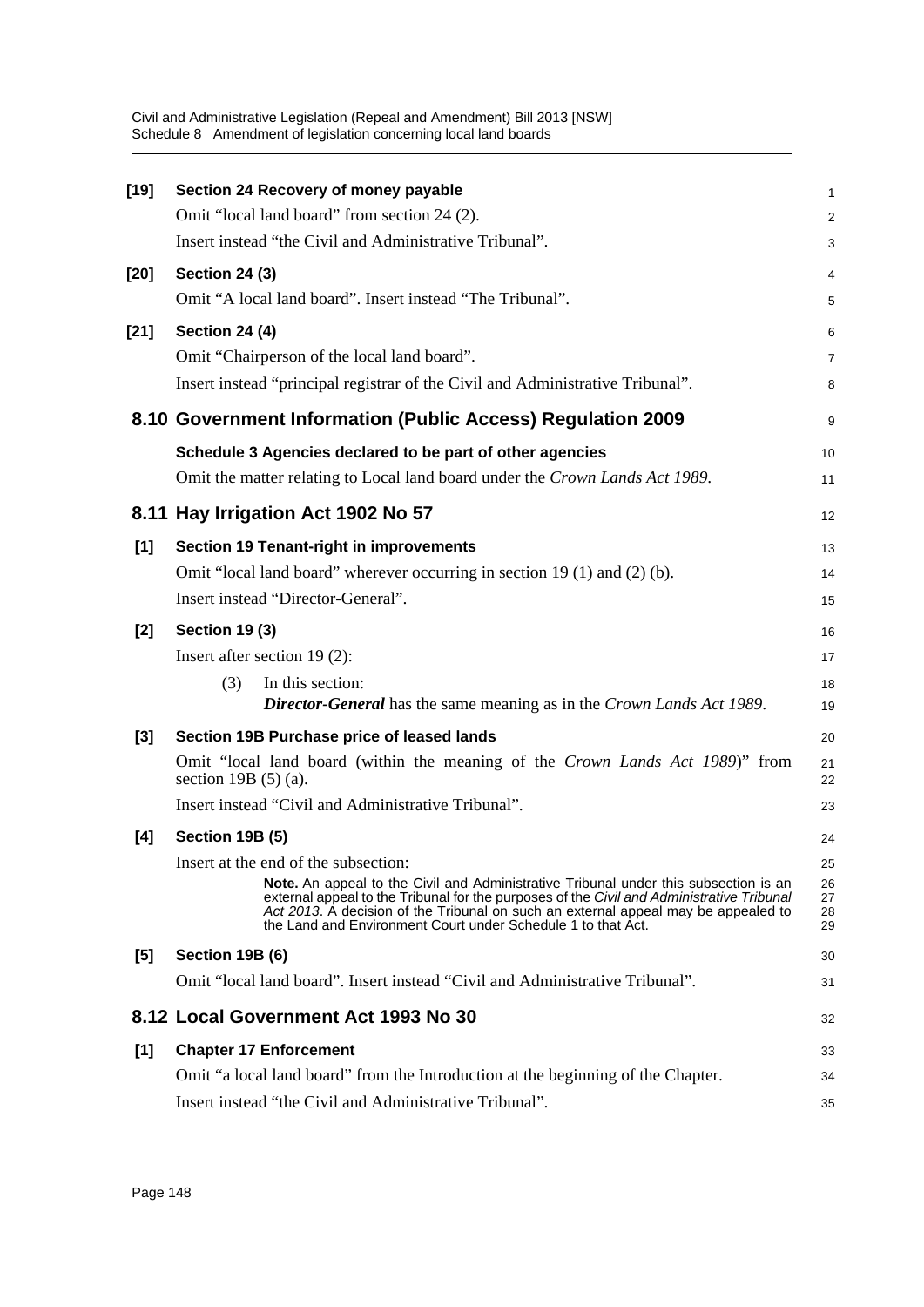**[19] Section 24 Recovery of money payable**

Omit “local land board” from section 24 (2).

Insert instead “the Civil and Administrative Tribunal”.

**[20] Section 24 (3)**

Omit “A local land board”. Insert instead “The Tribunal”.

**[21] Section 24 (4)**

Omit “Chairperson of the local land board”.

Insert instead “principal registrar of the Civil and Administrative Tribunal”.

## 8.10 Government Information (Public Access) Regulation 2009

**Schedule 3 Agencies declared to be part of other agencies**

Omit the matter relating to Local land board under the *Crown Lands Act 1989*.

## 8.11 Hay Irrigation Act 1902 No 57

**[1] Section 19 Tenant-right in improvements**

Omit “local land board” wherever occurring in section 19 (1) and (2) (b).

Insert instead “Director-General”.

**[2] Section 19 (3)**

Insert after section 19 (2):

(3) In this section:

***Director-General*** has the same meaning as in the *Crown Lands Act 1989*.

**[3] Section 19B Purchase price of leased lands**

Omit “local land board (within the meaning of the *Crown Lands Act 1989*)” from section 19B (5) (a).

Insert instead “Civil and Administrative Tribunal”.

**[4] Section 19B (5)**

Insert at the end of the subsection:

**Note.** An appeal to the Civil and Administrative Tribunal under this subsection is an external appeal to the Tribunal for the purposes of the *Civil and Administrative Tribunal Act 2013*. A decision of the Tribunal on such an external appeal may be appealed to the Land and Environment Court under Schedule 1 to that Act.

**[5] Section 19B (6)**

Omit “local land board”. Insert instead “Civil and Administrative Tribunal”.

## 8.12 Local Government Act 1993 No 30

**[1] Chapter 17 Enforcement**

Omit “a local land board” from the Introduction at the beginning of the Chapter.

Insert instead “the Civil and Administrative Tribunal”.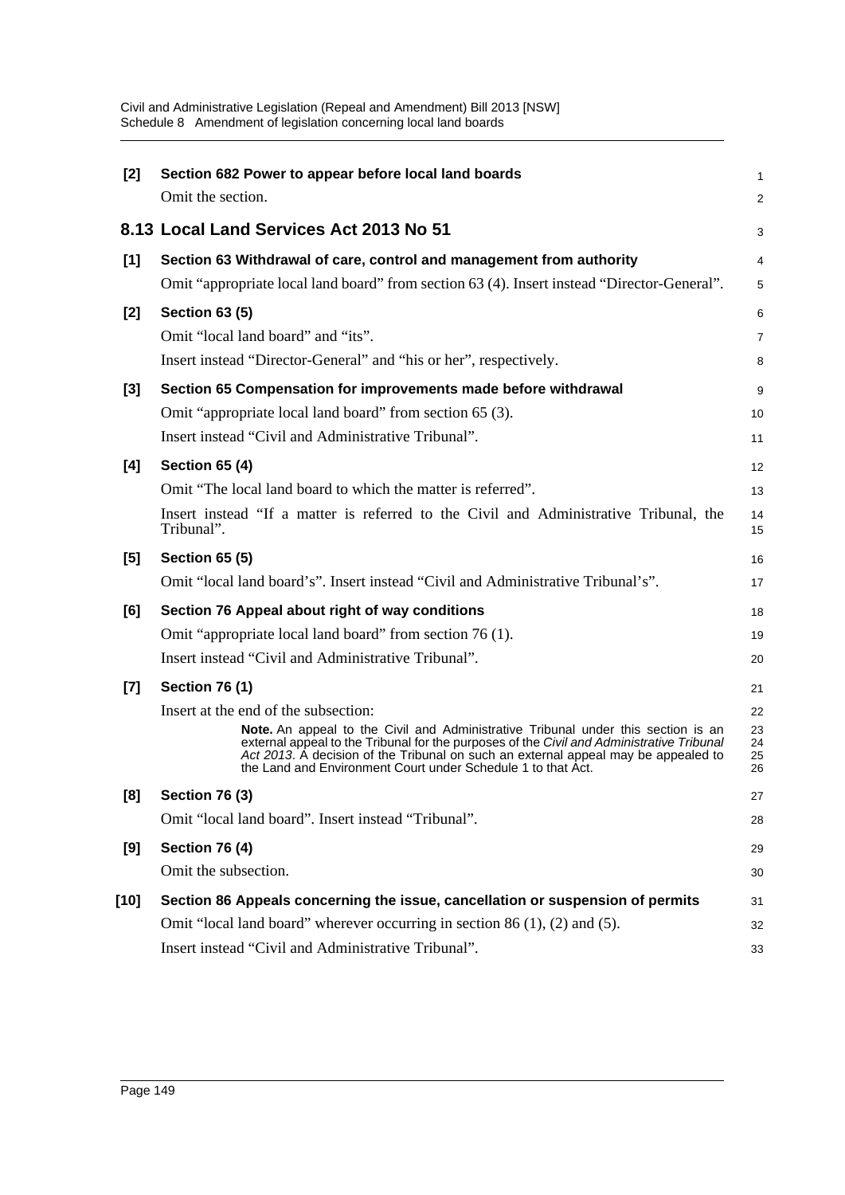**[2] Section 682 Power to appear before local land boards**

Omit the section.

## 8.13 Local Land Services Act 2013 No 51

**[1] Section 63 Withdrawal of care, control and management from authority**

Omit "appropriate local land board" from section 63 (4). Insert instead "Director-General".

**[2] Section 63 (5)**

Omit "local land board" and "its".

Insert instead "Director-General" and "his or her", respectively.

**[3] Section 65 Compensation for improvements made before withdrawal**

Omit "appropriate local land board" from section 65 (3).

Insert instead "Civil and Administrative Tribunal".

**[4] Section 65 (4)**

Omit "The local land board to which the matter is referred".

Insert instead "If a matter is referred to the Civil and Administrative Tribunal, the Tribunal".

**[5] Section 65 (5)**

Omit "local land board's". Insert instead "Civil and Administrative Tribunal's".

**[6] Section 76 Appeal about right of way conditions**

Omit "appropriate local land board" from section 76 (1).

Insert instead "Civil and Administrative Tribunal".

**[7] Section 76 (1)**

Insert at the end of the subsection:

> **Note.** An appeal to the Civil and Administrative Tribunal under this section is an external appeal to the Tribunal for the purposes of the *Civil and Administrative Tribunal Act 2013*. A decision of the Tribunal on such an external appeal may be appealed to the Land and Environment Court under Schedule 1 to that Act.

**[8] Section 76 (3)**

Omit "local land board". Insert instead "Tribunal".

**[9] Section 76 (4)**

Omit the subsection.

**[10] Section 86 Appeals concerning the issue, cancellation or suspension of permits**

Omit "local land board" wherever occurring in section 86 (1), (2) and (5).

Insert instead "Civil and Administrative Tribunal".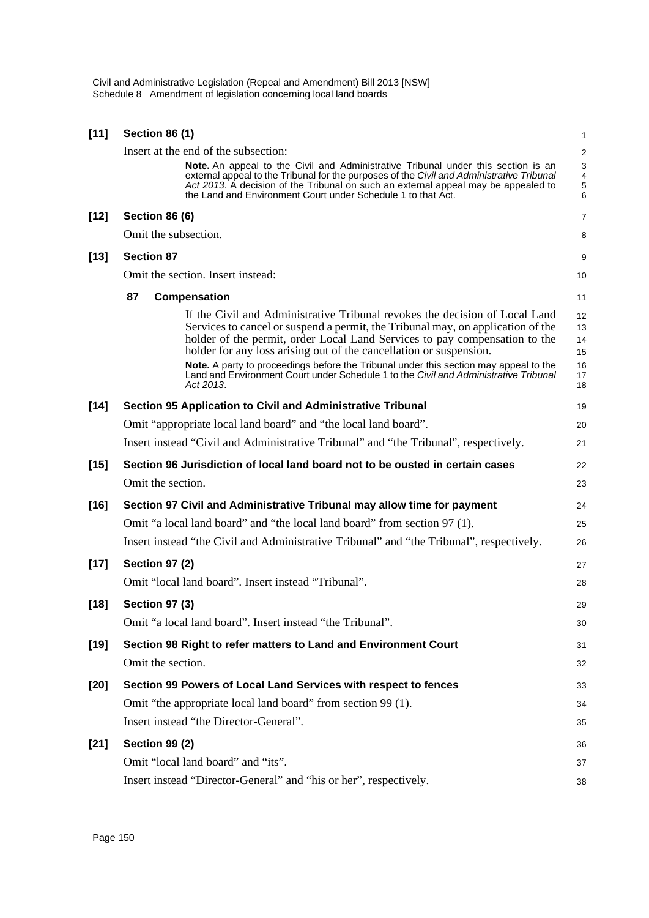**[11] Section 86 (1)**

Insert at the end of the subsection:

> **Note.** An appeal to the Civil and Administrative Tribunal under this section is an external appeal to the Tribunal for the purposes of the *Civil and Administrative Tribunal Act 2013*. A decision of the Tribunal on such an external appeal may be appealed to the Land and Environment Court under Schedule 1 to that Act.

**[12] Section 86 (6)**

Omit the subsection.

**[13] Section 87**

Omit the section. Insert instead:

> **87 Compensation**
>
> If the Civil and Administrative Tribunal revokes the decision of Local Land Services to cancel or suspend a permit, the Tribunal may, on application of the holder of the permit, order Local Land Services to pay compensation to the holder for any loss arising out of the cancellation or suspension.
>
> **Note.** A party to proceedings before the Tribunal under this section may appeal to the Land and Environment Court under Schedule 1 to the *Civil and Administrative Tribunal Act 2013*.

**[14] Section 95 Application to Civil and Administrative Tribunal**

Omit "appropriate local land board" and "the local land board".

Insert instead "Civil and Administrative Tribunal" and "the Tribunal", respectively.

**[15] Section 96 Jurisdiction of local land board not to be ousted in certain cases**

Omit the section.

**[16] Section 97 Civil and Administrative Tribunal may allow time for payment**

Omit "a local land board" and "the local land board" from section 97 (1).

Insert instead "the Civil and Administrative Tribunal" and "the Tribunal", respectively.

**[17] Section 97 (2)**

Omit "local land board". Insert instead "Tribunal".

**[18] Section 97 (3)**

Omit "a local land board". Insert instead "the Tribunal".

**[19] Section 98 Right to refer matters to Land and Environment Court**

Omit the section.

**[20] Section 99 Powers of Local Land Services with respect to fences**

Omit "the appropriate local land board" from section 99 (1).

Insert instead "the Director-General".

**[21] Section 99 (2)**

Omit "local land board" and "its".

Insert instead "Director-General" and "his or her", respectively.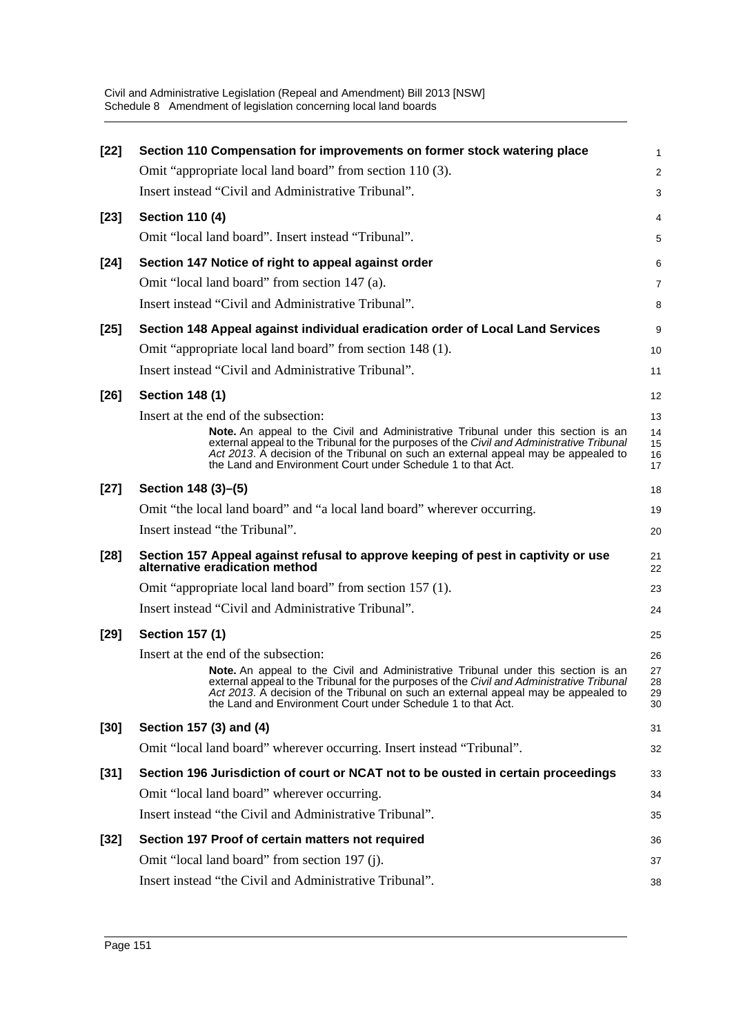**[22] Section 110 Compensation for improvements on former stock watering place**

Omit "appropriate local land board" from section 110 (3).

Insert instead "Civil and Administrative Tribunal".

**[23] Section 110 (4)**

Omit "local land board". Insert instead "Tribunal".

**[24] Section 147 Notice of right to appeal against order**

Omit "local land board" from section 147 (a).

Insert instead "Civil and Administrative Tribunal".

**[25] Section 148 Appeal against individual eradication order of Local Land Services**

Omit "appropriate local land board" from section 148 (1).

Insert instead "Civil and Administrative Tribunal".

**[26] Section 148 (1)**

Insert at the end of the subsection:

> **Note.** An appeal to the Civil and Administrative Tribunal under this section is an external appeal to the Tribunal for the purposes of the *Civil and Administrative Tribunal Act 2013*. A decision of the Tribunal on such an external appeal may be appealed to the Land and Environment Court under Schedule 1 to that Act.

**[27] Section 148 (3)–(5)**

Omit "the local land board" and "a local land board" wherever occurring.

Insert instead "the Tribunal".

**[28] Section 157 Appeal against refusal to approve keeping of pest in captivity or use alternative eradication method**

Omit "appropriate local land board" from section 157 (1).

Insert instead "Civil and Administrative Tribunal".

**[29] Section 157 (1)**

Insert at the end of the subsection:

> **Note.** An appeal to the Civil and Administrative Tribunal under this section is an external appeal to the Tribunal for the purposes of the *Civil and Administrative Tribunal Act 2013*. A decision of the Tribunal on such an external appeal may be appealed to the Land and Environment Court under Schedule 1 to that Act.

**[30] Section 157 (3) and (4)**

Omit "local land board" wherever occurring. Insert instead "Tribunal".

**[31] Section 196 Jurisdiction of court or NCAT not to be ousted in certain proceedings**

Omit "local land board" wherever occurring.

Insert instead "the Civil and Administrative Tribunal".

**[32] Section 197 Proof of certain matters not required**

Omit "local land board" from section 197 (j).

Insert instead "the Civil and Administrative Tribunal".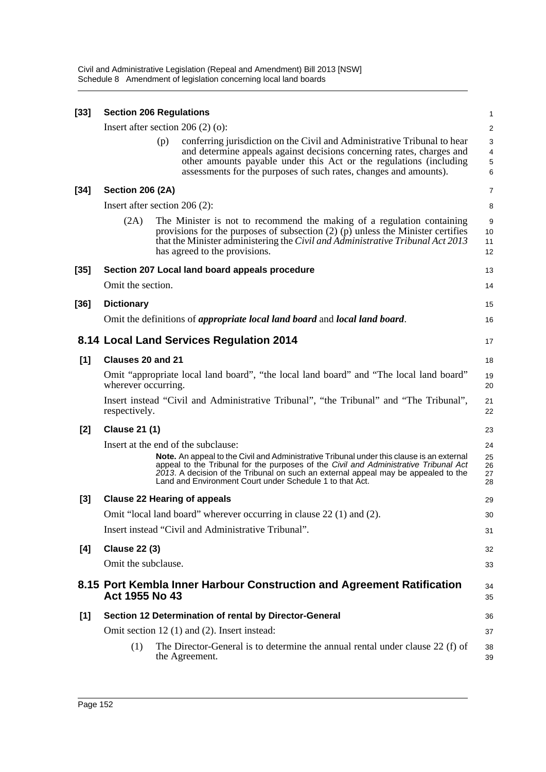**[33] Section 206 Regulations**

Insert after section 206 (2) (o):

> (p) conferring jurisdiction on the Civil and Administrative Tribunal to hear and determine appeals against decisions concerning rates, charges and other amounts payable under this Act or the regulations (including assessments for the purposes of such rates, changes and amounts).

**[34] Section 206 (2A)**

Insert after section 206 (2):

> (2A) The Minister is not to recommend the making of a regulation containing provisions for the purposes of subsection (2) (p) unless the Minister certifies that the Minister administering the *Civil and Administrative Tribunal Act 2013* has agreed to the provisions.

**[35] Section 207 Local land board appeals procedure**

Omit the section.

**[36] Dictionary**

Omit the definitions of ***appropriate local land board*** and ***local land board***.

## 8.14 Local Land Services Regulation 2014

**[1] Clauses 20 and 21**

Omit "appropriate local land board", "the local land board" and "The local land board" wherever occurring.

Insert instead "Civil and Administrative Tribunal", "the Tribunal" and "The Tribunal", respectively.

**[2] Clause 21 (1)**

Insert at the end of the subclause:

> **Note.** An appeal to the Civil and Administrative Tribunal under this clause is an external appeal to the Tribunal for the purposes of the *Civil and Administrative Tribunal Act 2013*. A decision of the Tribunal on such an external appeal may be appealed to the Land and Environment Court under Schedule 1 to that Act.

**[3] Clause 22 Hearing of appeals**

Omit "local land board" wherever occurring in clause 22 (1) and (2).

Insert instead "Civil and Administrative Tribunal".

**[4] Clause 22 (3)**

Omit the subclause.

## 8.15 Port Kembla Inner Harbour Construction and Agreement Ratification Act 1955 No 43

**[1] Section 12 Determination of rental by Director-General**

Omit section 12 (1) and (2). Insert instead:

> (1) The Director-General is to determine the annual rental under clause 22 (f) of the Agreement.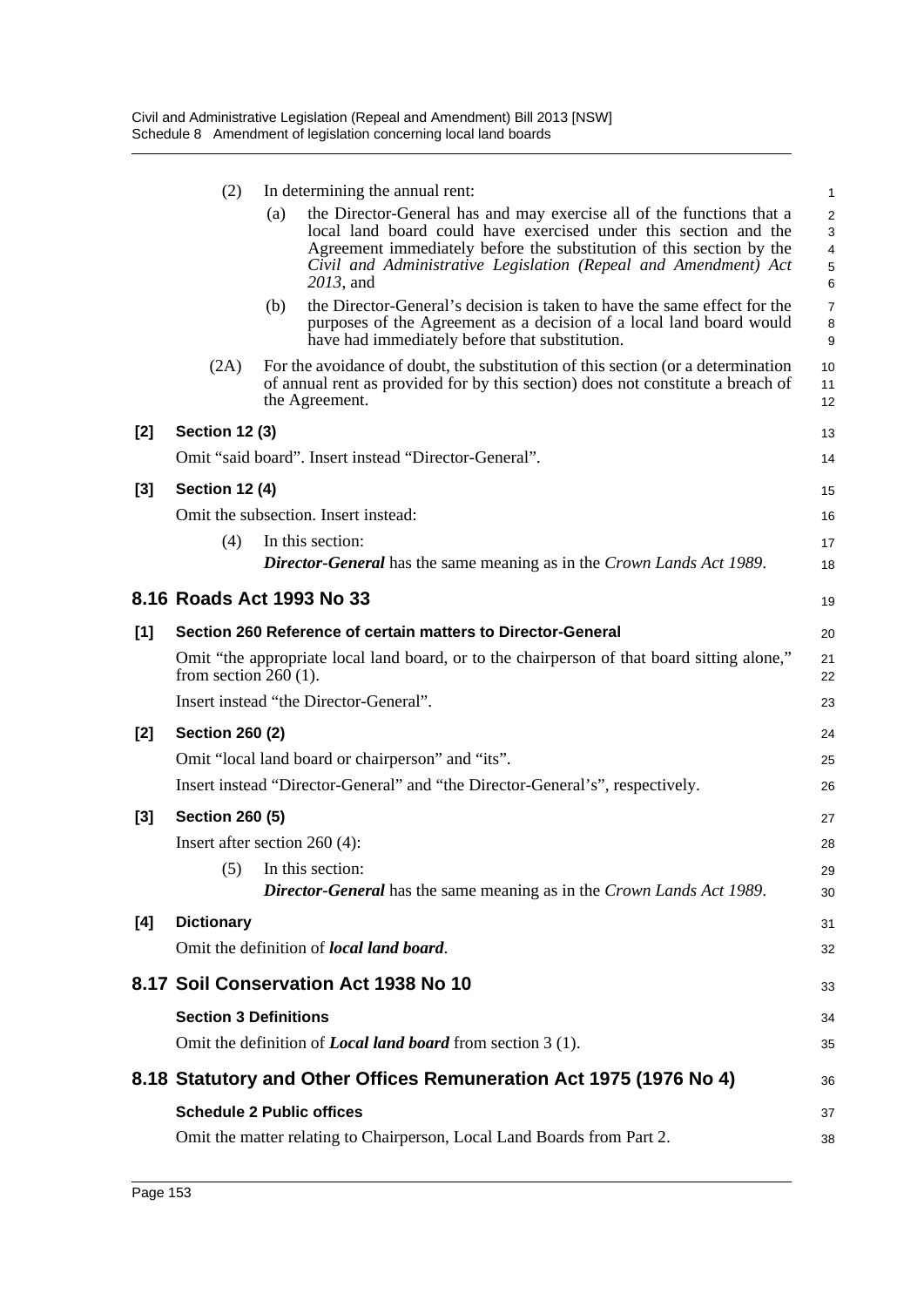(2) In determining the annual rent:

(a) the Director-General has and may exercise all of the functions that a local land board could have exercised under this section and the Agreement immediately before the substitution of this section by the *Civil and Administrative Legislation (Repeal and Amendment) Act 2013*, and

(b) the Director-General's decision is taken to have the same effect for the purposes of the Agreement as a decision of a local land board would have had immediately before that substitution.

(2A) For the avoidance of doubt, the substitution of this section (or a determination of annual rent as provided for by this section) does not constitute a breach of the Agreement.

**[2] Section 12 (3)**

Omit "said board". Insert instead "Director-General".

**[3] Section 12 (4)**

Omit the subsection. Insert instead:

(4) In this section:

***Director-General*** has the same meaning as in the *Crown Lands Act 1989*.

## 8.16 Roads Act 1993 No 33

**[1] Section 260 Reference of certain matters to Director-General**

Omit "the appropriate local land board, or to the chairperson of that board sitting alone," from section 260 (1).

Insert instead "the Director-General".

**[2] Section 260 (2)**

Omit "local land board or chairperson" and "its".

Insert instead "Director-General" and "the Director-General's", respectively.

**[3] Section 260 (5)**

Insert after section 260 (4):

(5) In this section:

***Director-General*** has the same meaning as in the *Crown Lands Act 1989*.

**[4] Dictionary**

Omit the definition of ***local land board***.

## 8.17 Soil Conservation Act 1938 No 10

**Section 3 Definitions**

Omit the definition of ***Local land board*** from section 3 (1).

## 8.18 Statutory and Other Offices Remuneration Act 1975 (1976 No 4)

**Schedule 2 Public offices**

Omit the matter relating to Chairperson, Local Land Boards from Part 2.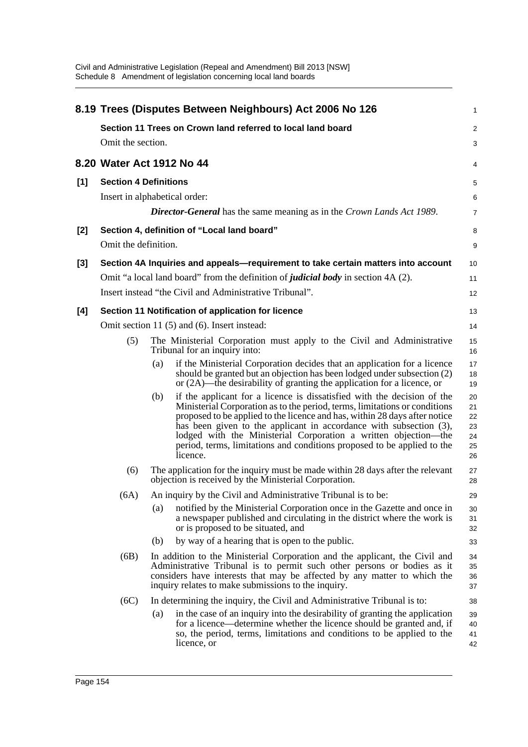## 8.19 Trees (Disputes Between Neighbours) Act 2006 No 126

**Section 11 Trees on Crown land referred to local land board**

Omit the section.

## 8.20 Water Act 1912 No 44

**[1] Section 4 Definitions**

Insert in alphabetical order:

> ***Director-General*** has the same meaning as in the *Crown Lands Act 1989*.

**[2] Section 4, definition of "Local land board"**

Omit the definition.

**[3] Section 4A Inquiries and appeals—requirement to take certain matters into account**

Omit "a local land board" from the definition of ***judicial body*** in section 4A (2).

Insert instead "the Civil and Administrative Tribunal".

**[4] Section 11 Notification of application for licence**

Omit section 11 (5) and (6). Insert instead:

(5) The Ministerial Corporation must apply to the Civil and Administrative Tribunal for an inquiry into:

- (a) if the Ministerial Corporation decides that an application for a licence should be granted but an objection has been lodged under subsection (2) or (2A)—the desirability of granting the application for a licence, or
- (b) if the applicant for a licence is dissatisfied with the decision of the Ministerial Corporation as to the period, terms, limitations or conditions proposed to be applied to the licence and has, within 28 days after notice has been given to the applicant in accordance with subsection (3), lodged with the Ministerial Corporation a written objection—the period, terms, limitations and conditions proposed to be applied to the licence.

(6) The application for the inquiry must be made within 28 days after the relevant objection is received by the Ministerial Corporation.

(6A) An inquiry by the Civil and Administrative Tribunal is to be:

- (a) notified by the Ministerial Corporation once in the Gazette and once in a newspaper published and circulating in the district where the work is or is proposed to be situated, and
- (b) by way of a hearing that is open to the public.

(6B) In addition to the Ministerial Corporation and the applicant, the Civil and Administrative Tribunal is to permit such other persons or bodies as it considers have interests that may be affected by any matter to which the inquiry relates to make submissions to the inquiry.

(6C) In determining the inquiry, the Civil and Administrative Tribunal is to:

- (a) in the case of an inquiry into the desirability of granting the application for a licence—determine whether the licence should be granted and, if so, the period, terms, limitations and conditions to be applied to the licence, or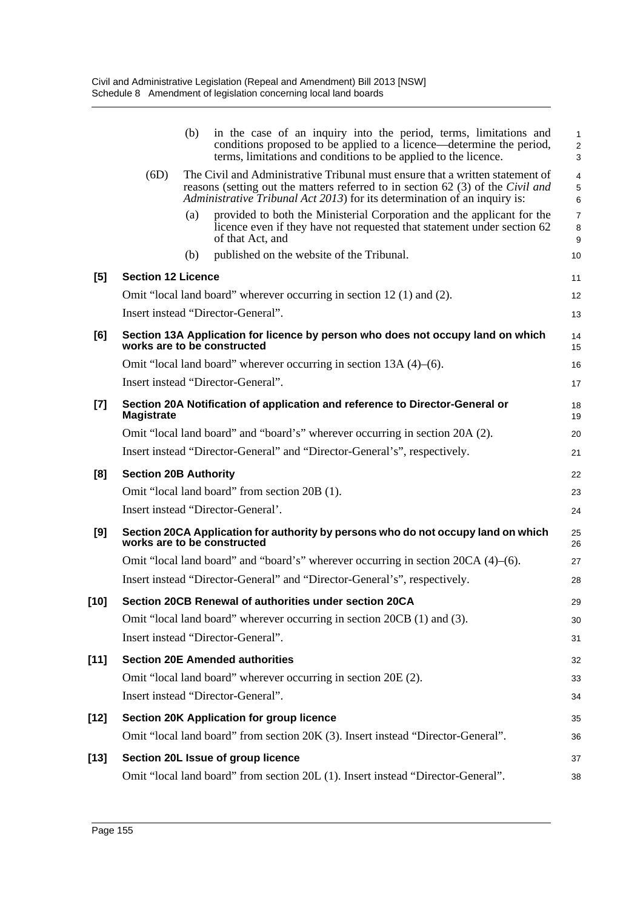(b) in the case of an inquiry into the period, terms, limitations and conditions proposed to be applied to a licence—determine the period, terms, limitations and conditions to be applied to the licence.

(6D) The Civil and Administrative Tribunal must ensure that a written statement of reasons (setting out the matters referred to in section 62 (3) of the *Civil and Administrative Tribunal Act 2013*) for its determination of an inquiry is:

(a) provided to both the Ministerial Corporation and the applicant for the licence even if they have not requested that statement under section 62 of that Act, and

(b) published on the website of the Tribunal.

**[5] Section 12 Licence**

Omit "local land board" wherever occurring in section 12 (1) and (2).

Insert instead "Director-General".

**[6] Section 13A Application for licence by person who does not occupy land on which works are to be constructed**

Omit "local land board" wherever occurring in section 13A (4)–(6).

Insert instead "Director-General".

**[7] Section 20A Notification of application and reference to Director-General or Magistrate**

Omit "local land board" and "board's" wherever occurring in section 20A (2).

Insert instead "Director-General" and "Director-General's", respectively.

**[8] Section 20B Authority**

Omit "local land board" from section 20B (1).

Insert instead "Director-General'.

**[9] Section 20CA Application for authority by persons who do not occupy land on which works are to be constructed**

Omit "local land board" and "board's" wherever occurring in section 20CA (4)–(6).

Insert instead "Director-General" and "Director-General's", respectively.

**[10] Section 20CB Renewal of authorities under section 20CA**

Omit "local land board" wherever occurring in section 20CB (1) and (3).

Insert instead "Director-General".

**[11] Section 20E Amended authorities**

Omit "local land board" wherever occurring in section 20E (2).

Insert instead "Director-General".

**[12] Section 20K Application for group licence**

Omit "local land board" from section 20K (3). Insert instead "Director-General".

**[13] Section 20L Issue of group licence**

Omit "local land board" from section 20L (1). Insert instead "Director-General".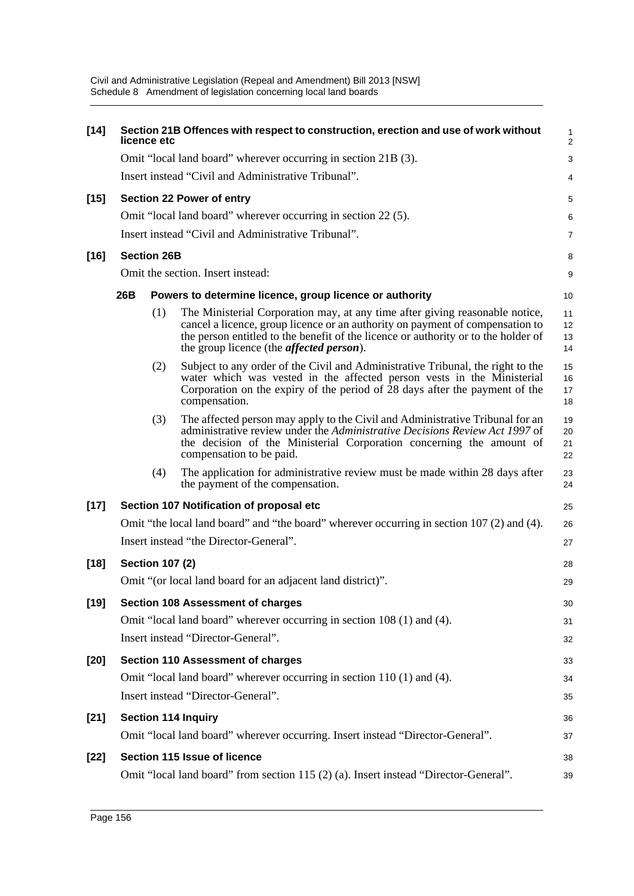**[14] Section 21B Offences with respect to construction, erection and use of work without licence etc**

Omit "local land board" wherever occurring in section 21B (3).

Insert instead "Civil and Administrative Tribunal".

**[15] Section 22 Power of entry**

Omit "local land board" wherever occurring in section 22 (5).

Insert instead "Civil and Administrative Tribunal".

**[16] Section 26B**

Omit the section. Insert instead:

**26B Powers to determine licence, group licence or authority**

(1) The Ministerial Corporation may, at any time after giving reasonable notice, cancel a licence, group licence or an authority on payment of compensation to the person entitled to the benefit of the licence or authority or to the holder of the group licence (the ***affected person***).

(2) Subject to any order of the Civil and Administrative Tribunal, the right to the water which was vested in the affected person vests in the Ministerial Corporation on the expiry of the period of 28 days after the payment of the compensation.

(3) The affected person may apply to the Civil and Administrative Tribunal for an administrative review under the *Administrative Decisions Review Act 1997* of the decision of the Ministerial Corporation concerning the amount of compensation to be paid.

(4) The application for administrative review must be made within 28 days after the payment of the compensation.

**[17] Section 107 Notification of proposal etc**

Omit "the local land board" and "the board" wherever occurring in section 107 (2) and (4).

Insert instead "the Director-General".

**[18] Section 107 (2)**

Omit "(or local land board for an adjacent land district)".

**[19] Section 108 Assessment of charges**

Omit "local land board" wherever occurring in section 108 (1) and (4).

Insert instead "Director-General".

**[20] Section 110 Assessment of charges**

Omit "local land board" wherever occurring in section 110 (1) and (4).

Insert instead "Director-General".

**[21] Section 114 Inquiry**

Omit "local land board" wherever occurring. Insert instead "Director-General".

**[22] Section 115 Issue of licence**

Omit "local land board" from section 115 (2) (a). Insert instead "Director-General".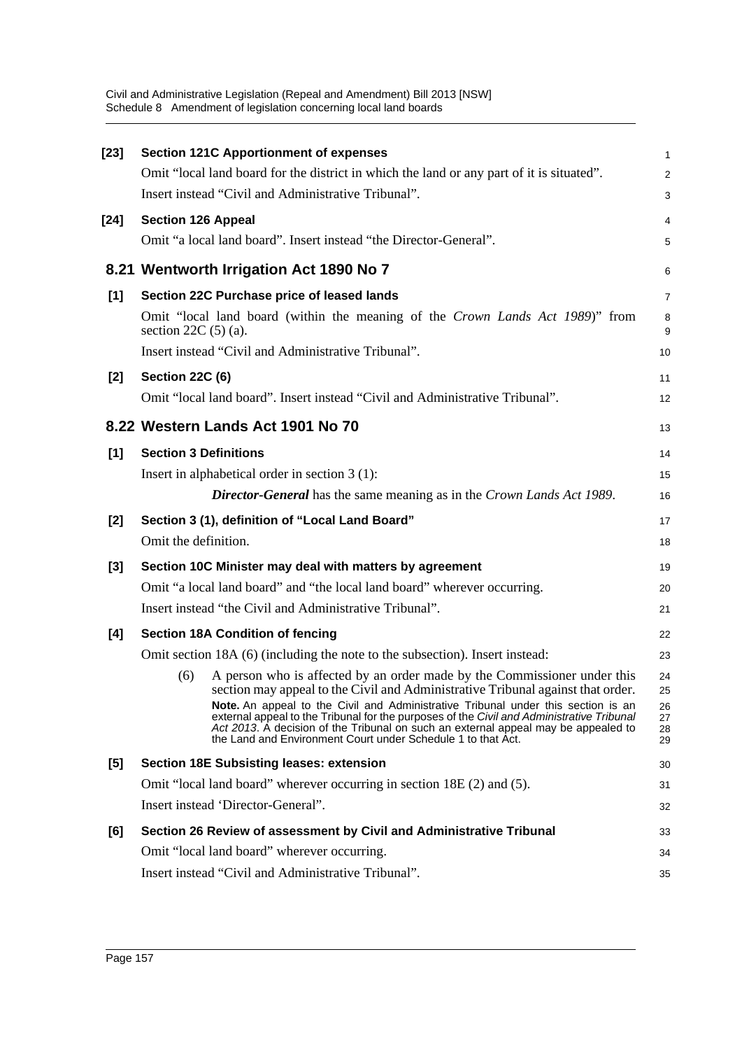**[23] Section 121C Apportionment of expenses**

Omit "local land board for the district in which the land or any part of it is situated".

Insert instead "Civil and Administrative Tribunal".

**[24] Section 126 Appeal**

Omit "a local land board". Insert instead "the Director-General".

## 8.21 Wentworth Irrigation Act 1890 No 7

**[1] Section 22C Purchase price of leased lands**

Omit "local land board (within the meaning of the *Crown Lands Act 1989*)" from section 22C (5) (a).

Insert instead "Civil and Administrative Tribunal".

**[2] Section 22C (6)**

Omit "local land board". Insert instead "Civil and Administrative Tribunal".

## 8.22 Western Lands Act 1901 No 70

**[1] Section 3 Definitions**

Insert in alphabetical order in section 3 (1):

> ***Director-General*** has the same meaning as in the *Crown Lands Act 1989*.

**[2] Section 3 (1), definition of "Local Land Board"**

Omit the definition.

**[3] Section 10C Minister may deal with matters by agreement**

Omit "a local land board" and "the local land board" wherever occurring.

Insert instead "the Civil and Administrative Tribunal".

**[4] Section 18A Condition of fencing**

Omit section 18A (6) (including the note to the subsection). Insert instead:

> (6) A person who is affected by an order made by the Commissioner under this section may appeal to the Civil and Administrative Tribunal against that order.
>
> **Note.** An appeal to the Civil and Administrative Tribunal under this section is an external appeal to the Tribunal for the purposes of the *Civil and Administrative Tribunal Act 2013*. A decision of the Tribunal on such an external appeal may be appealed to the Land and Environment Court under Schedule 1 to that Act.

**[5] Section 18E Subsisting leases: extension**

Omit "local land board" wherever occurring in section 18E (2) and (5).

Insert instead 'Director-General".

**[6] Section 26 Review of assessment by Civil and Administrative Tribunal**

Omit "local land board" wherever occurring.

Insert instead "Civil and Administrative Tribunal".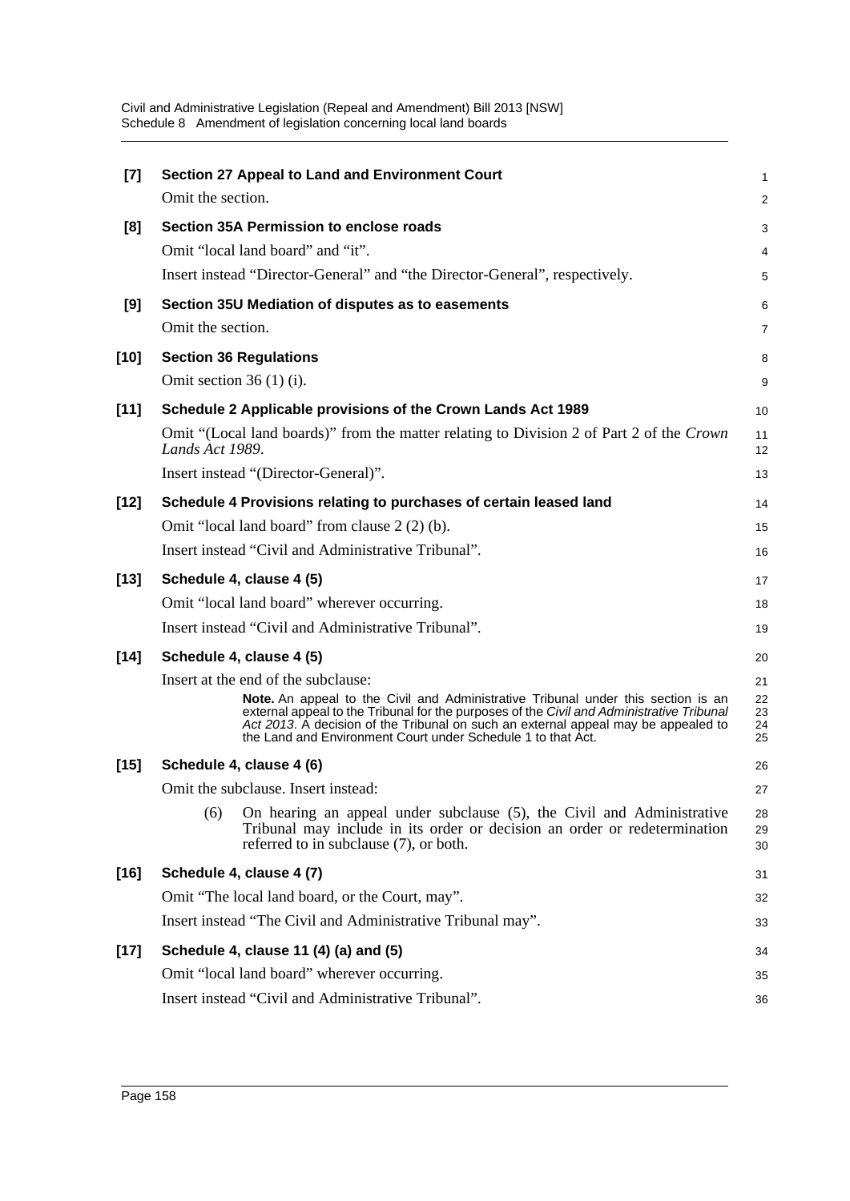**[7] Section 27 Appeal to Land and Environment Court**

Omit the section.

**[8] Section 35A Permission to enclose roads**

Omit "local land board" and "it".

Insert instead "Director-General" and "the Director-General", respectively.

**[9] Section 35U Mediation of disputes as to easements**

Omit the section.

**[10] Section 36 Regulations**

Omit section 36 (1) (i).

**[11] Schedule 2 Applicable provisions of the Crown Lands Act 1989**

Omit "(Local land boards)" from the matter relating to Division 2 of Part 2 of the *Crown Lands Act 1989*.

Insert instead "(Director-General)".

**[12] Schedule 4 Provisions relating to purchases of certain leased land**

Omit "local land board" from clause 2 (2) (b).

Insert instead "Civil and Administrative Tribunal".

**[13] Schedule 4, clause 4 (5)**

Omit "local land board" wherever occurring.

Insert instead "Civil and Administrative Tribunal".

**[14] Schedule 4, clause 4 (5)**

Insert at the end of the subclause:

> **Note.** An appeal to the Civil and Administrative Tribunal under this section is an external appeal to the Tribunal for the purposes of the *Civil and Administrative Tribunal Act 2013*. A decision of the Tribunal on such an external appeal may be appealed to the Land and Environment Court under Schedule 1 to that Act.

**[15] Schedule 4, clause 4 (6)**

Omit the subclause. Insert instead:

> (6) On hearing an appeal under subclause (5), the Civil and Administrative Tribunal may include in its order or decision an order or redetermination referred to in subclause (7), or both.

**[16] Schedule 4, clause 4 (7)**

Omit "The local land board, or the Court, may".

Insert instead "The Civil and Administrative Tribunal may".

**[17] Schedule 4, clause 11 (4) (a) and (5)**

Omit "local land board" wherever occurring.

Insert instead "Civil and Administrative Tribunal".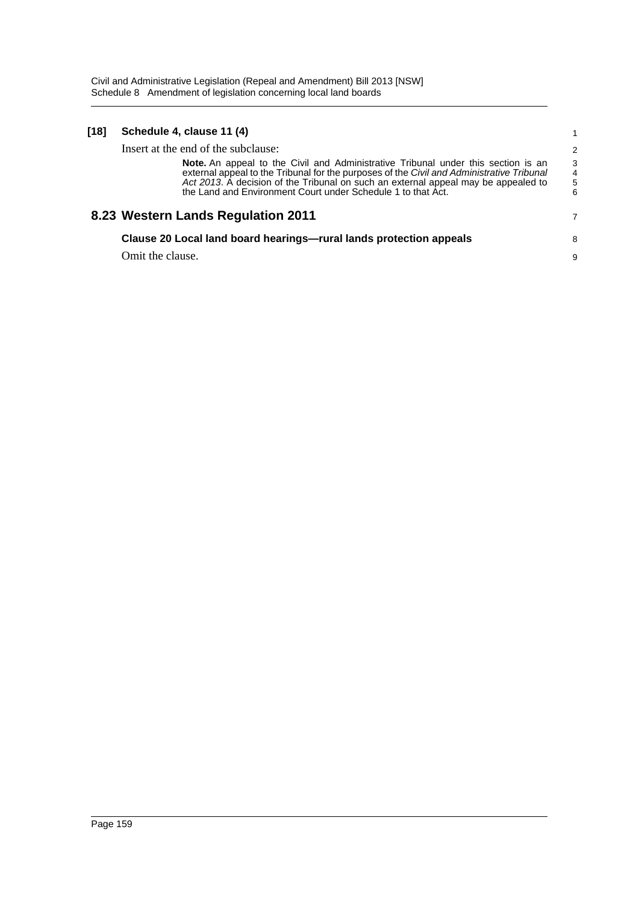**[18] Schedule 4, clause 11 (4)**

Insert at the end of the subclause:

> **Note.** An appeal to the Civil and Administrative Tribunal under this section is an external appeal to the Tribunal for the purposes of the *Civil and Administrative Tribunal Act 2013*. A decision of the Tribunal on such an external appeal may be appealed to the Land and Environment Court under Schedule 1 to that Act.

## 8.23 Western Lands Regulation 2011

**Clause 20 Local land board hearings—rural lands protection appeals**

Omit the clause.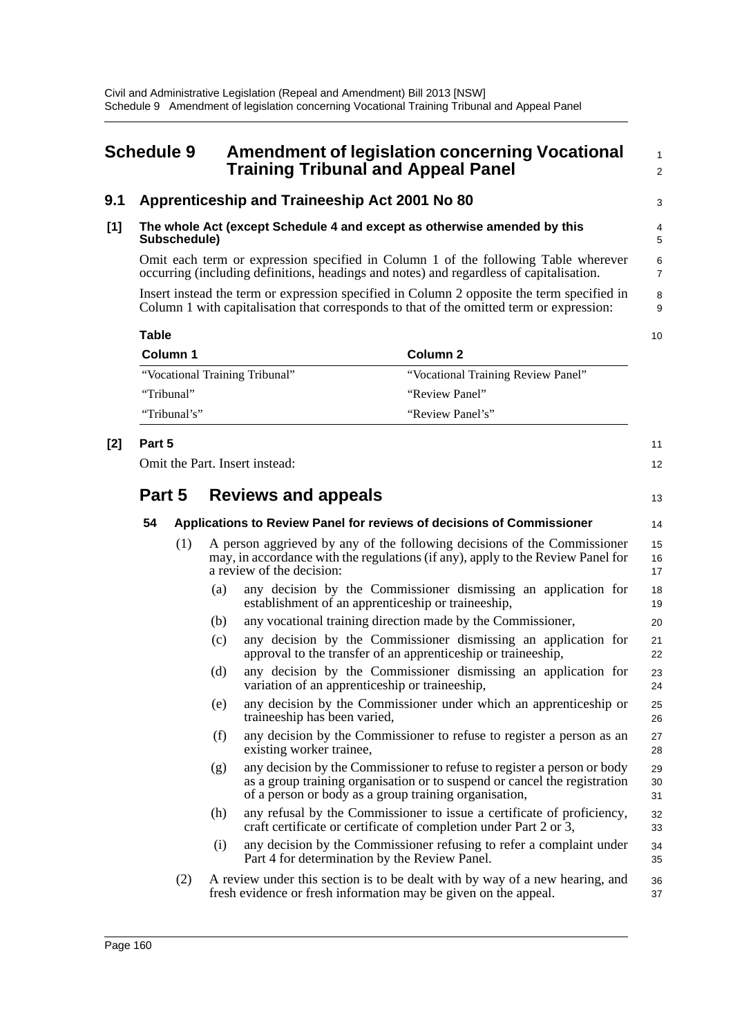# Schedule 9 Amendment of legislation concerning Vocational Training Tribunal and Appeal Panel

## 9.1 Apprenticeship and Traineeship Act 2001 No 80

**[1] The whole Act (except Schedule 4 and except as otherwise amended by this Subschedule)**

Omit each term or expression specified in Column 1 of the following Table wherever occurring (including definitions, headings and notes) and regardless of capitalisation.

Insert instead the term or expression specified in Column 2 opposite the term specified in Column 1 with capitalisation that corresponds to that of the omitted term or expression:

**Table**

| Column 1 | Column 2 |
|---|---|
| "Vocational Training Tribunal" | "Vocational Training Review Panel" |
| "Tribunal" | "Review Panel" |
| "Tribunal's" | "Review Panel's" |

**[2] Part 5**

Omit the Part. Insert instead:

## Part 5 Reviews and appeals

### 54 Applications to Review Panel for reviews of decisions of Commissioner

(1) A person aggrieved by any of the following decisions of the Commissioner may, in accordance with the regulations (if any), apply to the Review Panel for a review of the decision:

- (a) any decision by the Commissioner dismissing an application for establishment of an apprenticeship or traineeship,
- (b) any vocational training direction made by the Commissioner,
- (c) any decision by the Commissioner dismissing an application for approval to the transfer of an apprenticeship or traineeship,
- (d) any decision by the Commissioner dismissing an application for variation of an apprenticeship or traineeship,
- (e) any decision by the Commissioner under which an apprenticeship or traineeship has been varied,
- (f) any decision by the Commissioner to refuse to register a person as an existing worker trainee,
- (g) any decision by the Commissioner to refuse to register a person or body as a group training organisation or to suspend or cancel the registration of a person or body as a group training organisation,
- (h) any refusal by the Commissioner to issue a certificate of proficiency, craft certificate or certificate of completion under Part 2 or 3,
- (i) any decision by the Commissioner refusing to refer a complaint under Part 4 for determination by the Review Panel.

(2) A review under this section is to be dealt with by way of a new hearing, and fresh evidence or fresh information may be given on the appeal.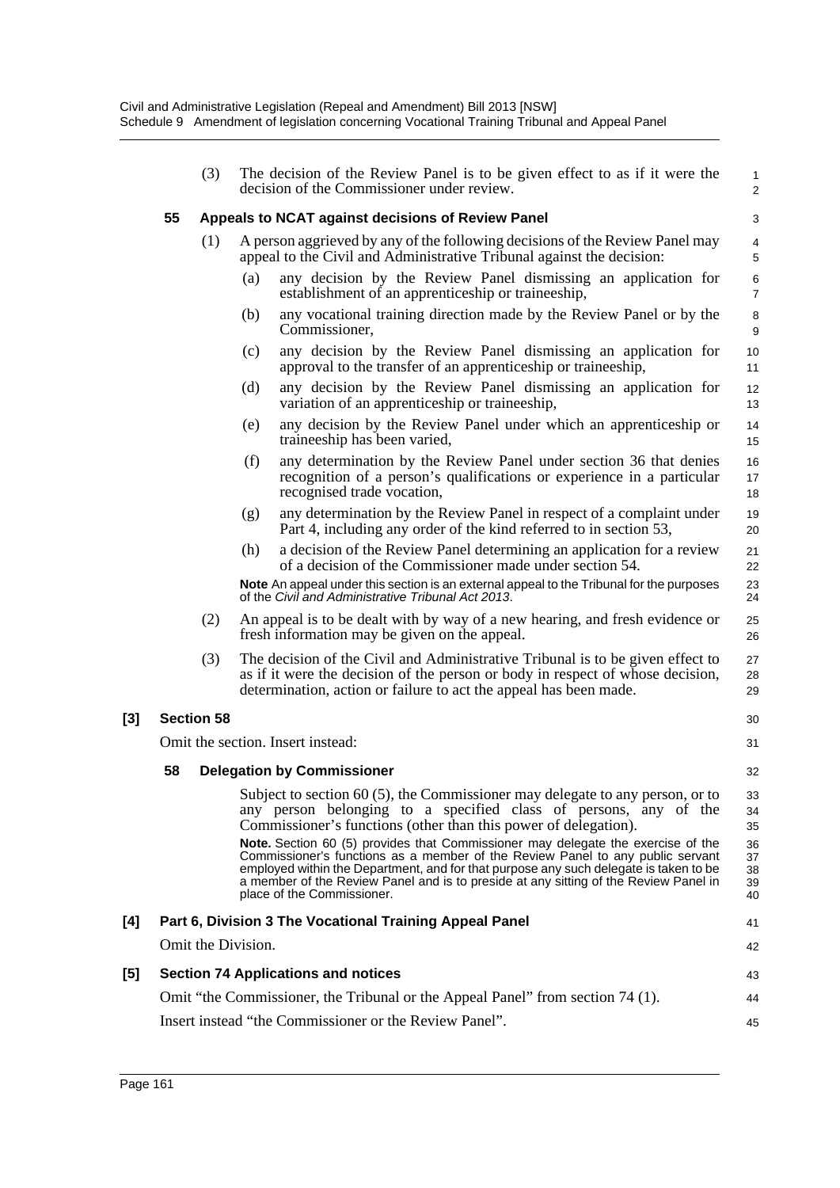(3) The decision of the Review Panel is to be given effect to as if it were the decision of the Commissioner under review.

### 55 Appeals to NCAT against decisions of Review Panel

(1) A person aggrieved by any of the following decisions of the Review Panel may appeal to the Civil and Administrative Tribunal against the decision:

(a) any decision by the Review Panel dismissing an application for establishment of an apprenticeship or traineeship,

(b) any vocational training direction made by the Review Panel or by the Commissioner,

(c) any decision by the Review Panel dismissing an application for approval to the transfer of an apprenticeship or traineeship,

(d) any decision by the Review Panel dismissing an application for variation of an apprenticeship or traineeship,

(e) any decision by the Review Panel under which an apprenticeship or traineeship has been varied,

(f) any determination by the Review Panel under section 36 that denies recognition of a person's qualifications or experience in a particular recognised trade vocation,

(g) any determination by the Review Panel in respect of a complaint under Part 4, including any order of the kind referred to in section 53,

(h) a decision of the Review Panel determining an application for a review of a decision of the Commissioner made under section 54.

**Note** An appeal under this section is an external appeal to the Tribunal for the purposes of the *Civil and Administrative Tribunal Act 2013*.

(2) An appeal is to be dealt with by way of a new hearing, and fresh evidence or fresh information may be given on the appeal.

(3) The decision of the Civil and Administrative Tribunal is to be given effect to as if it were the decision of the person or body in respect of whose decision, determination, action or failure to act the appeal has been made.

## [3] Section 58

Omit the section. Insert instead:

### 58 Delegation by Commissioner

Subject to section 60 (5), the Commissioner may delegate to any person, or to any person belonging to a specified class of persons, any of the Commissioner's functions (other than this power of delegation).

**Note.** Section 60 (5) provides that Commissioner may delegate the exercise of the Commissioner's functions as a member of the Review Panel to any public servant employed within the Department, and for that purpose any such delegate is taken to be a member of the Review Panel and is to preside at any sitting of the Review Panel in place of the Commissioner.

## [4] Part 6, Division 3 The Vocational Training Appeal Panel

Omit the Division.

## [5] Section 74 Applications and notices

Omit "the Commissioner, the Tribunal or the Appeal Panel" from section 74 (1).

Insert instead "the Commissioner or the Review Panel".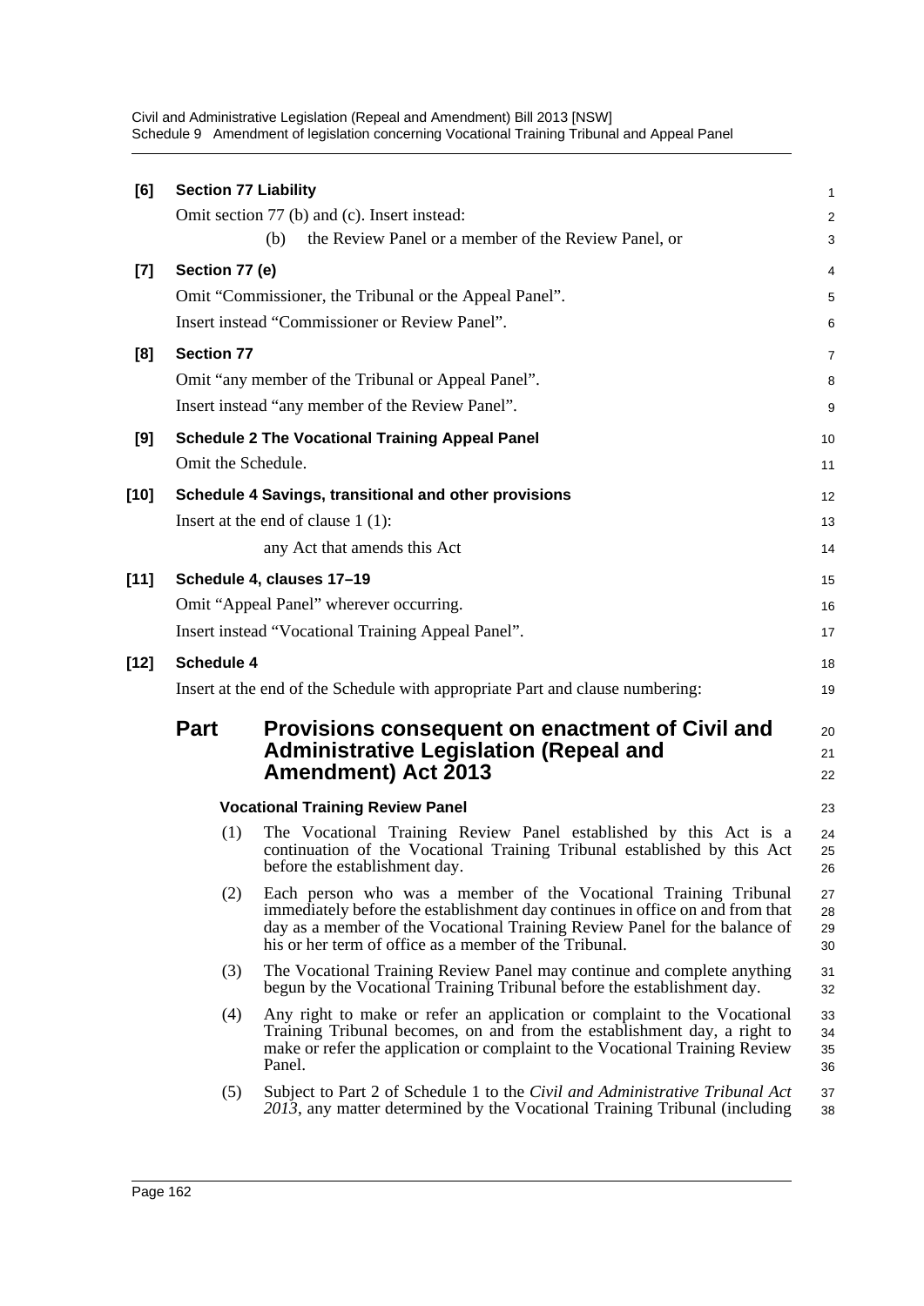**[6] Section 77 Liability**

Omit section 77 (b) and (c). Insert instead:

(b) the Review Panel or a member of the Review Panel, or

**[7] Section 77 (e)**

Omit "Commissioner, the Tribunal or the Appeal Panel".

Insert instead "Commissioner or Review Panel".

**[8] Section 77**

Omit "any member of the Tribunal or Appeal Panel".

Insert instead "any member of the Review Panel".

**[9] Schedule 2 The Vocational Training Appeal Panel**

Omit the Schedule.

**[10] Schedule 4 Savings, transitional and other provisions**

Insert at the end of clause 1 (1):

any Act that amends this Act

**[11] Schedule 4, clauses 17–19**

Omit "Appeal Panel" wherever occurring.

Insert instead "Vocational Training Appeal Panel".

**[12] Schedule 4**

Insert at the end of the Schedule with appropriate Part and clause numbering:

## Part Provisions consequent on enactment of Civil and Administrative Legislation (Repeal and Amendment) Act 2013

#### Vocational Training Review Panel

(1) The Vocational Training Review Panel established by this Act is a continuation of the Vocational Training Tribunal established by this Act before the establishment day.

(2) Each person who was a member of the Vocational Training Tribunal immediately before the establishment day continues in office on and from that day as a member of the Vocational Training Review Panel for the balance of his or her term of office as a member of the Tribunal.

(3) The Vocational Training Review Panel may continue and complete anything begun by the Vocational Training Tribunal before the establishment day.

(4) Any right to make or refer an application or complaint to the Vocational Training Tribunal becomes, on and from the establishment day, a right to make or refer the application or complaint to the Vocational Training Review Panel.

(5) Subject to Part 2 of Schedule 1 to the *Civil and Administrative Tribunal Act 2013*, any matter determined by the Vocational Training Tribunal (including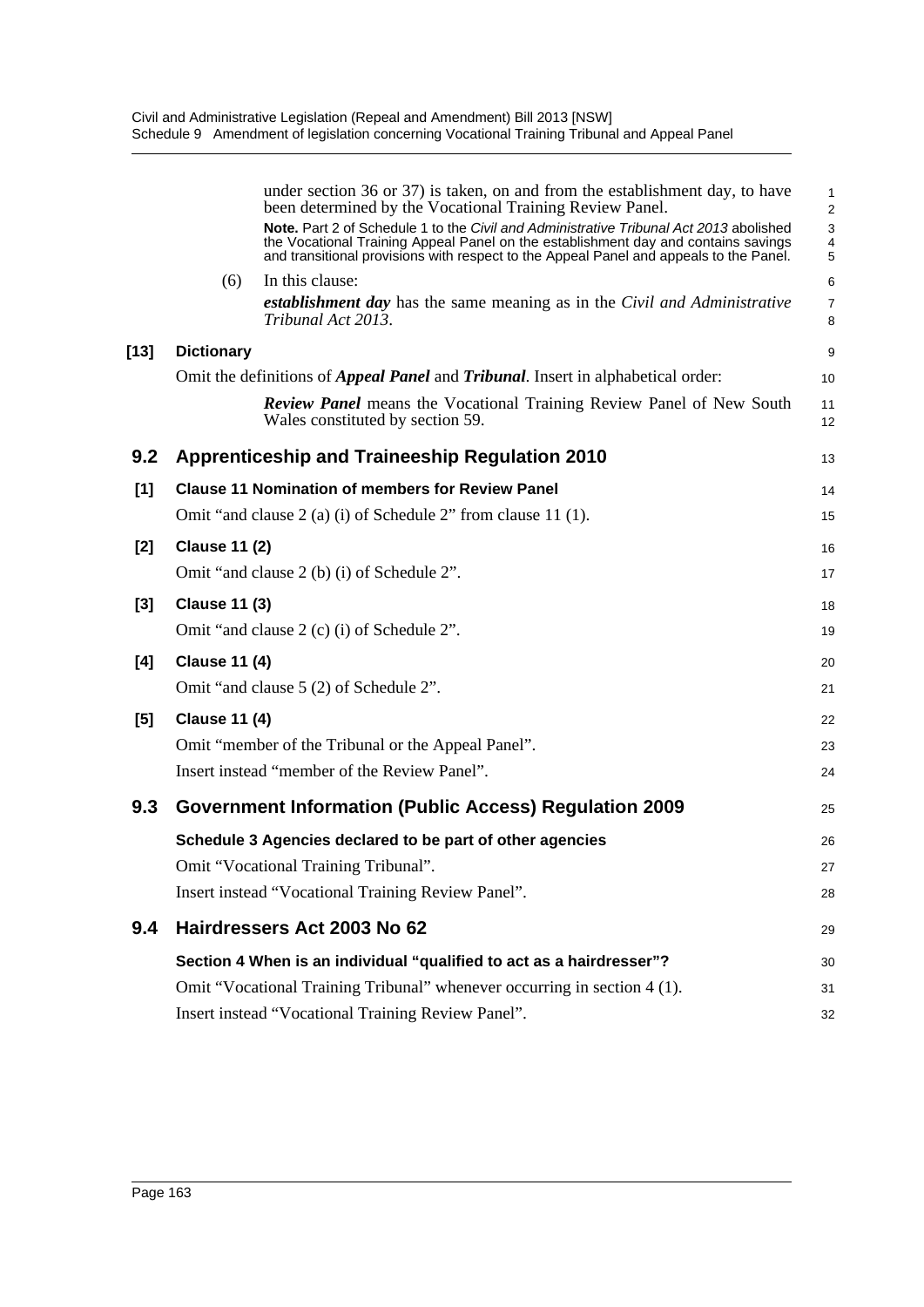under section 36 or 37) is taken, on and from the establishment day, to have been determined by the Vocational Training Review Panel.

**Note.** Part 2 of Schedule 1 to the *Civil and Administrative Tribunal Act 2013* abolished the Vocational Training Appeal Panel on the establishment day and contains savings and transitional provisions with respect to the Appeal Panel and appeals to the Panel.

(6) In this clause:

***establishment day*** has the same meaning as in the *Civil and Administrative Tribunal Act 2013*.

**[13] Dictionary**

Omit the definitions of ***Appeal Panel*** and ***Tribunal***. Insert in alphabetical order:

***Review Panel*** means the Vocational Training Review Panel of New South Wales constituted by section 59.

## 9.2 Apprenticeship and Traineeship Regulation 2010

**[1] Clause 11 Nomination of members for Review Panel**

Omit "and clause 2 (a) (i) of Schedule 2" from clause 11 (1).

**[2] Clause 11 (2)**

Omit "and clause 2 (b) (i) of Schedule 2".

**[3] Clause 11 (3)**

Omit "and clause 2 (c) (i) of Schedule 2".

**[4] Clause 11 (4)**

Omit "and clause 5 (2) of Schedule 2".

**[5] Clause 11 (4)**

Omit "member of the Tribunal or the Appeal Panel".

Insert instead "member of the Review Panel".

## 9.3 Government Information (Public Access) Regulation 2009

**Schedule 3 Agencies declared to be part of other agencies**

Omit "Vocational Training Tribunal".

Insert instead "Vocational Training Review Panel".

## 9.4 Hairdressers Act 2003 No 62

**Section 4 When is an individual "qualified to act as a hairdresser"?**

Omit "Vocational Training Tribunal" whenever occurring in section 4 (1).

Insert instead "Vocational Training Review Panel".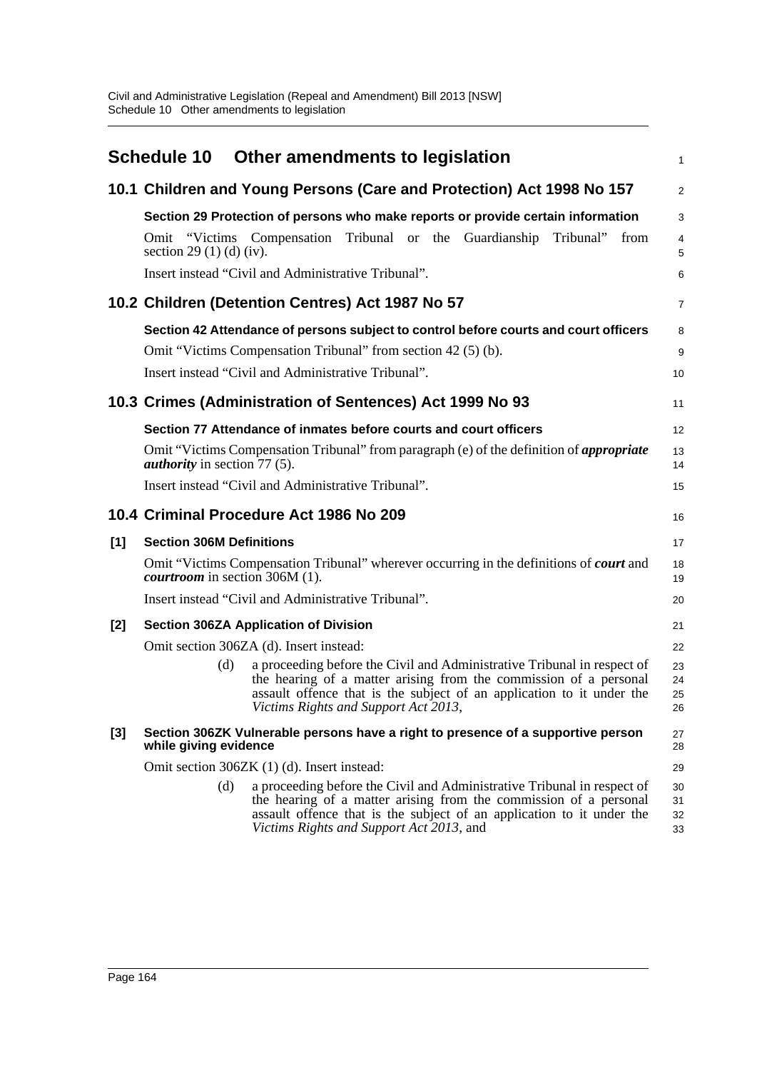# Schedule 10 Other amendments to legislation

## 10.1 Children and Young Persons (Care and Protection) Act 1998 No 157

**Section 29 Protection of persons who make reports or provide certain information**

Omit "Victims Compensation Tribunal or the Guardianship Tribunal" from section 29 (1) (d) (iv).

Insert instead "Civil and Administrative Tribunal".

## 10.2 Children (Detention Centres) Act 1987 No 57

**Section 42 Attendance of persons subject to control before courts and court officers**

Omit "Victims Compensation Tribunal" from section 42 (5) (b).

Insert instead "Civil and Administrative Tribunal".

## 10.3 Crimes (Administration of Sentences) Act 1999 No 93

**Section 77 Attendance of inmates before courts and court officers**

Omit "Victims Compensation Tribunal" from paragraph (e) of the definition of ***appropriate authority*** in section 77 (5).

Insert instead "Civil and Administrative Tribunal".

## 10.4 Criminal Procedure Act 1986 No 209

**[1] Section 306M Definitions**

Omit "Victims Compensation Tribunal" wherever occurring in the definitions of ***court*** and ***courtroom*** in section 306M (1).

Insert instead "Civil and Administrative Tribunal".

**[2] Section 306ZA Application of Division**

Omit section 306ZA (d). Insert instead:

> (d) a proceeding before the Civil and Administrative Tribunal in respect of the hearing of a matter arising from the commission of a personal assault offence that is the subject of an application to it under the *Victims Rights and Support Act 2013*,

**[3] Section 306ZK Vulnerable persons have a right to presence of a supportive person while giving evidence**

Omit section 306ZK (1) (d). Insert instead:

> (d) a proceeding before the Civil and Administrative Tribunal in respect of the hearing of a matter arising from the commission of a personal assault offence that is the subject of an application to it under the *Victims Rights and Support Act 2013*, and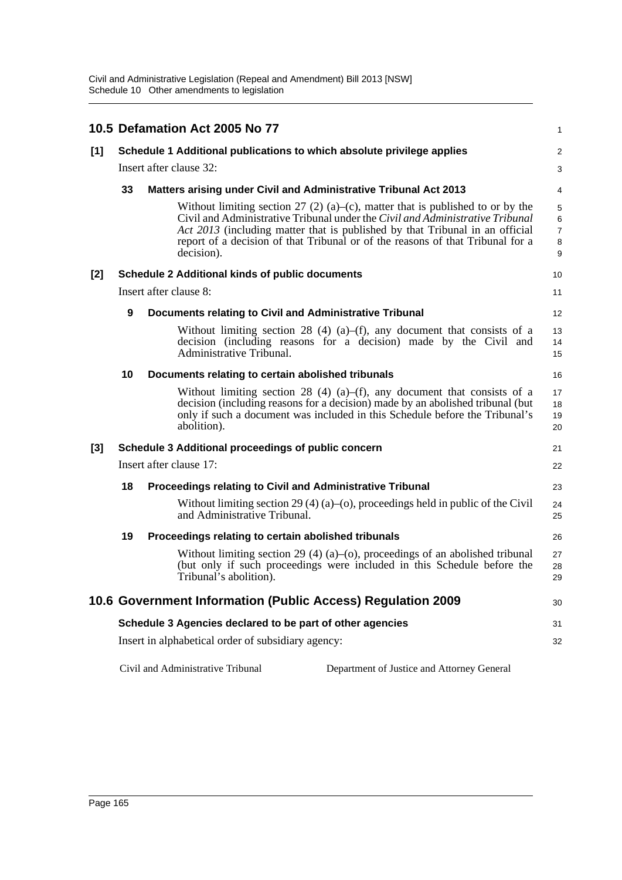## 10.5 Defamation Act 2005 No 77

**[1] Schedule 1 Additional publications to which absolute privilege applies**

Insert after clause 32:

**33 Matters arising under Civil and Administrative Tribunal Act 2013**

Without limiting section 27 (2) (a)–(c), matter that is published to or by the Civil and Administrative Tribunal under the *Civil and Administrative Tribunal Act 2013* (including matter that is published by that Tribunal in an official report of a decision of that Tribunal or of the reasons of that Tribunal for a decision).

**[2] Schedule 2 Additional kinds of public documents**

Insert after clause 8:

**9 Documents relating to Civil and Administrative Tribunal**

Without limiting section 28 (4) (a)–(f), any document that consists of a decision (including reasons for a decision) made by the Civil and Administrative Tribunal.

**10 Documents relating to certain abolished tribunals**

Without limiting section 28 (4) (a)–(f), any document that consists of a decision (including reasons for a decision) made by an abolished tribunal (but only if such a document was included in this Schedule before the Tribunal's abolition).

**[3] Schedule 3 Additional proceedings of public concern**

Insert after clause 17:

**18 Proceedings relating to Civil and Administrative Tribunal**

Without limiting section 29 (4) (a)–(o), proceedings held in public of the Civil and Administrative Tribunal.

**19 Proceedings relating to certain abolished tribunals**

Without limiting section 29 (4) (a)–(o), proceedings of an abolished tribunal (but only if such proceedings were included in this Schedule before the Tribunal's abolition).

## 10.6 Government Information (Public Access) Regulation 2009

**Schedule 3 Agencies declared to be part of other agencies**

Insert in alphabetical order of subsidiary agency:

| | |
|---|---|
| Civil and Administrative Tribunal | Department of Justice and Attorney General |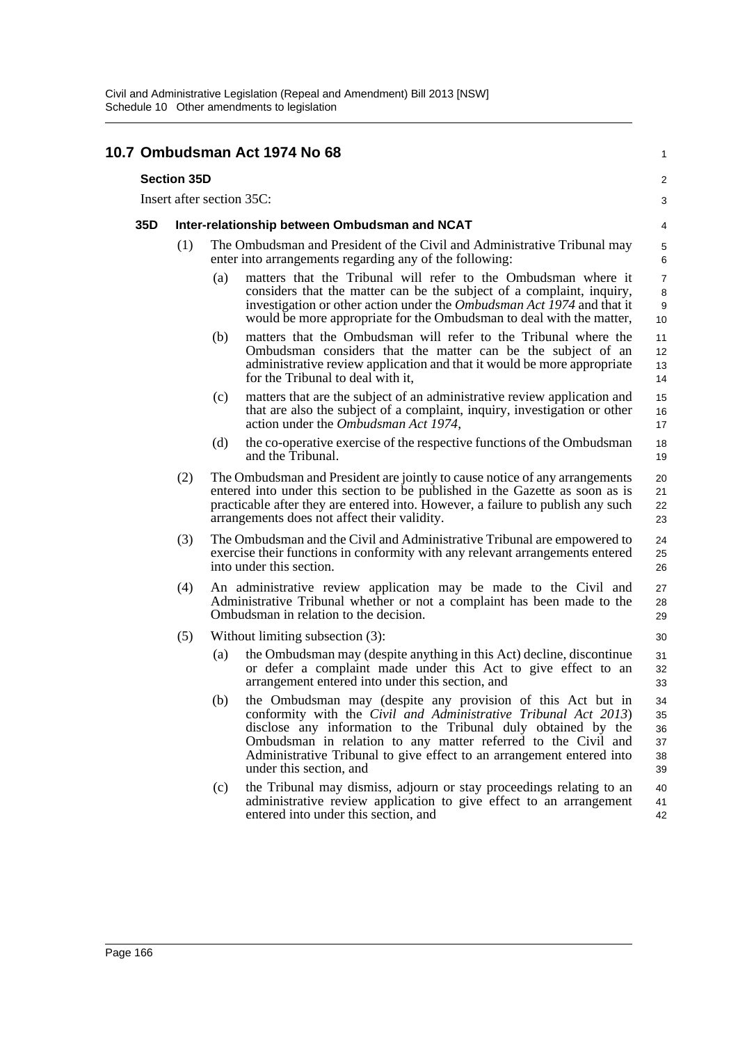## 10.7 Ombudsman Act 1974 No 68

**Section 35D**

Insert after section 35C:

**35D Inter-relationship between Ombudsman and NCAT**

(1) The Ombudsman and President of the Civil and Administrative Tribunal may enter into arrangements regarding any of the following:

(a) matters that the Tribunal will refer to the Ombudsman where it considers that the matter can be the subject of a complaint, inquiry, investigation or other action under the *Ombudsman Act 1974* and that it would be more appropriate for the Ombudsman to deal with the matter,

(b) matters that the Ombudsman will refer to the Tribunal where the Ombudsman considers that the matter can be the subject of an administrative review application and that it would be more appropriate for the Tribunal to deal with it,

(c) matters that are the subject of an administrative review application and that are also the subject of a complaint, inquiry, investigation or other action under the *Ombudsman Act 1974*,

(d) the co-operative exercise of the respective functions of the Ombudsman and the Tribunal.

(2) The Ombudsman and President are jointly to cause notice of any arrangements entered into under this section to be published in the Gazette as soon as is practicable after they are entered into. However, a failure to publish any such arrangements does not affect their validity.

(3) The Ombudsman and the Civil and Administrative Tribunal are empowered to exercise their functions in conformity with any relevant arrangements entered into under this section.

(4) An administrative review application may be made to the Civil and Administrative Tribunal whether or not a complaint has been made to the Ombudsman in relation to the decision.

(5) Without limiting subsection (3):

(a) the Ombudsman may (despite anything in this Act) decline, discontinue or defer a complaint made under this Act to give effect to an arrangement entered into under this section, and

(b) the Ombudsman may (despite any provision of this Act but in conformity with the *Civil and Administrative Tribunal Act 2013*) disclose any information to the Tribunal duly obtained by the Ombudsman in relation to any matter referred to the Civil and Administrative Tribunal to give effect to an arrangement entered into under this section, and

(c) the Tribunal may dismiss, adjourn or stay proceedings relating to an administrative review application to give effect to an arrangement entered into under this section, and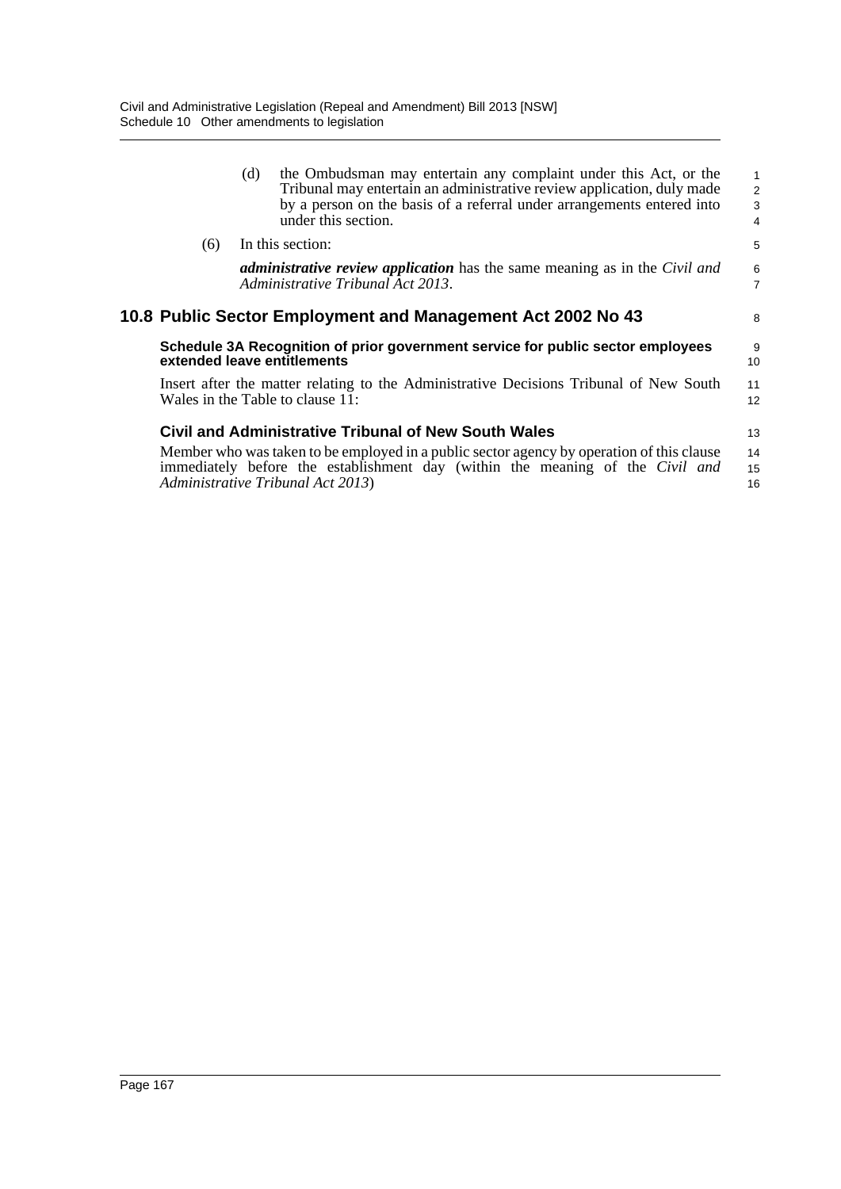(d) the Ombudsman may entertain any complaint under this Act, or the Tribunal may entertain an administrative review application, duly made by a person on the basis of a referral under arrangements entered into under this section.

(6) In this section:

***administrative review application*** has the same meaning as in the *Civil and Administrative Tribunal Act 2013*.

## 10.8 Public Sector Employment and Management Act 2002 No 43

**Schedule 3A Recognition of prior government service for public sector employees extended leave entitlements**

Insert after the matter relating to the Administrative Decisions Tribunal of New South Wales in the Table to clause 11:

**Civil and Administrative Tribunal of New South Wales**

Member who was taken to be employed in a public sector agency by operation of this clause immediately before the establishment day (within the meaning of the *Civil and Administrative Tribunal Act 2013*)